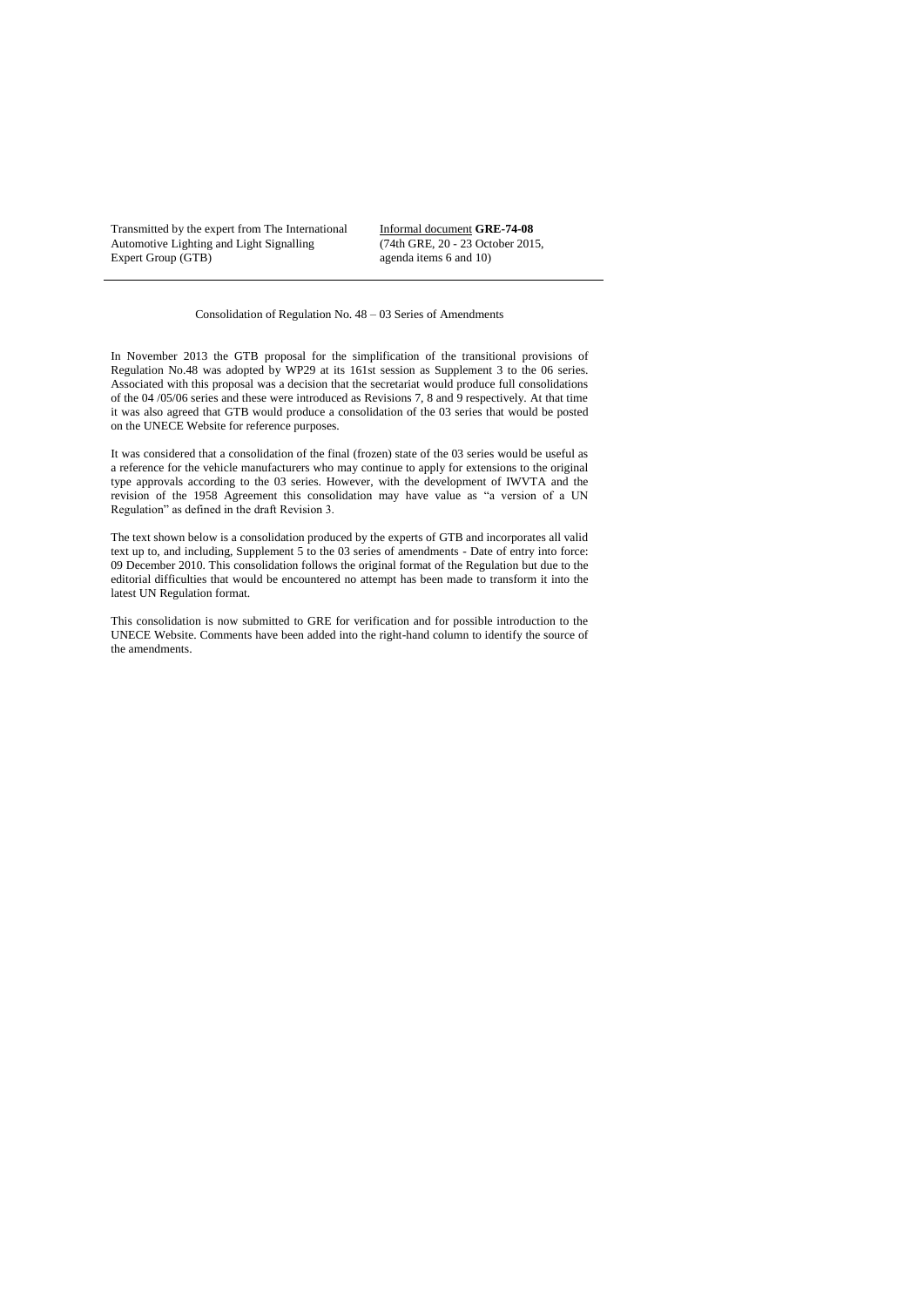Transmitted by the expert from The International Automotive Lighting and Light Signalling Expert Group (GTB)

Informal document **GRE-74-08**
(74th GRE, 20 - 23 October 2015, agenda items 6 and 10)

---

Consolidation of Regulation No. 48 – 03 Series of Amendments

In November 2013 the GTB proposal for the simplification of the transitional provisions of Regulation No.48 was adopted by WP29 at its 161st session as Supplement 3 to the 06 series. Associated with this proposal was a decision that the secretariat would produce full consolidations of the 04 /05/06 series and these were introduced as Revisions 7, 8 and 9 respectively. At that time it was also agreed that GTB would produce a consolidation of the 03 series that would be posted on the UNECE Website for reference purposes.

It was considered that a consolidation of the final (frozen) state of the 03 series would be useful as a reference for the vehicle manufacturers who may continue to apply for extensions to the original type approvals according to the 03 series. However, with the development of IWVTA and the revision of the 1958 Agreement this consolidation may have value as "a version of a UN Regulation" as defined in the draft Revision 3.

The text shown below is a consolidation produced by the experts of GTB and incorporates all valid text up to, and including, Supplement 5 to the 03 series of amendments - Date of entry into force: 09 December 2010. This consolidation follows the original format of the Regulation but due to the editorial difficulties that would be encountered no attempt has been made to transform it into the latest UN Regulation format.

This consolidation is now submitted to GRE for verification and for possible introduction to the UNECE Website. Comments have been added into the right-hand column to identify the source of the amendments.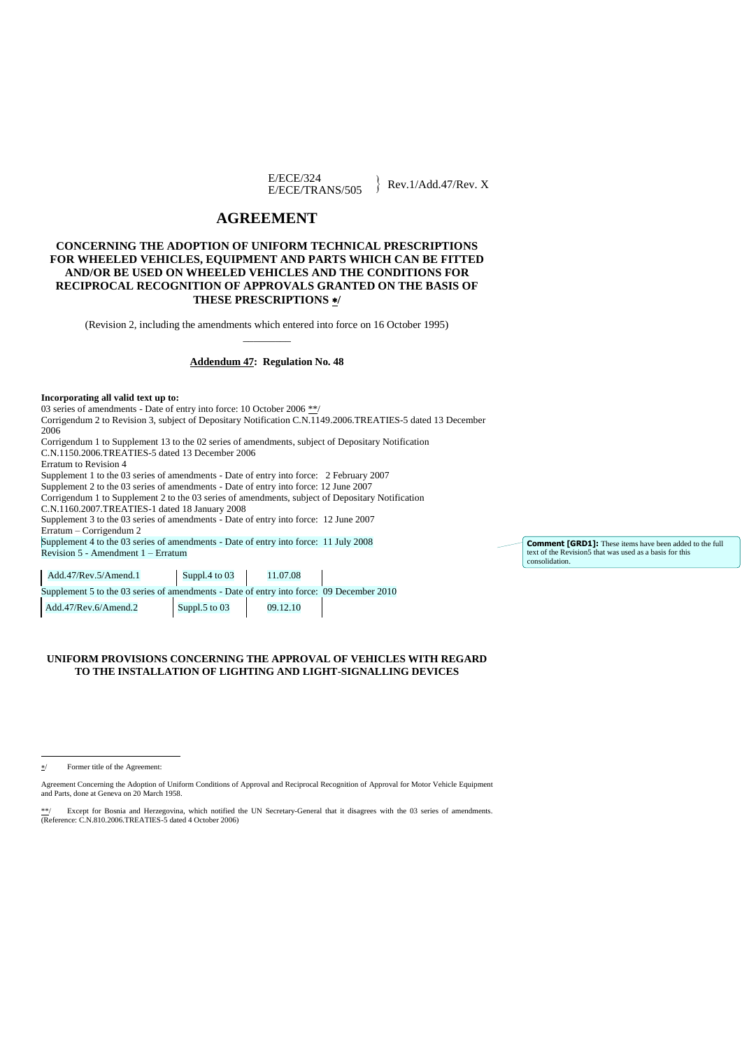E/ECE/324
E/ECE/TRANS/505 } Rev.1/Add.47/Rev. X

# AGREEMENT

## CONCERNING THE ADOPTION OF UNIFORM TECHNICAL PRESCRIPTIONS FOR WHEELED VEHICLES, EQUIPMENT AND PARTS WHICH CAN BE FITTED AND/OR BE USED ON WHEELED VEHICLES AND THE CONDITIONS FOR RECIPROCAL RECOGNITION OF APPROVALS GRANTED ON THE BASIS OF THESE PRESCRIPTIONS */

(Revision 2, including the amendments which entered into force on 16 October 1995)

---

**Addendum 47: Regulation No. 48**

**Incorporating all valid text up to:**

03 series of amendments - Date of entry into force: 10 October 2006 **/
Corrigendum 2 to Revision 3, subject of Depositary Notification C.N.1149.2006.TREATIES-5 dated 13 December 2006
Corrigendum 1 to Supplement 13 to the 02 series of amendments, subject of Depositary Notification C.N.1150.2006.TREATIES-5 dated 13 December 2006
Erratum to Revision 4
Supplement 1 to the 03 series of amendments - Date of entry into force: 2 February 2007
Supplement 2 to the 03 series of amendments - Date of entry into force: 12 June 2007
Corrigendum 1 to Supplement 2 to the 03 series of amendments, subject of Depositary Notification C.N.1160.2007.TREATIES-1 dated 18 January 2008
Supplement 3 to the 03 series of amendments - Date of entry into force: 12 June 2007
Erratum – Corrigendum 2
Supplement 4 to the 03 series of amendments - Date of entry into force: 11 July 2008
Revision 5 - Amendment 1 – Erratum

Comment [GRD1]: These items have been added to the full text of the Revision5 that was used as a basis for this consolidation.

| Add.47/Rev.5/Amend.1 | Suppl.4 to 03 | 11.07.08 |
|---|---|---|

Supplement 5 to the 03 series of amendments - Date of entry into force: 09 December 2010

| Add.47/Rev.6/Amend.2 | Suppl.5 to 03 | 09.12.10 |
|---|---|---|

## UNIFORM PROVISIONS CONCERNING THE APPROVAL OF VEHICLES WITH REGARD TO THE INSTALLATION OF LIGHTING AND LIGHT-SIGNALLING DEVICES

---

*/ Former title of the Agreement:

Agreement Concerning the Adoption of Uniform Conditions of Approval and Reciprocal Recognition of Approval for Motor Vehicle Equipment and Parts, done at Geneva on 20 March 1958.

**/ Except for Bosnia and Herzegovina, which notified the UN Secretary-General that it disagrees with the 03 series of amendments. (Reference: C.N.810.2006.TREATIES-5 dated 4 October 2006)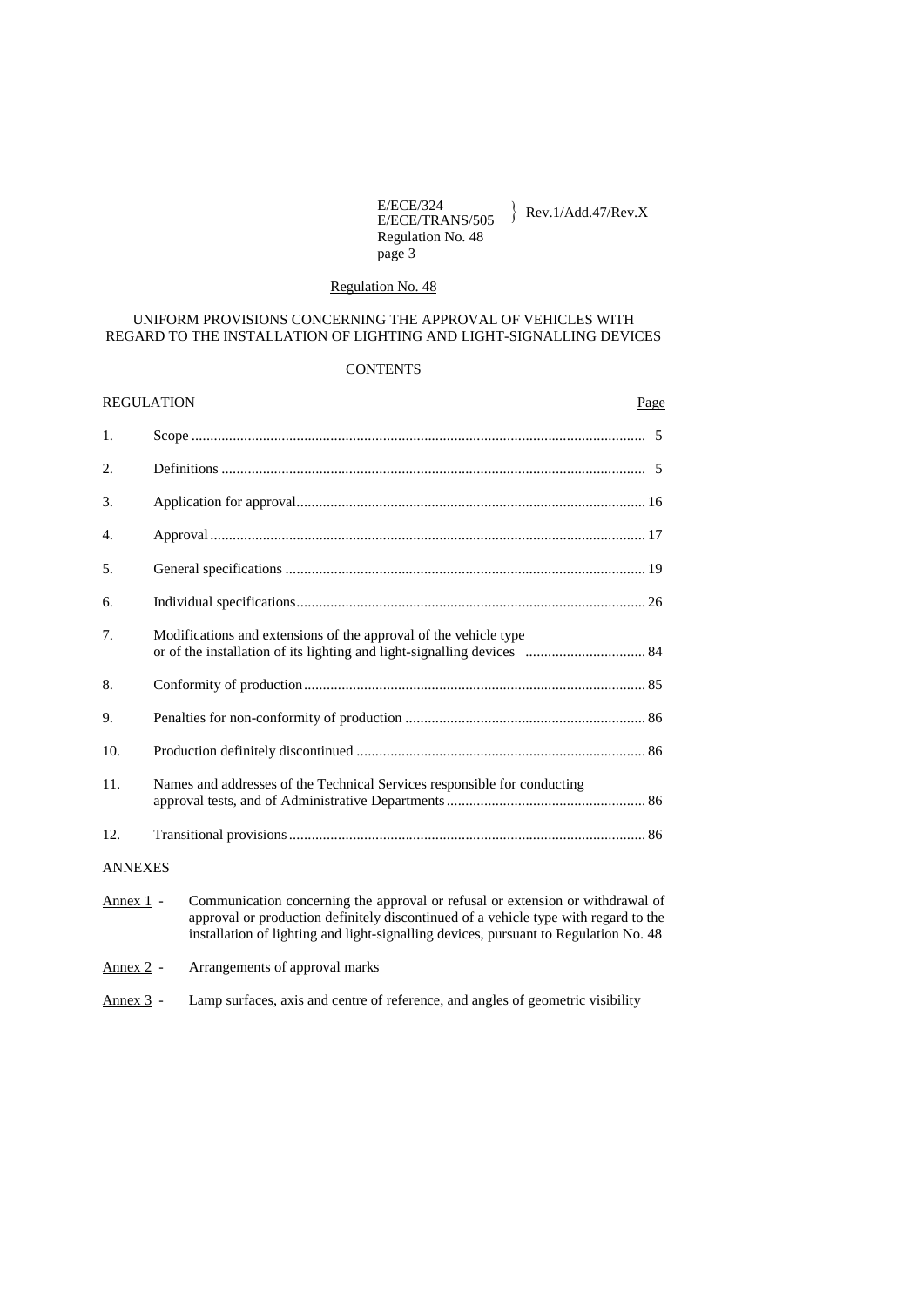# Regulation No. 48

## UNIFORM PROVISIONS CONCERNING THE APPROVAL OF VEHICLES WITH REGARD TO THE INSTALLATION OF LIGHTING AND LIGHT-SIGNALLING DEVICES

### CONTENTS

| REGULATION | | Page |
|---|---|---|
| 1. | Scope | 5 |
| 2. | Definitions | 5 |
| 3. | Application for approval | 16 |
| 4. | Approval | 17 |
| 5. | General specifications | 19 |
| 6. | Individual specifications | 26 |
| 7. | Modifications and extensions of the approval of the vehicle type or of the installation of its lighting and light-signalling devices | 84 |
| 8. | Conformity of production | 85 |
| 9. | Penalties for non-conformity of production | 86 |
| 10. | Production definitely discontinued | 86 |
| 11. | Names and addresses of the Technical Services responsible for conducting approval tests, and of Administrative Departments | 86 |
| 12. | Transitional provisions | 86 |

ANNEXES

Annex 1 - Communication concerning the approval or refusal or extension or withdrawal of approval or production definitely discontinued of a vehicle type with regard to the installation of lighting and light-signalling devices, pursuant to Regulation No. 48

Annex 2 - Arrangements of approval marks

Annex 3 - Lamp surfaces, axis and centre of reference, and angles of geometric visibility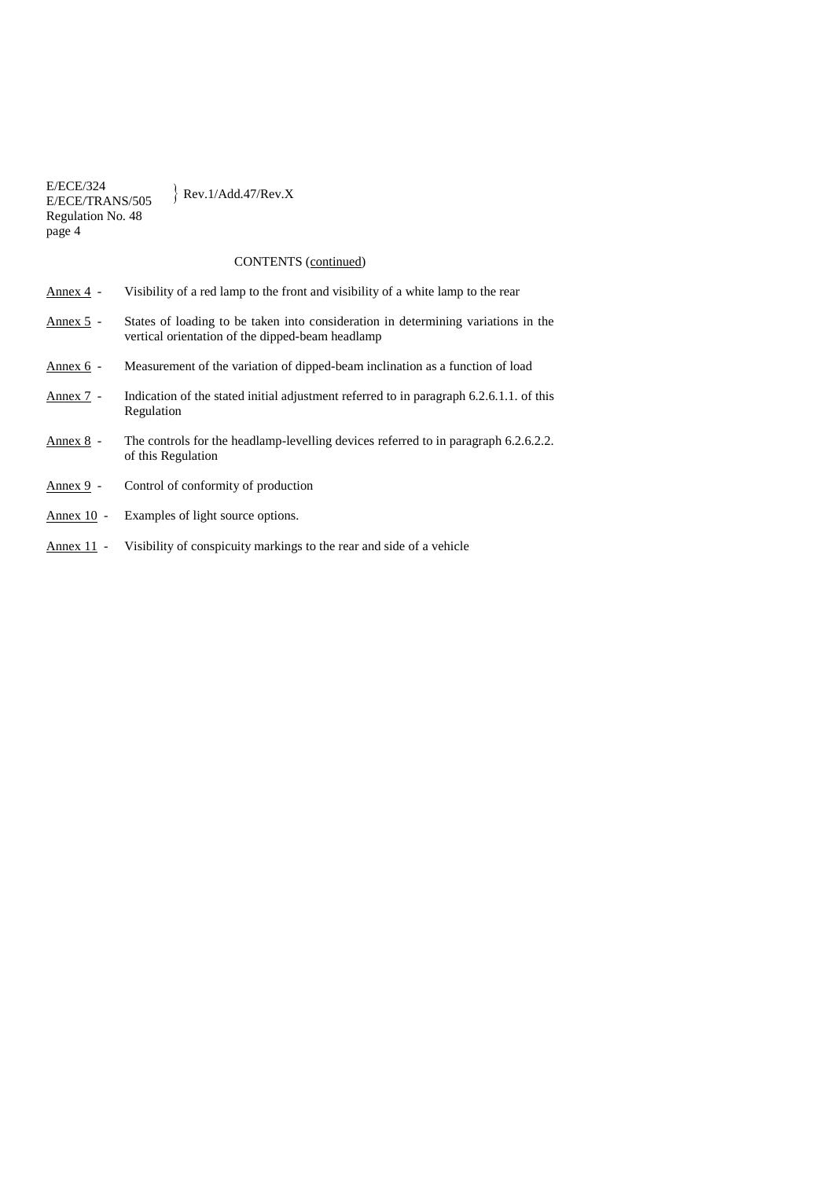CONTENTS (continued)

Annex 4 - Visibility of a red lamp to the front and visibility of a white lamp to the rear

Annex 5 - States of loading to be taken into consideration in determining variations in the vertical orientation of the dipped-beam headlamp

Annex 6 - Measurement of the variation of dipped-beam inclination as a function of load

Annex 7 - Indication of the stated initial adjustment referred to in paragraph 6.2.6.1.1. of this Regulation

Annex 8 - The controls for the headlamp-levelling devices referred to in paragraph 6.2.6.2.2. of this Regulation

Annex 9 - Control of conformity of production

Annex 10 - Examples of light source options.

Annex 11 - Visibility of conspicuity markings to the rear and side of a vehicle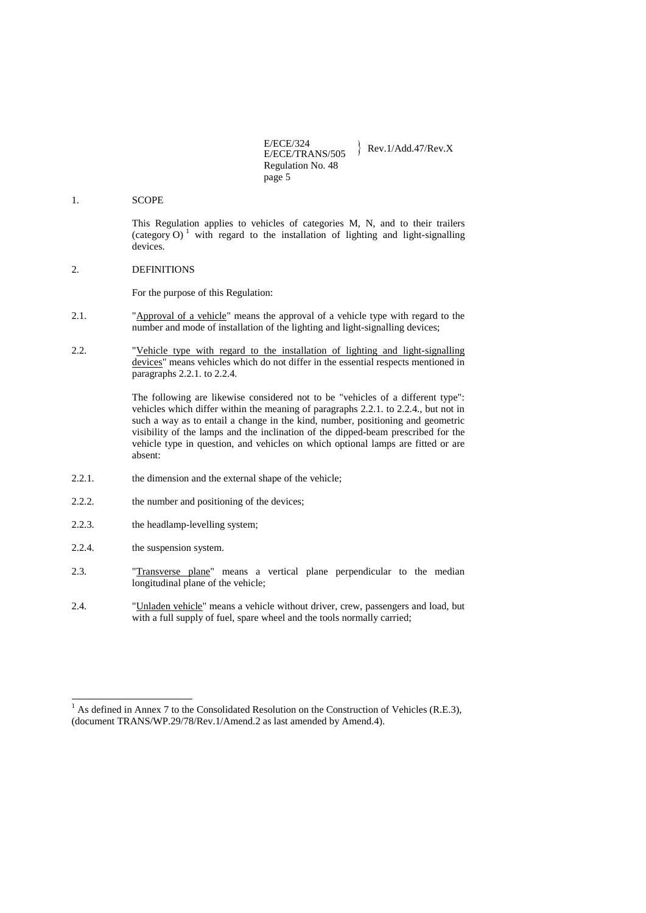1. SCOPE

This Regulation applies to vehicles of categories M, N, and to their trailers (category O) [1] with regard to the installation of lighting and light-signalling devices.

2. DEFINITIONS

For the purpose of this Regulation:

2.1. "Approval of a vehicle" means the approval of a vehicle type with regard to the number and mode of installation of the lighting and light-signalling devices;

2.2. "Vehicle type with regard to the installation of lighting and light-signalling devices" means vehicles which do not differ in the essential respects mentioned in paragraphs 2.2.1. to 2.2.4.

The following are likewise considered not to be "vehicles of a different type": vehicles which differ within the meaning of paragraphs 2.2.1. to 2.2.4., but not in such a way as to entail a change in the kind, number, positioning and geometric visibility of the lamps and the inclination of the dipped-beam prescribed for the vehicle type in question, and vehicles on which optional lamps are fitted or are absent:

2.2.1. the dimension and the external shape of the vehicle;

2.2.2. the number and positioning of the devices;

2.2.3. the headlamp-levelling system;

2.2.4. the suspension system.

2.3. "Transverse plane" means a vertical plane perpendicular to the median longitudinal plane of the vehicle;

2.4. "Unladen vehicle" means a vehicle without driver, crew, passengers and load, but with a full supply of fuel, spare wheel and the tools normally carried;

---

[1] As defined in Annex 7 to the Consolidated Resolution on the Construction of Vehicles (R.E.3), (document TRANS/WP.29/78/Rev.1/Amend.2 as last amended by Amend.4).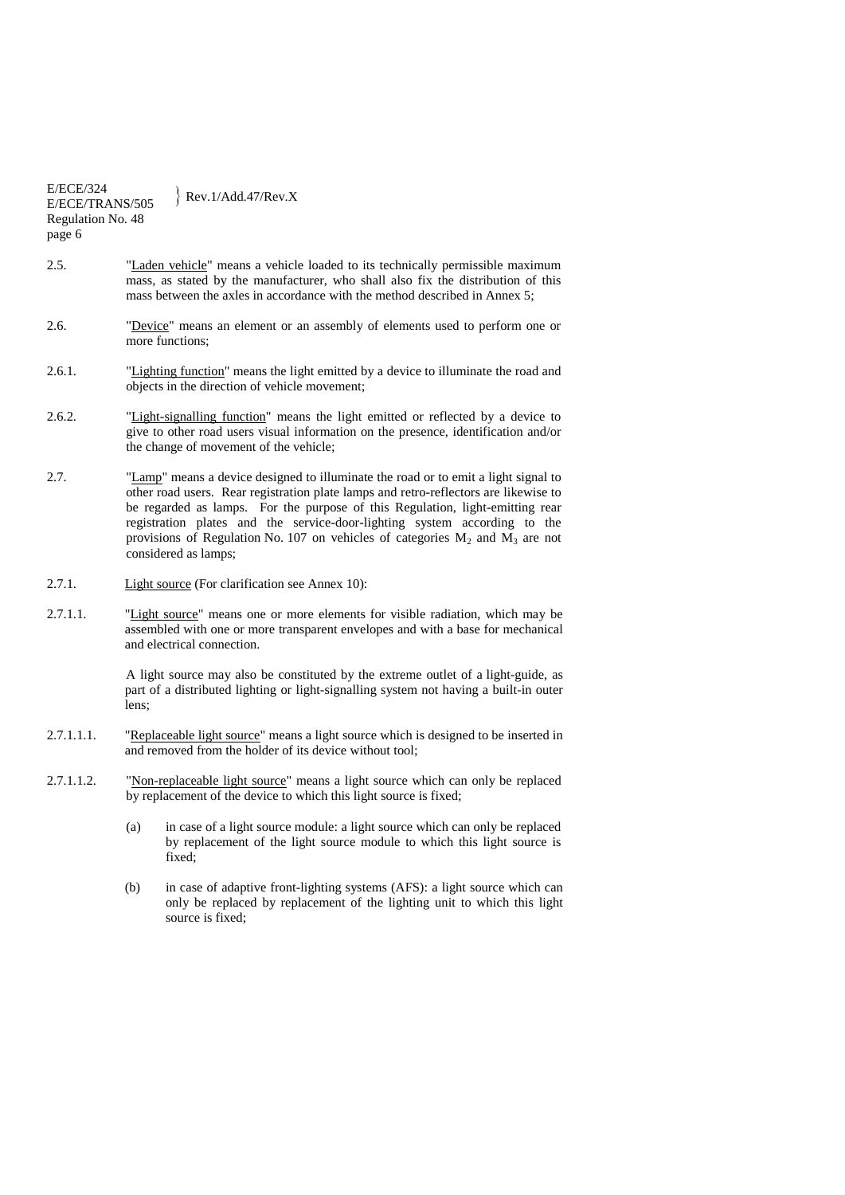2.5. "Laden vehicle" means a vehicle loaded to its technically permissible maximum mass, as stated by the manufacturer, who shall also fix the distribution of this mass between the axles in accordance with the method described in Annex 5;

2.6. "Device" means an element or an assembly of elements used to perform one or more functions;

2.6.1. "Lighting function" means the light emitted by a device to illuminate the road and objects in the direction of vehicle movement;

2.6.2. "Light-signalling function" means the light emitted or reflected by a device to give to other road users visual information on the presence, identification and/or the change of movement of the vehicle;

2.7. "Lamp" means a device designed to illuminate the road or to emit a light signal to other road users. Rear registration plate lamps and retro-reflectors are likewise to be regarded as lamps. For the purpose of this Regulation, light-emitting rear registration plates and the service-door-lighting system according to the provisions of Regulation No. 107 on vehicles of categories $M_2$ and $M_3$ are not considered as lamps;

2.7.1. Light source (For clarification see Annex 10):

2.7.1.1. "Light source" means one or more elements for visible radiation, which may be assembled with one or more transparent envelopes and with a base for mechanical and electrical connection.

A light source may also be constituted by the extreme outlet of a light-guide, as part of a distributed lighting or light-signalling system not having a built-in outer lens;

2.7.1.1.1. "Replaceable light source" means a light source which is designed to be inserted in and removed from the holder of its device without tool;

2.7.1.1.2. "Non-replaceable light source" means a light source which can only be replaced by replacement of the device to which this light source is fixed;

(a) in case of a light source module: a light source which can only be replaced by replacement of the light source module to which this light source is fixed;

(b) in case of adaptive front-lighting systems (AFS): a light source which can only be replaced by replacement of the lighting unit to which this light source is fixed;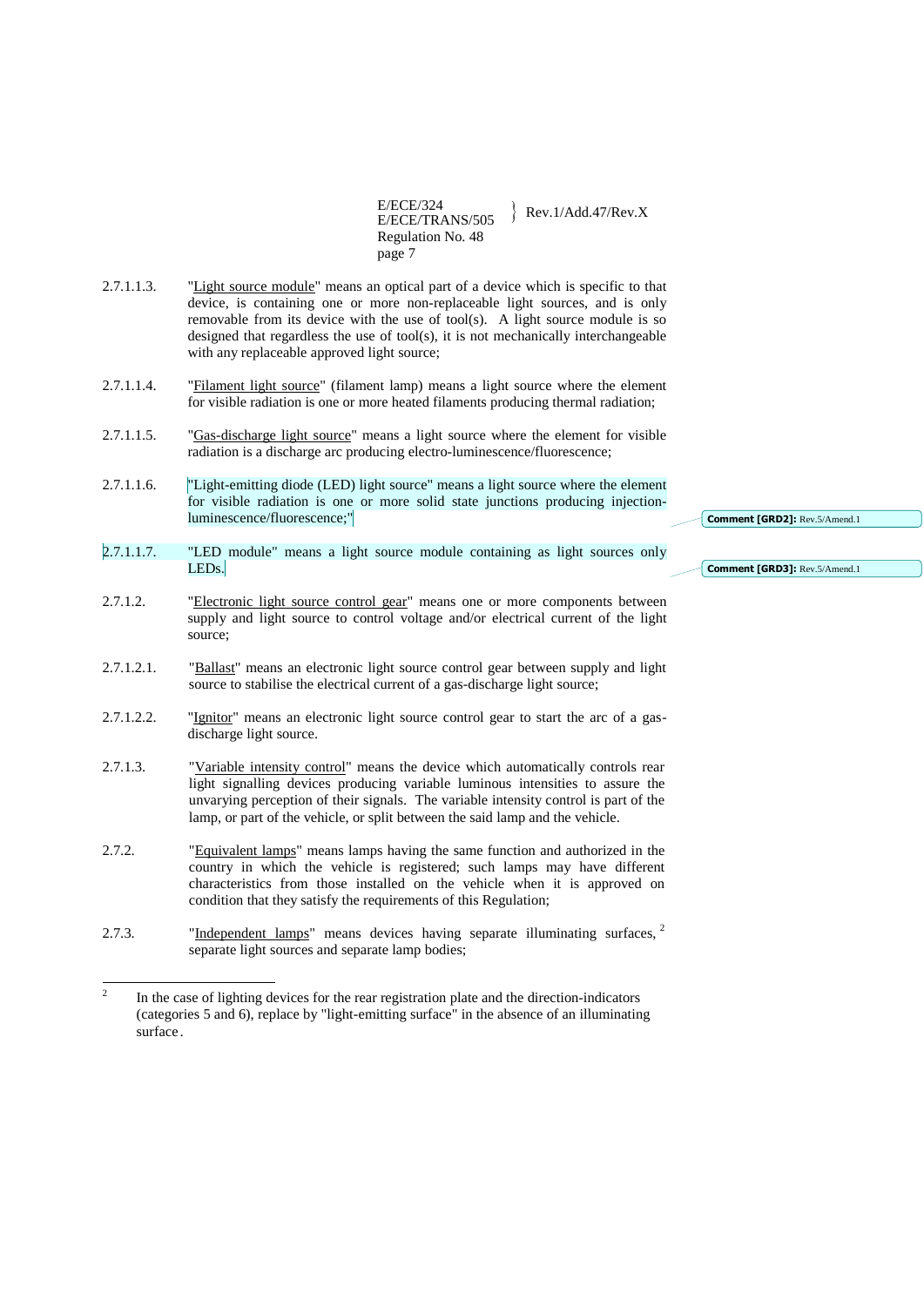2.7.1.1.3. "Light source module" means an optical part of a device which is specific to that device, is containing one or more non-replaceable light sources, and is only removable from its device with the use of tool(s). A light source module is so designed that regardless the use of tool(s), it is not mechanically interchangeable with any replaceable approved light source;

2.7.1.1.4. "Filament light source" (filament lamp) means a light source where the element for visible radiation is one or more heated filaments producing thermal radiation;

2.7.1.1.5. "Gas-discharge light source" means a light source where the element for visible radiation is a discharge arc producing electro-luminescence/fluorescence;

2.7.1.1.6. "Light-emitting diode (LED) light source" means a light source where the element for visible radiation is one or more solid state junctions producing injection-luminescence/fluorescence;"

Comment [GRD2]: Rev.5/Amend.1

2.7.1.1.7. "LED module" means a light source module containing as light sources only LEDs.

Comment [GRD3]: Rev.5/Amend.1

2.7.1.2. "Electronic light source control gear" means one or more components between supply and light source to control voltage and/or electrical current of the light source;

2.7.1.2.1. "Ballast" means an electronic light source control gear between supply and light source to stabilise the electrical current of a gas-discharge light source;

2.7.1.2.2. "Ignitor" means an electronic light source control gear to start the arc of a gas-discharge light source.

2.7.1.3. "Variable intensity control" means the device which automatically controls rear light signalling devices producing variable luminous intensities to assure the unvarying perception of their signals. The variable intensity control is part of the lamp, or part of the vehicle, or split between the said lamp and the vehicle.

2.7.2. "Equivalent lamps" means lamps having the same function and authorized in the country in which the vehicle is registered; such lamps may have different characteristics from those installed on the vehicle when it is approved on condition that they satisfy the requirements of this Regulation;

2.7.3. "Independent lamps" means devices having separate illuminating surfaces, [2] separate light sources and separate lamp bodies;

---

[2] In the case of lighting devices for the rear registration plate and the direction-indicators (categories 5 and 6), replace by "light-emitting surface" in the absence of an illuminating surface.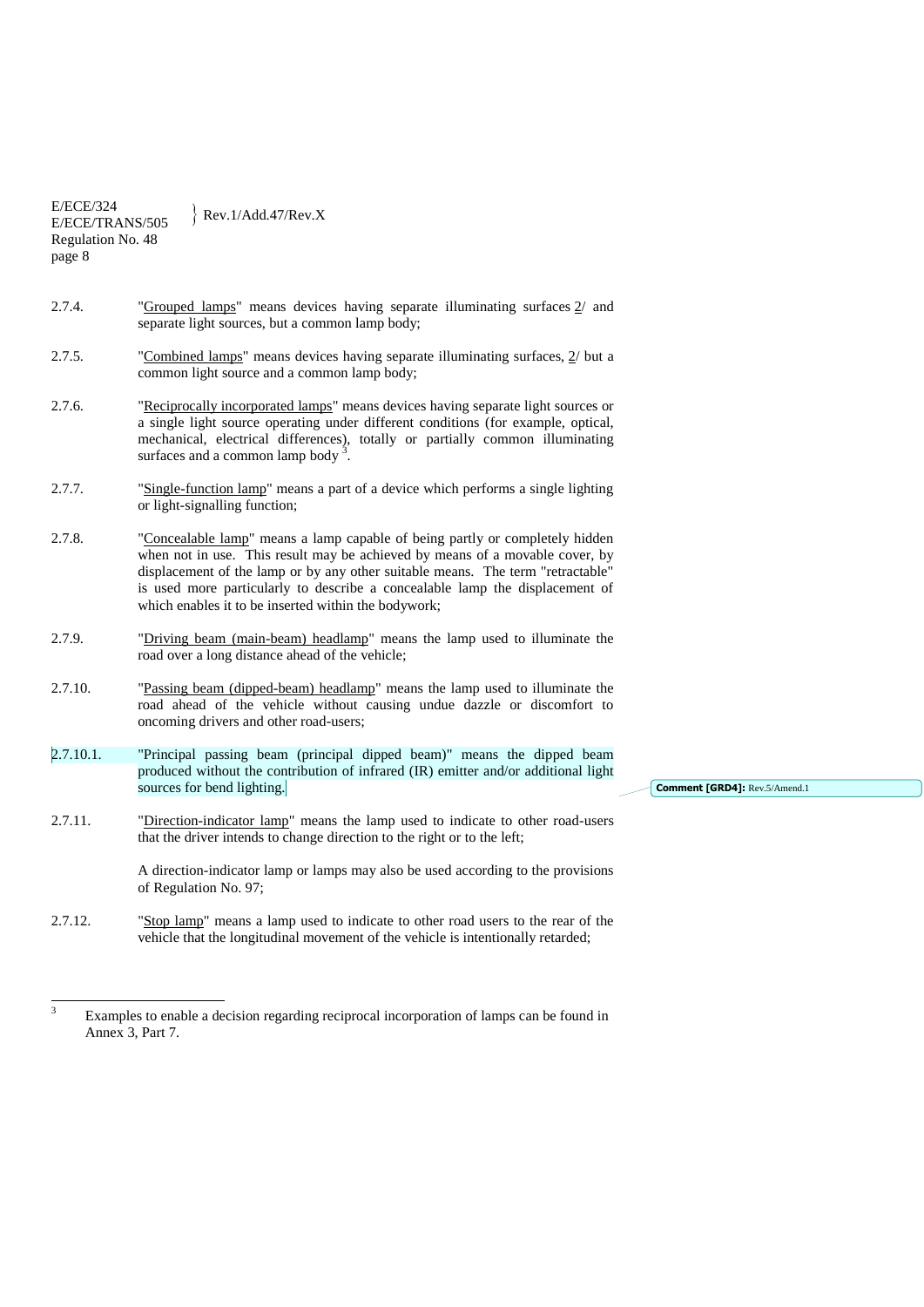2.7.4. "Grouped lamps" means devices having separate illuminating surfaces 2/ and separate light sources, but a common lamp body;

2.7.5. "Combined lamps" means devices having separate illuminating surfaces, 2/ but a common light source and a common lamp body;

2.7.6. "Reciprocally incorporated lamps" means devices having separate light sources or a single light source operating under different conditions (for example, optical, mechanical, electrical differences), totally or partially common illuminating surfaces and a common lamp body [3].

2.7.7. "Single-function lamp" means a part of a device which performs a single lighting or light-signalling function;

2.7.8. "Concealable lamp" means a lamp capable of being partly or completely hidden when not in use. This result may be achieved by means of a movable cover, by displacement of the lamp or by any other suitable means. The term "retractable" is used more particularly to describe a concealable lamp the displacement of which enables it to be inserted within the bodywork;

2.7.9. "Driving beam (main-beam) headlamp" means the lamp used to illuminate the road over a long distance ahead of the vehicle;

2.7.10. "Passing beam (dipped-beam) headlamp" means the lamp used to illuminate the road ahead of the vehicle without causing undue dazzle or discomfort to oncoming drivers and other road-users;

2.7.10.1. "Principal passing beam (principal dipped beam)" means the dipped beam produced without the contribution of infrared (IR) emitter and/or additional light sources for bend lighting.

Comment [GRD4]: Rev.5/Amend.1

2.7.11. "Direction-indicator lamp" means the lamp used to indicate to other road-users that the driver intends to change direction to the right or to the left;

A direction-indicator lamp or lamps may also be used according to the provisions of Regulation No. 97;

2.7.12. "Stop lamp" means a lamp used to indicate to other road users to the rear of the vehicle that the longitudinal movement of the vehicle is intentionally retarded;

---

[3] Examples to enable a decision regarding reciprocal incorporation of lamps can be found in Annex 3, Part 7.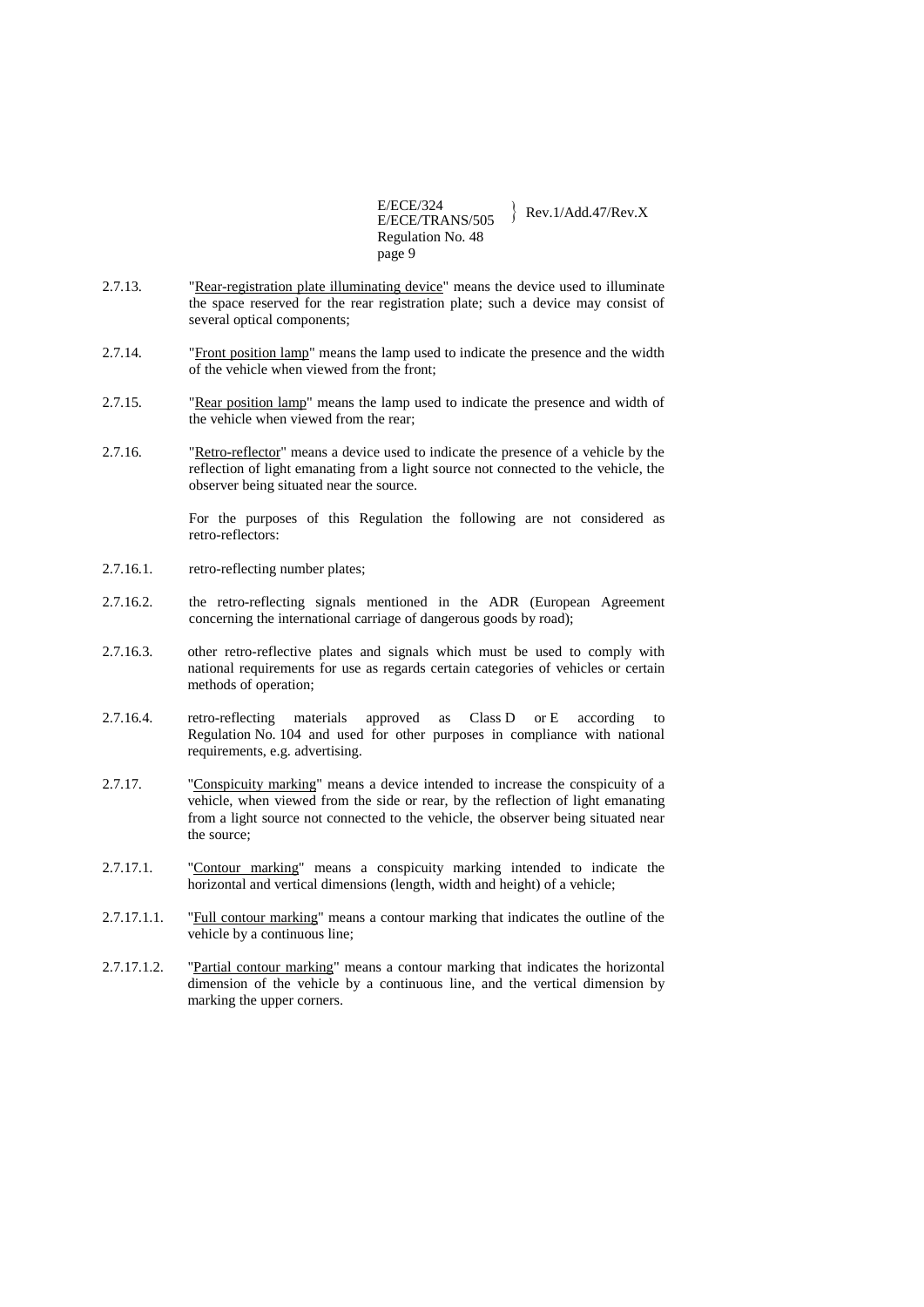2.7.13. "Rear-registration plate illuminating device" means the device used to illuminate the space reserved for the rear registration plate; such a device may consist of several optical components;

2.7.14. "Front position lamp" means the lamp used to indicate the presence and the width of the vehicle when viewed from the front;

2.7.15. "Rear position lamp" means the lamp used to indicate the presence and width of the vehicle when viewed from the rear;

2.7.16. "Retro-reflector" means a device used to indicate the presence of a vehicle by the reflection of light emanating from a light source not connected to the vehicle, the observer being situated near the source.

For the purposes of this Regulation the following are not considered as retro-reflectors:

2.7.16.1. retro-reflecting number plates;

2.7.16.2. the retro-reflecting signals mentioned in the ADR (European Agreement concerning the international carriage of dangerous goods by road);

2.7.16.3. other retro-reflective plates and signals which must be used to comply with national requirements for use as regards certain categories of vehicles or certain methods of operation;

2.7.16.4. retro-reflecting materials approved as Class D or E according to Regulation No. 104 and used for other purposes in compliance with national requirements, e.g. advertising.

2.7.17. "Conspicuity marking" means a device intended to increase the conspicuity of a vehicle, when viewed from the side or rear, by the reflection of light emanating from a light source not connected to the vehicle, the observer being situated near the source;

2.7.17.1. "Contour marking" means a conspicuity marking intended to indicate the horizontal and vertical dimensions (length, width and height) of a vehicle;

2.7.17.1.1. "Full contour marking" means a contour marking that indicates the outline of the vehicle by a continuous line;

2.7.17.1.2. "Partial contour marking" means a contour marking that indicates the horizontal dimension of the vehicle by a continuous line, and the vertical dimension by marking the upper corners.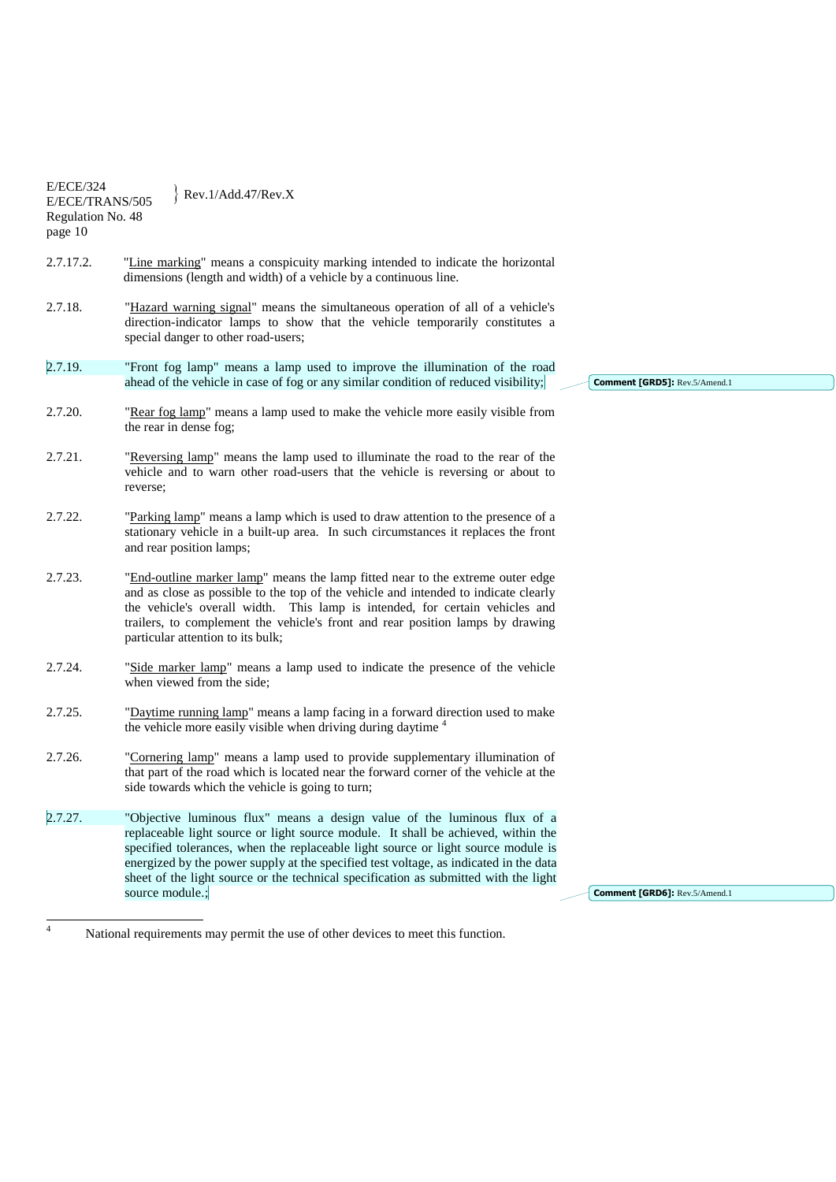2.7.17.2. "Line marking" means a conspicuity marking intended to indicate the horizontal dimensions (length and width) of a vehicle by a continuous line.

2.7.18. "Hazard warning signal" means the simultaneous operation of all of a vehicle's direction-indicator lamps to show that the vehicle temporarily constitutes a special danger to other road-users;

2.7.19. "Front fog lamp" means a lamp used to improve the illumination of the road ahead of the vehicle in case of fog or any similar condition of reduced visibility;

2.7.20. "Rear fog lamp" means a lamp used to make the vehicle more easily visible from the rear in dense fog;

2.7.21. "Reversing lamp" means the lamp used to illuminate the road to the rear of the vehicle and to warn other road-users that the vehicle is reversing or about to reverse;

2.7.22. "Parking lamp" means a lamp which is used to draw attention to the presence of a stationary vehicle in a built-up area. In such circumstances it replaces the front and rear position lamps;

2.7.23. "End-outline marker lamp" means the lamp fitted near to the extreme outer edge and as close as possible to the top of the vehicle and intended to indicate clearly the vehicle's overall width. This lamp is intended, for certain vehicles and trailers, to complement the vehicle's front and rear position lamps by drawing particular attention to its bulk;

2.7.24. "Side marker lamp" means a lamp used to indicate the presence of the vehicle when viewed from the side;

2.7.25. "Daytime running lamp" means a lamp facing in a forward direction used to make the vehicle more easily visible when driving during daytime [4]

2.7.26. "Cornering lamp" means a lamp used to provide supplementary illumination of that part of the road which is located near the forward corner of the vehicle at the side towards which the vehicle is going to turn;

2.7.27. "Objective luminous flux" means a design value of the luminous flux of a replaceable light source or light source module. It shall be achieved, within the specified tolerances, when the replaceable light source or light source module is energized by the power supply at the specified test voltage, as indicated in the data sheet of the light source or the technical specification as submitted with the light source module.;

---

[4] National requirements may permit the use of other devices to meet this function.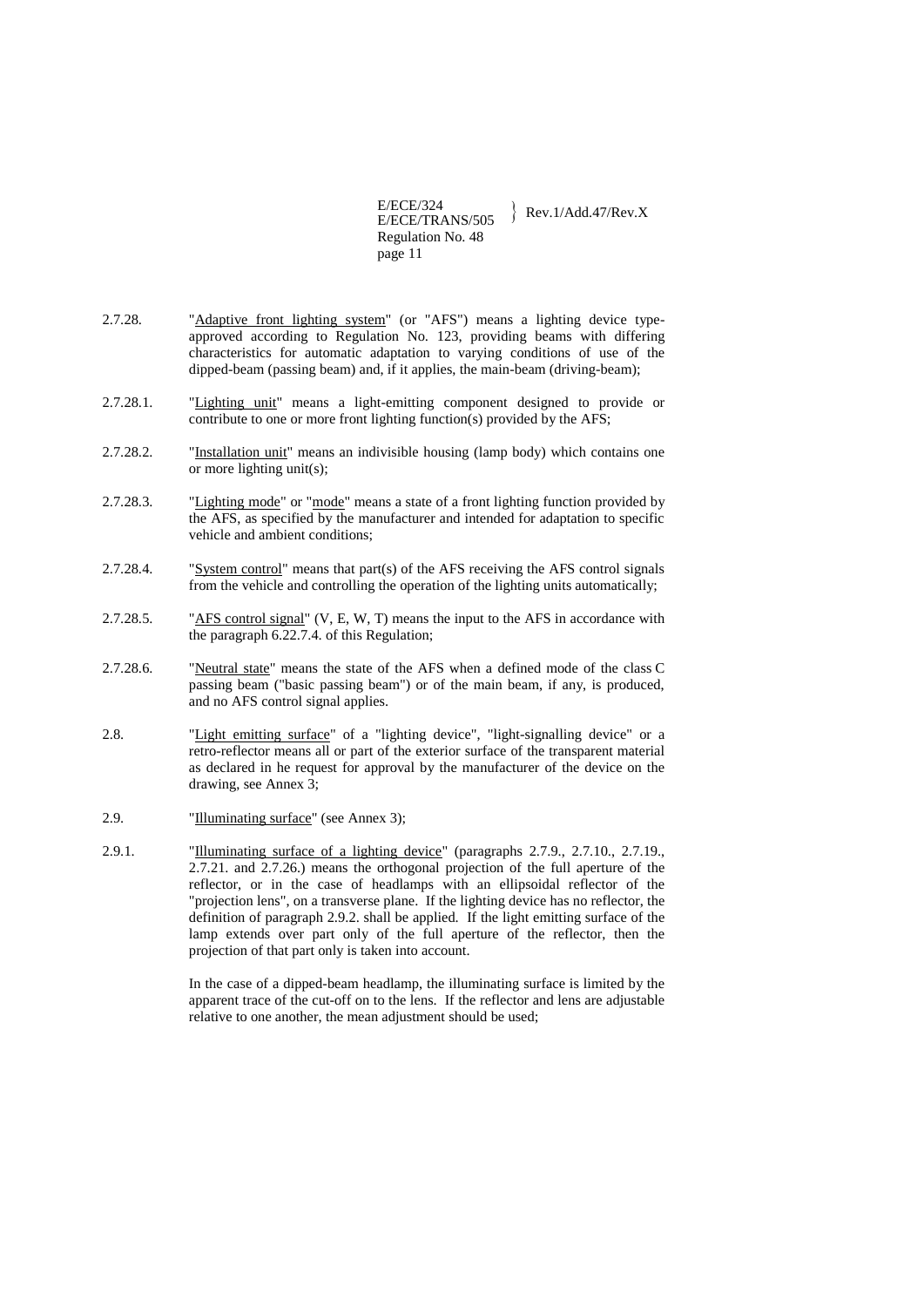2.7.28. "<u>Adaptive front lighting system</u>" (or "AFS") means a lighting device type-approved according to Regulation No. 123, providing beams with differing characteristics for automatic adaptation to varying conditions of use of the dipped-beam (passing beam) and, if it applies, the main-beam (driving-beam);

2.7.28.1. "<u>Lighting unit</u>" means a light-emitting component designed to provide or contribute to one or more front lighting function(s) provided by the AFS;

2.7.28.2. "<u>Installation unit</u>" means an indivisible housing (lamp body) which contains one or more lighting unit(s);

2.7.28.3. "<u>Lighting mode</u>" or "<u>mode</u>" means a state of a front lighting function provided by the AFS, as specified by the manufacturer and intended for adaptation to specific vehicle and ambient conditions;

2.7.28.4. "<u>System control</u>" means that part(s) of the AFS receiving the AFS control signals from the vehicle and controlling the operation of the lighting units automatically;

2.7.28.5. "<u>AFS control signal</u>" (V, E, W, T) means the input to the AFS in accordance with the paragraph 6.22.7.4. of this Regulation;

2.7.28.6. "<u>Neutral state</u>" means the state of the AFS when a defined mode of the class C passing beam ("basic passing beam") or of the main beam, if any, is produced, and no AFS control signal applies.

2.8. "<u>Light emitting surface</u>" of a "lighting device", "light-signalling device" or a retro-reflector means all or part of the exterior surface of the transparent material as declared in he request for approval by the manufacturer of the device on the drawing, see Annex 3;

2.9. "<u>Illuminating surface</u>" (see Annex 3);

2.9.1. "<u>Illuminating surface of a lighting device</u>" (paragraphs 2.7.9., 2.7.10., 2.7.19., 2.7.21. and 2.7.26.) means the orthogonal projection of the full aperture of the reflector, or in the case of headlamps with an ellipsoidal reflector of the "projection lens", on a transverse plane. If the lighting device has no reflector, the definition of paragraph 2.9.2. shall be applied. If the light emitting surface of the lamp extends over part only of the full aperture of the reflector, then the projection of that part only is taken into account.

In the case of a dipped-beam headlamp, the illuminating surface is limited by the apparent trace of the cut-off on to the lens. If the reflector and lens are adjustable relative to one another, the mean adjustment should be used;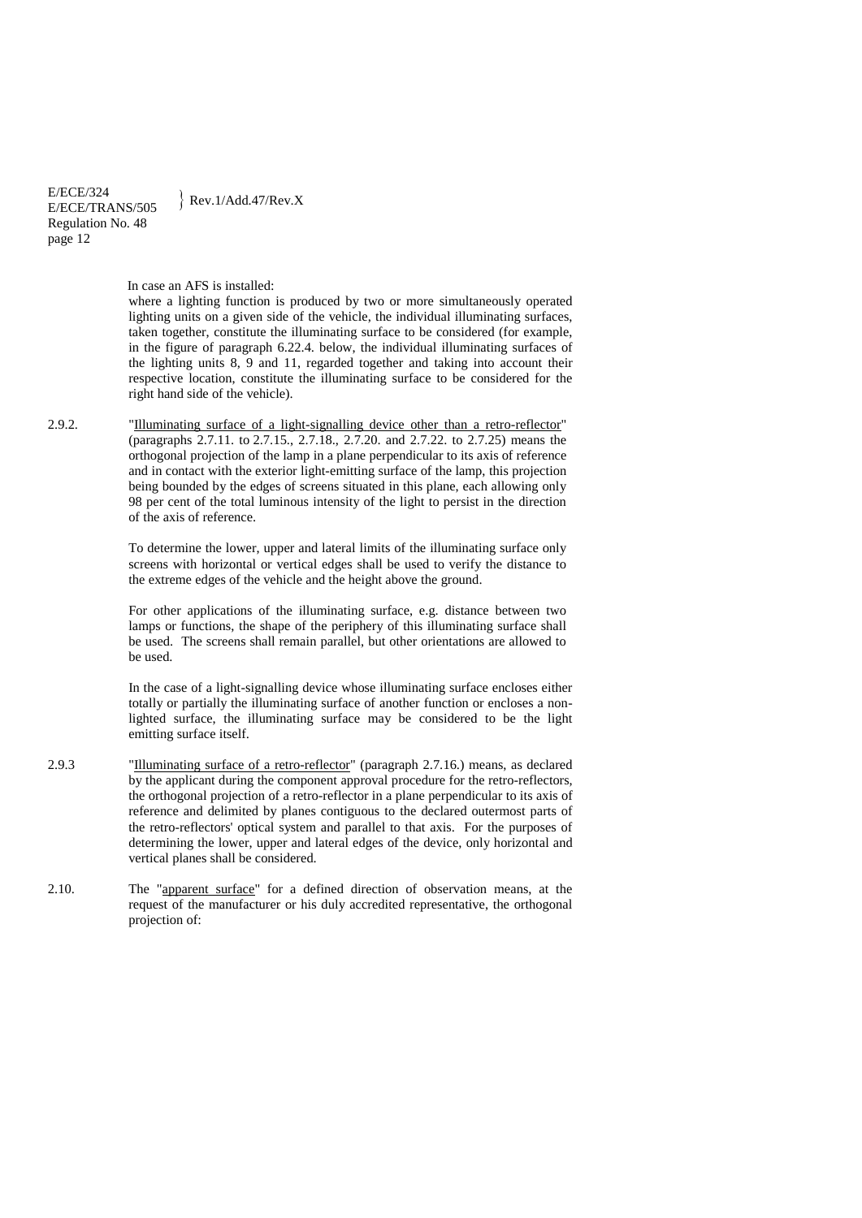In case an AFS is installed:

where a lighting function is produced by two or more simultaneously operated lighting units on a given side of the vehicle, the individual illuminating surfaces, taken together, constitute the illuminating surface to be considered (for example, in the figure of paragraph 6.22.4. below, the individual illuminating surfaces of the lighting units 8, 9 and 11, regarded together and taking into account their respective location, constitute the illuminating surface to be considered for the right hand side of the vehicle).

2.9.2. "Illuminating surface of a light-signalling device other than a retro-reflector" (paragraphs 2.7.11. to 2.7.15., 2.7.18., 2.7.20. and 2.7.22. to 2.7.25) means the orthogonal projection of the lamp in a plane perpendicular to its axis of reference and in contact with the exterior light-emitting surface of the lamp, this projection being bounded by the edges of screens situated in this plane, each allowing only 98 per cent of the total luminous intensity of the light to persist in the direction of the axis of reference.

To determine the lower, upper and lateral limits of the illuminating surface only screens with horizontal or vertical edges shall be used to verify the distance to the extreme edges of the vehicle and the height above the ground.

For other applications of the illuminating surface, e.g. distance between two lamps or functions, the shape of the periphery of this illuminating surface shall be used. The screens shall remain parallel, but other orientations are allowed to be used.

In the case of a light-signalling device whose illuminating surface encloses either totally or partially the illuminating surface of another function or encloses a non-lighted surface, the illuminating surface may be considered to be the light emitting surface itself.

2.9.3 "Illuminating surface of a retro-reflector" (paragraph 2.7.16.) means, as declared by the applicant during the component approval procedure for the retro-reflectors, the orthogonal projection of a retro-reflector in a plane perpendicular to its axis of reference and delimited by planes contiguous to the declared outermost parts of the retro-reflectors' optical system and parallel to that axis. For the purposes of determining the lower, upper and lateral edges of the device, only horizontal and vertical planes shall be considered.

2.10. The "apparent surface" for a defined direction of observation means, at the request of the manufacturer or his duly accredited representative, the orthogonal projection of: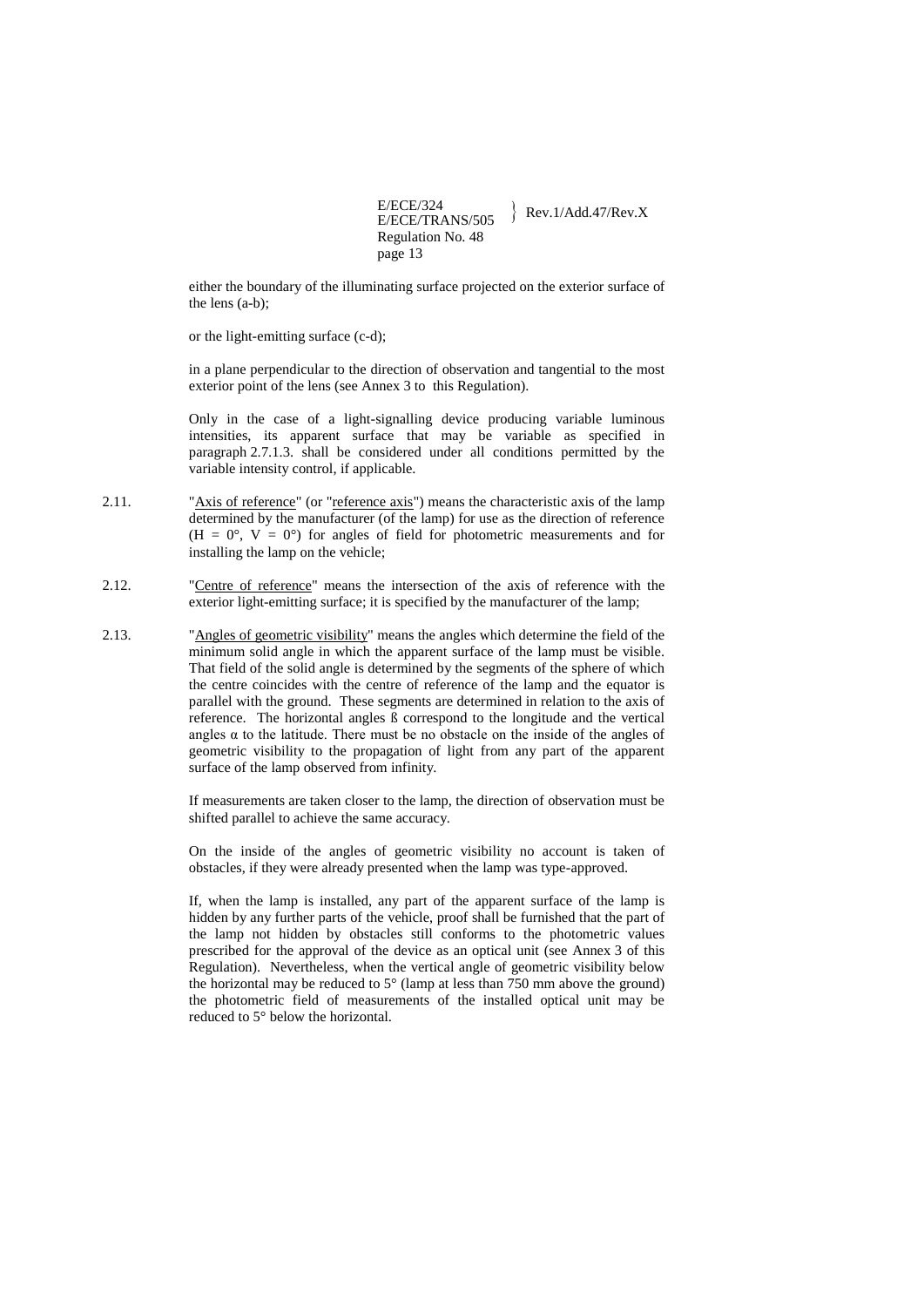either the boundary of the illuminating surface projected on the exterior surface of the lens (a-b);

or the light-emitting surface (c-d);

in a plane perpendicular to the direction of observation and tangential to the most exterior point of the lens (see Annex 3 to this Regulation).

Only in the case of a light-signalling device producing variable luminous intensities, its apparent surface that may be variable as specified in paragraph 2.7.1.3. shall be considered under all conditions permitted by the variable intensity control, if applicable.

2.11. "Axis of reference" (or "reference axis") means the characteristic axis of the lamp determined by the manufacturer (of the lamp) for use as the direction of reference ($H = 0°$, $V = 0°$) for angles of field for photometric measurements and for installing the lamp on the vehicle;

2.12. "Centre of reference" means the intersection of the axis of reference with the exterior light-emitting surface; it is specified by the manufacturer of the lamp;

2.13. "Angles of geometric visibility" means the angles which determine the field of the minimum solid angle in which the apparent surface of the lamp must be visible. That field of the solid angle is determined by the segments of the sphere of which the centre coincides with the centre of reference of the lamp and the equator is parallel with the ground. These segments are determined in relation to the axis of reference. The horizontal angles ß correspond to the longitude and the vertical angles α to the latitude. There must be no obstacle on the inside of the angles of geometric visibility to the propagation of light from any part of the apparent surface of the lamp observed from infinity.

If measurements are taken closer to the lamp, the direction of observation must be shifted parallel to achieve the same accuracy.

On the inside of the angles of geometric visibility no account is taken of obstacles, if they were already presented when the lamp was type-approved.

If, when the lamp is installed, any part of the apparent surface of the lamp is hidden by any further parts of the vehicle, proof shall be furnished that the part of the lamp not hidden by obstacles still conforms to the photometric values prescribed for the approval of the device as an optical unit (see Annex 3 of this Regulation). Nevertheless, when the vertical angle of geometric visibility below the horizontal may be reduced to 5° (lamp at less than 750 mm above the ground) the photometric field of measurements of the installed optical unit may be reduced to 5° below the horizontal.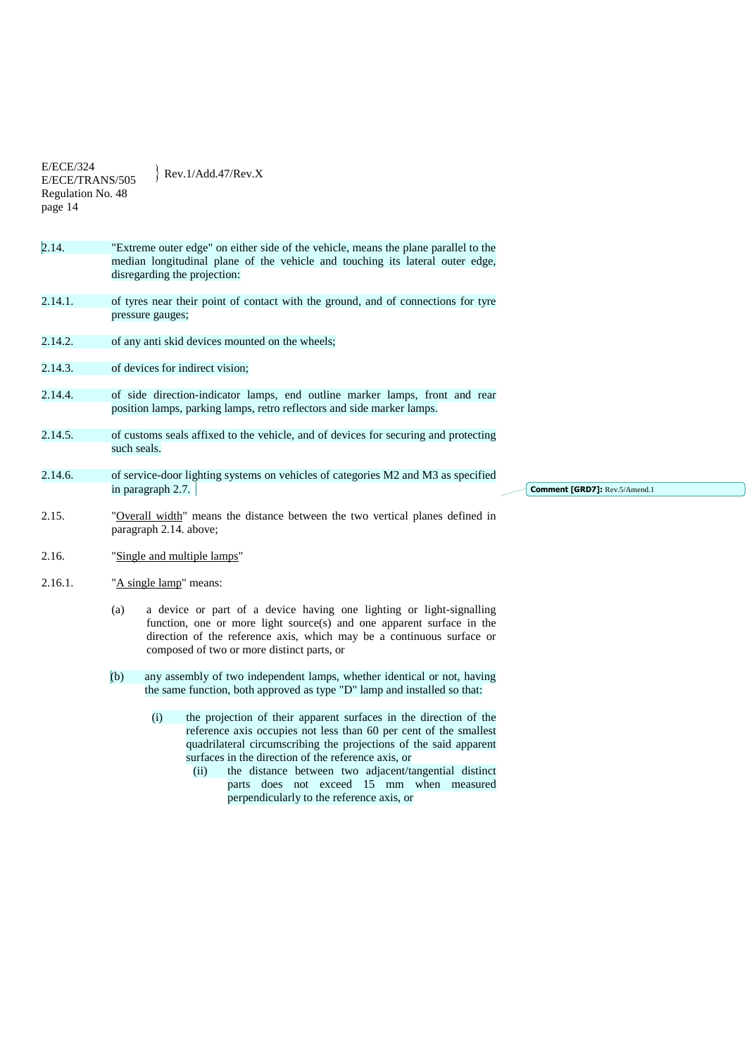2.14. "Extreme outer edge" on either side of the vehicle, means the plane parallel to the median longitudinal plane of the vehicle and touching its lateral outer edge, disregarding the projection:

2.14.1. of tyres near their point of contact with the ground, and of connections for tyre pressure gauges;

2.14.2. of any anti skid devices mounted on the wheels;

2.14.3. of devices for indirect vision;

2.14.4. of side direction-indicator lamps, end outline marker lamps, front and rear position lamps, parking lamps, retro reflectors and side marker lamps.

2.14.5. of customs seals affixed to the vehicle, and of devices for securing and protecting such seals.

2.14.6. of service-door lighting systems on vehicles of categories M2 and M3 as specified in paragraph 2.7.

**Comment [GRD7]:** Rev.5/Amend.1

2.15. "Overall width" means the distance between the two vertical planes defined in paragraph 2.14. above;

2.16. "Single and multiple lamps"

2.16.1. "A single lamp" means:

(a) a device or part of a device having one lighting or light-signalling function, one or more light source(s) and one apparent surface in the direction of the reference axis, which may be a continuous surface or composed of two or more distinct parts, or

(b) any assembly of two independent lamps, whether identical or not, having the same function, both approved as type "D" lamp and installed so that:

(i) the projection of their apparent surfaces in the direction of the reference axis occupies not less than 60 per cent of the smallest quadrilateral circumscribing the projections of the said apparent surfaces in the direction of the reference axis, or

(ii) the distance between two adjacent/tangential distinct parts does not exceed 15 mm when measured perpendicularly to the reference axis, or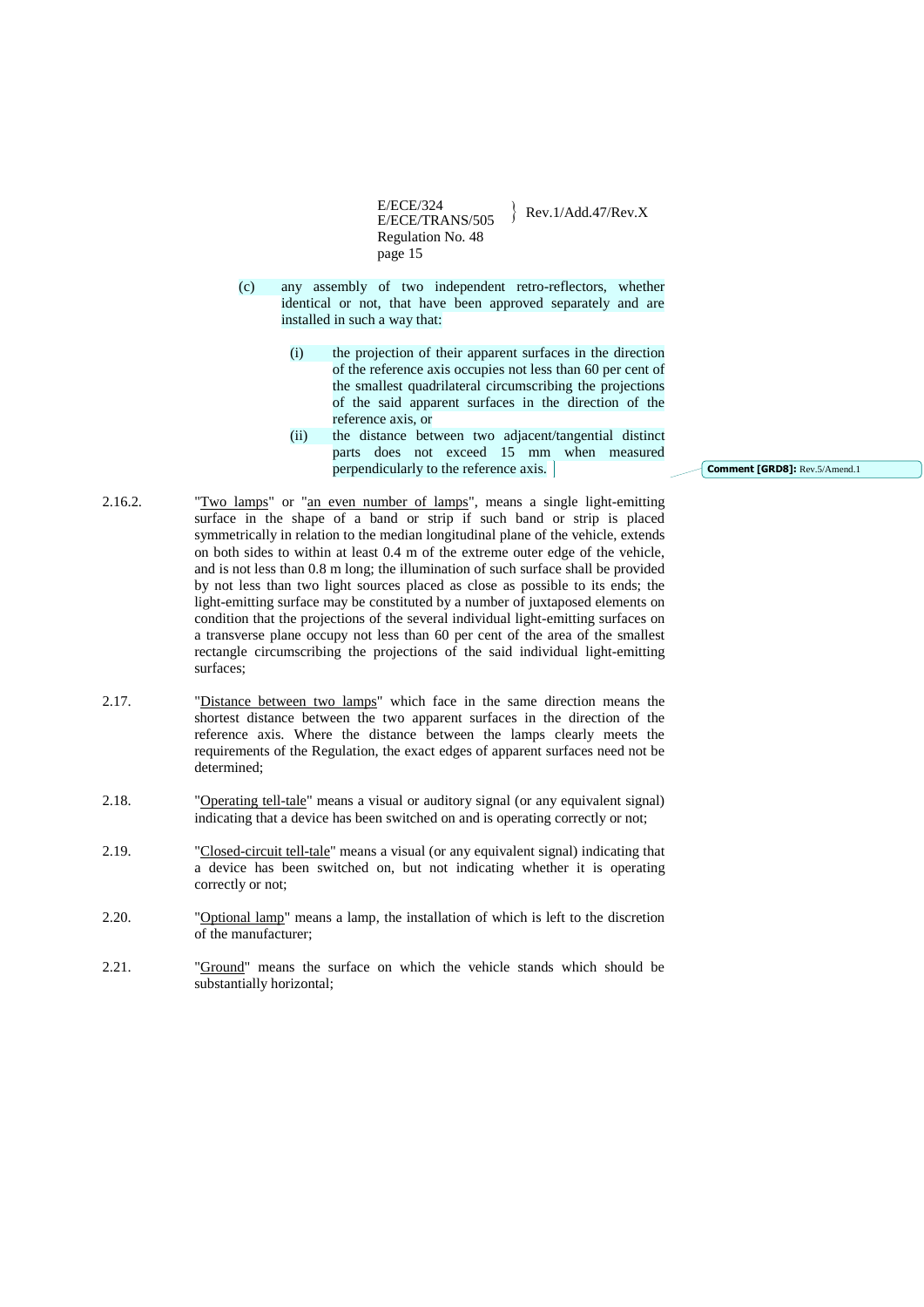(c) any assembly of two independent retro-reflectors, whether identical or not, that have been approved separately and are installed in such a way that:

(i) the projection of their apparent surfaces in the direction of the reference axis occupies not less than 60 per cent of the smallest quadrilateral circumscribing the projections of the said apparent surfaces in the direction of the reference axis, or

(ii) the distance between two adjacent/tangential distinct parts does not exceed 15 mm when measured perpendicularly to the reference axis.

**Comment [GRD8]:** Rev.5/Amend.1

2.16.2. "Two lamps" or "an even number of lamps", means a single light-emitting surface in the shape of a band or strip if such band or strip is placed symmetrically in relation to the median longitudinal plane of the vehicle, extends on both sides to within at least 0.4 m of the extreme outer edge of the vehicle, and is not less than 0.8 m long; the illumination of such surface shall be provided by not less than two light sources placed as close as possible to its ends; the light-emitting surface may be constituted by a number of juxtaposed elements on condition that the projections of the several individual light-emitting surfaces on a transverse plane occupy not less than 60 per cent of the area of the smallest rectangle circumscribing the projections of the said individual light-emitting surfaces;

2.17. "Distance between two lamps" which face in the same direction means the shortest distance between the two apparent surfaces in the direction of the reference axis. Where the distance between the lamps clearly meets the requirements of the Regulation, the exact edges of apparent surfaces need not be determined;

2.18. "Operating tell-tale" means a visual or auditory signal (or any equivalent signal) indicating that a device has been switched on and is operating correctly or not;

2.19. "Closed-circuit tell-tale" means a visual (or any equivalent signal) indicating that a device has been switched on, but not indicating whether it is operating correctly or not;

2.20. "Optional lamp" means a lamp, the installation of which is left to the discretion of the manufacturer;

2.21. "Ground" means the surface on which the vehicle stands which should be substantially horizontal;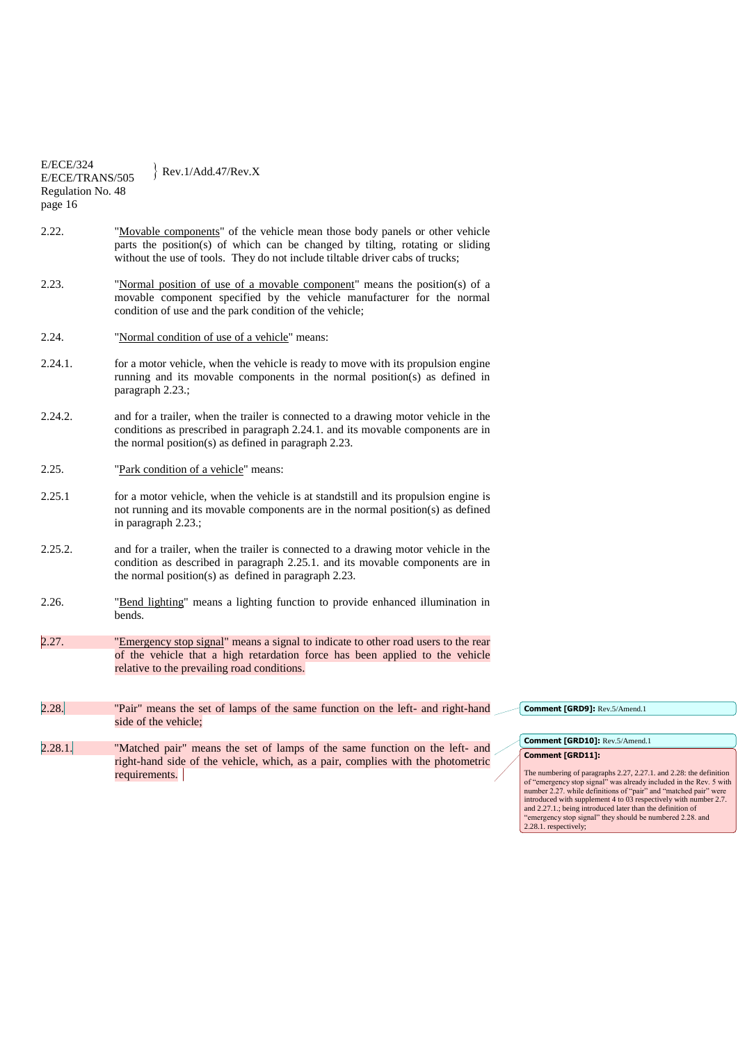2.22. "Movable components" of the vehicle mean those body panels or other vehicle parts the position(s) of which can be changed by tilting, rotating or sliding without the use of tools. They do not include tiltable driver cabs of trucks;

2.23. "Normal position of use of a movable component" means the position(s) of a movable component specified by the vehicle manufacturer for the normal condition of use and the park condition of the vehicle;

2.24. "Normal condition of use of a vehicle" means:

2.24.1. for a motor vehicle, when the vehicle is ready to move with its propulsion engine running and its movable components in the normal position(s) as defined in paragraph 2.23.;

2.24.2. and for a trailer, when the trailer is connected to a drawing motor vehicle in the conditions as prescribed in paragraph 2.24.1. and its movable components are in the normal position(s) as defined in paragraph 2.23.

2.25. "Park condition of a vehicle" means:

2.25.1 for a motor vehicle, when the vehicle is at standstill and its propulsion engine is not running and its movable components are in the normal position(s) as defined in paragraph 2.23.;

2.25.2. and for a trailer, when the trailer is connected to a drawing motor vehicle in the condition as described in paragraph 2.25.1. and its movable components are in the normal position(s) as defined in paragraph 2.23.

2.26. "Bend lighting" means a lighting function to provide enhanced illumination in bends.

2.27. "Emergency stop signal" means a signal to indicate to other road users to the rear of the vehicle that a high retardation force has been applied to the vehicle relative to the prevailing road conditions.

2.28. "Pair" means the set of lamps of the same function on the left- and right-hand side of the vehicle;

2.28.1. "Matched pair" means the set of lamps of the same function on the left- and right-hand side of the vehicle, which, as a pair, complies with the photometric requirements.

**Comment [GRD9]:** Rev.5/Amend.1

**Comment [GRD10]:** Rev.5/Amend.1

**Comment [GRD11]:** The numbering of paragraphs 2.27, 2.27.1. and 2.28: the definition of "emergency stop signal" was already included in the Rev. 5 with number 2.27. while definitions of "pair" and "matched pair" were introduced with supplement 4 to 03 respectively with number 2.7. and 2.27.1.; being introduced later than the definition of "emergency stop signal" they should be numbered 2.28. and 2.28.1. respectively;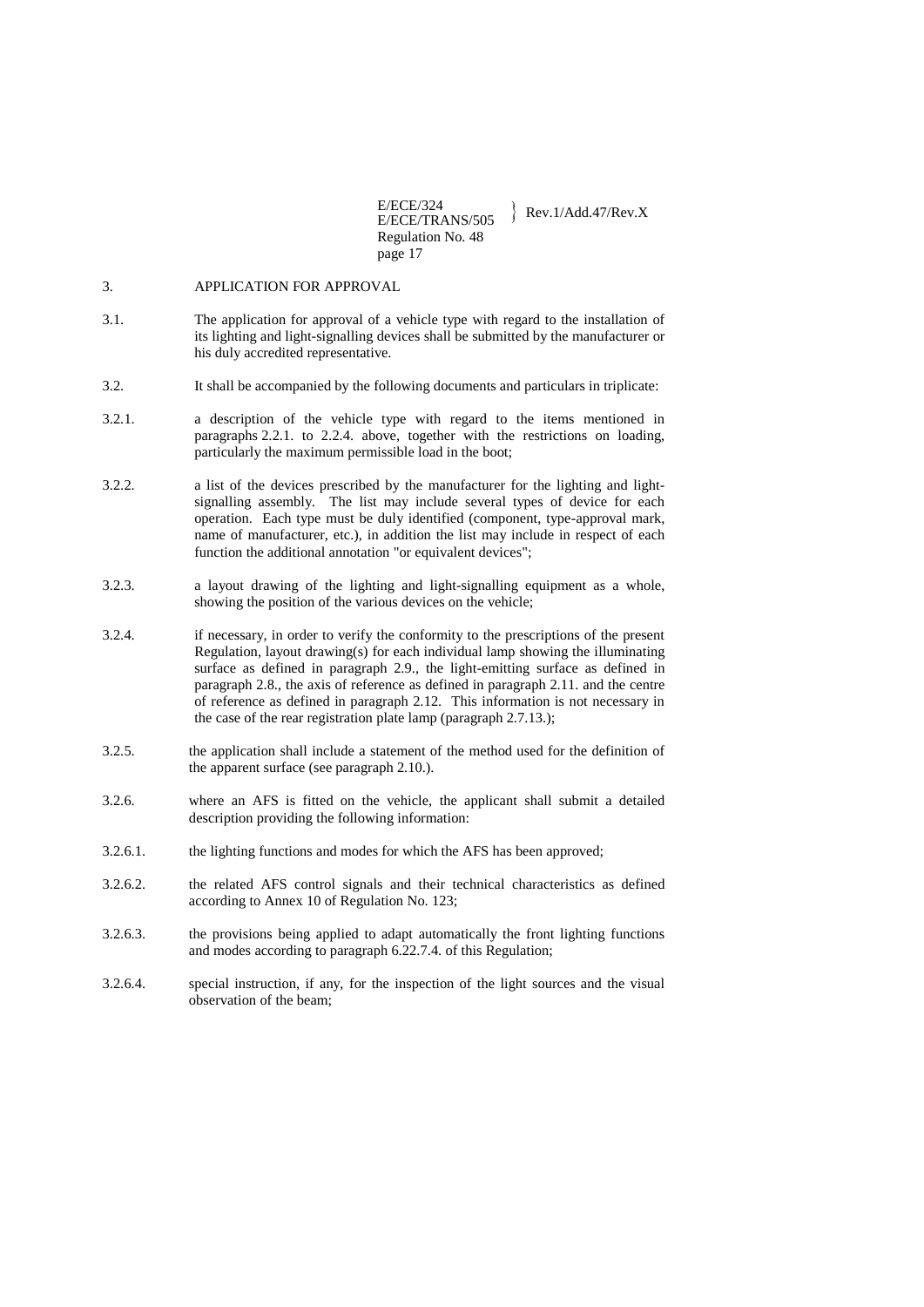3. APPLICATION FOR APPROVAL

3.1. The application for approval of a vehicle type with regard to the installation of its lighting and light-signalling devices shall be submitted by the manufacturer or his duly accredited representative.

3.2. It shall be accompanied by the following documents and particulars in triplicate:

3.2.1. a description of the vehicle type with regard to the items mentioned in paragraphs 2.2.1. to 2.2.4. above, together with the restrictions on loading, particularly the maximum permissible load in the boot;

3.2.2. a list of the devices prescribed by the manufacturer for the lighting and light-signalling assembly. The list may include several types of device for each operation. Each type must be duly identified (component, type-approval mark, name of manufacturer, etc.), in addition the list may include in respect of each function the additional annotation "or equivalent devices";

3.2.3. a layout drawing of the lighting and light-signalling equipment as a whole, showing the position of the various devices on the vehicle;

3.2.4. if necessary, in order to verify the conformity to the prescriptions of the present Regulation, layout drawing(s) for each individual lamp showing the illuminating surface as defined in paragraph 2.9., the light-emitting surface as defined in paragraph 2.8., the axis of reference as defined in paragraph 2.11. and the centre of reference as defined in paragraph 2.12. This information is not necessary in the case of the rear registration plate lamp (paragraph 2.7.13.);

3.2.5. the application shall include a statement of the method used for the definition of the apparent surface (see paragraph 2.10.).

3.2.6. where an AFS is fitted on the vehicle, the applicant shall submit a detailed description providing the following information:

3.2.6.1. the lighting functions and modes for which the AFS has been approved;

3.2.6.2. the related AFS control signals and their technical characteristics as defined according to Annex 10 of Regulation No. 123;

3.2.6.3. the provisions being applied to adapt automatically the front lighting functions and modes according to paragraph 6.22.7.4. of this Regulation;

3.2.6.4. special instruction, if any, for the inspection of the light sources and the visual observation of the beam;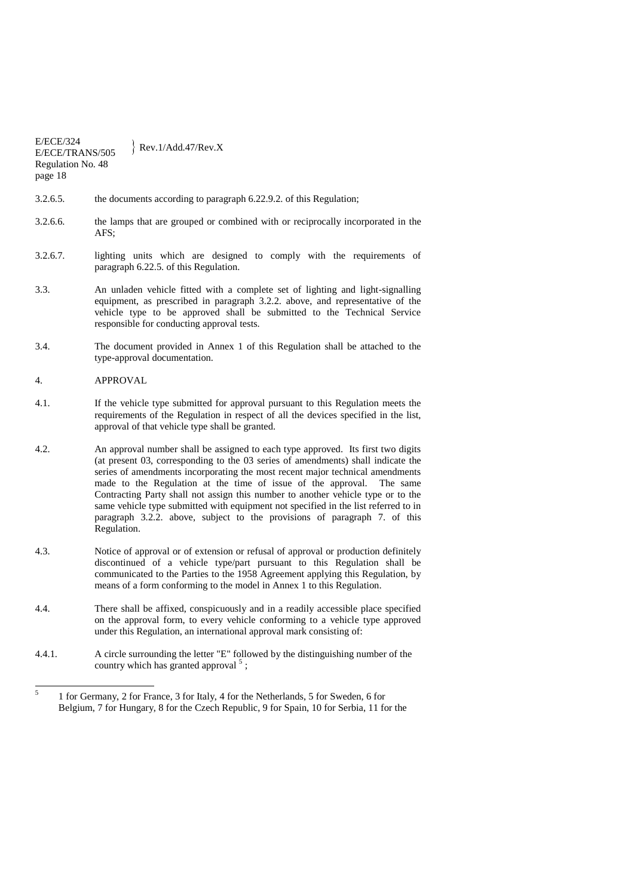3.2.6.5. the documents according to paragraph 6.22.9.2. of this Regulation;

3.2.6.6. the lamps that are grouped or combined with or reciprocally incorporated in the AFS;

3.2.6.7. lighting units which are designed to comply with the requirements of paragraph 6.22.5. of this Regulation.

3.3. An unladen vehicle fitted with a complete set of lighting and light-signalling equipment, as prescribed in paragraph 3.2.2. above, and representative of the vehicle type to be approved shall be submitted to the Technical Service responsible for conducting approval tests.

3.4. The document provided in Annex 1 of this Regulation shall be attached to the type-approval documentation.

4. APPROVAL

4.1. If the vehicle type submitted for approval pursuant to this Regulation meets the requirements of the Regulation in respect of all the devices specified in the list, approval of that vehicle type shall be granted.

4.2. An approval number shall be assigned to each type approved. Its first two digits (at present 03, corresponding to the 03 series of amendments) shall indicate the series of amendments incorporating the most recent major technical amendments made to the Regulation at the time of issue of the approval. The same Contracting Party shall not assign this number to another vehicle type or to the same vehicle type submitted with equipment not specified in the list referred to in paragraph 3.2.2. above, subject to the provisions of paragraph 7. of this Regulation.

4.3. Notice of approval or of extension or refusal of approval or production definitely discontinued of a vehicle type/part pursuant to this Regulation shall be communicated to the Parties to the 1958 Agreement applying this Regulation, by means of a form conforming to the model in Annex 1 to this Regulation.

4.4. There shall be affixed, conspicuously and in a readily accessible place specified on the approval form, to every vehicle conforming to a vehicle type approved under this Regulation, an international approval mark consisting of:

4.4.1. A circle surrounding the letter "E" followed by the distinguishing number of the country which has granted approval [5];

---

[5] 1 for Germany, 2 for France, 3 for Italy, 4 for the Netherlands, 5 for Sweden, 6 for Belgium, 7 for Hungary, 8 for the Czech Republic, 9 for Spain, 10 for Serbia, 11 for the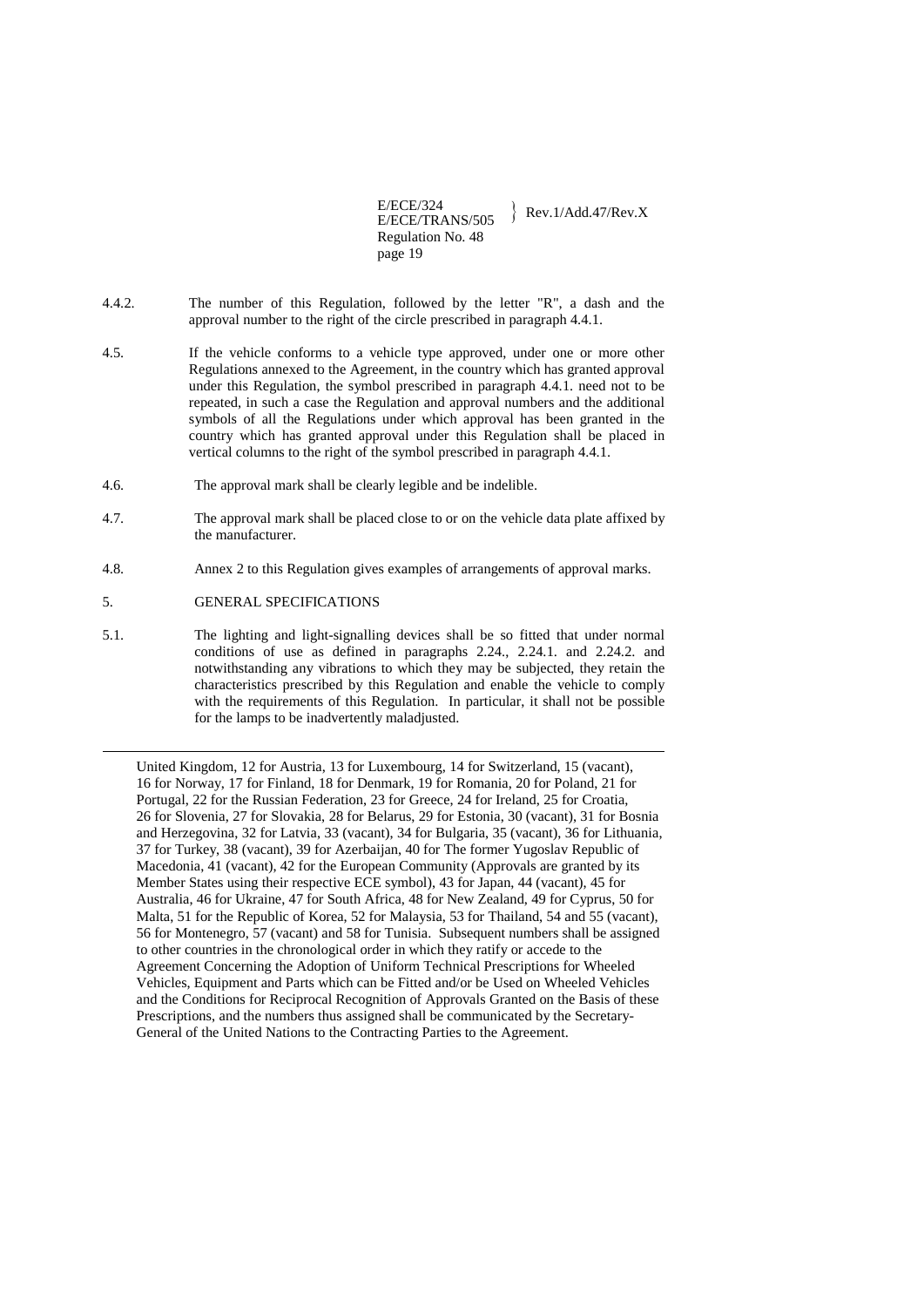4.4.2. The number of this Regulation, followed by the letter "R", a dash and the approval number to the right of the circle prescribed in paragraph 4.4.1.

4.5. If the vehicle conforms to a vehicle type approved, under one or more other Regulations annexed to the Agreement, in the country which has granted approval under this Regulation, the symbol prescribed in paragraph 4.4.1. need not to be repeated, in such a case the Regulation and approval numbers and the additional symbols of all the Regulations under which approval has been granted in the country which has granted approval under this Regulation shall be placed in vertical columns to the right of the symbol prescribed in paragraph 4.4.1.

4.6. The approval mark shall be clearly legible and be indelible.

4.7. The approval mark shall be placed close to or on the vehicle data plate affixed by the manufacturer.

4.8. Annex 2 to this Regulation gives examples of arrangements of approval marks.

## 5. GENERAL SPECIFICATIONS

5.1. The lighting and light-signalling devices shall be so fitted that under normal conditions of use as defined in paragraphs 2.24., 2.24.1. and 2.24.2. and notwithstanding any vibrations to which they may be subjected, they retain the characteristics prescribed by this Regulation and enable the vehicle to comply with the requirements of this Regulation. In particular, it shall not be possible for the lamps to be inadvertently maladjusted.

---

United Kingdom, 12 for Austria, 13 for Luxembourg, 14 for Switzerland, 15 (vacant), 16 for Norway, 17 for Finland, 18 for Denmark, 19 for Romania, 20 for Poland, 21 for Portugal, 22 for the Russian Federation, 23 for Greece, 24 for Ireland, 25 for Croatia, 26 for Slovenia, 27 for Slovakia, 28 for Belarus, 29 for Estonia, 30 (vacant), 31 for Bosnia and Herzegovina, 32 for Latvia, 33 (vacant), 34 for Bulgaria, 35 (vacant), 36 for Lithuania, 37 for Turkey, 38 (vacant), 39 for Azerbaijan, 40 for The former Yugoslav Republic of Macedonia, 41 (vacant), 42 for the European Community (Approvals are granted by its Member States using their respective ECE symbol), 43 for Japan, 44 (vacant), 45 for Australia, 46 for Ukraine, 47 for South Africa, 48 for New Zealand, 49 for Cyprus, 50 for Malta, 51 for the Republic of Korea, 52 for Malaysia, 53 for Thailand, 54 and 55 (vacant), 56 for Montenegro, 57 (vacant) and 58 for Tunisia. Subsequent numbers shall be assigned to other countries in the chronological order in which they ratify or accede to the Agreement Concerning the Adoption of Uniform Technical Prescriptions for Wheeled Vehicles, Equipment and Parts which can be Fitted and/or be Used on Wheeled Vehicles and the Conditions for Reciprocal Recognition of Approvals Granted on the Basis of these Prescriptions, and the numbers thus assigned shall be communicated by the Secretary-General of the United Nations to the Contracting Parties to the Agreement.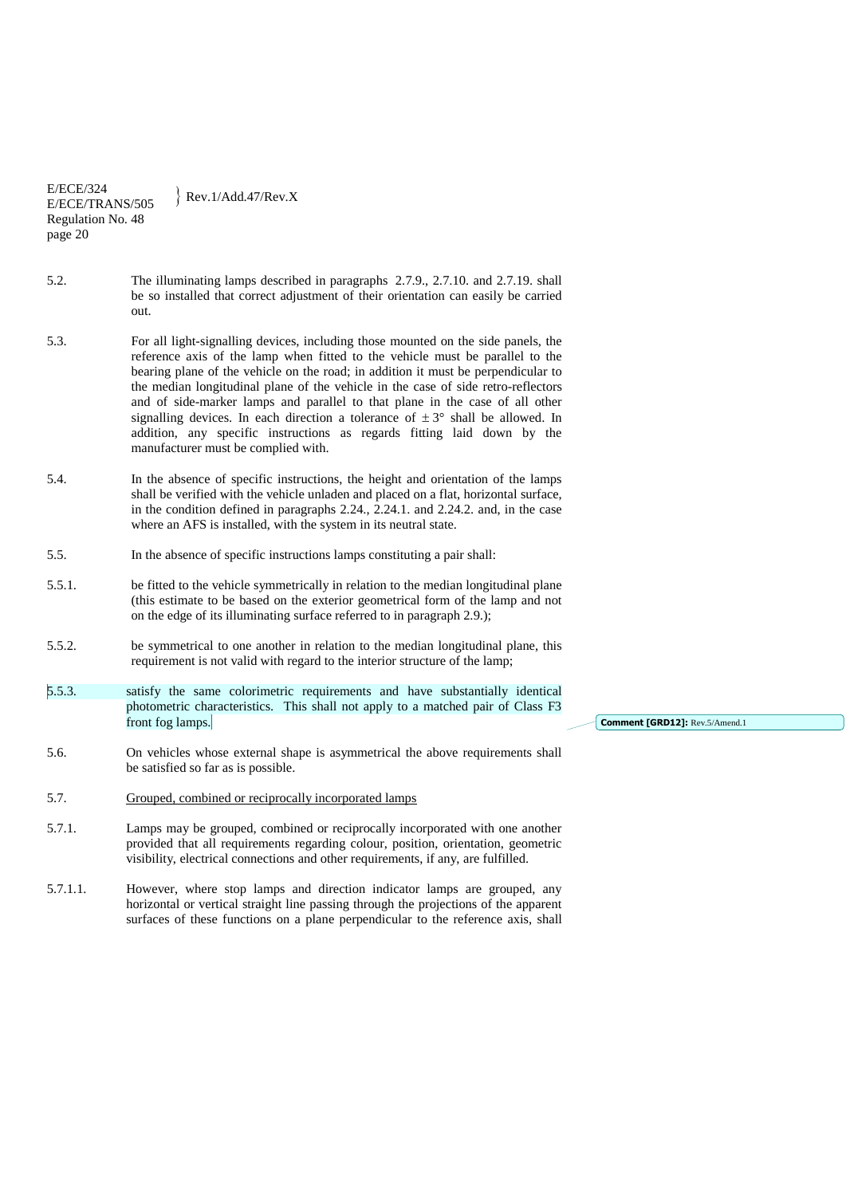5.2. The illuminating lamps described in paragraphs 2.7.9., 2.7.10. and 2.7.19. shall be so installed that correct adjustment of their orientation can easily be carried out.

5.3. For all light-signalling devices, including those mounted on the side panels, the reference axis of the lamp when fitted to the vehicle must be parallel to the bearing plane of the vehicle on the road; in addition it must be perpendicular to the median longitudinal plane of the vehicle in the case of side retro-reflectors and of side-marker lamps and parallel to that plane in the case of all other signalling devices. In each direction a tolerance of ± 3° shall be allowed. In addition, any specific instructions as regards fitting laid down by the manufacturer must be complied with.

5.4. In the absence of specific instructions, the height and orientation of the lamps shall be verified with the vehicle unladen and placed on a flat, horizontal surface, in the condition defined in paragraphs 2.24., 2.24.1. and 2.24.2. and, in the case where an AFS is installed, with the system in its neutral state.

5.5. In the absence of specific instructions lamps constituting a pair shall:

5.5.1. be fitted to the vehicle symmetrically in relation to the median longitudinal plane (this estimate to be based on the exterior geometrical form of the lamp and not on the edge of its illuminating surface referred to in paragraph 2.9.);

5.5.2. be symmetrical to one another in relation to the median longitudinal plane, this requirement is not valid with regard to the interior structure of the lamp;

5.5.3. satisfy the same colorimetric requirements and have substantially identical photometric characteristics. This shall not apply to a matched pair of Class F3 front fog lamps.

Comment [GRD12]: Rev.5/Amend.1

5.6. On vehicles whose external shape is asymmetrical the above requirements shall be satisfied so far as is possible.

5.7. Grouped, combined or reciprocally incorporated lamps

5.7.1. Lamps may be grouped, combined or reciprocally incorporated with one another provided that all requirements regarding colour, position, orientation, geometric visibility, electrical connections and other requirements, if any, are fulfilled.

5.7.1.1. However, where stop lamps and direction indicator lamps are grouped, any horizontal or vertical straight line passing through the projections of the apparent surfaces of these functions on a plane perpendicular to the reference axis, shall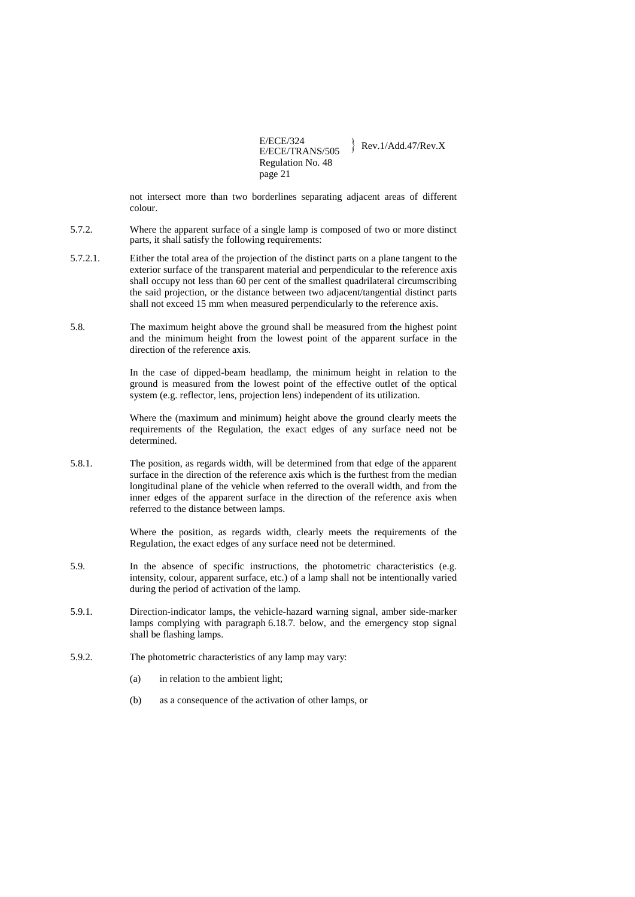not intersect more than two borderlines separating adjacent areas of different colour.

5.7.2. Where the apparent surface of a single lamp is composed of two or more distinct parts, it shall satisfy the following requirements:

5.7.2.1. Either the total area of the projection of the distinct parts on a plane tangent to the exterior surface of the transparent material and perpendicular to the reference axis shall occupy not less than 60 per cent of the smallest quadrilateral circumscribing the said projection, or the distance between two adjacent/tangential distinct parts shall not exceed 15 mm when measured perpendicularly to the reference axis.

5.8. The maximum height above the ground shall be measured from the highest point and the minimum height from the lowest point of the apparent surface in the direction of the reference axis.

In the case of dipped-beam headlamp, the minimum height in relation to the ground is measured from the lowest point of the effective outlet of the optical system (e.g. reflector, lens, projection lens) independent of its utilization.

Where the (maximum and minimum) height above the ground clearly meets the requirements of the Regulation, the exact edges of any surface need not be determined.

5.8.1. The position, as regards width, will be determined from that edge of the apparent surface in the direction of the reference axis which is the furthest from the median longitudinal plane of the vehicle when referred to the overall width, and from the inner edges of the apparent surface in the direction of the reference axis when referred to the distance between lamps.

Where the position, as regards width, clearly meets the requirements of the Regulation, the exact edges of any surface need not be determined.

5.9. In the absence of specific instructions, the photometric characteristics (e.g. intensity, colour, apparent surface, etc.) of a lamp shall not be intentionally varied during the period of activation of the lamp.

5.9.1. Direction-indicator lamps, the vehicle-hazard warning signal, amber side-marker lamps complying with paragraph 6.18.7. below, and the emergency stop signal shall be flashing lamps.

5.9.2. The photometric characteristics of any lamp may vary:

(a) in relation to the ambient light;

(b) as a consequence of the activation of other lamps, or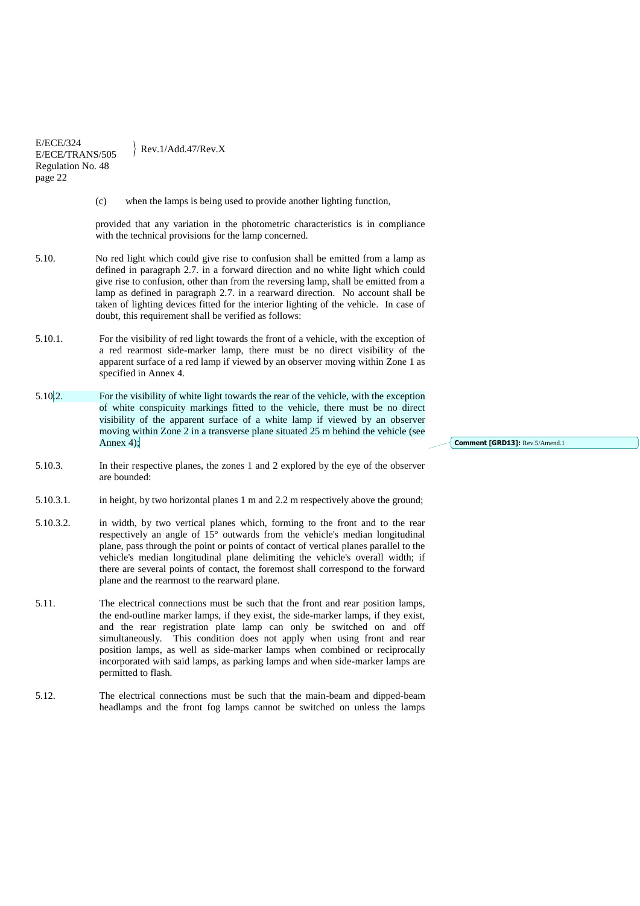(c) when the lamps is being used to provide another lighting function,

provided that any variation in the photometric characteristics is in compliance with the technical provisions for the lamp concerned.

5.10. No red light which could give rise to confusion shall be emitted from a lamp as defined in paragraph 2.7. in a forward direction and no white light which could give rise to confusion, other than from the reversing lamp, shall be emitted from a lamp as defined in paragraph 2.7. in a rearward direction. No account shall be taken of lighting devices fitted for the interior lighting of the vehicle. In case of doubt, this requirement shall be verified as follows:

5.10.1. For the visibility of red light towards the front of a vehicle, with the exception of a red rearmost side-marker lamp, there must be no direct visibility of the apparent surface of a red lamp if viewed by an observer moving within Zone 1 as specified in Annex 4.

5.10.2. For the visibility of white light towards the rear of the vehicle, with the exception of white conspicuity markings fitted to the vehicle, there must be no direct visibility of the apparent surface of a white lamp if viewed by an observer moving within Zone 2 in a transverse plane situated 25 m behind the vehicle (see Annex 4);

Comment [GRD13]: Rev.5/Amend.1

5.10.3. In their respective planes, the zones 1 and 2 explored by the eye of the observer are bounded:

5.10.3.1. in height, by two horizontal planes 1 m and 2.2 m respectively above the ground;

5.10.3.2. in width, by two vertical planes which, forming to the front and to the rear respectively an angle of 15° outwards from the vehicle's median longitudinal plane, pass through the point or points of contact of vertical planes parallel to the vehicle's median longitudinal plane delimiting the vehicle's overall width; if there are several points of contact, the foremost shall correspond to the forward plane and the rearmost to the rearward plane.

5.11. The electrical connections must be such that the front and rear position lamps, the end-outline marker lamps, if they exist, the side-marker lamps, if they exist, and the rear registration plate lamp can only be switched on and off simultaneously. This condition does not apply when using front and rear position lamps, as well as side-marker lamps when combined or reciprocally incorporated with said lamps, as parking lamps and when side-marker lamps are permitted to flash.

5.12. The electrical connections must be such that the main-beam and dipped-beam headlamps and the front fog lamps cannot be switched on unless the lamps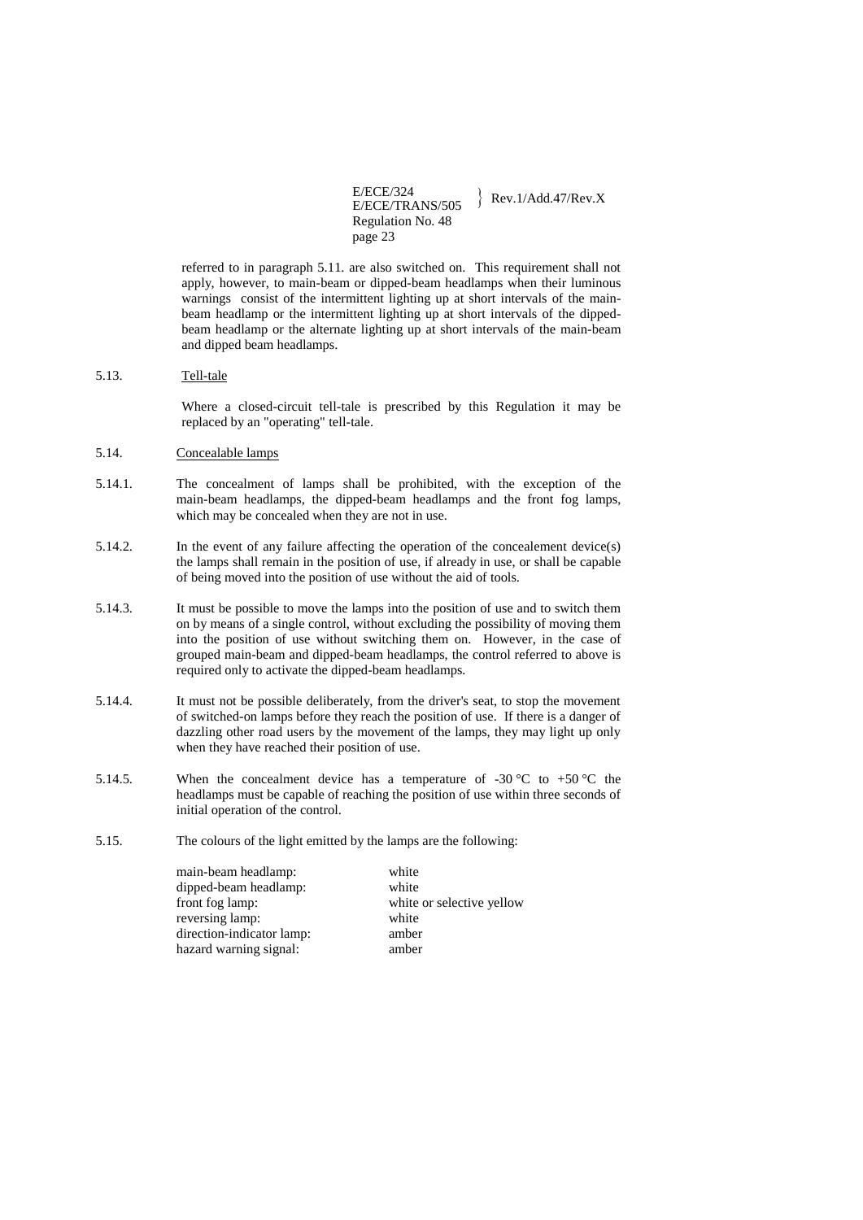referred to in paragraph 5.11. are also switched on. This requirement shall not apply, however, to main-beam or dipped-beam headlamps when their luminous warnings consist of the intermittent lighting up at short intervals of the main-beam headlamp or the intermittent lighting up at short intervals of the dipped-beam headlamp or the alternate lighting up at short intervals of the main-beam and dipped beam headlamps.

5.13. Tell-tale

Where a closed-circuit tell-tale is prescribed by this Regulation it may be replaced by an "operating" tell-tale.

5.14. Concealable lamps

5.14.1. The concealment of lamps shall be prohibited, with the exception of the main-beam headlamps, the dipped-beam headlamps and the front fog lamps, which may be concealed when they are not in use.

5.14.2. In the event of any failure affecting the operation of the concealement device(s) the lamps shall remain in the position of use, if already in use, or shall be capable of being moved into the position of use without the aid of tools.

5.14.3. It must be possible to move the lamps into the position of use and to switch them on by means of a single control, without excluding the possibility of moving them into the position of use without switching them on. However, in the case of grouped main-beam and dipped-beam headlamps, the control referred to above is required only to activate the dipped-beam headlamps.

5.14.4. It must not be possible deliberately, from the driver's seat, to stop the movement of switched-on lamps before they reach the position of use. If there is a danger of dazzling other road users by the movement of the lamps, they may light up only when they have reached their position of use.

5.14.5. When the concealment device has a temperature of -30 °C to +50 °C the headlamps must be capable of reaching the position of use within three seconds of initial operation of the control.

5.15. The colours of the light emitted by the lamps are the following:

| | |
|---|---|
| main-beam headlamp: | white |
| dipped-beam headlamp: | white |
| front fog lamp: | white or selective yellow |
| reversing lamp: | white |
| direction-indicator lamp: | amber |
| hazard warning signal: | amber |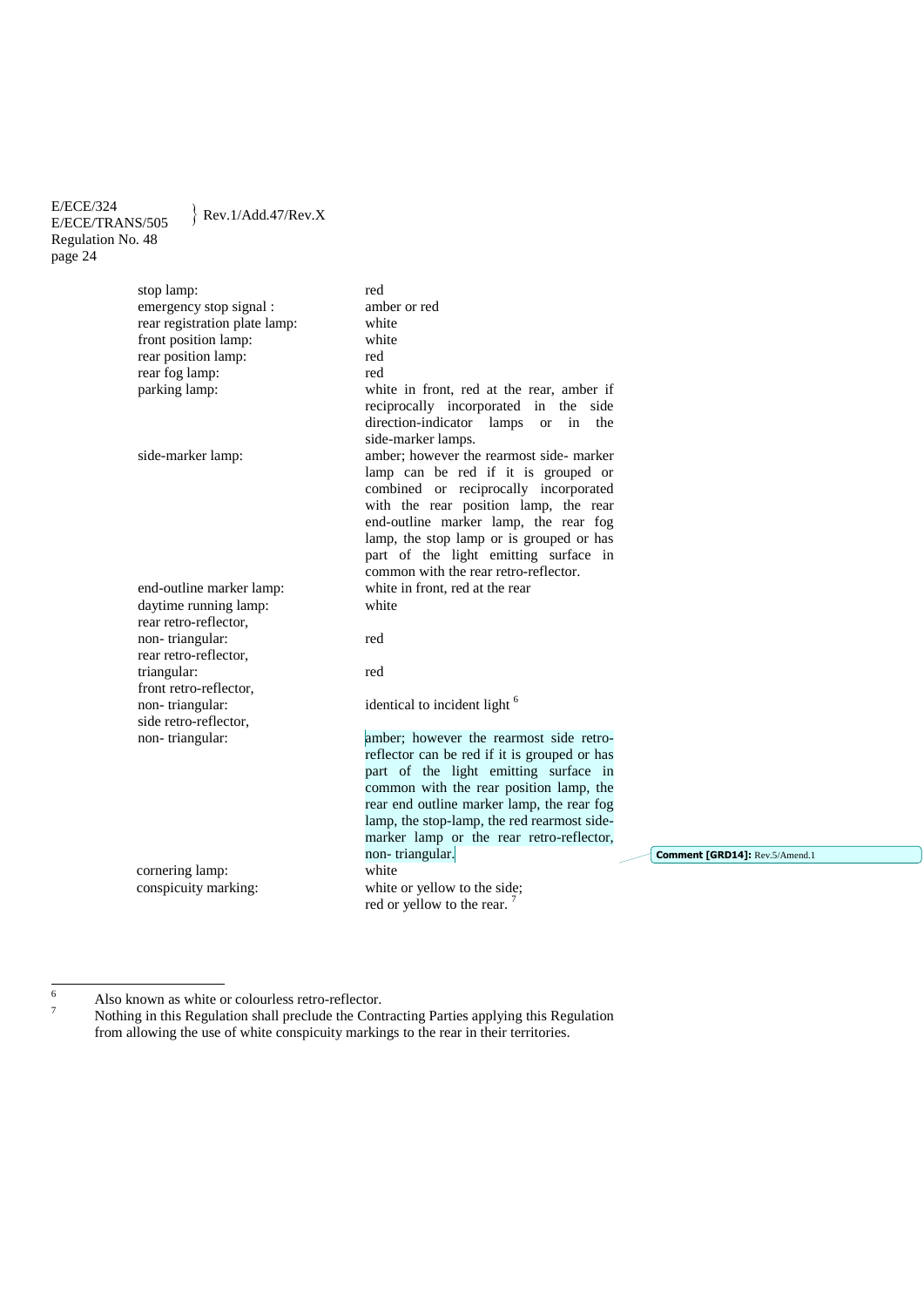| | |
|---|---|
| stop lamp: | red |
| emergency stop signal : | amber or red |
| rear registration plate lamp: | white |
| front position lamp: | white |
| rear position lamp: | red |
| rear fog lamp: | red |
| parking lamp: | white in front, red at the rear, amber if reciprocally incorporated in the side direction-indicator lamps or in the side-marker lamps. |
| side-marker lamp: | amber; however the rearmost side- marker lamp can be red if it is grouped or combined or reciprocally incorporated with the rear position lamp, the rear end-outline marker lamp, the rear fog lamp, the stop lamp or is grouped or has part of the light emitting surface in common with the rear retro-reflector. |
| end-outline marker lamp: | white in front, red at the rear |
| daytime running lamp: | white |
| rear retro-reflector, non- triangular: | red |
| rear retro-reflector, triangular: | red |
| front retro-reflector, non- triangular: | identical to incident light [6] |
| side retro-reflector, non- triangular: | amber; however the rearmost side retro-reflector can be red if it is grouped or has part of the light emitting surface in common with the rear position lamp, the rear end outline marker lamp, the rear fog lamp, the stop-lamp, the red rearmost side-marker lamp or the rear retro-reflector, non- triangular. |
| cornering lamp: | white |
| conspicuity marking: | white or yellow to the side; red or yellow to the rear. [7] |

Comment [GRD14]: Rev.5/Amend.1

[6] Also known as white or colourless retro-reflector.

[7] Nothing in this Regulation shall preclude the Contracting Parties applying this Regulation from allowing the use of white conspicuity markings to the rear in their territories.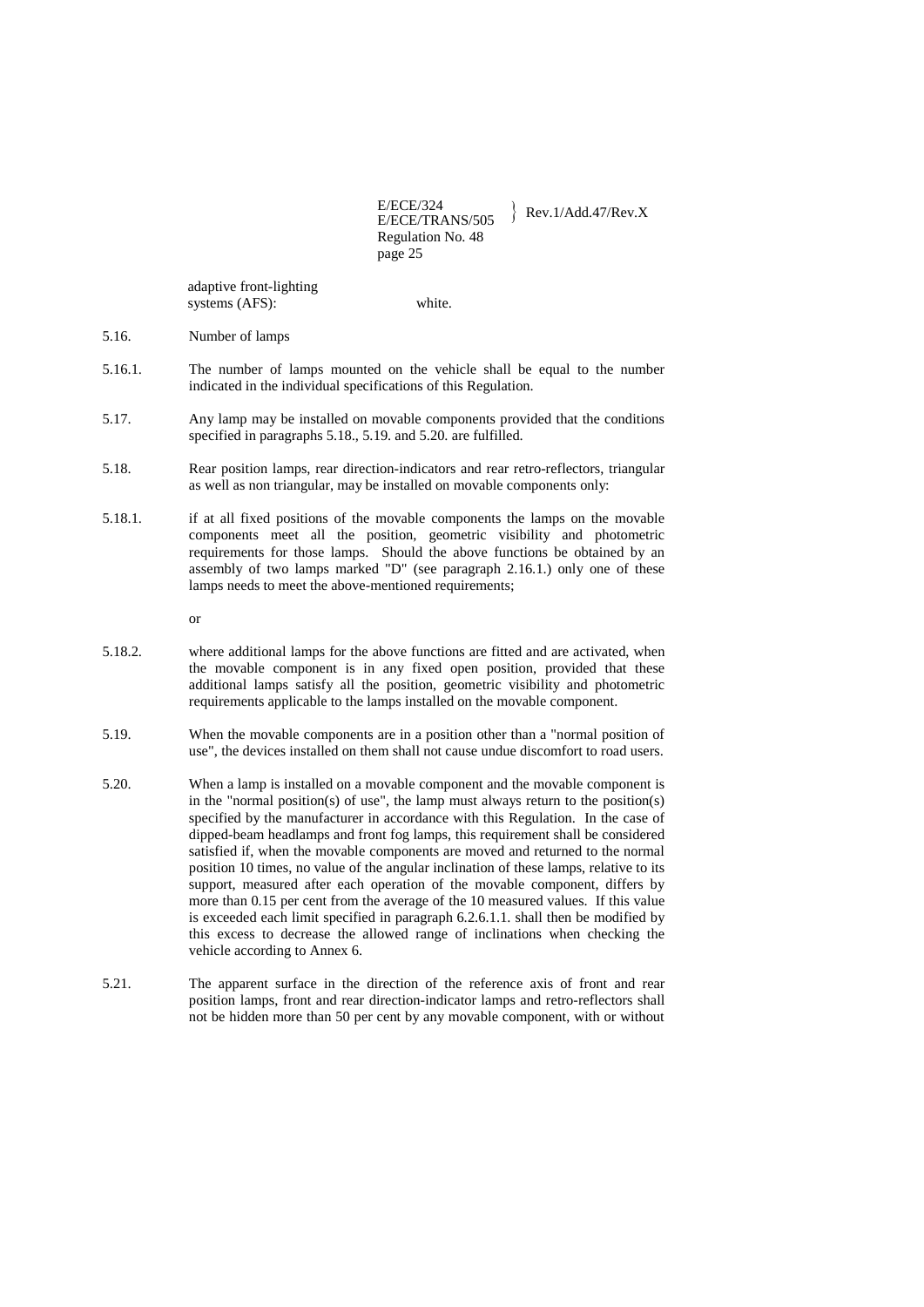adaptive front-lighting systems (AFS): white.

5.16. Number of lamps

5.16.1. The number of lamps mounted on the vehicle shall be equal to the number indicated in the individual specifications of this Regulation.

5.17. Any lamp may be installed on movable components provided that the conditions specified in paragraphs 5.18., 5.19. and 5.20. are fulfilled.

5.18. Rear position lamps, rear direction-indicators and rear retro-reflectors, triangular as well as non triangular, may be installed on movable components only:

5.18.1. if at all fixed positions of the movable components the lamps on the movable components meet all the position, geometric visibility and photometric requirements for those lamps. Should the above functions be obtained by an assembly of two lamps marked "D" (see paragraph 2.16.1.) only one of these lamps needs to meet the above-mentioned requirements;

or

5.18.2. where additional lamps for the above functions are fitted and are activated, when the movable component is in any fixed open position, provided that these additional lamps satisfy all the position, geometric visibility and photometric requirements applicable to the lamps installed on the movable component.

5.19. When the movable components are in a position other than a "normal position of use", the devices installed on them shall not cause undue discomfort to road users.

5.20. When a lamp is installed on a movable component and the movable component is in the "normal position(s) of use", the lamp must always return to the position(s) specified by the manufacturer in accordance with this Regulation. In the case of dipped-beam headlamps and front fog lamps, this requirement shall be considered satisfied if, when the movable components are moved and returned to the normal position 10 times, no value of the angular inclination of these lamps, relative to its support, measured after each operation of the movable component, differs by more than 0.15 per cent from the average of the 10 measured values. If this value is exceeded each limit specified in paragraph 6.2.6.1.1. shall then be modified by this excess to decrease the allowed range of inclinations when checking the vehicle according to Annex 6.

5.21. The apparent surface in the direction of the reference axis of front and rear position lamps, front and rear direction-indicator lamps and retro-reflectors shall not be hidden more than 50 per cent by any movable component, with or without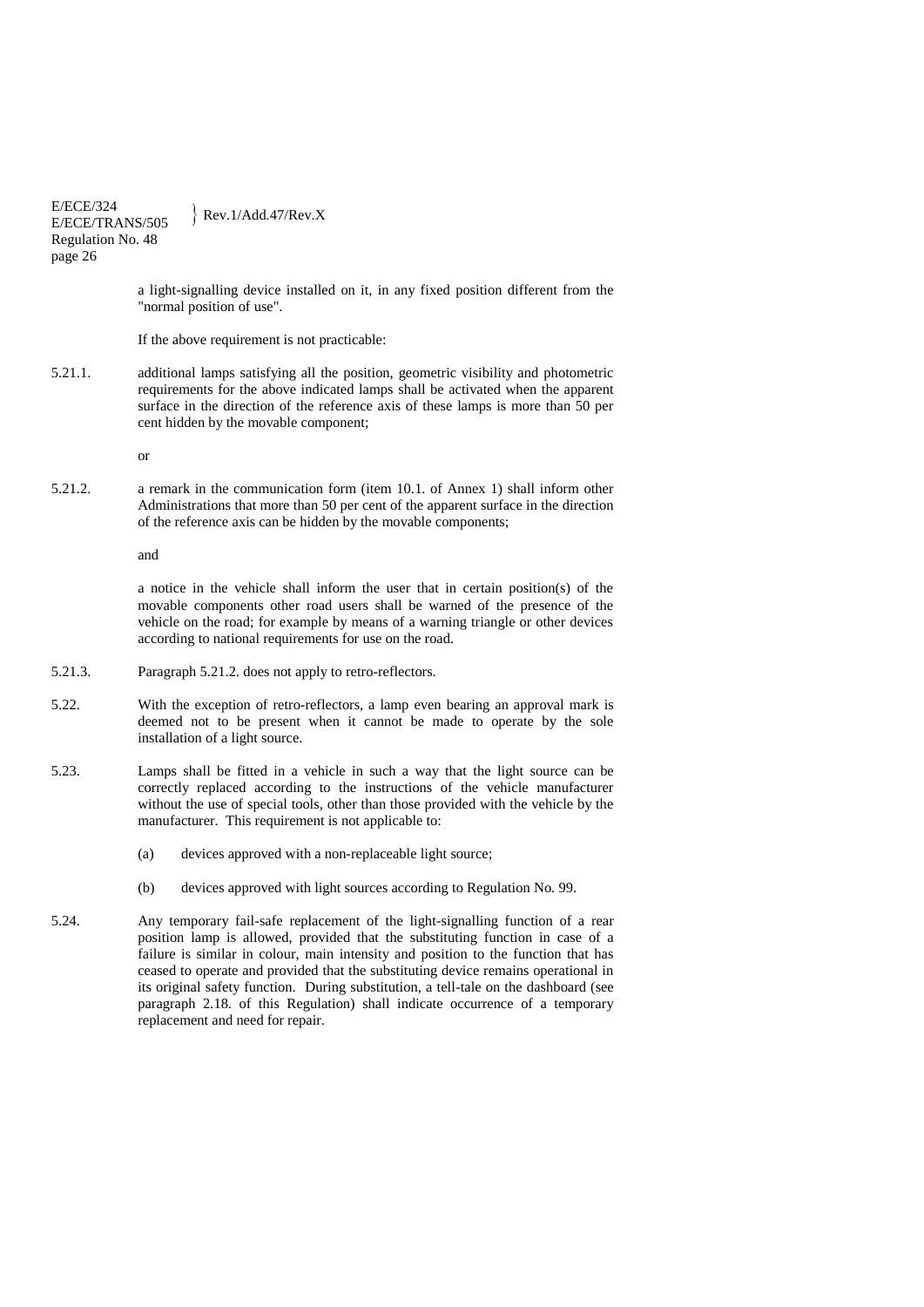a light-signalling device installed on it, in any fixed position different from the "normal position of use".

If the above requirement is not practicable:

5.21.1. additional lamps satisfying all the position, geometric visibility and photometric requirements for the above indicated lamps shall be activated when the apparent surface in the direction of the reference axis of these lamps is more than 50 per cent hidden by the movable component;

or

5.21.2. a remark in the communication form (item 10.1. of Annex 1) shall inform other Administrations that more than 50 per cent of the apparent surface in the direction of the reference axis can be hidden by the movable components;

and

a notice in the vehicle shall inform the user that in certain position(s) of the movable components other road users shall be warned of the presence of the vehicle on the road; for example by means of a warning triangle or other devices according to national requirements for use on the road.

5.21.3. Paragraph 5.21.2. does not apply to retro-reflectors.

5.22. With the exception of retro-reflectors, a lamp even bearing an approval mark is deemed not to be present when it cannot be made to operate by the sole installation of a light source.

5.23. Lamps shall be fitted in a vehicle in such a way that the light source can be correctly replaced according to the instructions of the vehicle manufacturer without the use of special tools, other than those provided with the vehicle by the manufacturer. This requirement is not applicable to:

(a) devices approved with a non-replaceable light source;

(b) devices approved with light sources according to Regulation No. 99.

5.24. Any temporary fail-safe replacement of the light-signalling function of a rear position lamp is allowed, provided that the substituting function in case of a failure is similar in colour, main intensity and position to the function that has ceased to operate and provided that the substituting device remains operational in its original safety function. During substitution, a tell-tale on the dashboard (see paragraph 2.18. of this Regulation) shall indicate occurrence of a temporary replacement and need for repair.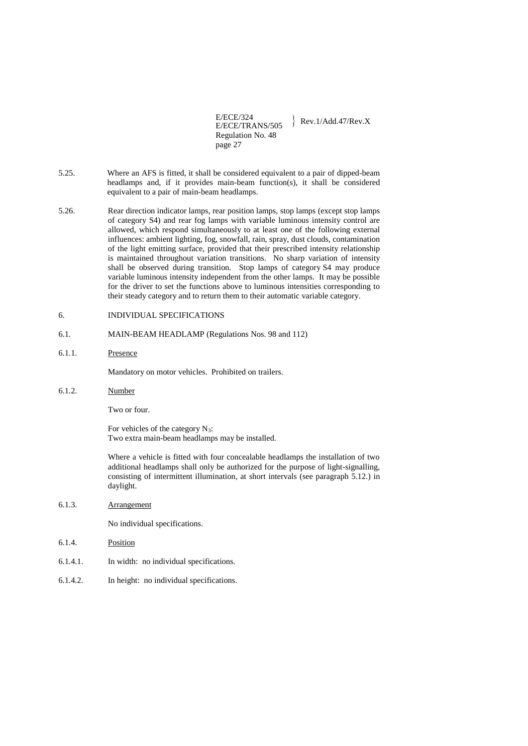5.25. Where an AFS is fitted, it shall be considered equivalent to a pair of dipped-beam headlamps and, if it provides main-beam function(s), it shall be considered equivalent to a pair of main-beam headlamps.

5.26. Rear direction indicator lamps, rear position lamps, stop lamps (except stop lamps of category S4) and rear fog lamps with variable luminous intensity control are allowed, which respond simultaneously to at least one of the following external influences: ambient lighting, fog, snowfall, rain, spray, dust clouds, contamination of the light emitting surface, provided that their prescribed intensity relationship is maintained throughout variation transitions. No sharp variation of intensity shall be observed during transition. Stop lamps of category S4 may produce variable luminous intensity independent from the other lamps. It may be possible for the driver to set the functions above to luminous intensities corresponding to their steady category and to return them to their automatic variable category.

6. INDIVIDUAL SPECIFICATIONS

6.1. MAIN-BEAM HEADLAMP (Regulations Nos. 98 and 112)

6.1.1. Presence

Mandatory on motor vehicles. Prohibited on trailers.

6.1.2. Number

Two or four.

For vehicles of the category $N_3$:
Two extra main-beam headlamps may be installed.

Where a vehicle is fitted with four concealable headlamps the installation of two additional headlamps shall only be authorized for the purpose of light-signalling, consisting of intermittent illumination, at short intervals (see paragraph 5.12.) in daylight.

6.1.3. Arrangement

No individual specifications.

6.1.4. Position

6.1.4.1. In width: no individual specifications.

6.1.4.2. In height: no individual specifications.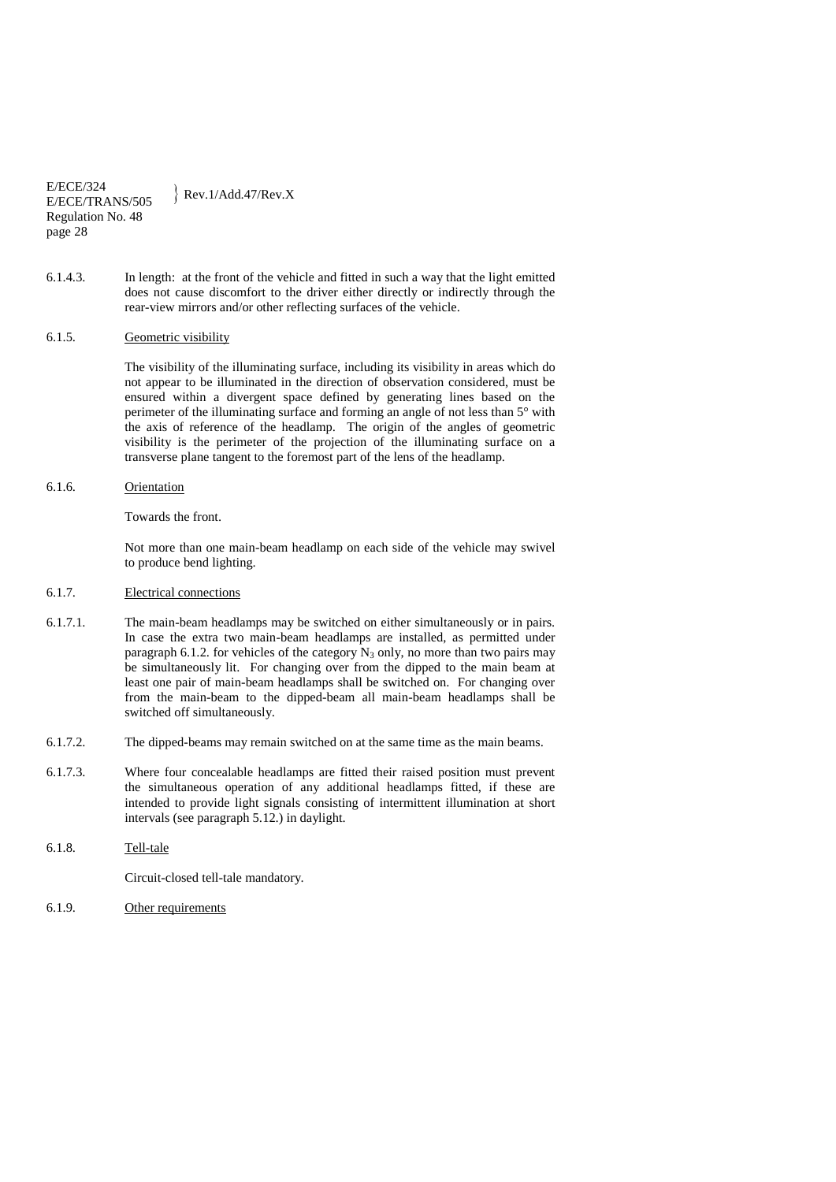6.1.4.3. In length: at the front of the vehicle and fitted in such a way that the light emitted does not cause discomfort to the driver either directly or indirectly through the rear-view mirrors and/or other reflecting surfaces of the vehicle.

6.1.5. Geometric visibility

The visibility of the illuminating surface, including its visibility in areas which do not appear to be illuminated in the direction of observation considered, must be ensured within a divergent space defined by generating lines based on the perimeter of the illuminating surface and forming an angle of not less than 5° with the axis of reference of the headlamp. The origin of the angles of geometric visibility is the perimeter of the projection of the illuminating surface on a transverse plane tangent to the foremost part of the lens of the headlamp.

6.1.6. Orientation

Towards the front.

Not more than one main-beam headlamp on each side of the vehicle may swivel to produce bend lighting.

6.1.7. Electrical connections

6.1.7.1. The main-beam headlamps may be switched on either simultaneously or in pairs. In case the extra two main-beam headlamps are installed, as permitted under paragraph 6.1.2. for vehicles of the category $N_3$ only, no more than two pairs may be simultaneously lit. For changing over from the dipped to the main beam at least one pair of main-beam headlamps shall be switched on. For changing over from the main-beam to the dipped-beam all main-beam headlamps shall be switched off simultaneously.

6.1.7.2. The dipped-beams may remain switched on at the same time as the main beams.

6.1.7.3. Where four concealable headlamps are fitted their raised position must prevent the simultaneous operation of any additional headlamps fitted, if these are intended to provide light signals consisting of intermittent illumination at short intervals (see paragraph 5.12.) in daylight.

6.1.8. Tell-tale

Circuit-closed tell-tale mandatory.

6.1.9. Other requirements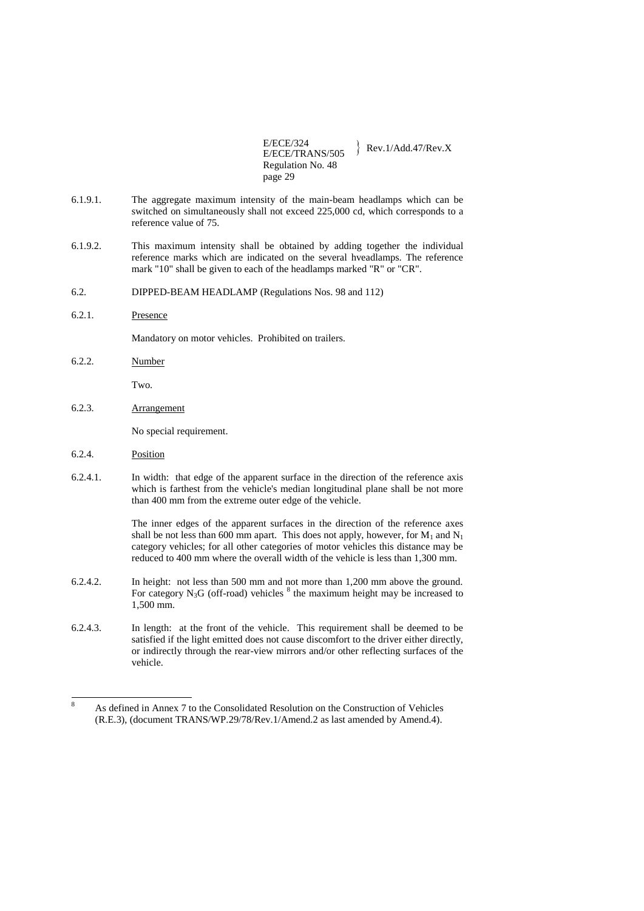6.1.9.1. The aggregate maximum intensity of the main-beam headlamps which can be switched on simultaneously shall not exceed 225,000 cd, which corresponds to a reference value of 75.

6.1.9.2. This maximum intensity shall be obtained by adding together the individual reference marks which are indicated on the several hveadlamps. The reference mark "10" shall be given to each of the headlamps marked "R" or "CR".

6.2. DIPPED-BEAM HEADLAMP (Regulations Nos. 98 and 112)

6.2.1. Presence

Mandatory on motor vehicles. Prohibited on trailers.

6.2.2. Number

Two.

6.2.3. Arrangement

No special requirement.

6.2.4. Position

6.2.4.1. In width: that edge of the apparent surface in the direction of the reference axis which is farthest from the vehicle's median longitudinal plane shall be not more than 400 mm from the extreme outer edge of the vehicle.

The inner edges of the apparent surfaces in the direction of the reference axes shall be not less than 600 mm apart. This does not apply, however, for $M_1$ and $N_1$ category vehicles; for all other categories of motor vehicles this distance may be reduced to 400 mm where the overall width of the vehicle is less than 1,300 mm.

6.2.4.2. In height: not less than 500 mm and not more than 1,200 mm above the ground. For category $N_3G$ (off-road) vehicles [8] the maximum height may be increased to 1,500 mm.

6.2.4.3. In length: at the front of the vehicle. This requirement shall be deemed to be satisfied if the light emitted does not cause discomfort to the driver either directly, or indirectly through the rear-view mirrors and/or other reflecting surfaces of the vehicle.

---

[8] As defined in Annex 7 to the Consolidated Resolution on the Construction of Vehicles (R.E.3), (document TRANS/WP.29/78/Rev.1/Amend.2 as last amended by Amend.4).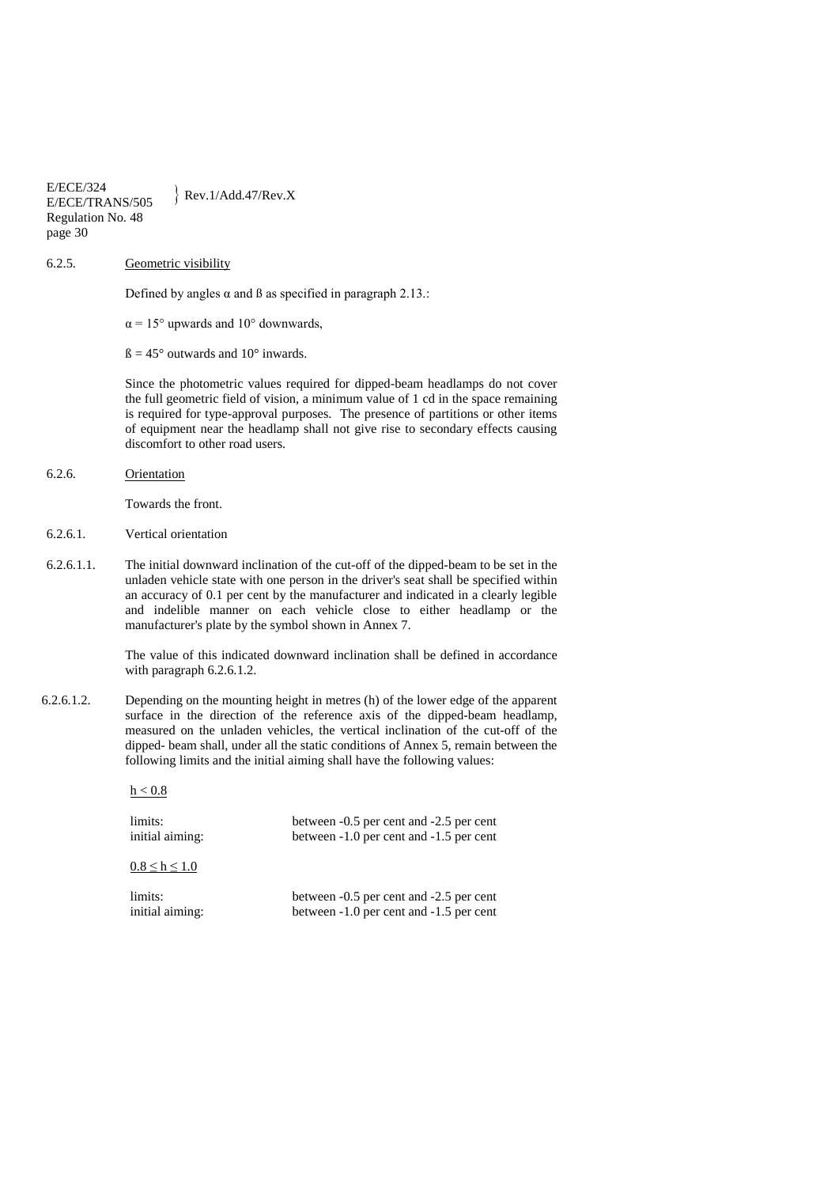6.2.5. Geometric visibility

Defined by angles α and ß as specified in paragraph 2.13.:

α = 15° upwards and 10° downwards,

ß = 45° outwards and 10° inwards.

Since the photometric values required for dipped-beam headlamps do not cover the full geometric field of vision, a minimum value of 1 cd in the space remaining is required for type-approval purposes. The presence of partitions or other items of equipment near the headlamp shall not give rise to secondary effects causing discomfort to other road users.

6.2.6. Orientation

Towards the front.

6.2.6.1. Vertical orientation

6.2.6.1.1. The initial downward inclination of the cut-off of the dipped-beam to be set in the unladen vehicle state with one person in the driver's seat shall be specified within an accuracy of 0.1 per cent by the manufacturer and indicated in a clearly legible and indelible manner on each vehicle close to either headlamp or the manufacturer's plate by the symbol shown in Annex 7.

The value of this indicated downward inclination shall be defined in accordance with paragraph 6.2.6.1.2.

6.2.6.1.2. Depending on the mounting height in metres (h) of the lower edge of the apparent surface in the direction of the reference axis of the dipped-beam headlamp, measured on the unladen vehicles, the vertical inclination of the cut-off of the dipped- beam shall, under all the static conditions of Annex 5, remain between the following limits and the initial aiming shall have the following values:

$h < 0.8$

| | |
|---|---|
| limits: | between -0.5 per cent and -2.5 per cent |
| initial aiming: | between -1.0 per cent and -1.5 per cent |

$0.8 \leq h \leq 1.0$

| | |
|---|---|
| limits: | between -0.5 per cent and -2.5 per cent |
| initial aiming: | between -1.0 per cent and -1.5 per cent |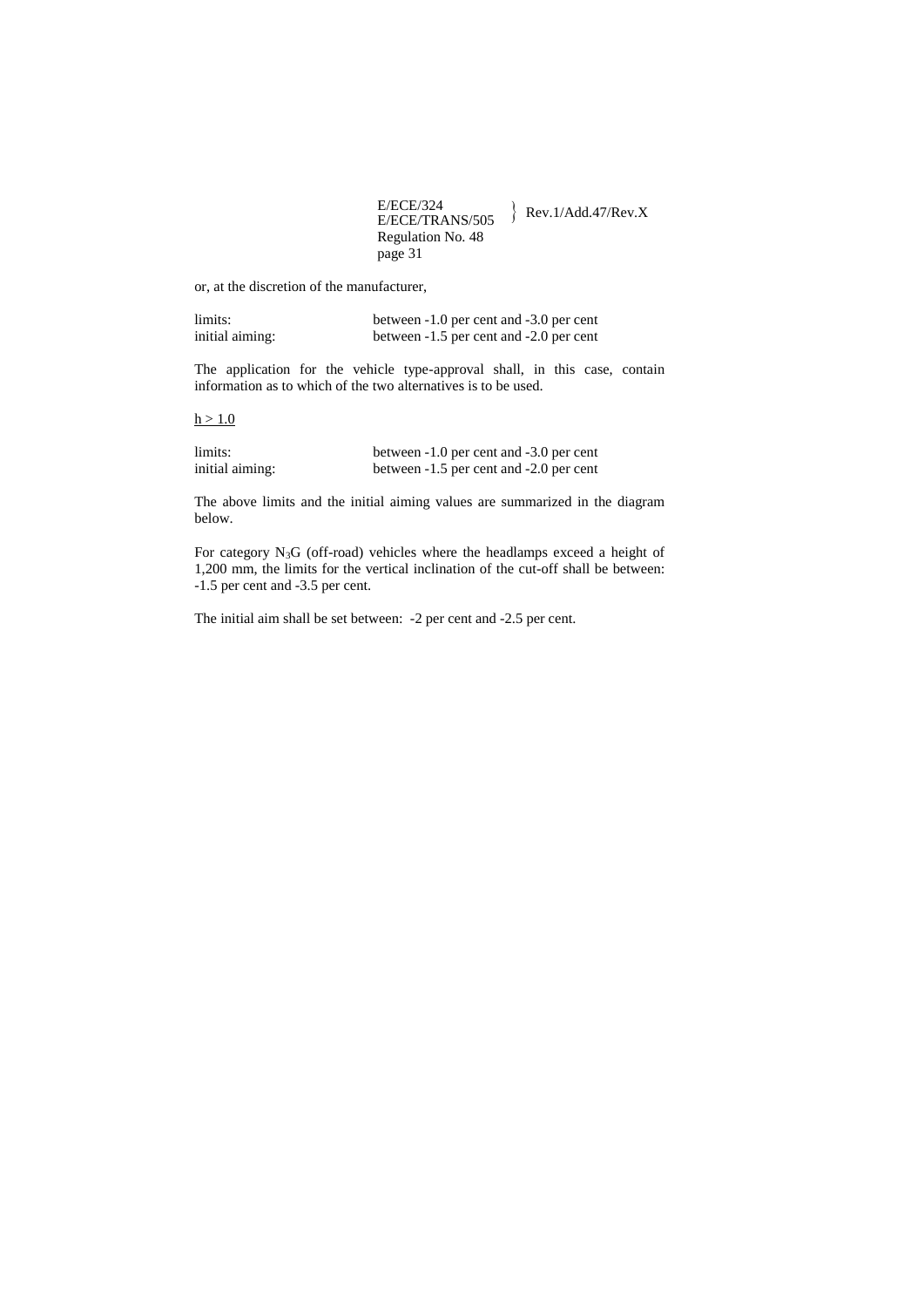or, at the discretion of the manufacturer,

| | |
|---|---|
| limits: | between -1.0 per cent and -3.0 per cent |
| initial aiming: | between -1.5 per cent and -2.0 per cent |

The application for the vehicle type-approval shall, in this case, contain information as to which of the two alternatives is to be used.

<u>h > 1.0</u>

| | |
|---|---|
| limits: | between -1.0 per cent and -3.0 per cent |
| initial aiming: | between -1.5 per cent and -2.0 per cent |

The above limits and the initial aiming values are summarized in the diagram below.

For category $N_3G$ (off-road) vehicles where the headlamps exceed a height of 1,200 mm, the limits for the vertical inclination of the cut-off shall be between: -1.5 per cent and -3.5 per cent.

The initial aim shall be set between: -2 per cent and -2.5 per cent.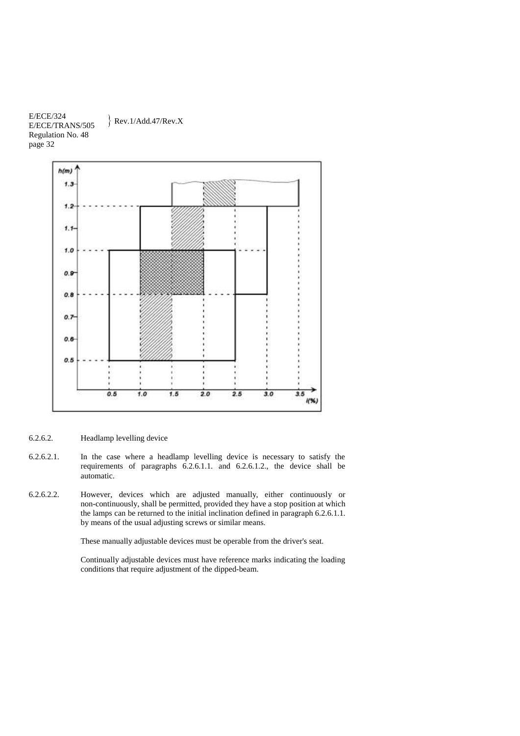6.2.6.2. Headlamp levelling device

6.2.6.2.1. In the case where a headlamp levelling device is necessary to satisfy the requirements of paragraphs 6.2.6.1.1. and 6.2.6.1.2., the device shall be automatic.

6.2.6.2.2. However, devices which are adjusted manually, either continuously or non-continuously, shall be permitted, provided they have a stop position at which the lamps can be returned to the initial inclination defined in paragraph 6.2.6.1.1. by means of the usual adjusting screws or similar means.

These manually adjustable devices must be operable from the driver's seat.

Continually adjustable devices must have reference marks indicating the loading conditions that require adjustment of the dipped-beam.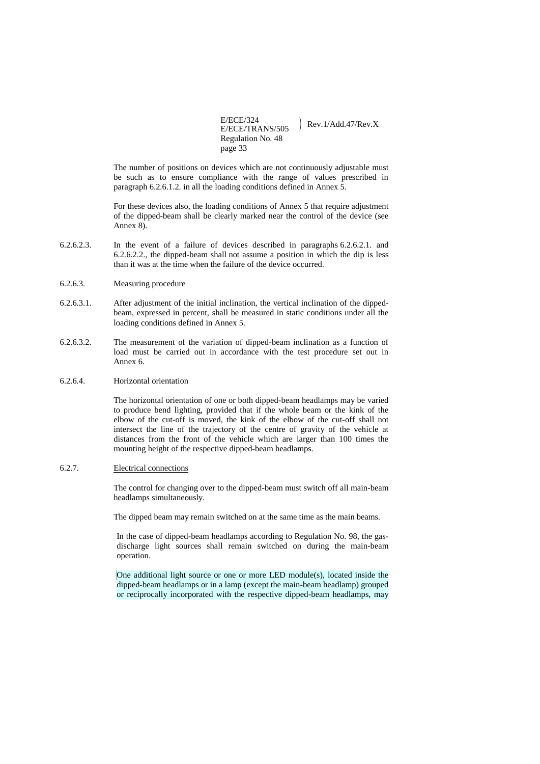The number of positions on devices which are not continuously adjustable must be such as to ensure compliance with the range of values prescribed in paragraph 6.2.6.1.2. in all the loading conditions defined in Annex 5.

For these devices also, the loading conditions of Annex 5 that require adjustment of the dipped-beam shall be clearly marked near the control of the device (see Annex 8).

6.2.6.2.3. In the event of a failure of devices described in paragraphs 6.2.6.2.1. and 6.2.6.2.2., the dipped-beam shall not assume a position in which the dip is less than it was at the time when the failure of the device occurred.

6.2.6.3. Measuring procedure

6.2.6.3.1. After adjustment of the initial inclination, the vertical inclination of the dipped-beam, expressed in percent, shall be measured in static conditions under all the loading conditions defined in Annex 5.

6.2.6.3.2. The measurement of the variation of dipped-beam inclination as a function of load must be carried out in accordance with the test procedure set out in Annex 6.

6.2.6.4. Horizontal orientation

The horizontal orientation of one or both dipped-beam headlamps may be varied to produce bend lighting, provided that if the whole beam or the kink of the elbow of the cut-off is moved, the kink of the elbow of the cut-off shall not intersect the line of the trajectory of the centre of gravity of the vehicle at distances from the front of the vehicle which are larger than 100 times the mounting height of the respective dipped-beam headlamps.

6.2.7. Electrical connections

The control for changing over to the dipped-beam must switch off all main-beam headlamps simultaneously.

The dipped beam may remain switched on at the same time as the main beams.

In the case of dipped-beam headlamps according to Regulation No. 98, the gas-discharge light sources shall remain switched on during the main-beam operation.

One additional light source or one or more LED module(s), located inside the dipped-beam headlamps or in a lamp (except the main-beam headlamp) grouped or reciprocally incorporated with the respective dipped-beam headlamps, may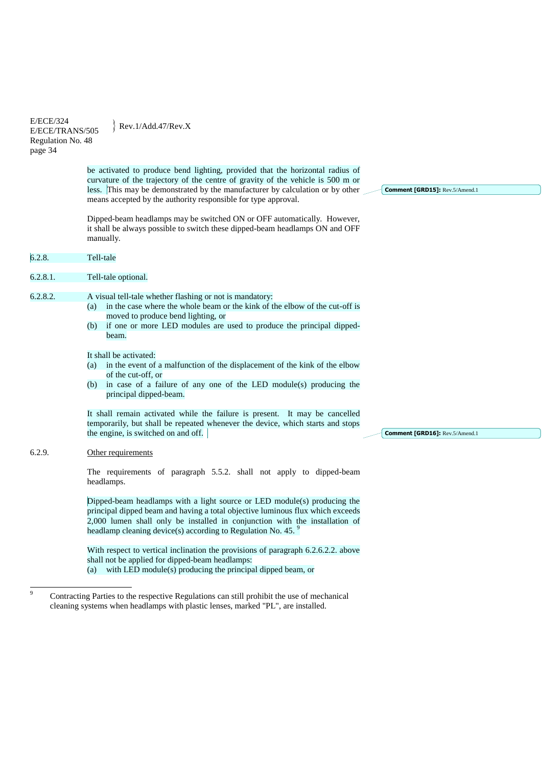be activated to produce bend lighting, provided that the horizontal radius of curvature of the trajectory of the centre of gravity of the vehicle is 500 m or less. This may be demonstrated by the manufacturer by calculation or by other means accepted by the authority responsible for type approval.

Comment [GRD15]: Rev.5/Amend.1

Dipped-beam headlamps may be switched ON or OFF automatically. However, it shall be always possible to switch these dipped-beam headlamps ON and OFF manually.

6.2.8. Tell-tale

6.2.8.1. Tell-tale optional.

6.2.8.2. A visual tell-tale whether flashing or not is mandatory:

(a) in the case where the whole beam or the kink of the elbow of the cut-off is moved to produce bend lighting, or

(b) if one or more LED modules are used to produce the principal dipped-beam.

It shall be activated:

(a) in the event of a malfunction of the displacement of the kink of the elbow of the cut-off, or

(b) in case of a failure of any one of the LED module(s) producing the principal dipped-beam.

It shall remain activated while the failure is present. It may be cancelled temporarily, but shall be repeated whenever the device, which starts and stops the engine, is switched on and off.

Comment [GRD16]: Rev.5/Amend.1

6.2.9. Other requirements

The requirements of paragraph 5.5.2. shall not apply to dipped-beam headlamps.

Dipped-beam headlamps with a light source or LED module(s) producing the principal dipped beam and having a total objective luminous flux which exceeds 2,000 lumen shall only be installed in conjunction with the installation of headlamp cleaning device(s) according to Regulation No. 45. [9]

With respect to vertical inclination the provisions of paragraph 6.2.6.2.2. above shall not be applied for dipped-beam headlamps:

(a) with LED module(s) producing the principal dipped beam, or

[9] Contracting Parties to the respective Regulations can still prohibit the use of mechanical cleaning systems when headlamps with plastic lenses, marked "PL", are installed.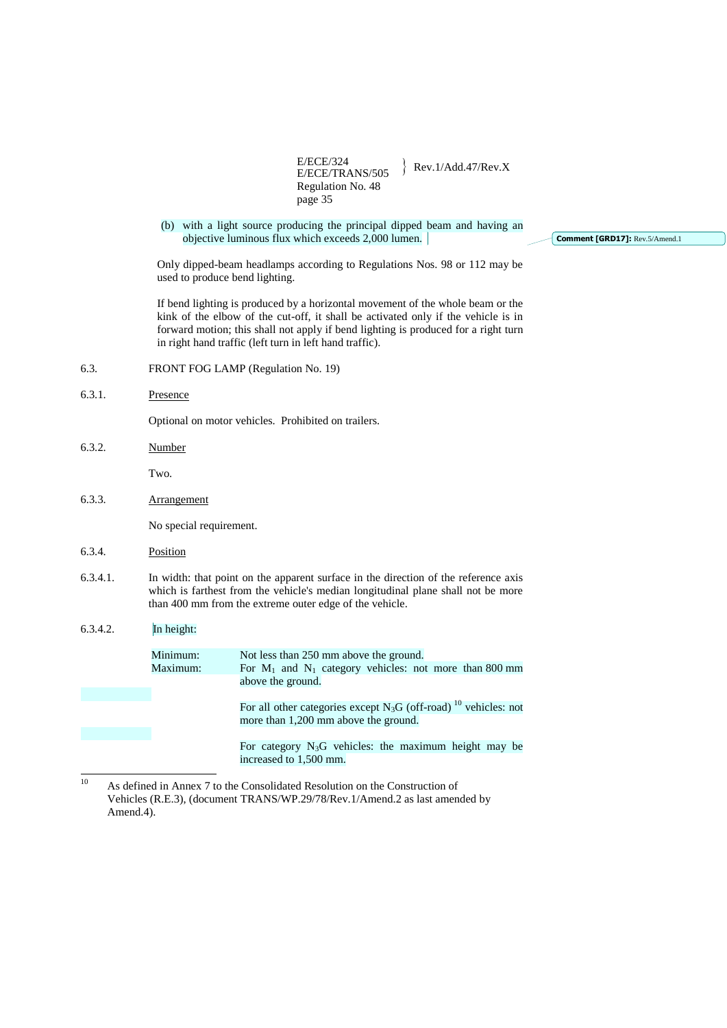(b) with a light source producing the principal dipped beam and having an objective luminous flux which exceeds 2,000 lumen.

Only dipped-beam headlamps according to Regulations Nos. 98 or 112 may be used to produce bend lighting.

If bend lighting is produced by a horizontal movement of the whole beam or the kink of the elbow of the cut-off, it shall be activated only if the vehicle is in forward motion; this shall not apply if bend lighting is produced for a right turn in right hand traffic (left turn in left hand traffic).

6.3. FRONT FOG LAMP (Regulation No. 19)

6.3.1. Presence

Optional on motor vehicles. Prohibited on trailers.

6.3.2. Number

Two.

6.3.3. Arrangement

No special requirement.

6.3.4. Position

6.3.4.1. In width: that point on the apparent surface in the direction of the reference axis which is farthest from the vehicle's median longitudinal plane shall not be more than 400 mm from the extreme outer edge of the vehicle.

6.3.4.2. In height:

Minimum: Not less than 250 mm above the ground.

Maximum: For $M_1$ and $N_1$ category vehicles: not more than 800 mm above the ground.

For all other categories except $N_3G$ (off-road) [10] vehicles: not more than 1,200 mm above the ground.

For category $N_3G$ vehicles: the maximum height may be increased to 1,500 mm.

---

[10] As defined in Annex 7 to the Consolidated Resolution on the Construction of Vehicles (R.E.3), (document TRANS/WP.29/78/Rev.1/Amend.2 as last amended by Amend.4).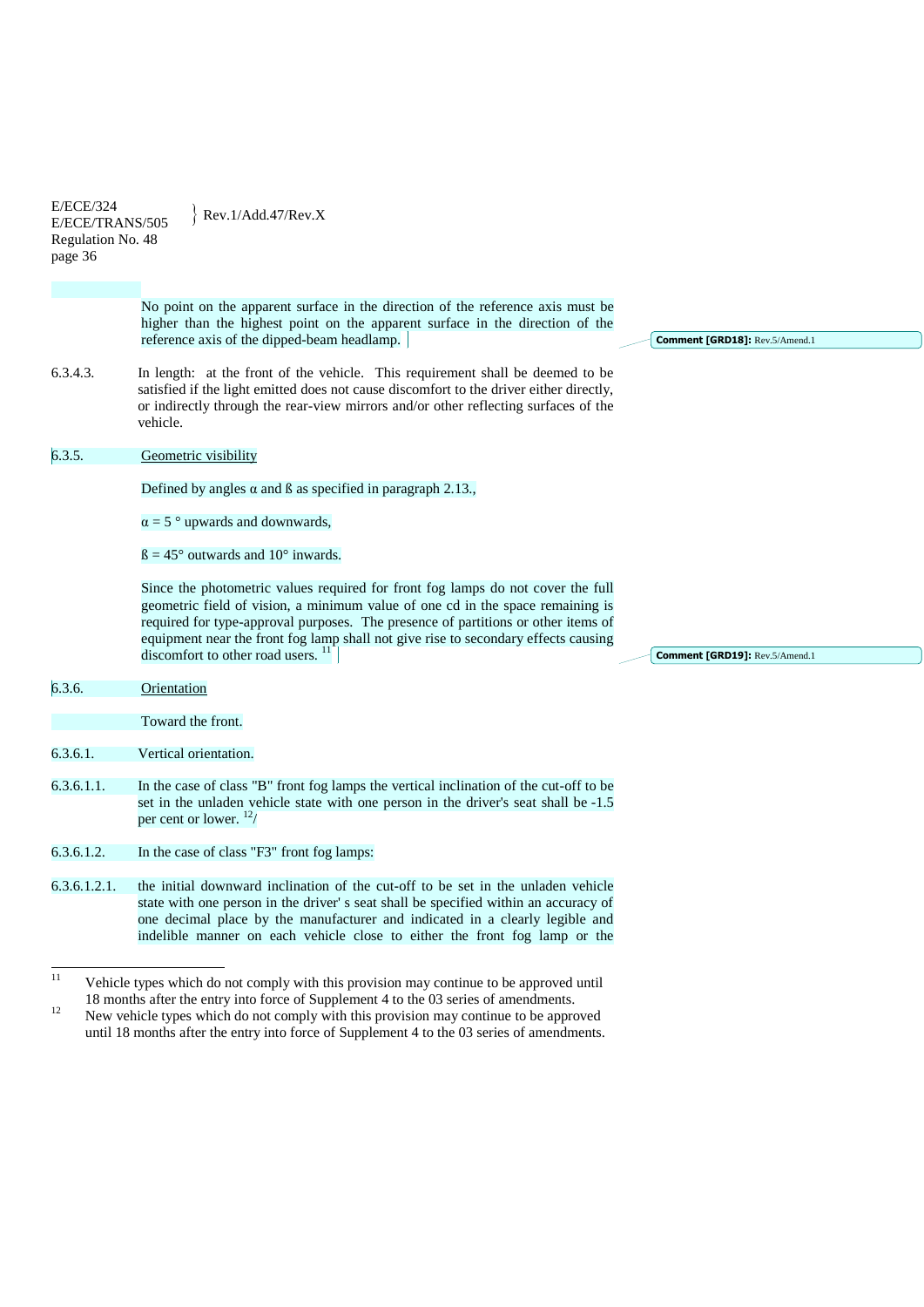No point on the apparent surface in the direction of the reference axis must be higher than the highest point on the apparent surface in the direction of the reference axis of the dipped-beam headlamp.

6.3.4.3. In length: at the front of the vehicle. This requirement shall be deemed to be satisfied if the light emitted does not cause discomfort to the driver either directly, or indirectly through the rear-view mirrors and/or other reflecting surfaces of the vehicle.

6.3.5. Geometric visibility

Defined by angles α and ß as specified in paragraph 2.13.,

α = 5 ° upwards and downwards,

ß = 45° outwards and 10° inwards.

Since the photometric values required for front fog lamps do not cover the full geometric field of vision, a minimum value of one cd in the space remaining is required for type-approval purposes. The presence of partitions or other items of equipment near the front fog lamp shall not give rise to secondary effects causing discomfort to other road users. [11]

6.3.6. Orientation

Toward the front.

6.3.6.1. Vertical orientation.

6.3.6.1.1. In the case of class "B" front fog lamps the vertical inclination of the cut-off to be set in the unladen vehicle state with one person in the driver's seat shall be -1.5 per cent or lower. [12]/

6.3.6.1.2. In the case of class "F3" front fog lamps:

6.3.6.1.2.1. the initial downward inclination of the cut-off to be set in the unladen vehicle state with one person in the driver' s seat shall be specified within an accuracy of one decimal place by the manufacturer and indicated in a clearly legible and indelible manner on each vehicle close to either the front fog lamp or the

---

[11] Vehicle types which do not comply with this provision may continue to be approved until 18 months after the entry into force of Supplement 4 to the 03 series of amendments.

[12] New vehicle types which do not comply with this provision may continue to be approved until 18 months after the entry into force of Supplement 4 to the 03 series of amendments.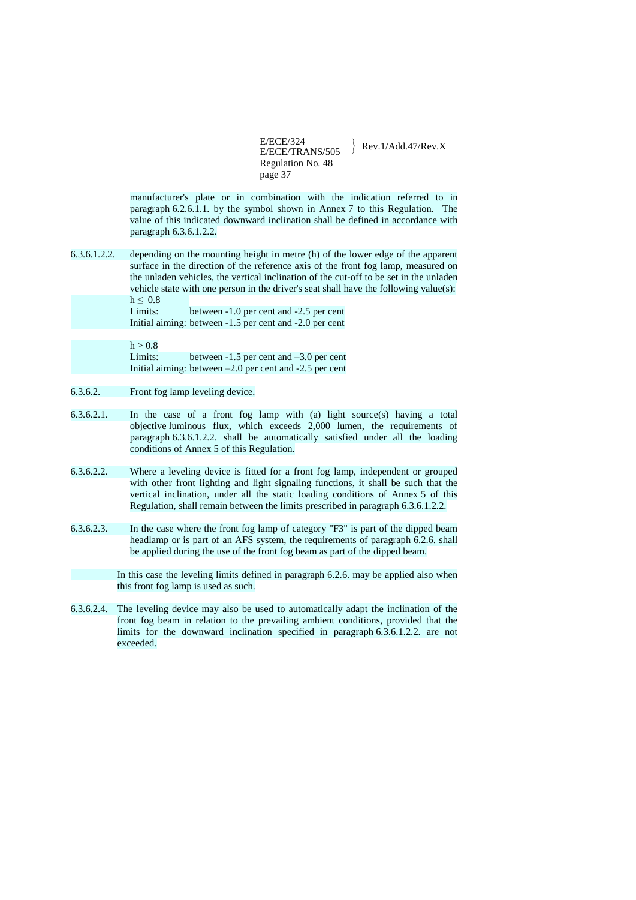manufacturer's plate or in combination with the indication referred to in paragraph 6.2.6.1.1. by the symbol shown in Annex 7 to this Regulation. The value of this indicated downward inclination shall be defined in accordance with paragraph 6.3.6.1.2.2.

6.3.6.1.2.2. depending on the mounting height in metre (h) of the lower edge of the apparent surface in the direction of the reference axis of the front fog lamp, measured on the unladen vehicles, the vertical inclination of the cut-off to be set in the unladen vehicle state with one person in the driver's seat shall have the following value(s):

$h \leq 0.8$

Limits: between -1.0 per cent and -2.5 per cent

Initial aiming: between -1.5 per cent and -2.0 per cent

$h > 0.8$

Limits: between -1.5 per cent and –3.0 per cent

Initial aiming: between –2.0 per cent and -2.5 per cent

6.3.6.2. Front fog lamp leveling device.

6.3.6.2.1. In the case of a front fog lamp with (a) light source(s) having a total objective luminous flux, which exceeds 2,000 lumen, the requirements of paragraph 6.3.6.1.2.2. shall be automatically satisfied under all the loading conditions of Annex 5 of this Regulation.

6.3.6.2.2. Where a leveling device is fitted for a front fog lamp, independent or grouped with other front lighting and light signaling functions, it shall be such that the vertical inclination, under all the static loading conditions of Annex 5 of this Regulation, shall remain between the limits prescribed in paragraph 6.3.6.1.2.2.

6.3.6.2.3. In the case where the front fog lamp of category "F3" is part of the dipped beam headlamp or is part of an AFS system, the requirements of paragraph 6.2.6. shall be applied during the use of the front fog beam as part of the dipped beam.

In this case the leveling limits defined in paragraph 6.2.6. may be applied also when this front fog lamp is used as such.

6.3.6.2.4. The leveling device may also be used to automatically adapt the inclination of the front fog beam in relation to the prevailing ambient conditions, provided that the limits for the downward inclination specified in paragraph 6.3.6.1.2.2. are not exceeded.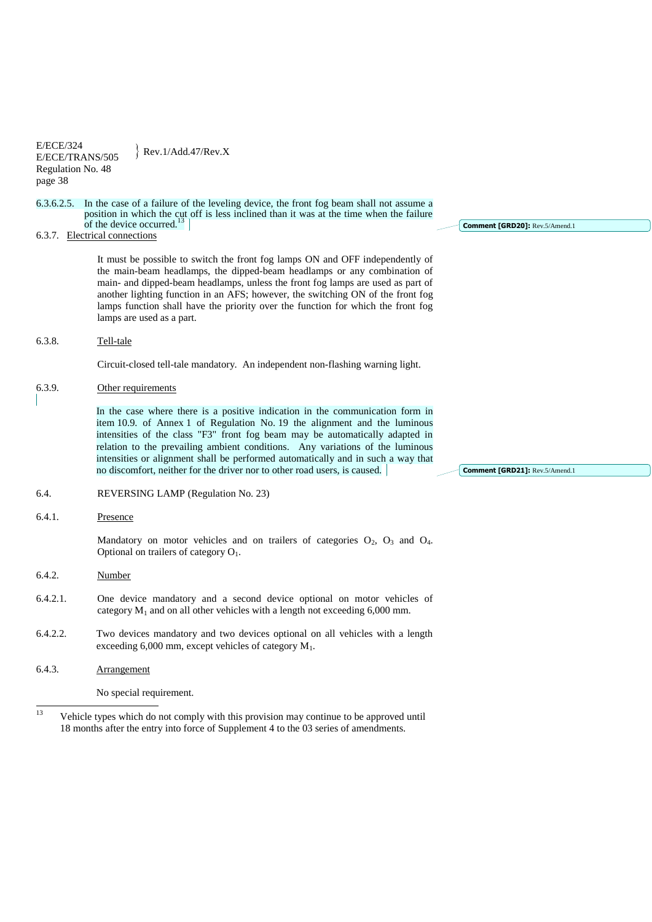6.3.6.2.5. In the case of a failure of the leveling device, the front fog beam shall not assume a position in which the cut off is less inclined than it was at the time when the failure of the device occurred.[13]

Comment [GRD20]: Rev.5/Amend.1

6.3.7. Electrical connections

It must be possible to switch the front fog lamps ON and OFF independently of the main-beam headlamps, the dipped-beam headlamps or any combination of main- and dipped-beam headlamps, unless the front fog lamps are used as part of another lighting function in an AFS; however, the switching ON of the front fog lamps function shall have the priority over the function for which the front fog lamps are used as a part.

6.3.8. Tell-tale

Circuit-closed tell-tale mandatory. An independent non-flashing warning light.

6.3.9. Other requirements

In the case where there is a positive indication in the communication form in item 10.9. of Annex 1 of Regulation No. 19 the alignment and the luminous intensities of the class "F3" front fog beam may be automatically adapted in relation to the prevailing ambient conditions. Any variations of the luminous intensities or alignment shall be performed automatically and in such a way that no discomfort, neither for the driver nor to other road users, is caused.

Comment [GRD21]: Rev.5/Amend.1

6.4. REVERSING LAMP (Regulation No. 23)

6.4.1. Presence

Mandatory on motor vehicles and on trailers of categories $O_2$, $O_3$ and $O_4$. Optional on trailers of category $O_1$.

6.4.2. Number

6.4.2.1. One device mandatory and a second device optional on motor vehicles of category $M_1$ and on all other vehicles with a length not exceeding 6,000 mm.

6.4.2.2. Two devices mandatory and two devices optional on all vehicles with a length exceeding 6,000 mm, except vehicles of category $M_1$.

6.4.3. Arrangement

No special requirement.

---

[13] Vehicle types which do not comply with this provision may continue to be approved until 18 months after the entry into force of Supplement 4 to the 03 series of amendments.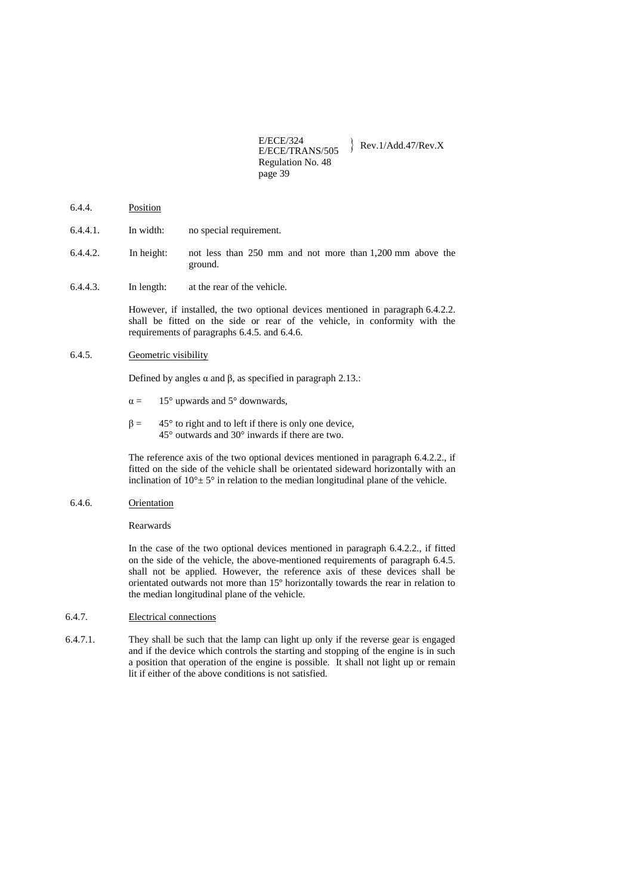6.4.4. Position

6.4.4.1. In width: no special requirement.

6.4.4.2. In height: not less than 250 mm and not more than 1,200 mm above the ground.

6.4.4.3. In length: at the rear of the vehicle.

However, if installed, the two optional devices mentioned in paragraph 6.4.2.2. shall be fitted on the side or rear of the vehicle, in conformity with the requirements of paragraphs 6.4.5. and 6.4.6.

6.4.5. Geometric visibility

Defined by angles α and β, as specified in paragraph 2.13.:

α = 15° upwards and 5° downwards,

β = 45° to right and to left if there is only one device,
45° outwards and 30° inwards if there are two.

The reference axis of the two optional devices mentioned in paragraph 6.4.2.2., if fitted on the side of the vehicle shall be orientated sideward horizontally with an inclination of 10°± 5° in relation to the median longitudinal plane of the vehicle.

6.4.6. Orientation

Rearwards

In the case of the two optional devices mentioned in paragraph 6.4.2.2., if fitted on the side of the vehicle, the above-mentioned requirements of paragraph 6.4.5. shall not be applied. However, the reference axis of these devices shall be orientated outwards not more than 15º horizontally towards the rear in relation to the median longitudinal plane of the vehicle.

6.4.7. Electrical connections

6.4.7.1. They shall be such that the lamp can light up only if the reverse gear is engaged and if the device which controls the starting and stopping of the engine is in such a position that operation of the engine is possible. It shall not light up or remain lit if either of the above conditions is not satisfied.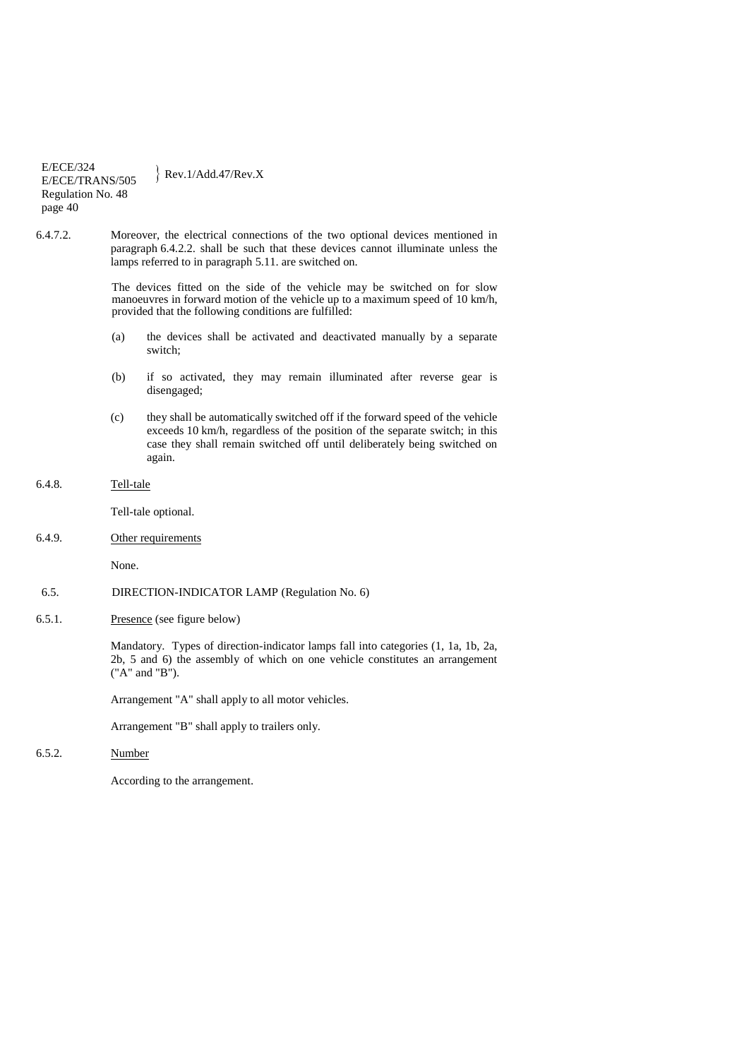6.4.7.2. Moreover, the electrical connections of the two optional devices mentioned in paragraph 6.4.2.2. shall be such that these devices cannot illuminate unless the lamps referred to in paragraph 5.11. are switched on.

The devices fitted on the side of the vehicle may be switched on for slow manoeuvres in forward motion of the vehicle up to a maximum speed of 10 km/h, provided that the following conditions are fulfilled:

(a) the devices shall be activated and deactivated manually by a separate switch;

(b) if so activated, they may remain illuminated after reverse gear is disengaged;

(c) they shall be automatically switched off if the forward speed of the vehicle exceeds 10 km/h, regardless of the position of the separate switch; in this case they shall remain switched off until deliberately being switched on again.

6.4.8. Tell-tale

Tell-tale optional.

6.4.9. Other requirements

None.

6.5. DIRECTION-INDICATOR LAMP (Regulation No. 6)

6.5.1. Presence (see figure below)

Mandatory. Types of direction-indicator lamps fall into categories (1, 1a, 1b, 2a, 2b, 5 and 6) the assembly of which on one vehicle constitutes an arrangement ("A" and "B").

Arrangement "A" shall apply to all motor vehicles.

Arrangement "B" shall apply to trailers only.

6.5.2. Number

According to the arrangement.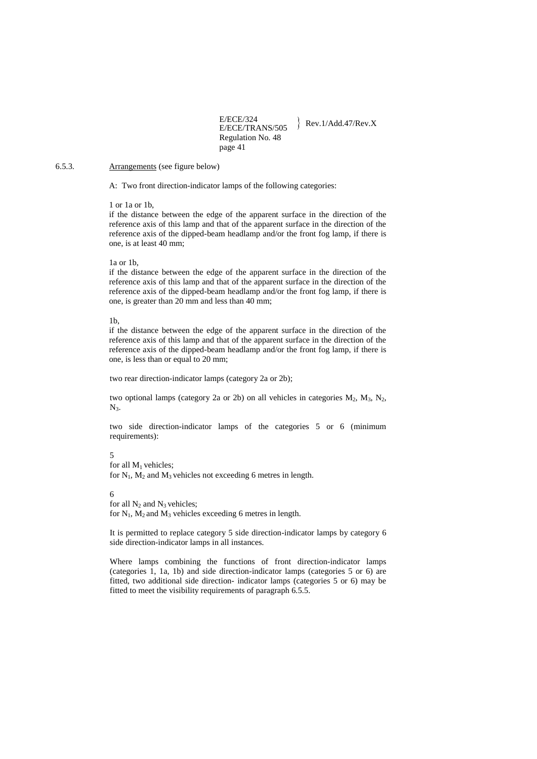6.5.3. Arrangements (see figure below)

A: Two front direction-indicator lamps of the following categories:

1 or 1a or 1b,
if the distance between the edge of the apparent surface in the direction of the reference axis of this lamp and that of the apparent surface in the direction of the reference axis of the dipped-beam headlamp and/or the front fog lamp, if there is one, is at least 40 mm;

1a or 1b,
if the distance between the edge of the apparent surface in the direction of the reference axis of this lamp and that of the apparent surface in the direction of the reference axis of the dipped-beam headlamp and/or the front fog lamp, if there is one, is greater than 20 mm and less than 40 mm;

1b,
if the distance between the edge of the apparent surface in the direction of the reference axis of this lamp and that of the apparent surface in the direction of the reference axis of the dipped-beam headlamp and/or the front fog lamp, if there is one, is less than or equal to 20 mm;

two rear direction-indicator lamps (category 2a or 2b);

two optional lamps (category 2a or 2b) on all vehicles in categories $M_2$, $M_3$, $N_2$, $N_3$.

two side direction-indicator lamps of the categories 5 or 6 (minimum requirements):

5
for all $M_1$ vehicles;
for $N_1$, $M_2$ and $M_3$ vehicles not exceeding 6 metres in length.

6
for all $N_2$ and $N_3$ vehicles;
for $N_1$, $M_2$ and $M_3$ vehicles exceeding 6 metres in length.

It is permitted to replace category 5 side direction-indicator lamps by category 6 side direction-indicator lamps in all instances.

Where lamps combining the functions of front direction-indicator lamps (categories 1, 1a, 1b) and side direction-indicator lamps (categories 5 or 6) are fitted, two additional side direction- indicator lamps (categories 5 or 6) may be fitted to meet the visibility requirements of paragraph 6.5.5.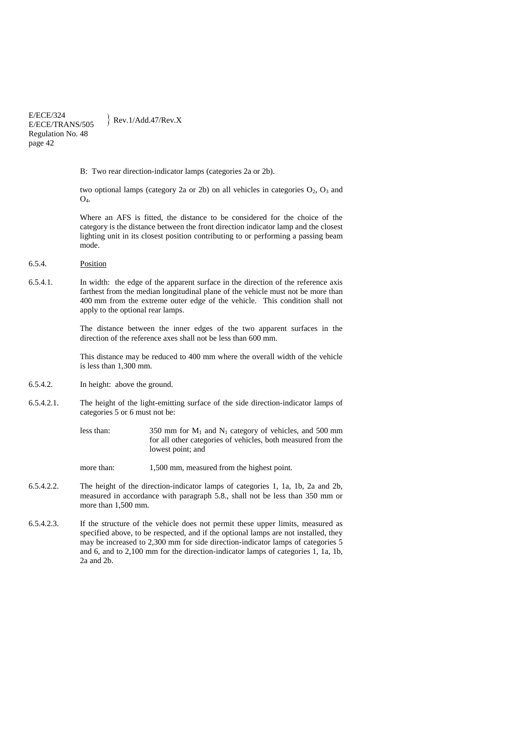B: Two rear direction-indicator lamps (categories 2a or 2b).

two optional lamps (category 2a or 2b) on all vehicles in categories $O_2$, $O_3$ and $O_4$.

Where an AFS is fitted, the distance to be considered for the choice of the category is the distance between the front direction indicator lamp and the closest lighting unit in its closest position contributing to or performing a passing beam mode.

6.5.4. Position

6.5.4.1. In width: the edge of the apparent surface in the direction of the reference axis farthest from the median longitudinal plane of the vehicle must not be more than 400 mm from the extreme outer edge of the vehicle. This condition shall not apply to the optional rear lamps.

The distance between the inner edges of the two apparent surfaces in the direction of the reference axes shall not be less than 600 mm.

This distance may be reduced to 400 mm where the overall width of the vehicle is less than 1,300 mm.

6.5.4.2. In height: above the ground.

6.5.4.2.1. The height of the light-emitting surface of the side direction-indicator lamps of categories 5 or 6 must not be:

less than: 350 mm for $M_1$ and $N_1$ category of vehicles, and 500 mm for all other categories of vehicles, both measured from the lowest point; and

more than: 1,500 mm, measured from the highest point.

6.5.4.2.2. The height of the direction-indicator lamps of categories 1, 1a, 1b, 2a and 2b, measured in accordance with paragraph 5.8., shall not be less than 350 mm or more than 1,500 mm.

6.5.4.2.3. If the structure of the vehicle does not permit these upper limits, measured as specified above, to be respected, and if the optional lamps are not installed, they may be increased to 2,300 mm for side direction-indicator lamps of categories 5 and 6, and to 2,100 mm for the direction-indicator lamps of categories 1, 1a, 1b, 2a and 2b.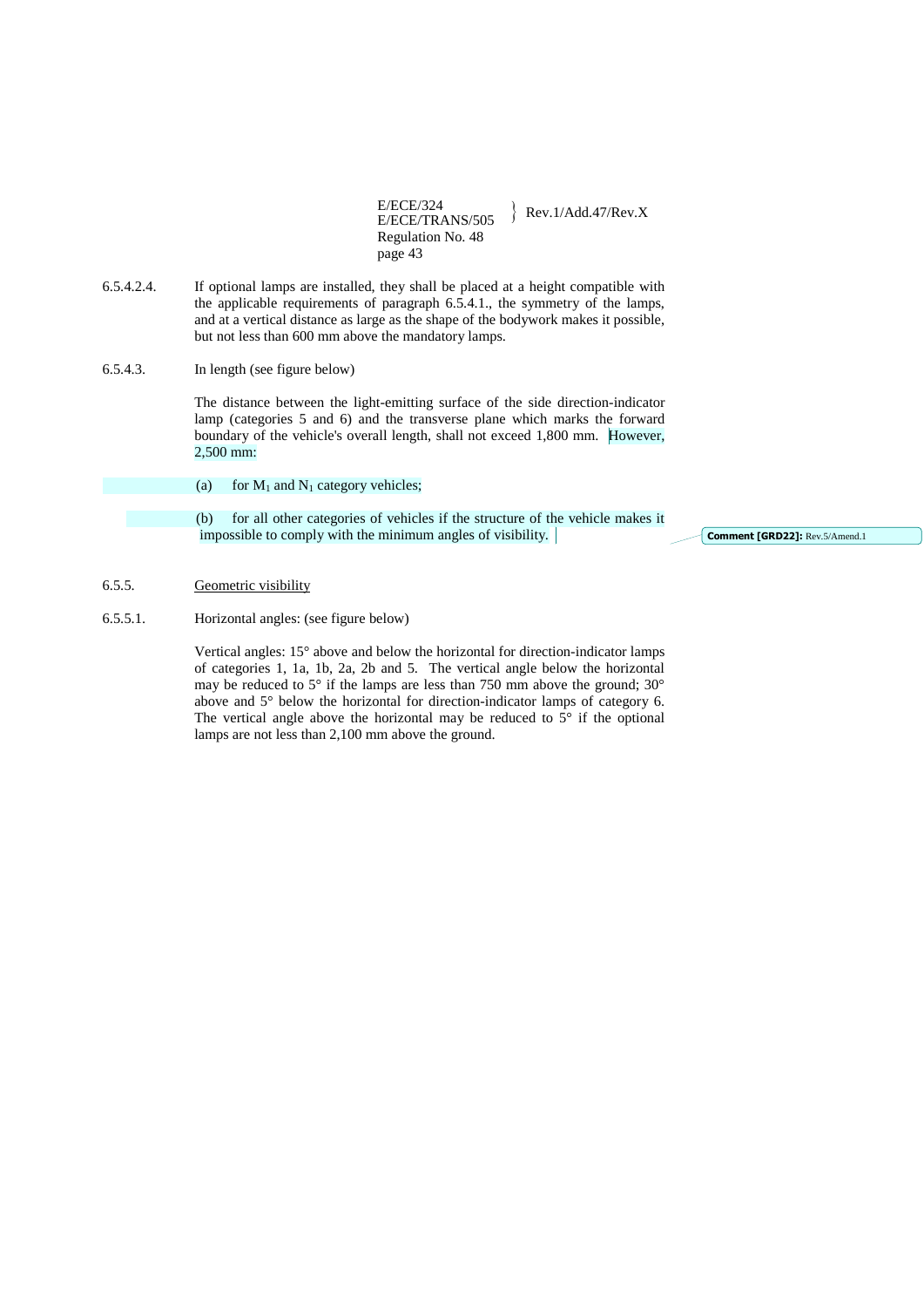6.5.4.2.4. If optional lamps are installed, they shall be placed at a height compatible with the applicable requirements of paragraph 6.5.4.1., the symmetry of the lamps, and at a vertical distance as large as the shape of the bodywork makes it possible, but not less than 600 mm above the mandatory lamps.

6.5.4.3. In length (see figure below)

The distance between the light-emitting surface of the side direction-indicator lamp (categories 5 and 6) and the transverse plane which marks the forward boundary of the vehicle's overall length, shall not exceed 1,800 mm. However, 2,500 mm:

(a) for $M_1$ and $N_1$ category vehicles;

(b) for all other categories of vehicles if the structure of the vehicle makes it impossible to comply with the minimum angles of visibility.

Comment [GRD22]: Rev.5/Amend.1

6.5.5. Geometric visibility

6.5.5.1. Horizontal angles: (see figure below)

Vertical angles: 15° above and below the horizontal for direction-indicator lamps of categories 1, 1a, 1b, 2a, 2b and 5. The vertical angle below the horizontal may be reduced to 5° if the lamps are less than 750 mm above the ground; 30° above and 5° below the horizontal for direction-indicator lamps of category 6. The vertical angle above the horizontal may be reduced to 5° if the optional lamps are not less than 2,100 mm above the ground.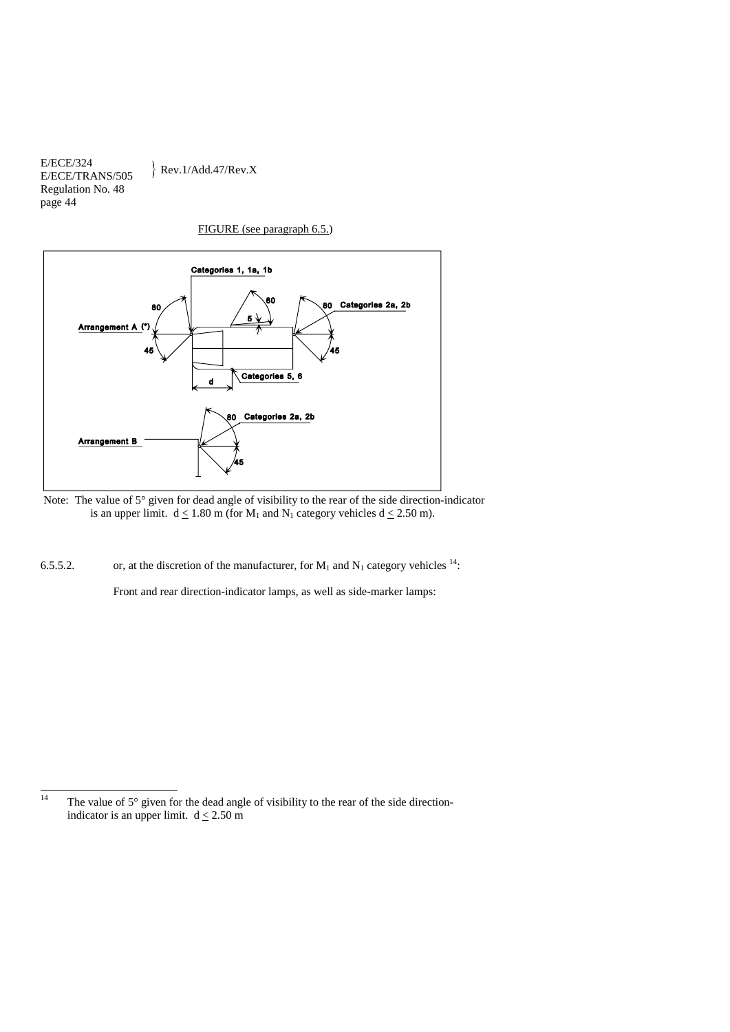FIGURE (see paragraph 6.5.)

Note: The value of 5° given for dead angle of visibility to the rear of the side direction-indicator is an upper limit. $d \leq 1.80$ m (for $M_1$ and $N_1$ category vehicles $d \leq 2.50$ m).

6.5.5.2. or, at the discretion of the manufacturer, for $M_1$ and $N_1$ category vehicles [14]:

Front and rear direction-indicator lamps, as well as side-marker lamps:

---

[14] The value of 5° given for the dead angle of visibility to the rear of the side direction-indicator is an upper limit. $d \leq 2.50$ m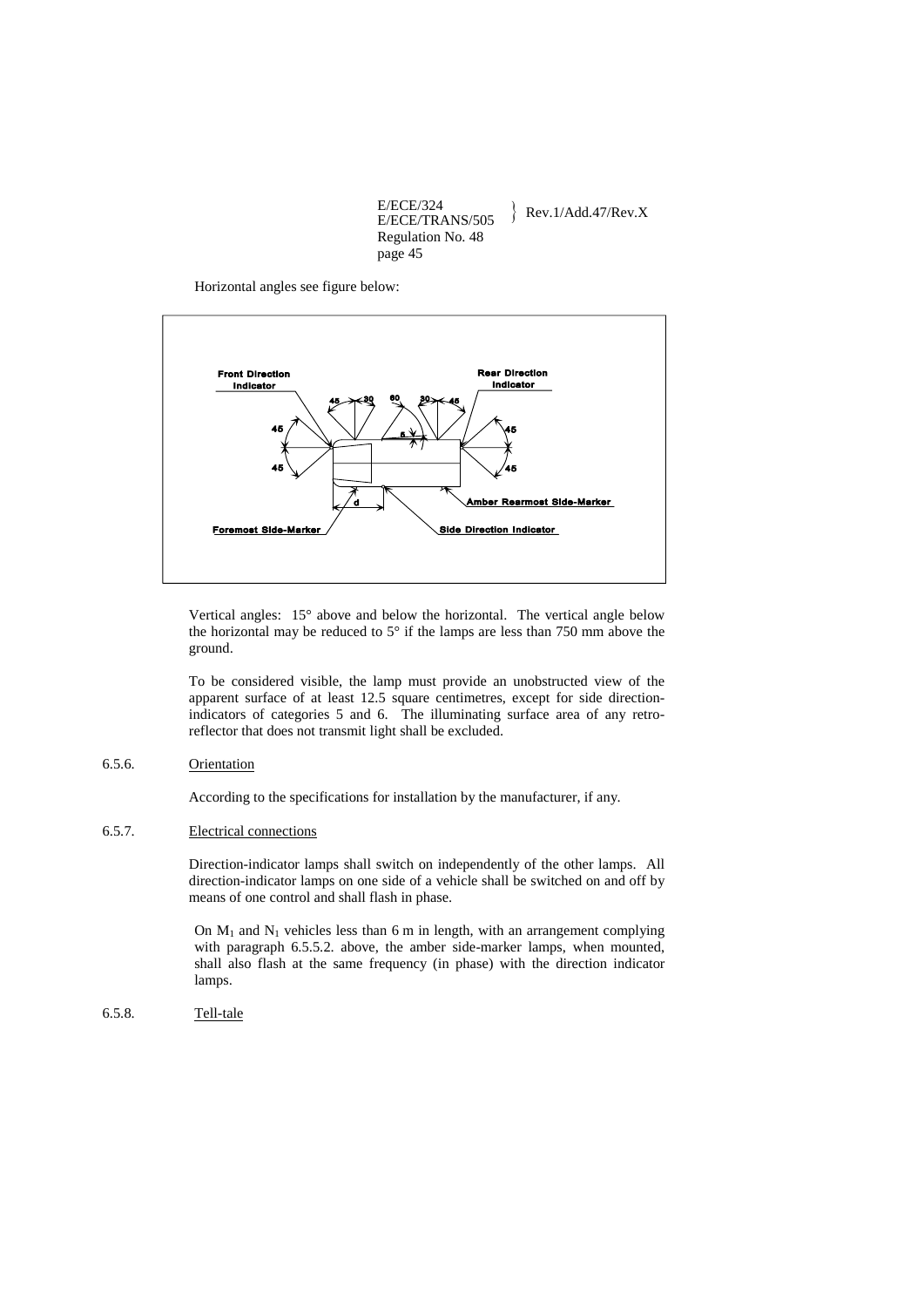Horizontal angles see figure below:

Vertical angles: 15° above and below the horizontal. The vertical angle below the horizontal may be reduced to 5° if the lamps are less than 750 mm above the ground.

To be considered visible, the lamp must provide an unobstructed view of the apparent surface of at least 12.5 square centimetres, except for side direction-indicators of categories 5 and 6. The illuminating surface area of any retro-reflector that does not transmit light shall be excluded.

6.5.6. Orientation

According to the specifications for installation by the manufacturer, if any.

6.5.7. Electrical connections

Direction-indicator lamps shall switch on independently of the other lamps. All direction-indicator lamps on one side of a vehicle shall be switched on and off by means of one control and shall flash in phase.

On $M_1$ and $N_1$ vehicles less than 6 m in length, with an arrangement complying with paragraph 6.5.5.2. above, the amber side-marker lamps, when mounted, shall also flash at the same frequency (in phase) with the direction indicator lamps.

6.5.8. Tell-tale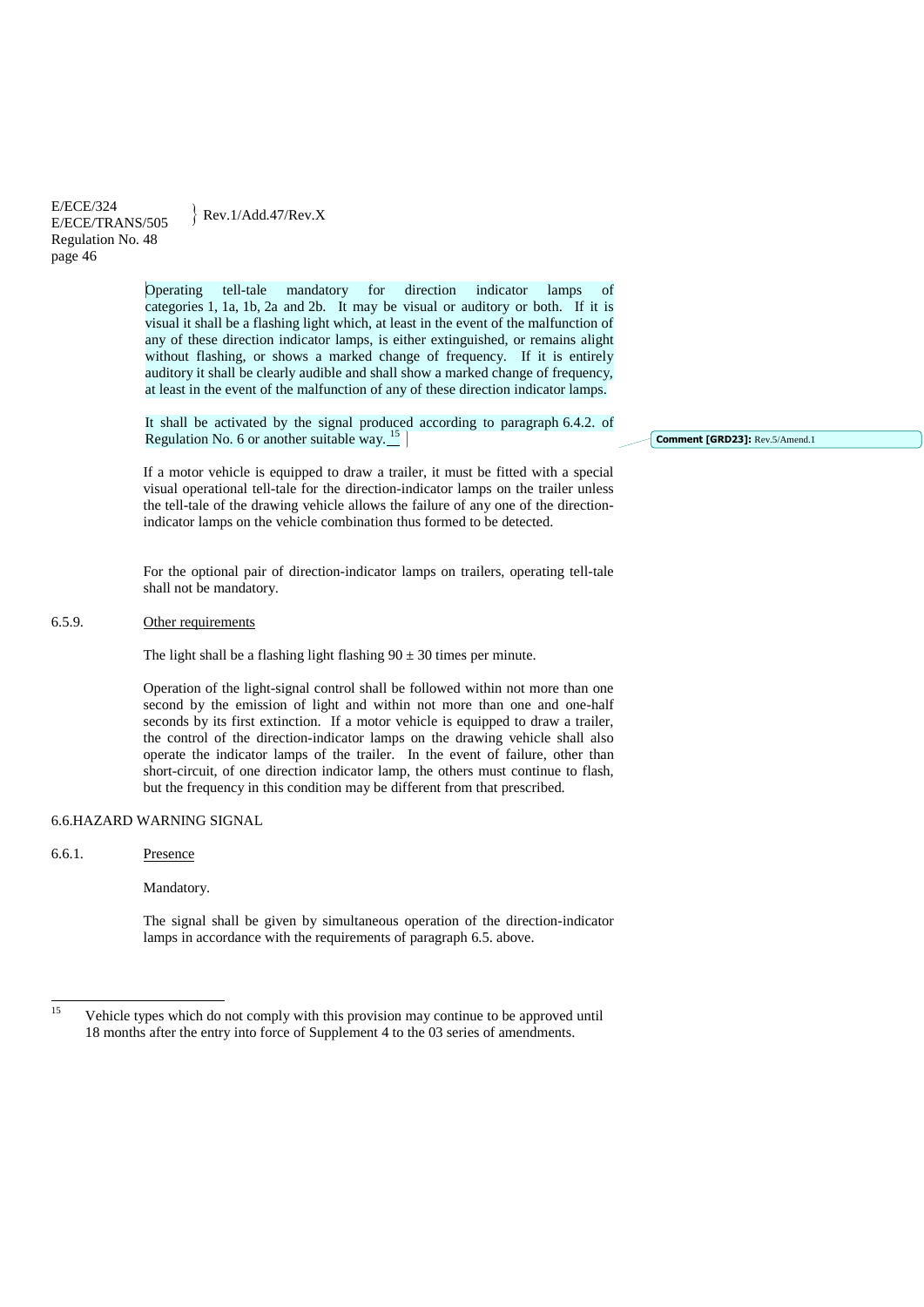Operating tell-tale mandatory for direction indicator lamps of categories 1, 1a, 1b, 2a and 2b. It may be visual or auditory or both. If it is visual it shall be a flashing light which, at least in the event of the malfunction of any of these direction indicator lamps, is either extinguished, or remains alight without flashing, or shows a marked change of frequency. If it is entirely auditory it shall be clearly audible and shall show a marked change of frequency, at least in the event of the malfunction of any of these direction indicator lamps.

It shall be activated by the signal produced according to paragraph 6.4.2. of Regulation No. 6 or another suitable way.[15]

If a motor vehicle is equipped to draw a trailer, it must be fitted with a special visual operational tell-tale for the direction-indicator lamps on the trailer unless the tell-tale of the drawing vehicle allows the failure of any one of the direction-indicator lamps on the vehicle combination thus formed to be detected.

For the optional pair of direction-indicator lamps on trailers, operating tell-tale shall not be mandatory.

6.5.9. Other requirements

The light shall be a flashing light flashing $90 \pm 30$ times per minute.

Operation of the light-signal control shall be followed within not more than one second by the emission of light and within not more than one and one-half seconds by its first extinction. If a motor vehicle is equipped to draw a trailer, the control of the direction-indicator lamps on the drawing vehicle shall also operate the indicator lamps of the trailer. In the event of failure, other than short-circuit, of one direction indicator lamp, the others must continue to flash, but the frequency in this condition may be different from that prescribed.

## 6.6. HAZARD WARNING SIGNAL

6.6.1. Presence

Mandatory.

The signal shall be given by simultaneous operation of the direction-indicator lamps in accordance with the requirements of paragraph 6.5. above.

---

[15] Vehicle types which do not comply with this provision may continue to be approved until 18 months after the entry into force of Supplement 4 to the 03 series of amendments.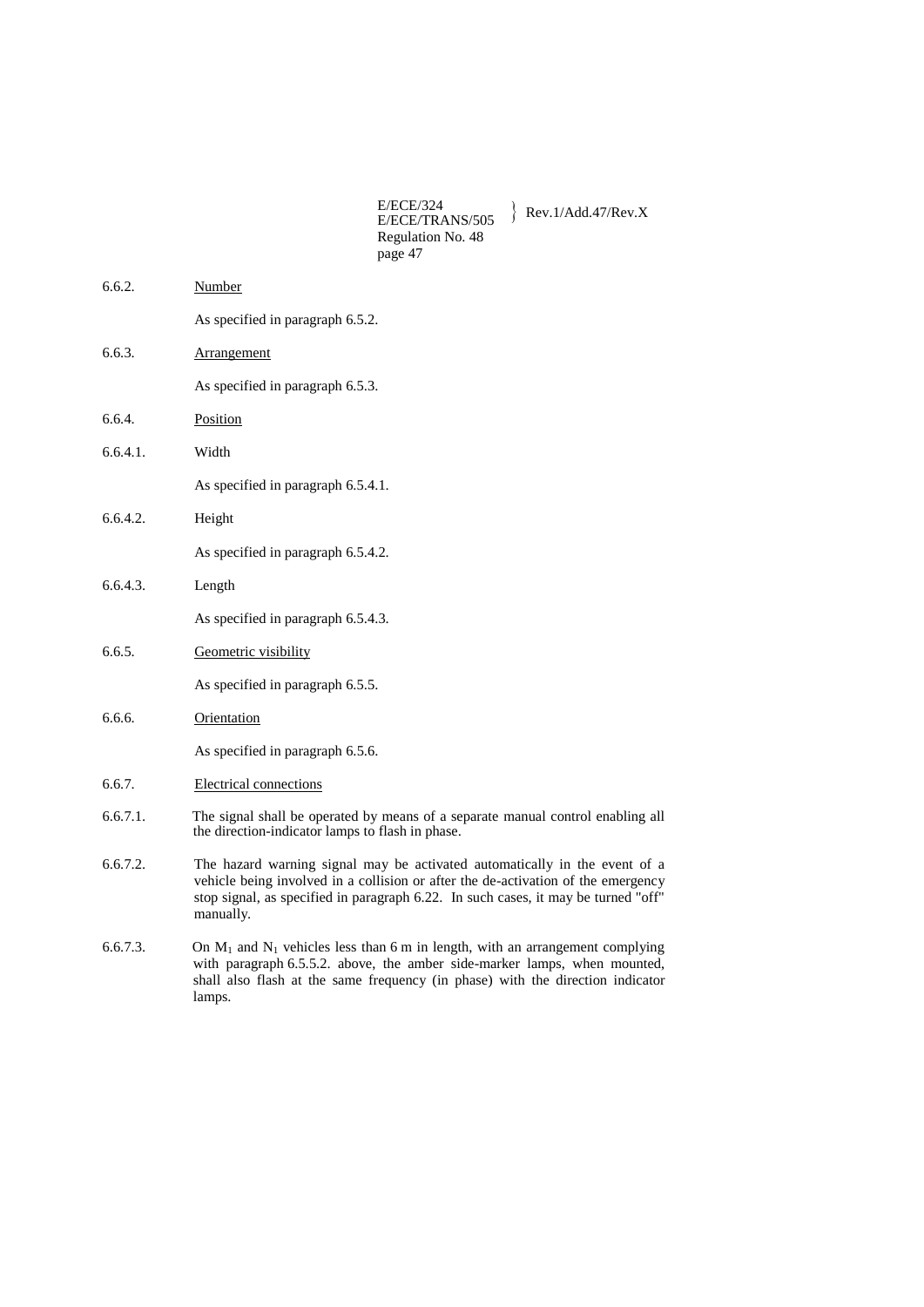6.6.2. Number

As specified in paragraph 6.5.2.

6.6.3. Arrangement

As specified in paragraph 6.5.3.

6.6.4. Position

6.6.4.1. Width

As specified in paragraph 6.5.4.1.

6.6.4.2. Height

As specified in paragraph 6.5.4.2.

6.6.4.3. Length

As specified in paragraph 6.5.4.3.

6.6.5. Geometric visibility

As specified in paragraph 6.5.5.

6.6.6. Orientation

As specified in paragraph 6.5.6.

6.6.7. Electrical connections

6.6.7.1. The signal shall be operated by means of a separate manual control enabling all the direction-indicator lamps to flash in phase.

6.6.7.2. The hazard warning signal may be activated automatically in the event of a vehicle being involved in a collision or after the de-activation of the emergency stop signal, as specified in paragraph 6.22. In such cases, it may be turned "off" manually.

6.6.7.3. On $M_1$ and $N_1$ vehicles less than 6 m in length, with an arrangement complying with paragraph 6.5.5.2. above, the amber side-marker lamps, when mounted, shall also flash at the same frequency (in phase) with the direction indicator lamps.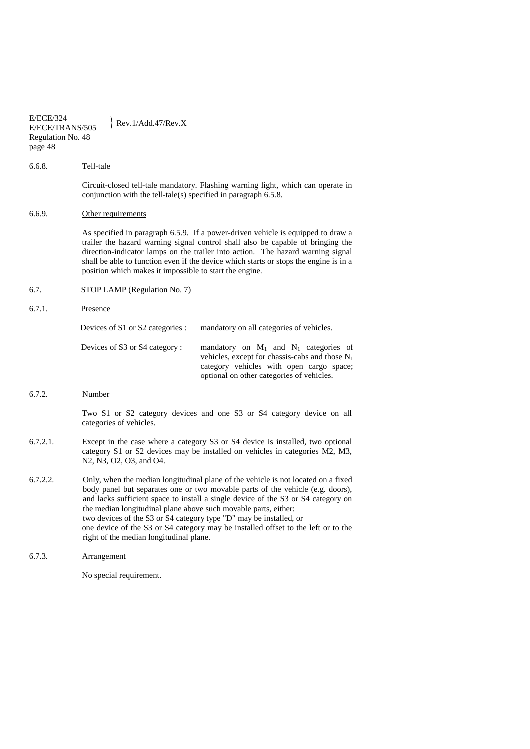6.6.8. Tell-tale

Circuit-closed tell-tale mandatory. Flashing warning light, which can operate in conjunction with the tell-tale(s) specified in paragraph 6.5.8.

6.6.9. Other requirements

As specified in paragraph 6.5.9. If a power-driven vehicle is equipped to draw a trailer the hazard warning signal control shall also be capable of bringing the direction-indicator lamps on the trailer into action. The hazard warning signal shall be able to function even if the device which starts or stops the engine is in a position which makes it impossible to start the engine.

6.7. STOP LAMP (Regulation No. 7)

6.7.1. Presence

| | |
|---|---|
| Devices of S1 or S2 categories : | mandatory on all categories of vehicles. |
| Devices of S3 or S4 category : | mandatory on $M_1$ and $N_1$ categories of vehicles, except for chassis-cabs and those $N_1$ category vehicles with open cargo space; optional on other categories of vehicles. |

6.7.2. Number

Two S1 or S2 category devices and one S3 or S4 category device on all categories of vehicles.

6.7.2.1. Except in the case where a category S3 or S4 device is installed, two optional category S1 or S2 devices may be installed on vehicles in categories M2, M3, N2, N3, O2, O3, and O4.

6.7.2.2. Only, when the median longitudinal plane of the vehicle is not located on a fixed body panel but separates one or two movable parts of the vehicle (e.g. doors), and lacks sufficient space to install a single device of the S3 or S4 category on the median longitudinal plane above such movable parts, either:
two devices of the S3 or S4 category type "D" may be installed, or
one device of the S3 or S4 category may be installed offset to the left or to the right of the median longitudinal plane.

6.7.3. Arrangement

No special requirement.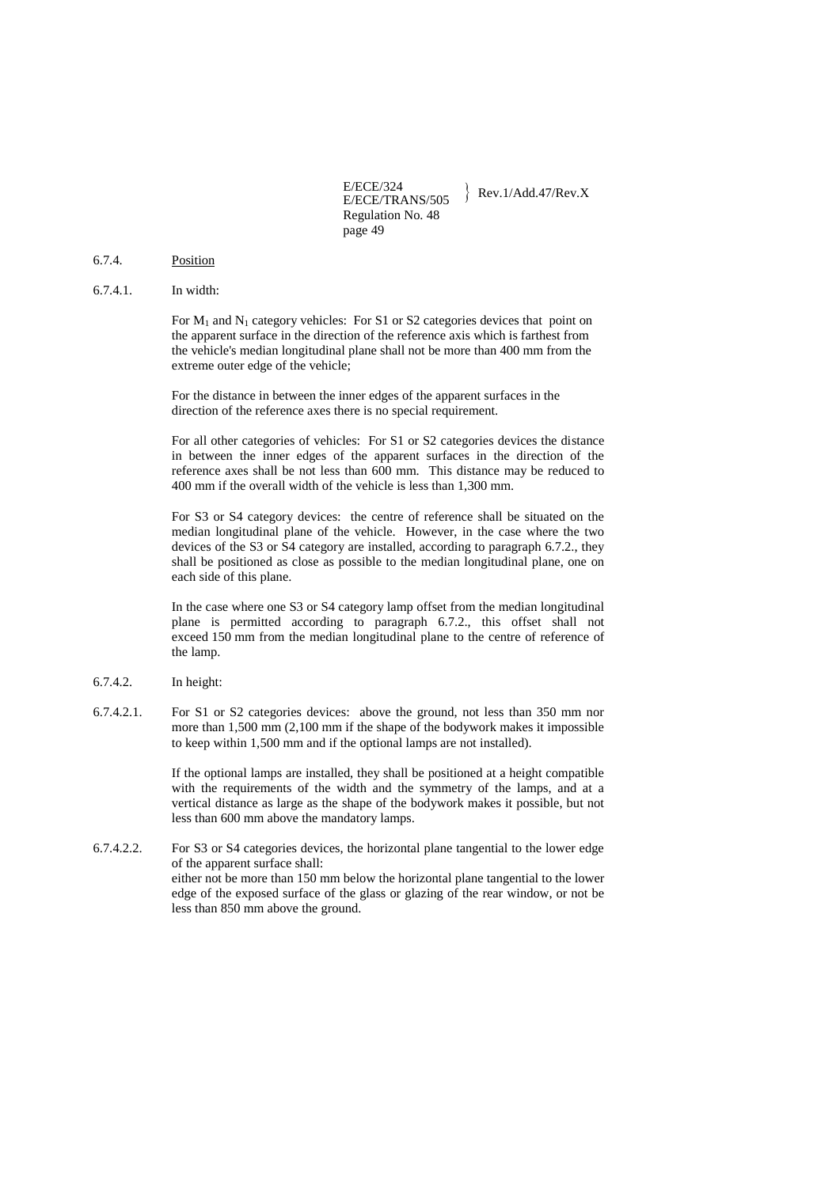6.7.4. Position

6.7.4.1. In width:

For $M_1$ and $N_1$ category vehicles: For S1 or S2 categories devices that point on the apparent surface in the direction of the reference axis which is farthest from the vehicle's median longitudinal plane shall not be more than 400 mm from the extreme outer edge of the vehicle;

For the distance in between the inner edges of the apparent surfaces in the direction of the reference axes there is no special requirement.

For all other categories of vehicles: For S1 or S2 categories devices the distance in between the inner edges of the apparent surfaces in the direction of the reference axes shall be not less than 600 mm. This distance may be reduced to 400 mm if the overall width of the vehicle is less than 1,300 mm.

For S3 or S4 category devices: the centre of reference shall be situated on the median longitudinal plane of the vehicle. However, in the case where the two devices of the S3 or S4 category are installed, according to paragraph 6.7.2., they shall be positioned as close as possible to the median longitudinal plane, one on each side of this plane.

In the case where one S3 or S4 category lamp offset from the median longitudinal plane is permitted according to paragraph 6.7.2., this offset shall not exceed 150 mm from the median longitudinal plane to the centre of reference of the lamp.

6.7.4.2. In height:

6.7.4.2.1. For S1 or S2 categories devices: above the ground, not less than 350 mm nor more than 1,500 mm (2,100 mm if the shape of the bodywork makes it impossible to keep within 1,500 mm and if the optional lamps are not installed).

If the optional lamps are installed, they shall be positioned at a height compatible with the requirements of the width and the symmetry of the lamps, and at a vertical distance as large as the shape of the bodywork makes it possible, but not less than 600 mm above the mandatory lamps.

6.7.4.2.2. For S3 or S4 categories devices, the horizontal plane tangential to the lower edge of the apparent surface shall:
either not be more than 150 mm below the horizontal plane tangential to the lower edge of the exposed surface of the glass or glazing of the rear window, or not be less than 850 mm above the ground.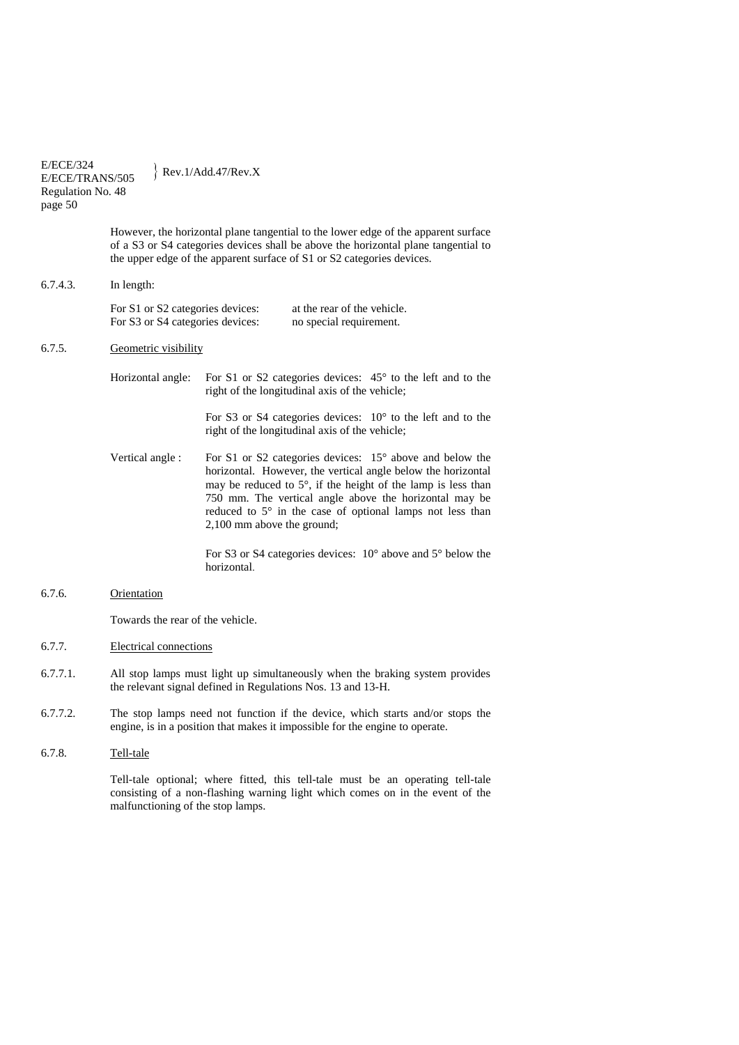However, the horizontal plane tangential to the lower edge of the apparent surface of a S3 or S4 categories devices shall be above the horizontal plane tangential to the upper edge of the apparent surface of S1 or S2 categories devices.

6.7.4.3. In length:

For S1 or S2 categories devices: at the rear of the vehicle.
For S3 or S4 categories devices: no special requirement.

6.7.5. Geometric visibility

Horizontal angle: For S1 or S2 categories devices: 45° to the left and to the right of the longitudinal axis of the vehicle;

For S3 or S4 categories devices: 10° to the left and to the right of the longitudinal axis of the vehicle;

Vertical angle : For S1 or S2 categories devices: 15° above and below the horizontal. However, the vertical angle below the horizontal may be reduced to 5°, if the height of the lamp is less than 750 mm. The vertical angle above the horizontal may be reduced to 5° in the case of optional lamps not less than 2,100 mm above the ground;

For S3 or S4 categories devices: 10° above and 5° below the horizontal.

6.7.6. Orientation

Towards the rear of the vehicle.

6.7.7. Electrical connections

6.7.7.1. All stop lamps must light up simultaneously when the braking system provides the relevant signal defined in Regulations Nos. 13 and 13-H.

6.7.7.2. The stop lamps need not function if the device, which starts and/or stops the engine, is in a position that makes it impossible for the engine to operate.

6.7.8. Tell-tale

Tell-tale optional; where fitted, this tell-tale must be an operating tell-tale consisting of a non-flashing warning light which comes on in the event of the malfunctioning of the stop lamps.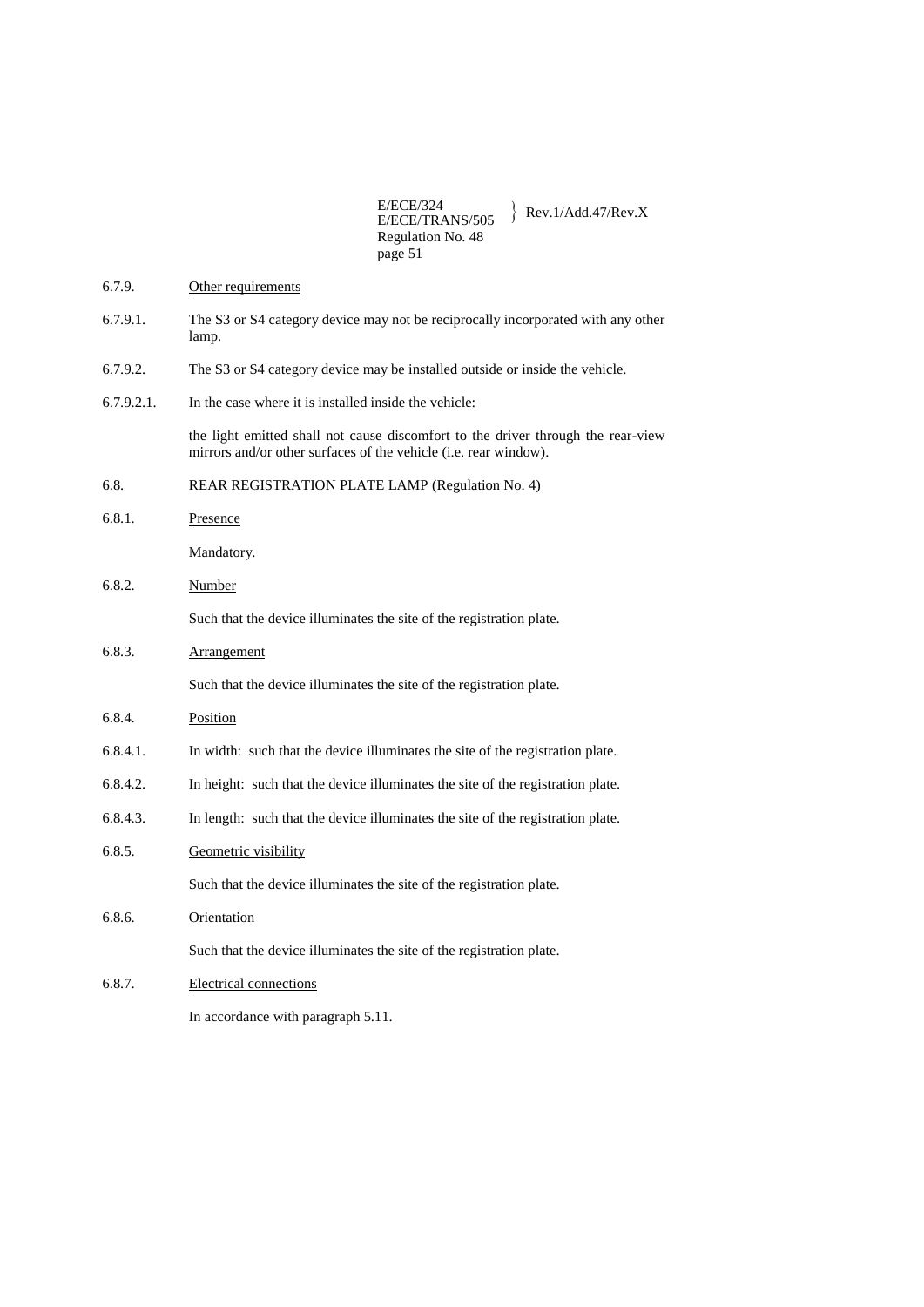6.7.9. Other requirements

6.7.9.1. The S3 or S4 category device may not be reciprocally incorporated with any other lamp.

6.7.9.2. The S3 or S4 category device may be installed outside or inside the vehicle.

6.7.9.2.1. In the case where it is installed inside the vehicle:

the light emitted shall not cause discomfort to the driver through the rear-view mirrors and/or other surfaces of the vehicle (i.e. rear window).

6.8. REAR REGISTRATION PLATE LAMP (Regulation No. 4)

6.8.1. Presence

Mandatory.

6.8.2. Number

Such that the device illuminates the site of the registration plate.

6.8.3. Arrangement

Such that the device illuminates the site of the registration plate.

6.8.4. Position

6.8.4.1. In width: such that the device illuminates the site of the registration plate.

6.8.4.2. In height: such that the device illuminates the site of the registration plate.

6.8.4.3. In length: such that the device illuminates the site of the registration plate.

6.8.5. Geometric visibility

Such that the device illuminates the site of the registration plate.

6.8.6. Orientation

Such that the device illuminates the site of the registration plate.

6.8.7. Electrical connections

In accordance with paragraph 5.11.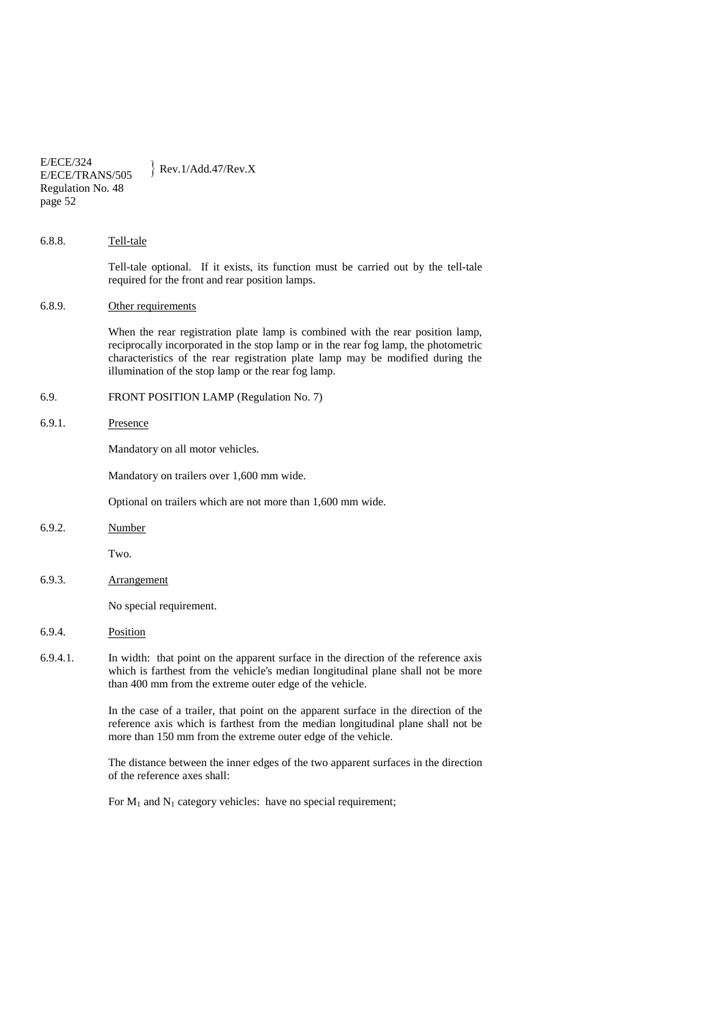6.8.8. Tell-tale

Tell-tale optional. If it exists, its function must be carried out by the tell-tale required for the front and rear position lamps.

6.8.9. Other requirements

When the rear registration plate lamp is combined with the rear position lamp, reciprocally incorporated in the stop lamp or in the rear fog lamp, the photometric characteristics of the rear registration plate lamp may be modified during the illumination of the stop lamp or the rear fog lamp.

6.9. FRONT POSITION LAMP (Regulation No. 7)

6.9.1. Presence

Mandatory on all motor vehicles.

Mandatory on trailers over 1,600 mm wide.

Optional on trailers which are not more than 1,600 mm wide.

6.9.2. Number

Two.

6.9.3. Arrangement

No special requirement.

6.9.4. Position

6.9.4.1. In width: that point on the apparent surface in the direction of the reference axis which is farthest from the vehicle's median longitudinal plane shall not be more than 400 mm from the extreme outer edge of the vehicle.

In the case of a trailer, that point on the apparent surface in the direction of the reference axis which is farthest from the median longitudinal plane shall not be more than 150 mm from the extreme outer edge of the vehicle.

The distance between the inner edges of the two apparent surfaces in the direction of the reference axes shall:

For $M_1$ and $N_1$ category vehicles: have no special requirement;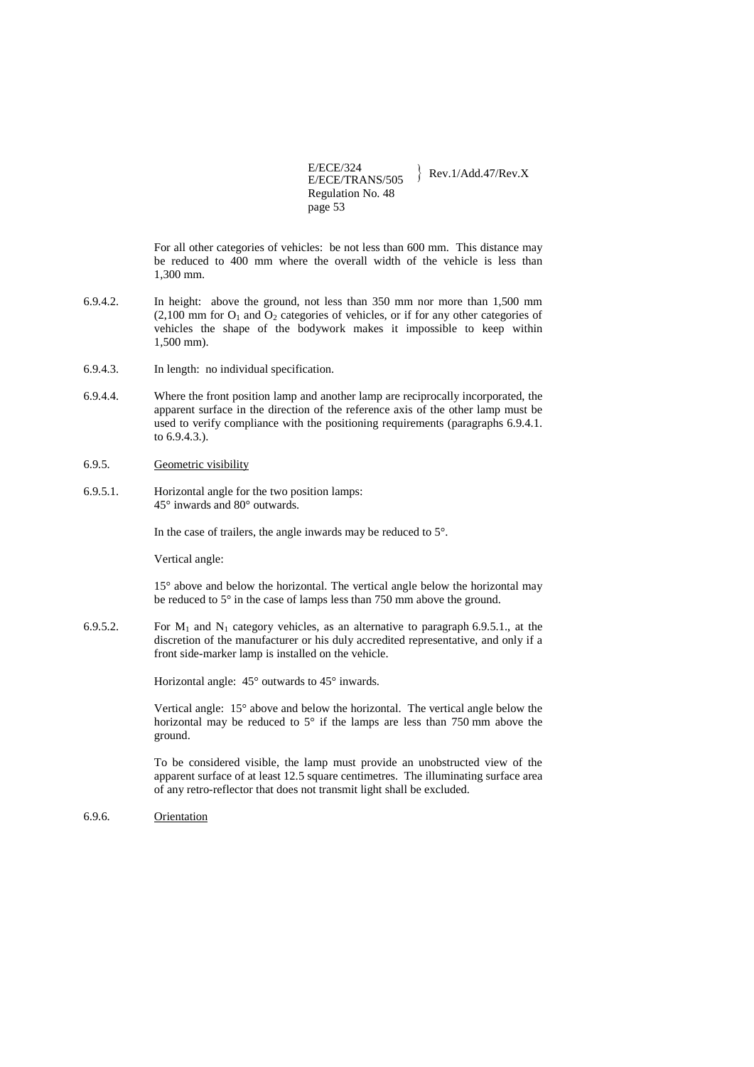For all other categories of vehicles: be not less than 600 mm. This distance may be reduced to 400 mm where the overall width of the vehicle is less than 1,300 mm.

6.9.4.2. In height: above the ground, not less than 350 mm nor more than 1,500 mm (2,100 mm for $O_1$ and $O_2$ categories of vehicles, or if for any other categories of vehicles the shape of the bodywork makes it impossible to keep within 1,500 mm).

6.9.4.3. In length: no individual specification.

6.9.4.4. Where the front position lamp and another lamp are reciprocally incorporated, the apparent surface in the direction of the reference axis of the other lamp must be used to verify compliance with the positioning requirements (paragraphs 6.9.4.1. to 6.9.4.3.).

6.9.5. Geometric visibility

6.9.5.1. Horizontal angle for the two position lamps: 45° inwards and 80° outwards.

In the case of trailers, the angle inwards may be reduced to 5°.

Vertical angle:

15° above and below the horizontal. The vertical angle below the horizontal may be reduced to 5° in the case of lamps less than 750 mm above the ground.

6.9.5.2. For $M_1$ and $N_1$ category vehicles, as an alternative to paragraph 6.9.5.1., at the discretion of the manufacturer or his duly accredited representative, and only if a front side-marker lamp is installed on the vehicle.

Horizontal angle: 45° outwards to 45° inwards.

Vertical angle: 15° above and below the horizontal. The vertical angle below the horizontal may be reduced to 5° if the lamps are less than 750 mm above the ground.

To be considered visible, the lamp must provide an unobstructed view of the apparent surface of at least 12.5 square centimetres. The illuminating surface area of any retro-reflector that does not transmit light shall be excluded.

6.9.6. Orientation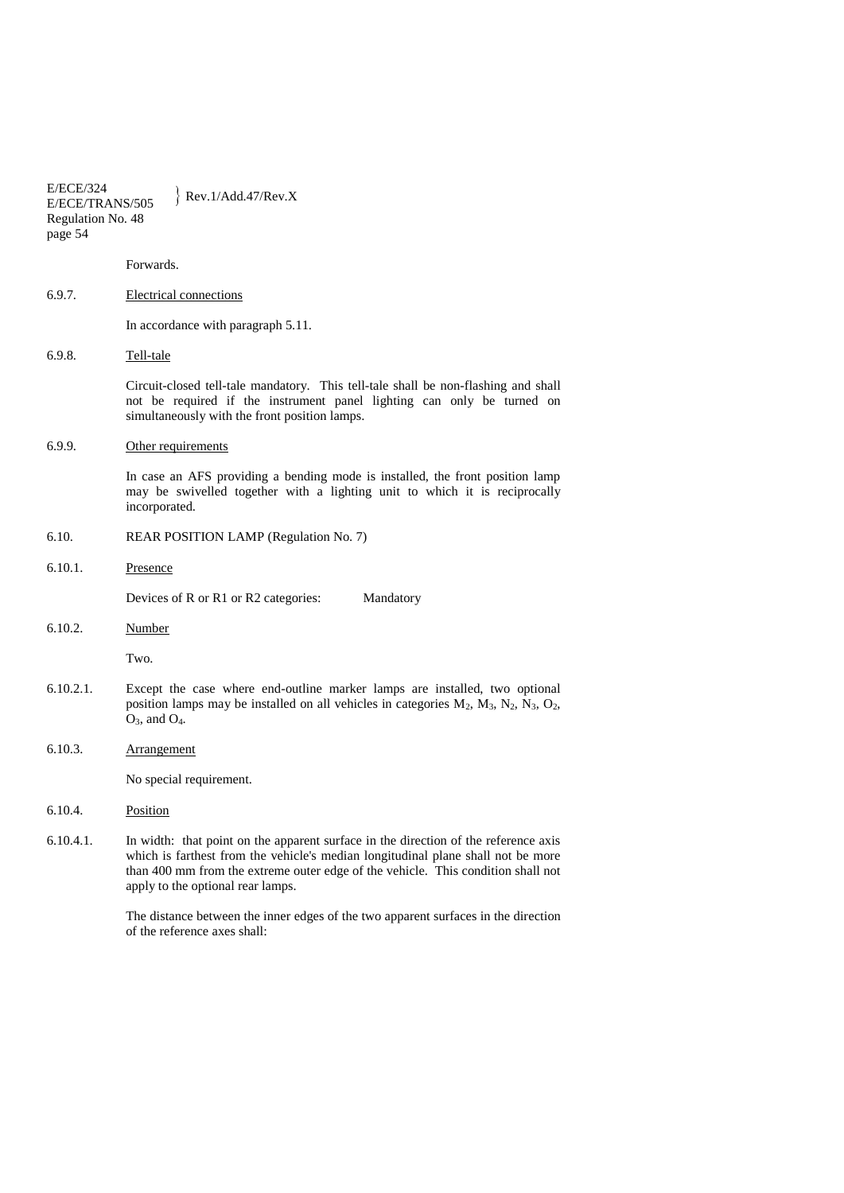Forwards.

6.9.7. Electrical connections

In accordance with paragraph 5.11.

6.9.8. Tell-tale

Circuit-closed tell-tale mandatory. This tell-tale shall be non-flashing and shall not be required if the instrument panel lighting can only be turned on simultaneously with the front position lamps.

6.9.9. Other requirements

In case an AFS providing a bending mode is installed, the front position lamp may be swivelled together with a lighting unit to which it is reciprocally incorporated.

6.10. REAR POSITION LAMP (Regulation No. 7)

6.10.1. Presence

Devices of R or R1 or R2 categories: Mandatory

6.10.2. Number

Two.

6.10.2.1. Except the case where end-outline marker lamps are installed, two optional position lamps may be installed on all vehicles in categories $M_2$, $M_3$, $N_2$, $N_3$, $O_2$, $O_3$, and $O_4$.

6.10.3. Arrangement

No special requirement.

6.10.4. Position

6.10.4.1. In width: that point on the apparent surface in the direction of the reference axis which is farthest from the vehicle's median longitudinal plane shall not be more than 400 mm from the extreme outer edge of the vehicle. This condition shall not apply to the optional rear lamps.

The distance between the inner edges of the two apparent surfaces in the direction of the reference axes shall: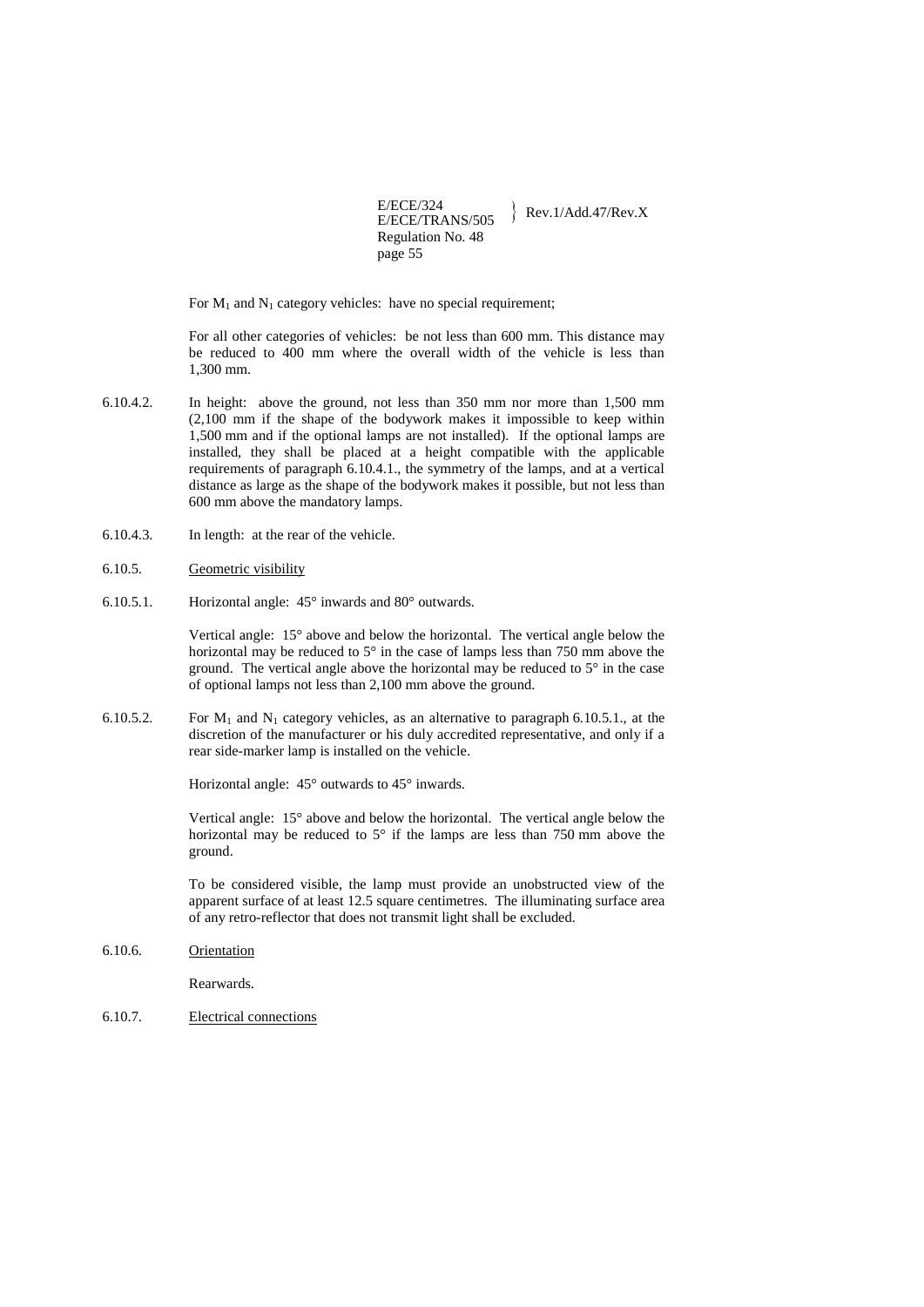For $M_1$ and $N_1$ category vehicles: have no special requirement;

For all other categories of vehicles: be not less than 600 mm. This distance may be reduced to 400 mm where the overall width of the vehicle is less than 1,300 mm.

6.10.4.2. In height: above the ground, not less than 350 mm nor more than 1,500 mm (2,100 mm if the shape of the bodywork makes it impossible to keep within 1,500 mm and if the optional lamps are not installed). If the optional lamps are installed, they shall be placed at a height compatible with the applicable requirements of paragraph 6.10.4.1., the symmetry of the lamps, and at a vertical distance as large as the shape of the bodywork makes it possible, but not less than 600 mm above the mandatory lamps.

6.10.4.3. In length: at the rear of the vehicle.

6.10.5. Geometric visibility

6.10.5.1. Horizontal angle: 45° inwards and 80° outwards.

Vertical angle: 15° above and below the horizontal. The vertical angle below the horizontal may be reduced to 5° in the case of lamps less than 750 mm above the ground. The vertical angle above the horizontal may be reduced to 5° in the case of optional lamps not less than 2,100 mm above the ground.

6.10.5.2. For $M_1$ and $N_1$ category vehicles, as an alternative to paragraph 6.10.5.1., at the discretion of the manufacturer or his duly accredited representative, and only if a rear side-marker lamp is installed on the vehicle.

Horizontal angle: 45° outwards to 45° inwards.

Vertical angle: 15° above and below the horizontal. The vertical angle below the horizontal may be reduced to 5° if the lamps are less than 750 mm above the ground.

To be considered visible, the lamp must provide an unobstructed view of the apparent surface of at least 12.5 square centimetres. The illuminating surface area of any retro-reflector that does not transmit light shall be excluded.

6.10.6. Orientation

Rearwards.

6.10.7. Electrical connections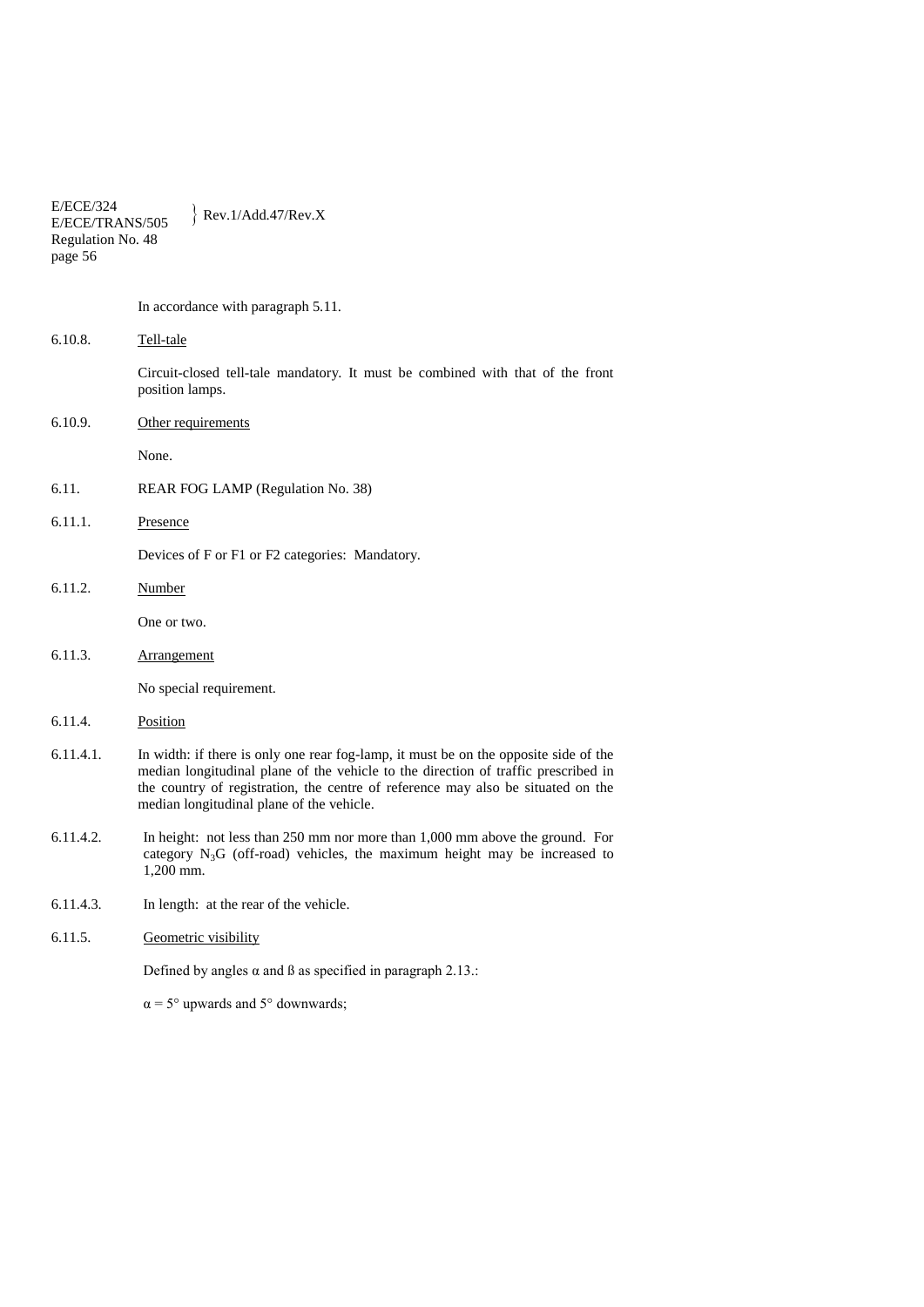In accordance with paragraph 5.11.

6.10.8. Tell-tale

Circuit-closed tell-tale mandatory. It must be combined with that of the front position lamps.

6.10.9. Other requirements

None.

6.11. REAR FOG LAMP (Regulation No. 38)

6.11.1. Presence

Devices of F or F1 or F2 categories: Mandatory.

6.11.2. Number

One or two.

6.11.3. Arrangement

No special requirement.

6.11.4. Position

6.11.4.1. In width: if there is only one rear fog-lamp, it must be on the opposite side of the median longitudinal plane of the vehicle to the direction of traffic prescribed in the country of registration, the centre of reference may also be situated on the median longitudinal plane of the vehicle.

6.11.4.2. In height: not less than 250 mm nor more than 1,000 mm above the ground. For category $N_3G$ (off-road) vehicles, the maximum height may be increased to 1,200 mm.

6.11.4.3. In length: at the rear of the vehicle.

6.11.5. Geometric visibility

Defined by angles α and ß as specified in paragraph 2.13.:

$\alpha = 5°$ upwards and 5° downwards;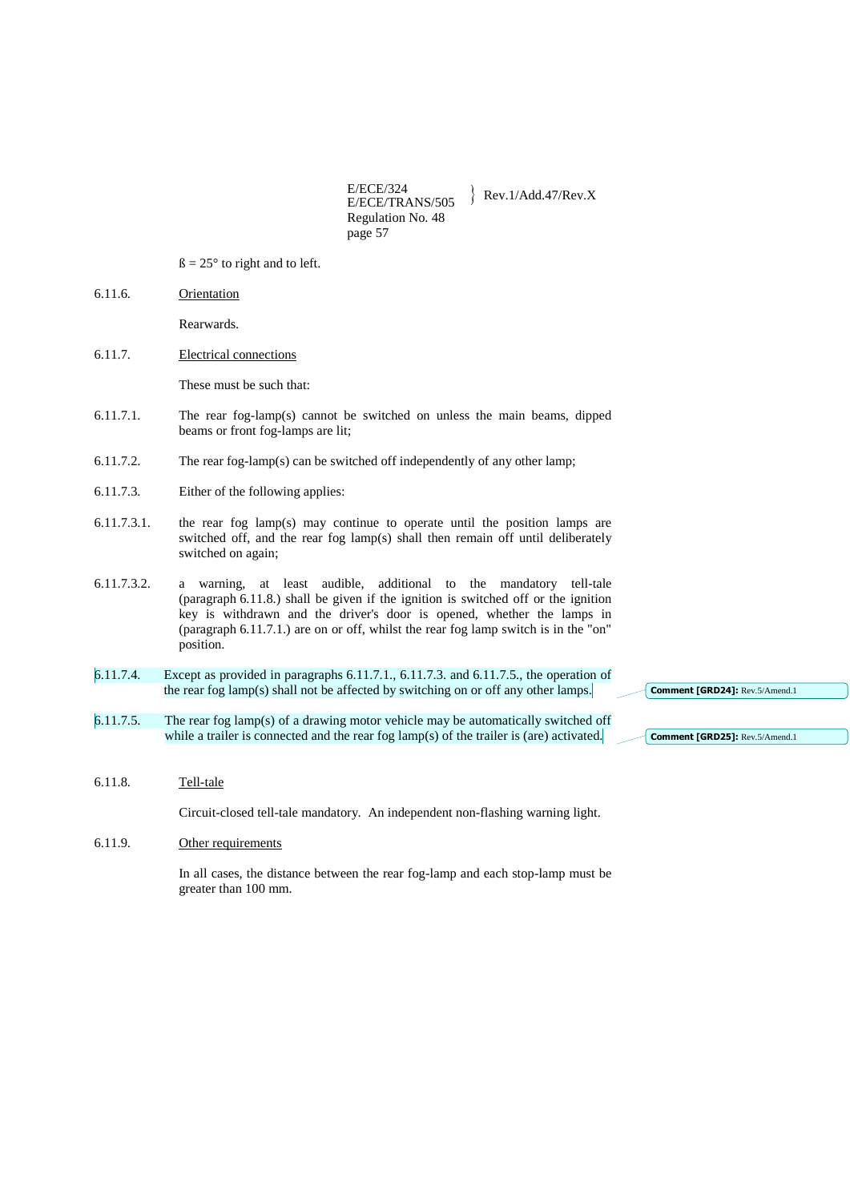ß = 25° to right and to left.

6.11.6. Orientation

Rearwards.

6.11.7. Electrical connections

These must be such that:

6.11.7.1. The rear fog-lamp(s) cannot be switched on unless the main beams, dipped beams or front fog-lamps are lit;

6.11.7.2. The rear fog-lamp(s) can be switched off independently of any other lamp;

6.11.7.3. Either of the following applies:

6.11.7.3.1. the rear fog lamp(s) may continue to operate until the position lamps are switched off, and the rear fog lamp(s) shall then remain off until deliberately switched on again;

6.11.7.3.2. a warning, at least audible, additional to the mandatory tell-tale (paragraph 6.11.8.) shall be given if the ignition is switched off or the ignition key is withdrawn and the driver's door is opened, whether the lamps in (paragraph 6.11.7.1.) are on or off, whilst the rear fog lamp switch is in the "on" position.

6.11.7.4. Except as provided in paragraphs 6.11.7.1., 6.11.7.3. and 6.11.7.5., the operation of the rear fog lamp(s) shall not be affected by switching on or off any other lamps.

Comment [GRD24]: Rev.5/Amend.1

6.11.7.5. The rear fog lamp(s) of a drawing motor vehicle may be automatically switched off while a trailer is connected and the rear fog lamp(s) of the trailer is (are) activated.

Comment [GRD25]: Rev.5/Amend.1

6.11.8. Tell-tale

Circuit-closed tell-tale mandatory. An independent non-flashing warning light.

6.11.9. Other requirements

In all cases, the distance between the rear fog-lamp and each stop-lamp must be greater than 100 mm.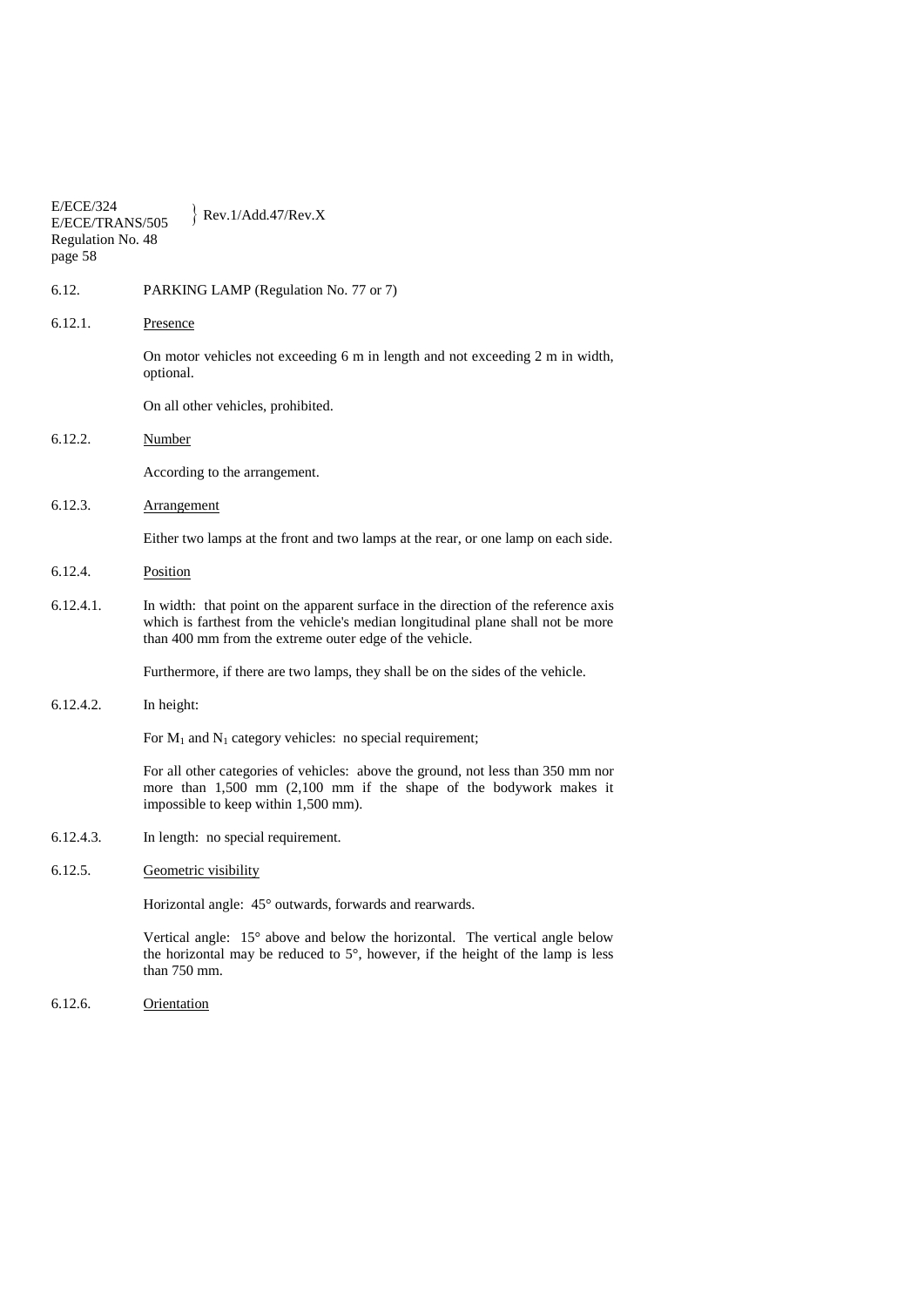6.12. PARKING LAMP (Regulation No. 77 or 7)

6.12.1. Presence

On motor vehicles not exceeding 6 m in length and not exceeding 2 m in width, optional.

On all other vehicles, prohibited.

6.12.2. Number

According to the arrangement.

6.12.3. Arrangement

Either two lamps at the front and two lamps at the rear, or one lamp on each side.

6.12.4. Position

6.12.4.1. In width: that point on the apparent surface in the direction of the reference axis which is farthest from the vehicle's median longitudinal plane shall not be more than 400 mm from the extreme outer edge of the vehicle.

Furthermore, if there are two lamps, they shall be on the sides of the vehicle.

6.12.4.2. In height:

For $M_1$ and $N_1$ category vehicles: no special requirement;

For all other categories of vehicles: above the ground, not less than 350 mm nor more than 1,500 mm (2,100 mm if the shape of the bodywork makes it impossible to keep within 1,500 mm).

6.12.4.3. In length: no special requirement.

6.12.5. Geometric visibility

Horizontal angle: 45° outwards, forwards and rearwards.

Vertical angle: 15° above and below the horizontal. The vertical angle below the horizontal may be reduced to 5°, however, if the height of the lamp is less than 750 mm.

6.12.6. Orientation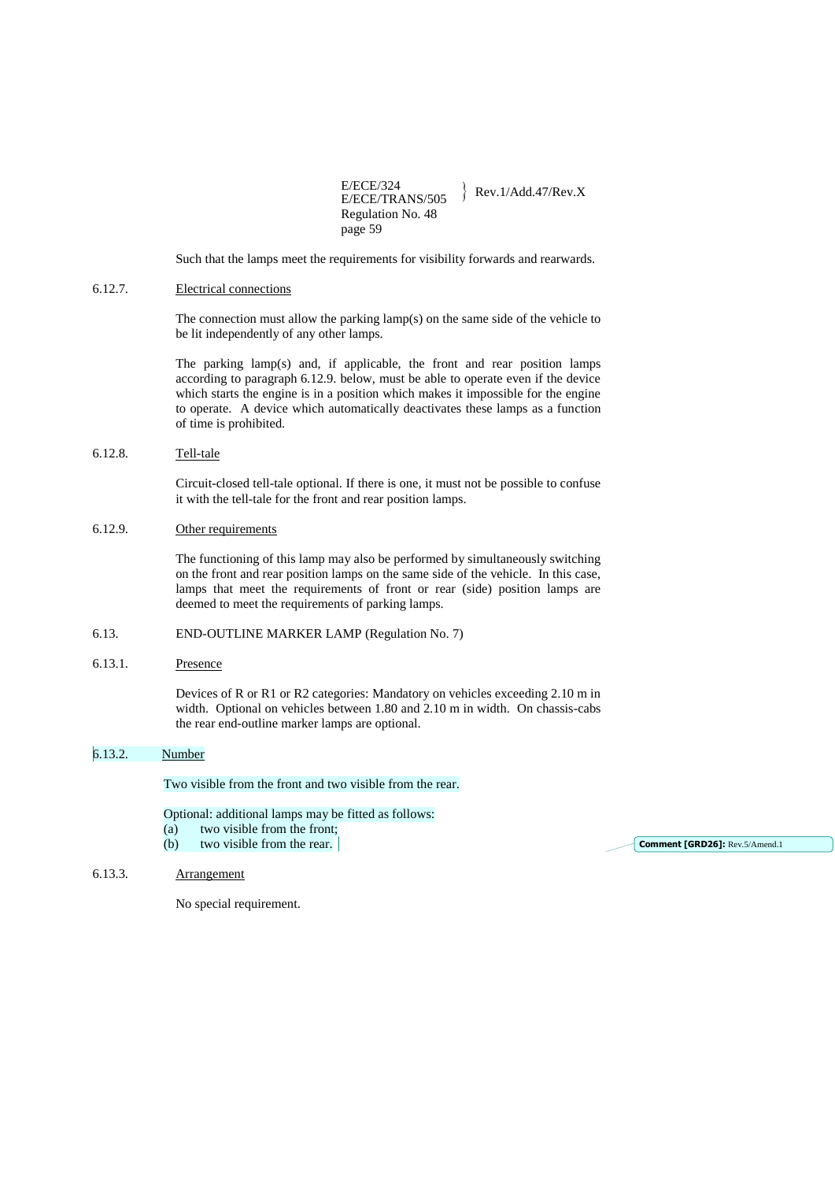Such that the lamps meet the requirements for visibility forwards and rearwards.

6.12.7. Electrical connections

The connection must allow the parking lamp(s) on the same side of the vehicle to be lit independently of any other lamps.

The parking lamp(s) and, if applicable, the front and rear position lamps according to paragraph 6.12.9. below, must be able to operate even if the device which starts the engine is in a position which makes it impossible for the engine to operate. A device which automatically deactivates these lamps as a function of time is prohibited.

6.12.8. Tell-tale

Circuit-closed tell-tale optional. If there is one, it must not be possible to confuse it with the tell-tale for the front and rear position lamps.

6.12.9. Other requirements

The functioning of this lamp may also be performed by simultaneously switching on the front and rear position lamps on the same side of the vehicle. In this case, lamps that meet the requirements of front or rear (side) position lamps are deemed to meet the requirements of parking lamps.

6.13. END-OUTLINE MARKER LAMP (Regulation No. 7)

6.13.1. Presence

Devices of R or R1 or R2 categories: Mandatory on vehicles exceeding 2.10 m in width. Optional on vehicles between 1.80 and 2.10 m in width. On chassis-cabs the rear end-outline marker lamps are optional.

6.13.2. Number

Two visible from the front and two visible from the rear.

Optional: additional lamps may be fitted as follows:
(a) two visible from the front;
(b) two visible from the rear.

Comment [GRD26]: Rev.5/Amend.1

6.13.3. Arrangement

No special requirement.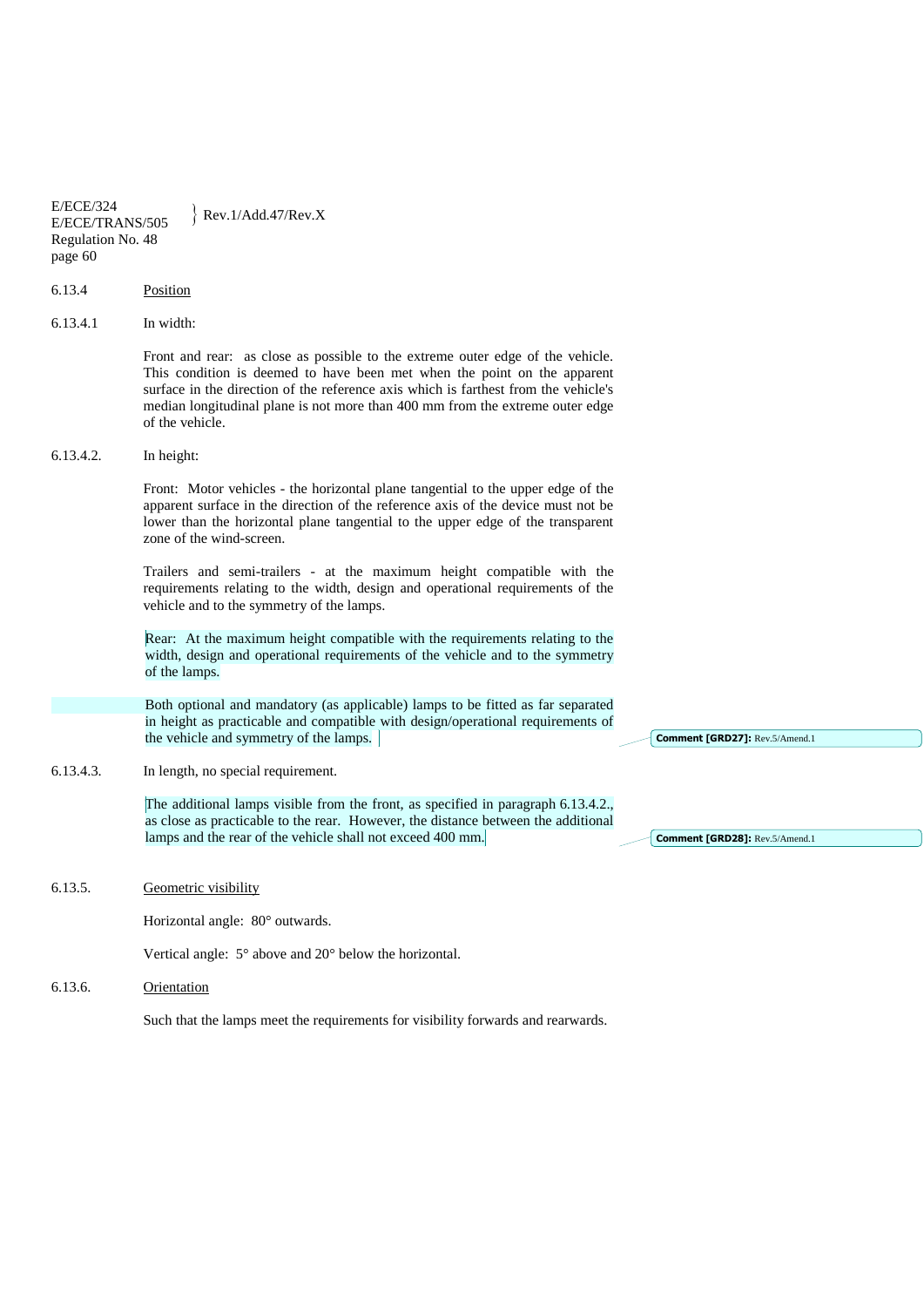6.13.4 Position

6.13.4.1 In width:

Front and rear: as close as possible to the extreme outer edge of the vehicle. This condition is deemed to have been met when the point on the apparent surface in the direction of the reference axis which is farthest from the vehicle's median longitudinal plane is not more than 400 mm from the extreme outer edge of the vehicle.

6.13.4.2. In height:

Front: Motor vehicles - the horizontal plane tangential to the upper edge of the apparent surface in the direction of the reference axis of the device must not be lower than the horizontal plane tangential to the upper edge of the transparent zone of the wind-screen.

Trailers and semi-trailers - at the maximum height compatible with the requirements relating to the width, design and operational requirements of the vehicle and to the symmetry of the lamps.

Rear: At the maximum height compatible with the requirements relating to the width, design and operational requirements of the vehicle and to the symmetry of the lamps.

Both optional and mandatory (as applicable) lamps to be fitted as far separated in height as practicable and compatible with design/operational requirements of the vehicle and symmetry of the lamps.

6.13.4.3. In length, no special requirement.

The additional lamps visible from the front, as specified in paragraph 6.13.4.2., as close as practicable to the rear. However, the distance between the additional lamps and the rear of the vehicle shall not exceed 400 mm.

6.13.5. Geometric visibility

Horizontal angle: 80° outwards.

Vertical angle: 5° above and 20° below the horizontal.

6.13.6. Orientation

Such that the lamps meet the requirements for visibility forwards and rearwards.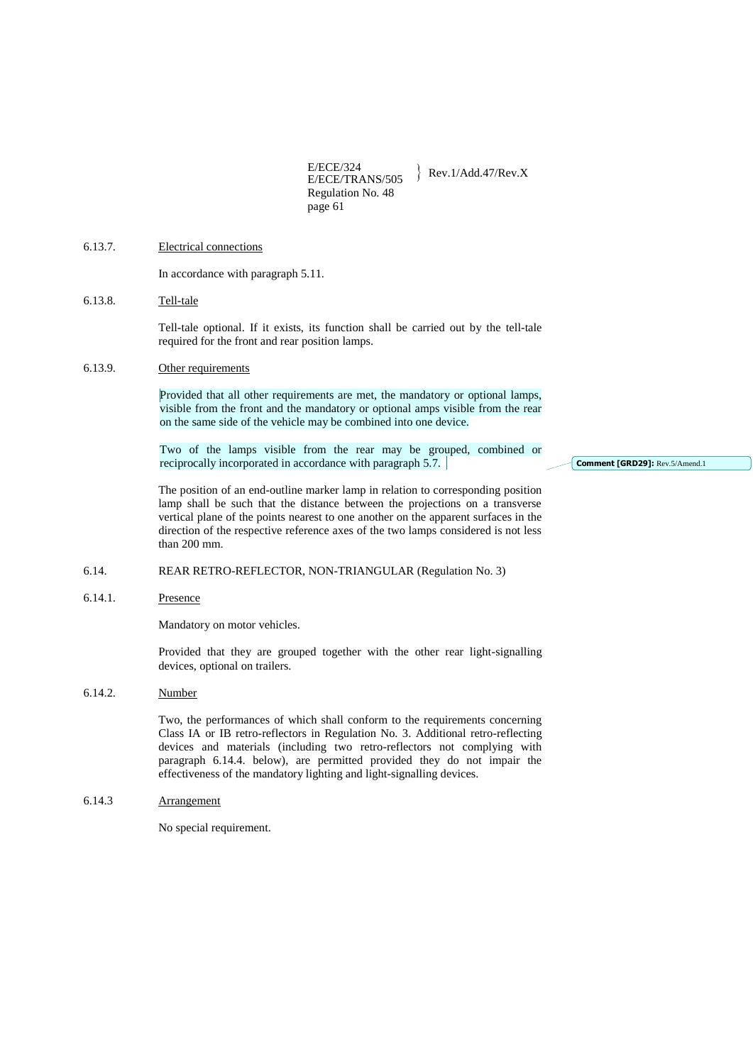6.13.7. Electrical connections

In accordance with paragraph 5.11.

6.13.8. Tell-tale

Tell-tale optional. If it exists, its function shall be carried out by the tell-tale required for the front and rear position lamps.

6.13.9. Other requirements

Provided that all other requirements are met, the mandatory or optional lamps, visible from the front and the mandatory or optional amps visible from the rear on the same side of the vehicle may be combined into one device.

Two of the lamps visible from the rear may be grouped, combined or reciprocally incorporated in accordance with paragraph 5.7.

**Comment [GRD29]:** Rev.5/Amend.1

The position of an end-outline marker lamp in relation to corresponding position lamp shall be such that the distance between the projections on a transverse vertical plane of the points nearest to one another on the apparent surfaces in the direction of the respective reference axes of the two lamps considered is not less than 200 mm.

6.14. REAR RETRO-REFLECTOR, NON-TRIANGULAR (Regulation No. 3)

6.14.1. Presence

Mandatory on motor vehicles.

Provided that they are grouped together with the other rear light-signalling devices, optional on trailers.

6.14.2. Number

Two, the performances of which shall conform to the requirements concerning Class IA or IB retro-reflectors in Regulation No. 3. Additional retro-reflecting devices and materials (including two retro-reflectors not complying with paragraph 6.14.4. below), are permitted provided they do not impair the effectiveness of the mandatory lighting and light-signalling devices.

6.14.3 Arrangement

No special requirement.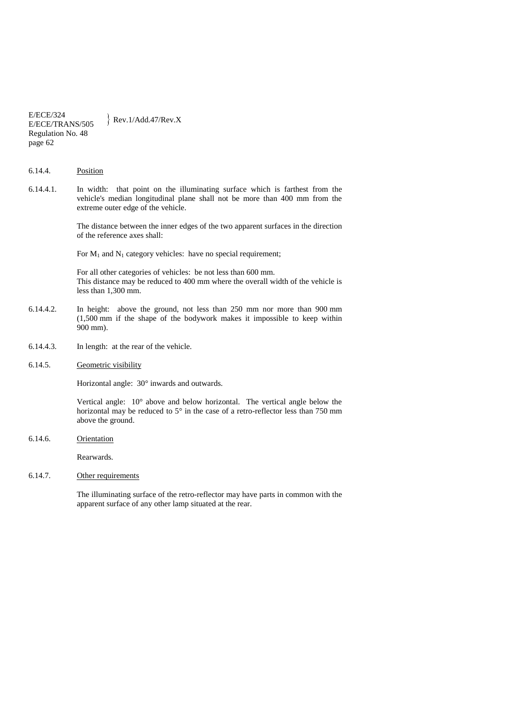6.14.4. Position

6.14.4.1. In width: that point on the illuminating surface which is farthest from the vehicle's median longitudinal plane shall not be more than 400 mm from the extreme outer edge of the vehicle.

The distance between the inner edges of the two apparent surfaces in the direction of the reference axes shall:

For $M_1$ and $N_1$ category vehicles: have no special requirement;

For all other categories of vehicles: be not less than 600 mm.
This distance may be reduced to 400 mm where the overall width of the vehicle is less than 1,300 mm.

6.14.4.2. In height: above the ground, not less than 250 mm nor more than 900 mm (1,500 mm if the shape of the bodywork makes it impossible to keep within 900 mm).

6.14.4.3. In length: at the rear of the vehicle.

6.14.5. Geometric visibility

Horizontal angle: 30° inwards and outwards.

Vertical angle: 10° above and below horizontal. The vertical angle below the horizontal may be reduced to 5° in the case of a retro-reflector less than 750 mm above the ground.

6.14.6. Orientation

Rearwards.

6.14.7. Other requirements

The illuminating surface of the retro-reflector may have parts in common with the apparent surface of any other lamp situated at the rear.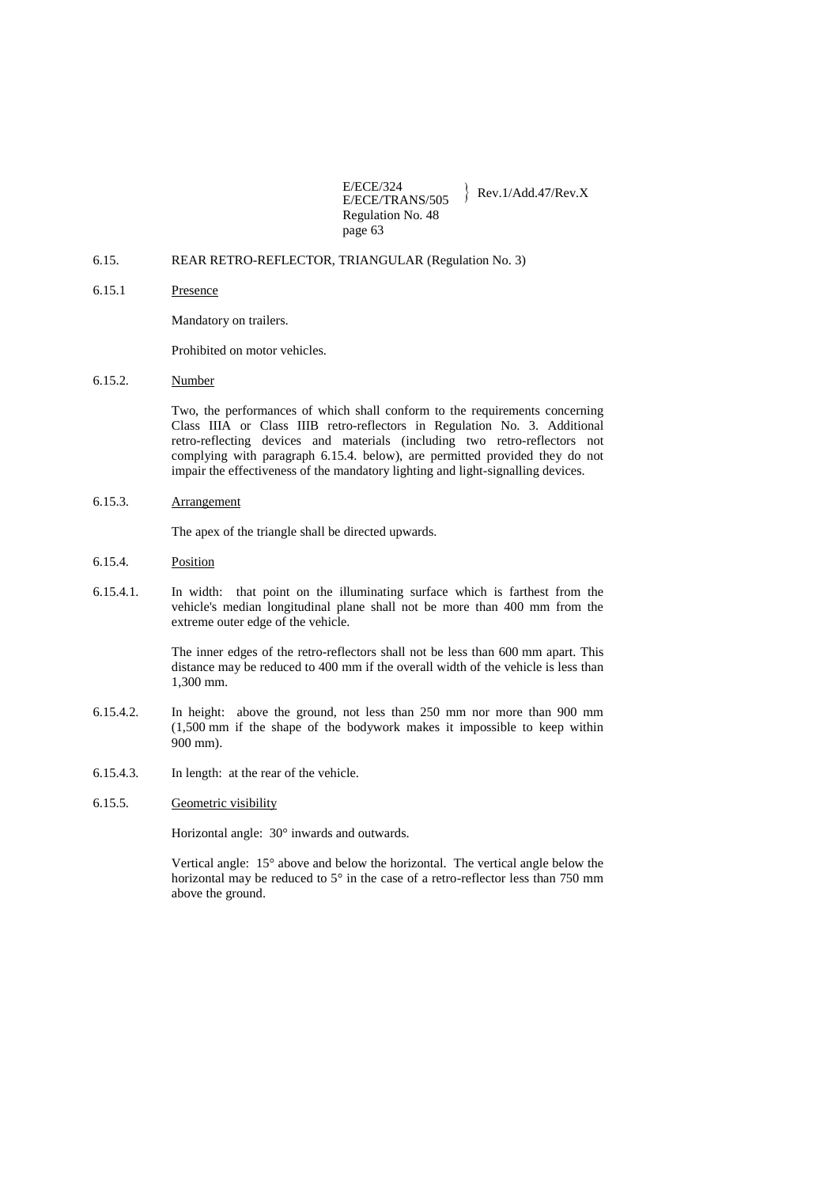6.15. REAR RETRO-REFLECTOR, TRIANGULAR (Regulation No. 3)

6.15.1 Presence

Mandatory on trailers.

Prohibited on motor vehicles.

6.15.2. Number

Two, the performances of which shall conform to the requirements concerning Class IIIA or Class IIIB retro-reflectors in Regulation No. 3. Additional retro-reflecting devices and materials (including two retro-reflectors not complying with paragraph 6.15.4. below), are permitted provided they do not impair the effectiveness of the mandatory lighting and light-signalling devices.

6.15.3. Arrangement

The apex of the triangle shall be directed upwards.

6.15.4. Position

6.15.4.1. In width: that point on the illuminating surface which is farthest from the vehicle's median longitudinal plane shall not be more than 400 mm from the extreme outer edge of the vehicle.

The inner edges of the retro-reflectors shall not be less than 600 mm apart. This distance may be reduced to 400 mm if the overall width of the vehicle is less than 1,300 mm.

6.15.4.2. In height: above the ground, not less than 250 mm nor more than 900 mm (1,500 mm if the shape of the bodywork makes it impossible to keep within 900 mm).

6.15.4.3. In length: at the rear of the vehicle.

6.15.5. Geometric visibility

Horizontal angle: 30° inwards and outwards.

Vertical angle: 15° above and below the horizontal. The vertical angle below the horizontal may be reduced to 5° in the case of a retro-reflector less than 750 mm above the ground.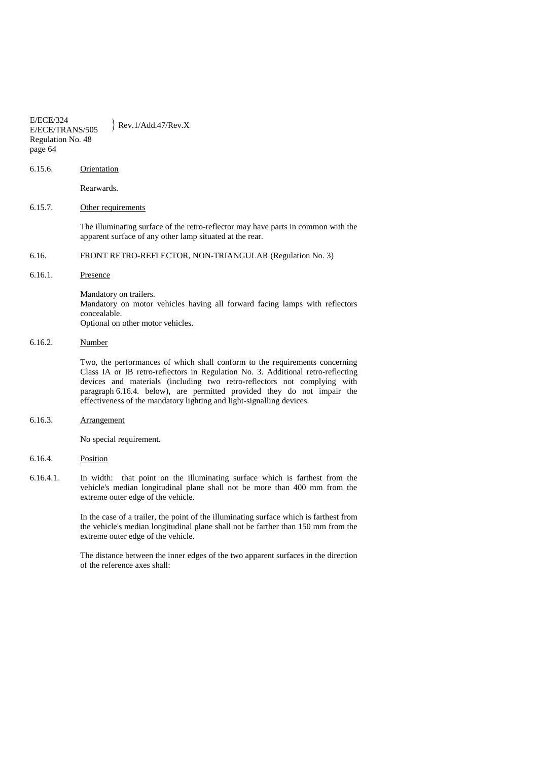6.15.6. Orientation

Rearwards.

6.15.7. Other requirements

The illuminating surface of the retro-reflector may have parts in common with the apparent surface of any other lamp situated at the rear.

6.16. FRONT RETRO-REFLECTOR, NON-TRIANGULAR (Regulation No. 3)

6.16.1. Presence

Mandatory on trailers.
Mandatory on motor vehicles having all forward facing lamps with reflectors concealable.
Optional on other motor vehicles.

6.16.2. Number

Two, the performances of which shall conform to the requirements concerning Class IA or IB retro-reflectors in Regulation No. 3. Additional retro-reflecting devices and materials (including two retro-reflectors not complying with paragraph 6.16.4. below), are permitted provided they do not impair the effectiveness of the mandatory lighting and light-signalling devices.

6.16.3. Arrangement

No special requirement.

6.16.4. Position

6.16.4.1. In width: that point on the illuminating surface which is farthest from the vehicle's median longitudinal plane shall not be more than 400 mm from the extreme outer edge of the vehicle.

In the case of a trailer, the point of the illuminating surface which is farthest from the vehicle's median longitudinal plane shall not be farther than 150 mm from the extreme outer edge of the vehicle.

The distance between the inner edges of the two apparent surfaces in the direction of the reference axes shall: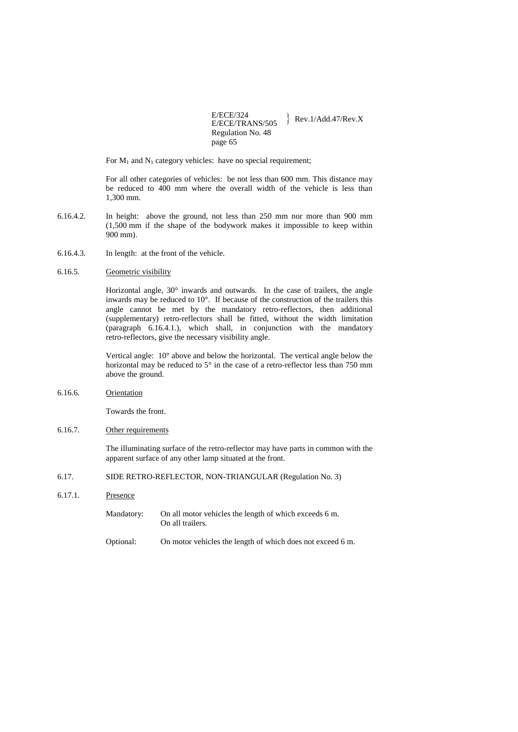For $M_1$ and $N_1$ category vehicles: have no special requirement;

For all other categories of vehicles: be not less than 600 mm. This distance may be reduced to 400 mm where the overall width of the vehicle is less than 1,300 mm.

6.16.4.2. In height: above the ground, not less than 250 mm nor more than 900 mm (1,500 mm if the shape of the bodywork makes it impossible to keep within 900 mm).

6.16.4.3. In length: at the front of the vehicle.

6.16.5. Geometric visibility

Horizontal angle, 30° inwards and outwards. In the case of trailers, the angle inwards may be reduced to 10°. If because of the construction of the trailers this angle cannot be met by the mandatory retro-reflectors, then additional (supplementary) retro-reflectors shall be fitted, without the width limitation (paragraph 6.16.4.1.), which shall, in conjunction with the mandatory retro-reflectors, give the necessary visibility angle.

Vertical angle: 10° above and below the horizontal. The vertical angle below the horizontal may be reduced to 5° in the case of a retro-reflector less than 750 mm above the ground.

6.16.6. Orientation

Towards the front.

6.16.7. Other requirements

The illuminating surface of the retro-reflector may have parts in common with the apparent surface of any other lamp situated at the front.

6.17. SIDE RETRO-REFLECTOR, NON-TRIANGULAR (Regulation No. 3)

6.17.1. Presence

Mandatory: On all motor vehicles the length of which exceeds 6 m.
On all trailers.

Optional: On motor vehicles the length of which does not exceed 6 m.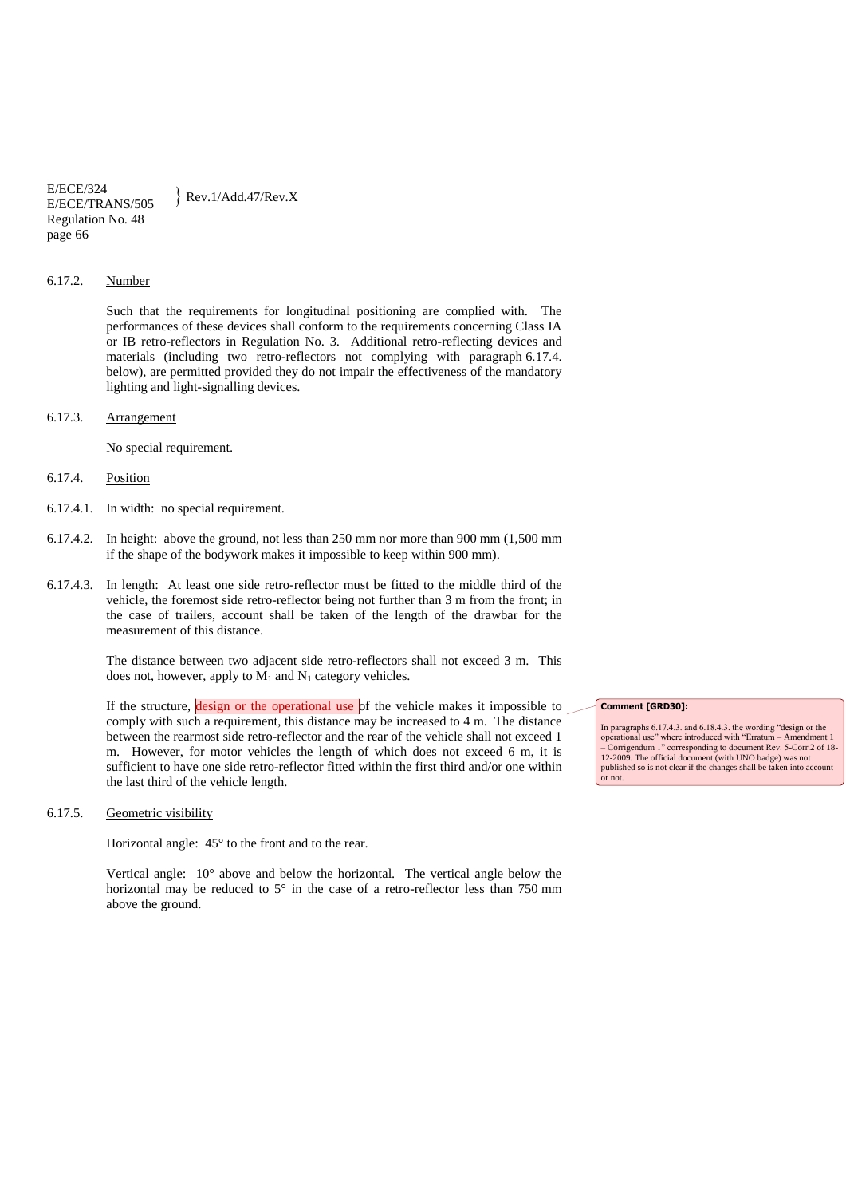6.17.2. Number

Such that the requirements for longitudinal positioning are complied with. The performances of these devices shall conform to the requirements concerning Class IA or IB retro-reflectors in Regulation No. 3. Additional retro-reflecting devices and materials (including two retro-reflectors not complying with paragraph 6.17.4. below), are permitted provided they do not impair the effectiveness of the mandatory lighting and light-signalling devices.

6.17.3. Arrangement

No special requirement.

6.17.4. Position

6.17.4.1. In width: no special requirement.

6.17.4.2. In height: above the ground, not less than 250 mm nor more than 900 mm (1,500 mm if the shape of the bodywork makes it impossible to keep within 900 mm).

6.17.4.3. In length: At least one side retro-reflector must be fitted to the middle third of the vehicle, the foremost side retro-reflector being not further than 3 m from the front; in the case of trailers, account shall be taken of the length of the drawbar for the measurement of this distance.

The distance between two adjacent side retro-reflectors shall not exceed 3 m. This does not, however, apply to $M_1$ and $N_1$ category vehicles.

If the structure, design or the operational use of the vehicle makes it impossible to comply with such a requirement, this distance may be increased to 4 m. The distance between the rearmost side retro-reflector and the rear of the vehicle shall not exceed 1 m. However, for motor vehicles the length of which does not exceed 6 m, it is sufficient to have one side retro-reflector fitted within the first third and/or one within the last third of the vehicle length.

**Comment [GRD30]:** In paragraphs 6.17.4.3. and 6.18.4.3. the wording "design or the operational use" where introduced with "Erratum – Amendment 1 – Corrigendum 1" corresponding to document Rev. 5-Corr.2 of 18-12-2009. The official document (with UNO badge) was not published so is not clear if the changes shall be taken into account or not.

6.17.5. Geometric visibility

Horizontal angle: 45° to the front and to the rear.

Vertical angle: 10° above and below the horizontal. The vertical angle below the horizontal may be reduced to 5° in the case of a retro-reflector less than 750 mm above the ground.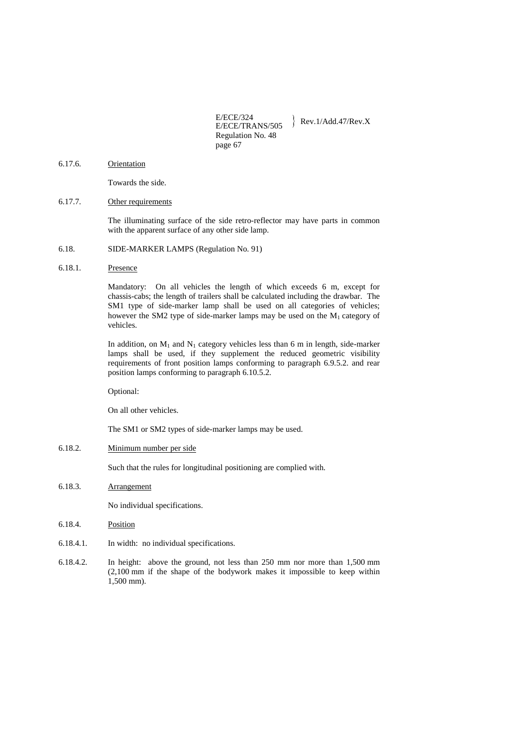6.17.6. Orientation

Towards the side.

6.17.7. Other requirements

The illuminating surface of the side retro-reflector may have parts in common with the apparent surface of any other side lamp.

6.18. SIDE-MARKER LAMPS (Regulation No. 91)

6.18.1. Presence

Mandatory: On all vehicles the length of which exceeds 6 m, except for chassis-cabs; the length of trailers shall be calculated including the drawbar. The SM1 type of side-marker lamp shall be used on all categories of vehicles; however the SM2 type of side-marker lamps may be used on the $M_1$ category of vehicles.

In addition, on $M_1$ and $N_1$ category vehicles less than 6 m in length, side-marker lamps shall be used, if they supplement the reduced geometric visibility requirements of front position lamps conforming to paragraph 6.9.5.2. and rear position lamps conforming to paragraph 6.10.5.2.

Optional:

On all other vehicles.

The SM1 or SM2 types of side-marker lamps may be used.

6.18.2. Minimum number per side

Such that the rules for longitudinal positioning are complied with.

6.18.3. Arrangement

No individual specifications.

6.18.4. Position

6.18.4.1. In width: no individual specifications.

6.18.4.2. In height: above the ground, not less than 250 mm nor more than 1,500 mm (2,100 mm if the shape of the bodywork makes it impossible to keep within 1,500 mm).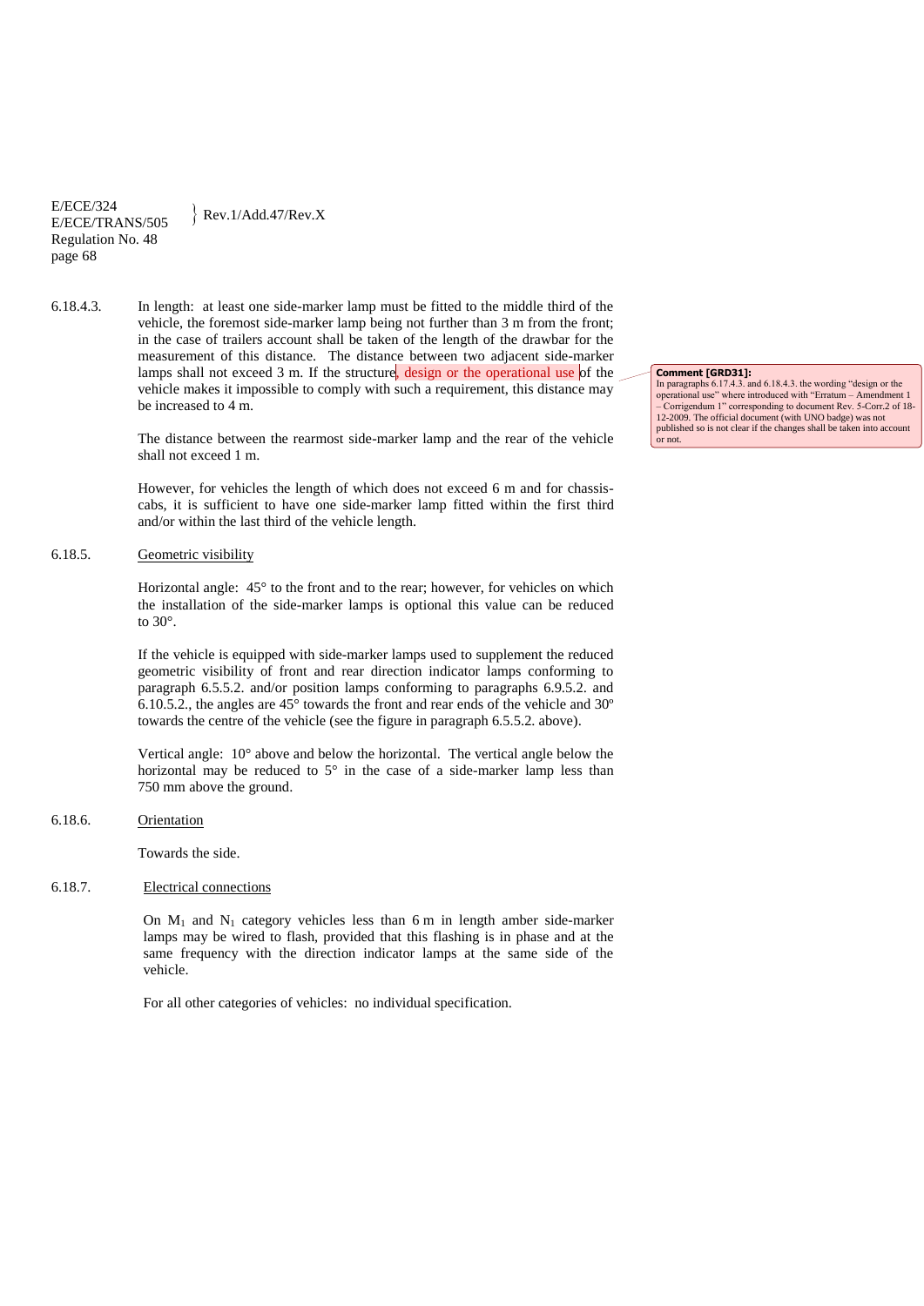6.18.4.3. In length: at least one side-marker lamp must be fitted to the middle third of the vehicle, the foremost side-marker lamp being not further than 3 m from the front; in the case of trailers account shall be taken of the length of the drawbar for the measurement of this distance. The distance between two adjacent side-marker lamps shall not exceed 3 m. If the structure, design or the operational use of the vehicle makes it impossible to comply with such a requirement, this distance may be increased to 4 m.

The distance between the rearmost side-marker lamp and the rear of the vehicle shall not exceed 1 m.

However, for vehicles the length of which does not exceed 6 m and for chassis-cabs, it is sufficient to have one side-marker lamp fitted within the first third and/or within the last third of the vehicle length.

**Comment [GRD31]:** In paragraphs 6.17.4.3. and 6.18.4.3. the wording "design or the operational use" where introduced with "Erratum – Amendment 1 – Corrigendum 1" corresponding to document Rev. 5-Corr.2 of 18-12-2009. The official document (with UNO badge) was not published so is not clear if the changes shall be taken into account or not.

6.18.5. <u>Geometric visibility</u>

Horizontal angle: 45° to the front and to the rear; however, for vehicles on which the installation of the side-marker lamps is optional this value can be reduced to 30°.

If the vehicle is equipped with side-marker lamps used to supplement the reduced geometric visibility of front and rear direction indicator lamps conforming to paragraph 6.5.5.2. and/or position lamps conforming to paragraphs 6.9.5.2. and 6.10.5.2., the angles are 45° towards the front and rear ends of the vehicle and 30º towards the centre of the vehicle (see the figure in paragraph 6.5.5.2. above).

Vertical angle: 10° above and below the horizontal. The vertical angle below the horizontal may be reduced to 5° in the case of a side-marker lamp less than 750 mm above the ground.

6.18.6. <u>Orientation</u>

Towards the side.

6.18.7. <u>Electrical connections</u>

On $M_1$ and $N_1$ category vehicles less than 6 m in length amber side-marker lamps may be wired to flash, provided that this flashing is in phase and at the same frequency with the direction indicator lamps at the same side of the vehicle.

For all other categories of vehicles: no individual specification.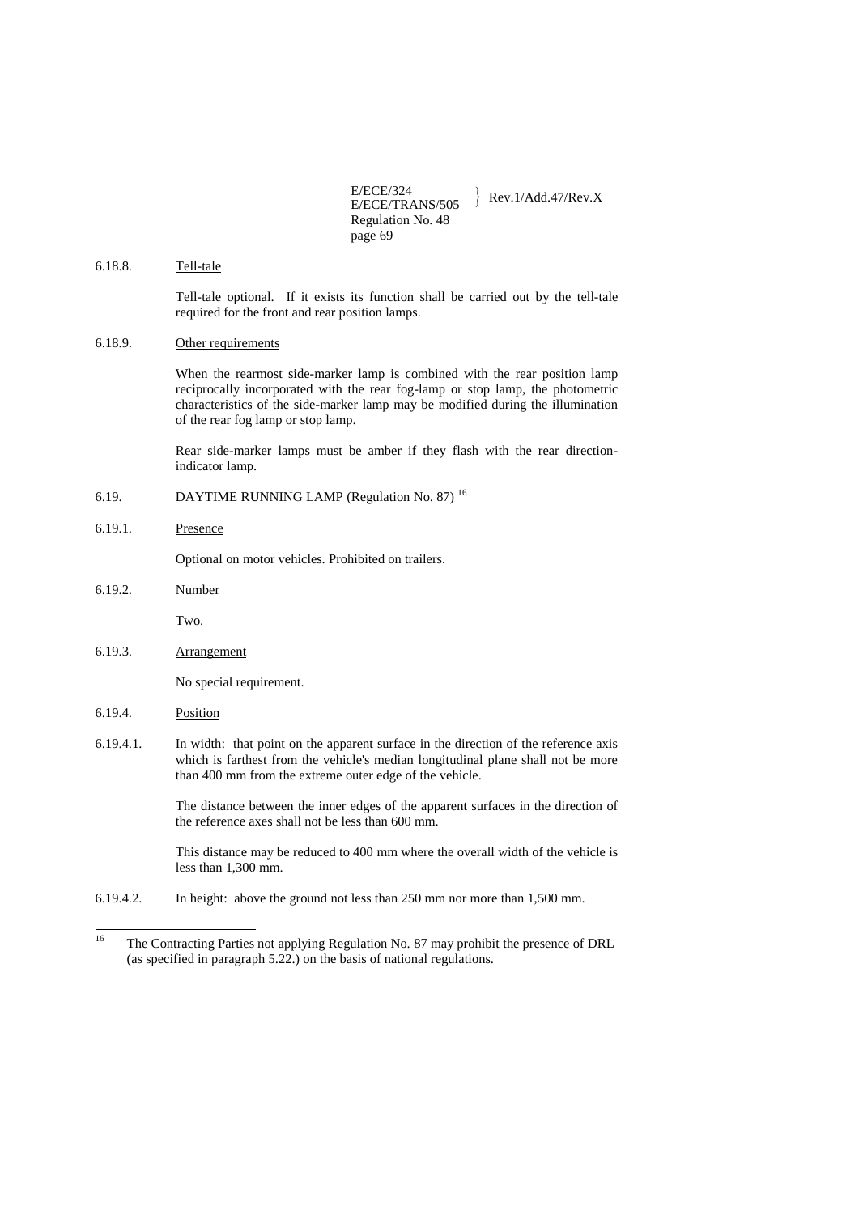6.18.8. Tell-tale

Tell-tale optional. If it exists its function shall be carried out by the tell-tale required for the front and rear position lamps.

6.18.9. Other requirements

When the rearmost side-marker lamp is combined with the rear position lamp reciprocally incorporated with the rear fog-lamp or stop lamp, the photometric characteristics of the side-marker lamp may be modified during the illumination of the rear fog lamp or stop lamp.

Rear side-marker lamps must be amber if they flash with the rear direction-indicator lamp.

6.19. DAYTIME RUNNING LAMP (Regulation No. 87) [16]

6.19.1. Presence

Optional on motor vehicles. Prohibited on trailers.

6.19.2. Number

Two.

6.19.3. Arrangement

No special requirement.

6.19.4. Position

6.19.4.1. In width: that point on the apparent surface in the direction of the reference axis which is farthest from the vehicle's median longitudinal plane shall not be more than 400 mm from the extreme outer edge of the vehicle.

The distance between the inner edges of the apparent surfaces in the direction of the reference axes shall not be less than 600 mm.

This distance may be reduced to 400 mm where the overall width of the vehicle is less than 1,300 mm.

6.19.4.2. In height: above the ground not less than 250 mm nor more than 1,500 mm.

---

[16] The Contracting Parties not applying Regulation No. 87 may prohibit the presence of DRL (as specified in paragraph 5.22.) on the basis of national regulations.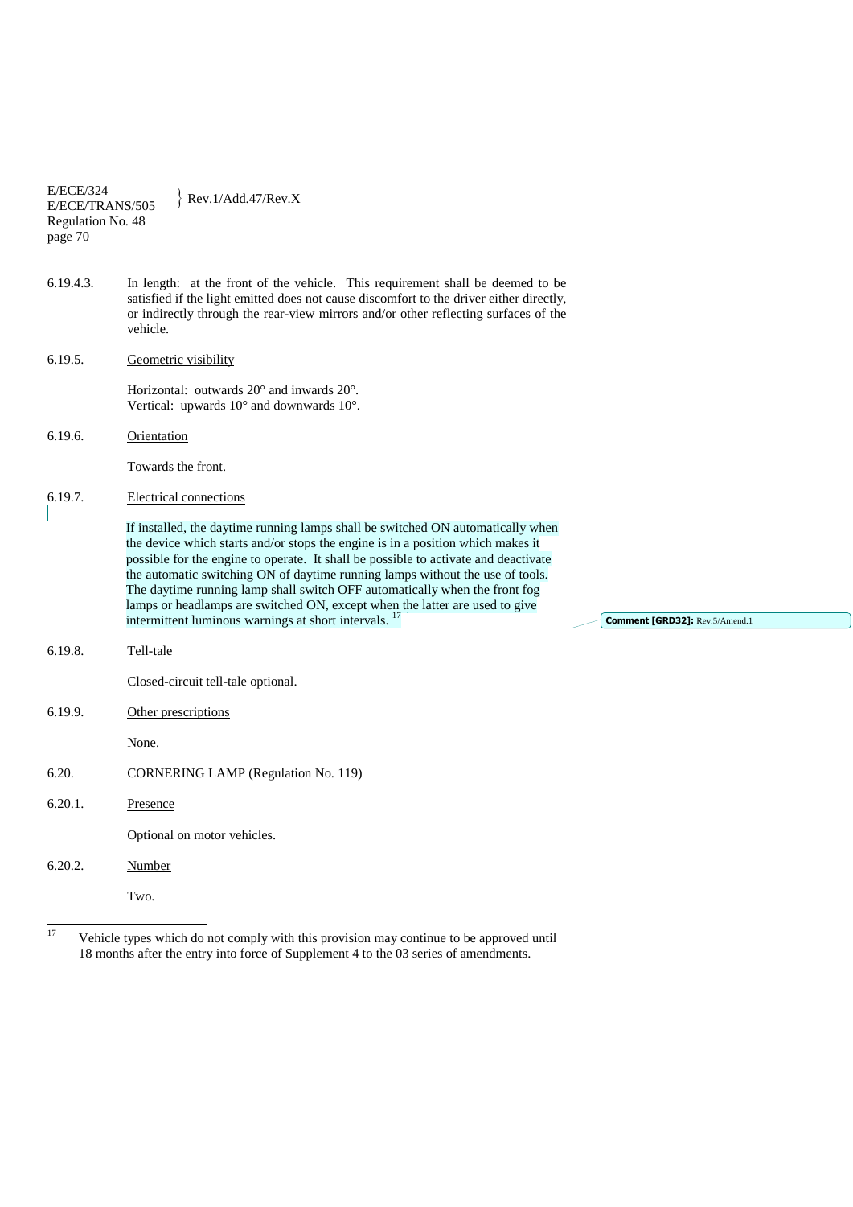6.19.4.3. In length: at the front of the vehicle. This requirement shall be deemed to be satisfied if the light emitted does not cause discomfort to the driver either directly, or indirectly through the rear-view mirrors and/or other reflecting surfaces of the vehicle.

6.19.5. Geometric visibility

Horizontal: outwards 20° and inwards 20°.
Vertical: upwards 10° and downwards 10°.

6.19.6. Orientation

Towards the front.

6.19.7. Electrical connections

If installed, the daytime running lamps shall be switched ON automatically when the device which starts and/or stops the engine is in a position which makes it possible for the engine to operate. It shall be possible to activate and deactivate the automatic switching ON of daytime running lamps without the use of tools. The daytime running lamp shall switch OFF automatically when the front fog lamps or headlamps are switched ON, except when the latter are used to give intermittent luminous warnings at short intervals. [17]

Comment [GRD32]: Rev.5/Amend.1

6.19.8. Tell-tale

Closed-circuit tell-tale optional.

6.19.9. Other prescriptions

None.

6.20. CORNERING LAMP (Regulation No. 119)

6.20.1. Presence

Optional on motor vehicles.

6.20.2. Number

Two.

---

[17] Vehicle types which do not comply with this provision may continue to be approved until 18 months after the entry into force of Supplement 4 to the 03 series of amendments.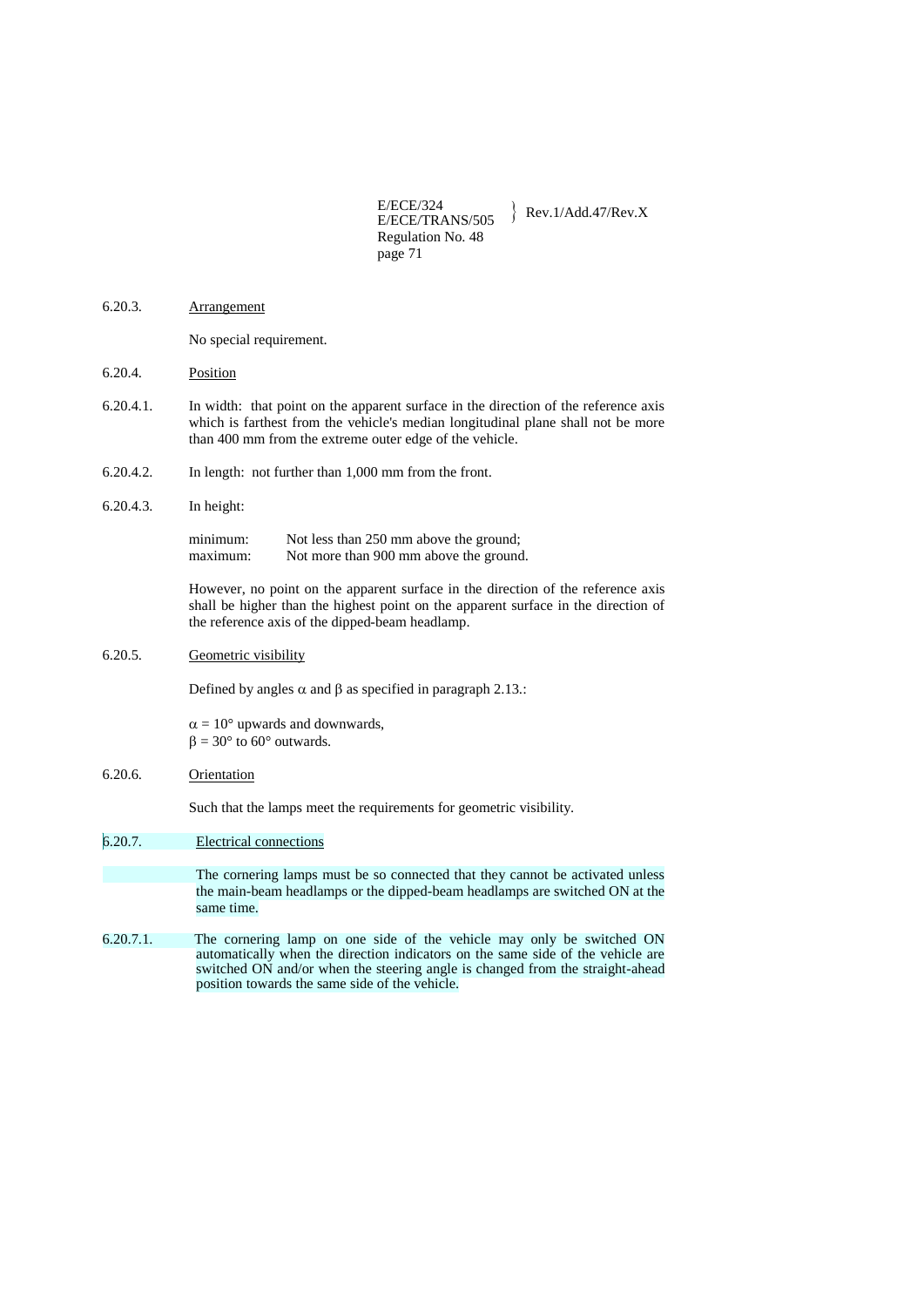6.20.3. Arrangement

No special requirement.

6.20.4. Position

6.20.4.1. In width: that point on the apparent surface in the direction of the reference axis which is farthest from the vehicle's median longitudinal plane shall not be more than 400 mm from the extreme outer edge of the vehicle.

6.20.4.2. In length: not further than 1,000 mm from the front.

6.20.4.3. In height:

minimum: Not less than 250 mm above the ground;
maximum: Not more than 900 mm above the ground.

However, no point on the apparent surface in the direction of the reference axis shall be higher than the highest point on the apparent surface in the direction of the reference axis of the dipped-beam headlamp.

6.20.5. Geometric visibility

Defined by angles $\alpha$ and $\beta$ as specified in paragraph 2.13.:

$\alpha = 10°$ upwards and downwards,
$\beta = 30°$ to $60°$ outwards.

6.20.6. Orientation

Such that the lamps meet the requirements for geometric visibility.

6.20.7. Electrical connections

The cornering lamps must be so connected that they cannot be activated unless the main-beam headlamps or the dipped-beam headlamps are switched ON at the same time.

6.20.7.1. The cornering lamp on one side of the vehicle may only be switched ON automatically when the direction indicators on the same side of the vehicle are switched ON and/or when the steering angle is changed from the straight-ahead position towards the same side of the vehicle.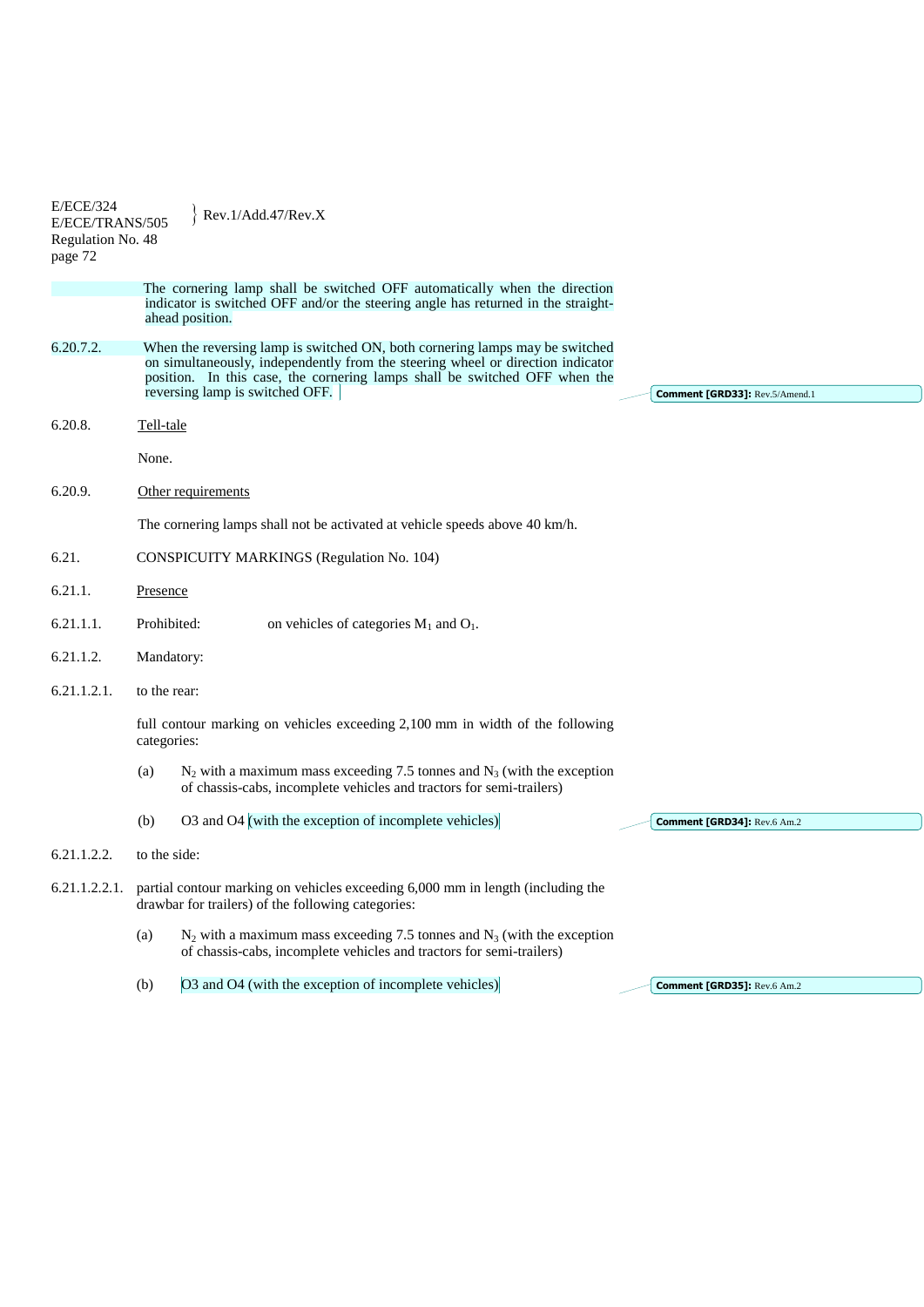The cornering lamp shall be switched OFF automatically when the direction indicator is switched OFF and/or the steering angle has returned in the straight-ahead position.

6.20.7.2. When the reversing lamp is switched ON, both cornering lamps may be switched on simultaneously, independently from the steering wheel or direction indicator position. In this case, the cornering lamps shall be switched OFF when the reversing lamp is switched OFF.

6.20.8. Tell-tale

None.

6.20.9. Other requirements

The cornering lamps shall not be activated at vehicle speeds above 40 km/h.

6.21. CONSPICUITY MARKINGS (Regulation No. 104)

6.21.1. Presence

6.21.1.1. Prohibited: on vehicles of categories $M_1$ and $O_1$.

6.21.1.2. Mandatory:

6.21.1.2.1. to the rear:

full contour marking on vehicles exceeding 2,100 mm in width of the following categories:

(a) $N_2$ with a maximum mass exceeding 7.5 tonnes and $N_3$ (with the exception of chassis-cabs, incomplete vehicles and tractors for semi-trailers)

(b) O3 and O4 (with the exception of incomplete vehicles)

6.21.1.2.2. to the side:

6.21.1.2.2.1. partial contour marking on vehicles exceeding 6,000 mm in length (including the drawbar for trailers) of the following categories:

(a) $N_2$ with a maximum mass exceeding 7.5 tonnes and $N_3$ (with the exception of chassis-cabs, incomplete vehicles and tractors for semi-trailers)

(b) O3 and O4 (with the exception of incomplete vehicles)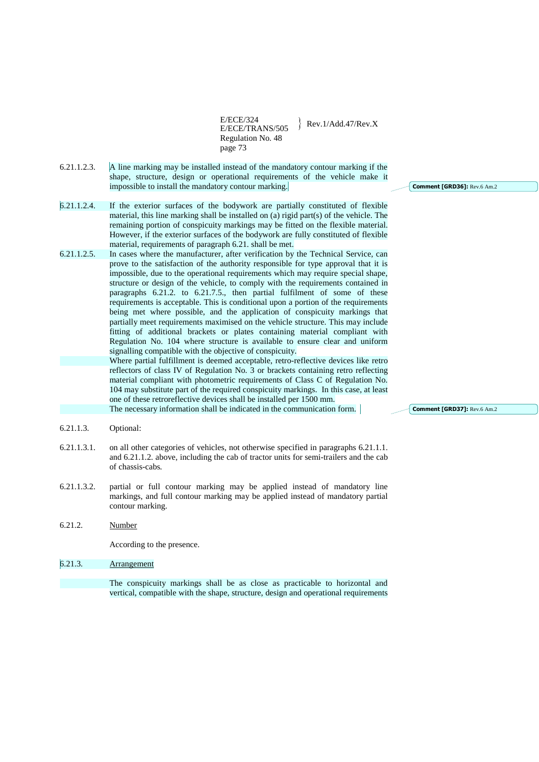6.21.1.2.3. A line marking may be installed instead of the mandatory contour marking if the shape, structure, design or operational requirements of the vehicle make it impossible to install the mandatory contour marking.

6.21.1.2.4. If the exterior surfaces of the bodywork are partially constituted of flexible material, this line marking shall be installed on (a) rigid part(s) of the vehicle. The remaining portion of conspicuity markings may be fitted on the flexible material. However, if the exterior surfaces of the bodywork are fully constituted of flexible material, requirements of paragraph 6.21. shall be met.

6.21.1.2.5. In cases where the manufacturer, after verification by the Technical Service, can prove to the satisfaction of the authority responsible for type approval that it is impossible, due to the operational requirements which may require special shape, structure or design of the vehicle, to comply with the requirements contained in paragraphs 6.21.2. to 6.21.7.5., then partial fulfilment of some of these requirements is acceptable. This is conditional upon a portion of the requirements being met where possible, and the application of conspicuity markings that partially meet requirements maximised on the vehicle structure. This may include fitting of additional brackets or plates containing material compliant with Regulation No. 104 where structure is available to ensure clear and uniform signalling compatible with the objective of conspicuity.

Where partial fulfillment is deemed acceptable, retro-reflective devices like retro reflectors of class IV of Regulation No. 3 or brackets containing retro reflecting material compliant with photometric requirements of Class C of Regulation No. 104 may substitute part of the required conspicuity markings. In this case, at least one of these retroreflective devices shall be installed per 1500 mm.

The necessary information shall be indicated in the communication form.

6.21.1.3. Optional:

6.21.1.3.1. on all other categories of vehicles, not otherwise specified in paragraphs 6.21.1.1. and 6.21.1.2. above, including the cab of tractor units for semi-trailers and the cab of chassis-cabs.

6.21.1.3.2. partial or full contour marking may be applied instead of mandatory line markings, and full contour marking may be applied instead of mandatory partial contour marking.

6.21.2. Number

According to the presence.

6.21.3. Arrangement

The conspicuity markings shall be as close as practicable to horizontal and vertical, compatible with the shape, structure, design and operational requirements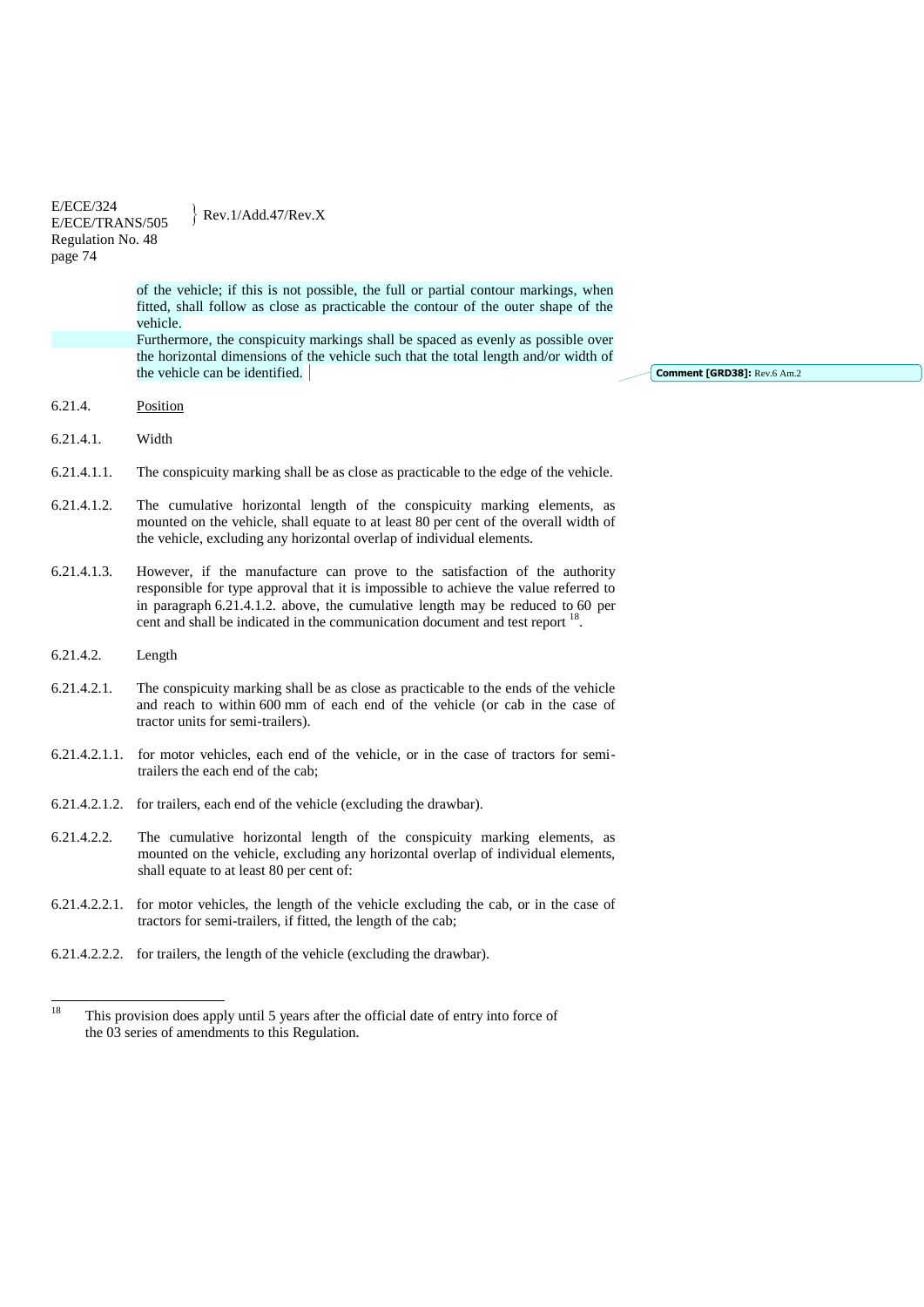of the vehicle; if this is not possible, the full or partial contour markings, when fitted, shall follow as close as practicable the contour of the outer shape of the vehicle.

Furthermore, the conspicuity markings shall be spaced as evenly as possible over the horizontal dimensions of the vehicle such that the total length and/or width of the vehicle can be identified.

**Comment [GRD38]:** Rev.6 Am.2

6.21.4. Position

6.21.4.1. Width

6.21.4.1.1. The conspicuity marking shall be as close as practicable to the edge of the vehicle.

6.21.4.1.2. The cumulative horizontal length of the conspicuity marking elements, as mounted on the vehicle, shall equate to at least 80 per cent of the overall width of the vehicle, excluding any horizontal overlap of individual elements.

6.21.4.1.3. However, if the manufacture can prove to the satisfaction of the authority responsible for type approval that it is impossible to achieve the value referred to in paragraph 6.21.4.1.2. above, the cumulative length may be reduced to 60 per cent and shall be indicated in the communication document and test report [18].

6.21.4.2. Length

6.21.4.2.1. The conspicuity marking shall be as close as practicable to the ends of the vehicle and reach to within 600 mm of each end of the vehicle (or cab in the case of tractor units for semi-trailers).

6.21.4.2.1.1. for motor vehicles, each end of the vehicle, or in the case of tractors for semi-trailers the each end of the cab;

6.21.4.2.1.2. for trailers, each end of the vehicle (excluding the drawbar).

6.21.4.2.2. The cumulative horizontal length of the conspicuity marking elements, as mounted on the vehicle, excluding any horizontal overlap of individual elements, shall equate to at least 80 per cent of:

6.21.4.2.2.1. for motor vehicles, the length of the vehicle excluding the cab, or in the case of tractors for semi-trailers, if fitted, the length of the cab;

6.21.4.2.2.2. for trailers, the length of the vehicle (excluding the drawbar).

---

[18] This provision does apply until 5 years after the official date of entry into force of the 03 series of amendments to this Regulation.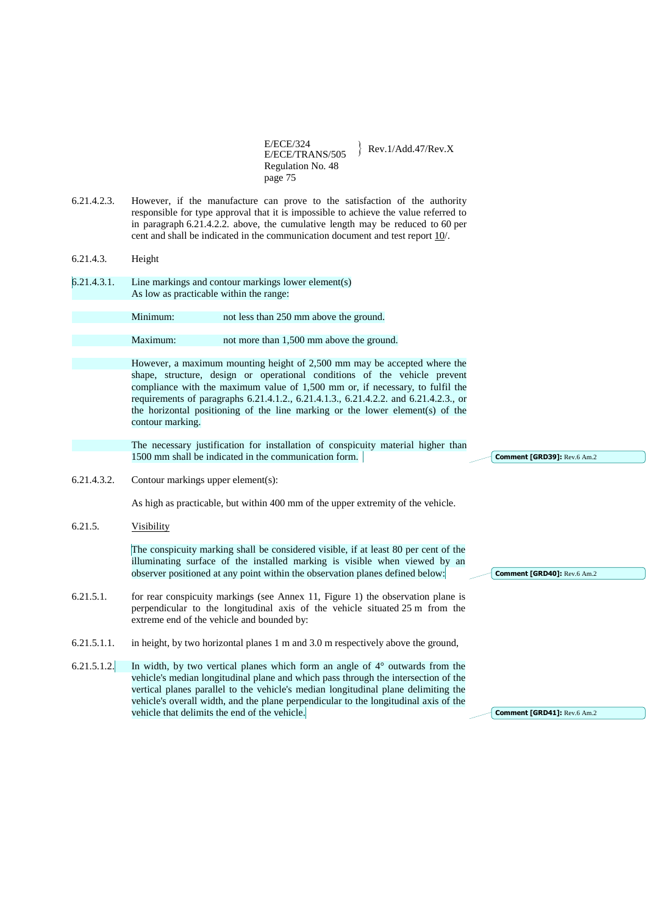6.21.4.2.3. However, if the manufacture can prove to the satisfaction of the authority responsible for type approval that it is impossible to achieve the value referred to in paragraph 6.21.4.2.2. above, the cumulative length may be reduced to 60 per cent and shall be indicated in the communication document and test report 10/.

6.21.4.3. Height

6.21.4.3.1. Line markings and contour markings lower element(s)
As low as practicable within the range:

Minimum: not less than 250 mm above the ground.

Maximum: not more than 1,500 mm above the ground.

However, a maximum mounting height of 2,500 mm may be accepted where the shape, structure, design or operational conditions of the vehicle prevent compliance with the maximum value of 1,500 mm or, if necessary, to fulfil the requirements of paragraphs 6.21.4.1.2., 6.21.4.1.3., 6.21.4.2.2. and 6.21.4.2.3., or the horizontal positioning of the line marking or the lower element(s) of the contour marking.

The necessary justification for installation of conspicuity material higher than 1500 mm shall be indicated in the communication form.

Comment [GRD39]: Rev.6 Am.2

6.21.4.3.2. Contour markings upper element(s):

As high as practicable, but within 400 mm of the upper extremity of the vehicle.

6.21.5. <u>Visibility</u>

The conspicuity marking shall be considered visible, if at least 80 per cent of the illuminating surface of the installed marking is visible when viewed by an observer positioned at any point within the observation planes defined below:

Comment [GRD40]: Rev.6 Am.2

6.21.5.1. for rear conspicuity markings (see Annex 11, Figure 1) the observation plane is perpendicular to the longitudinal axis of the vehicle situated 25 m from the extreme end of the vehicle and bounded by:

6.21.5.1.1. in height, by two horizontal planes 1 m and 3.0 m respectively above the ground,

6.21.5.1.2. In width, by two vertical planes which form an angle of 4° outwards from the vehicle's median longitudinal plane and which pass through the intersection of the vertical planes parallel to the vehicle's median longitudinal plane delimiting the vehicle's overall width, and the plane perpendicular to the longitudinal axis of the vehicle that delimits the end of the vehicle.

Comment [GRD41]: Rev.6 Am.2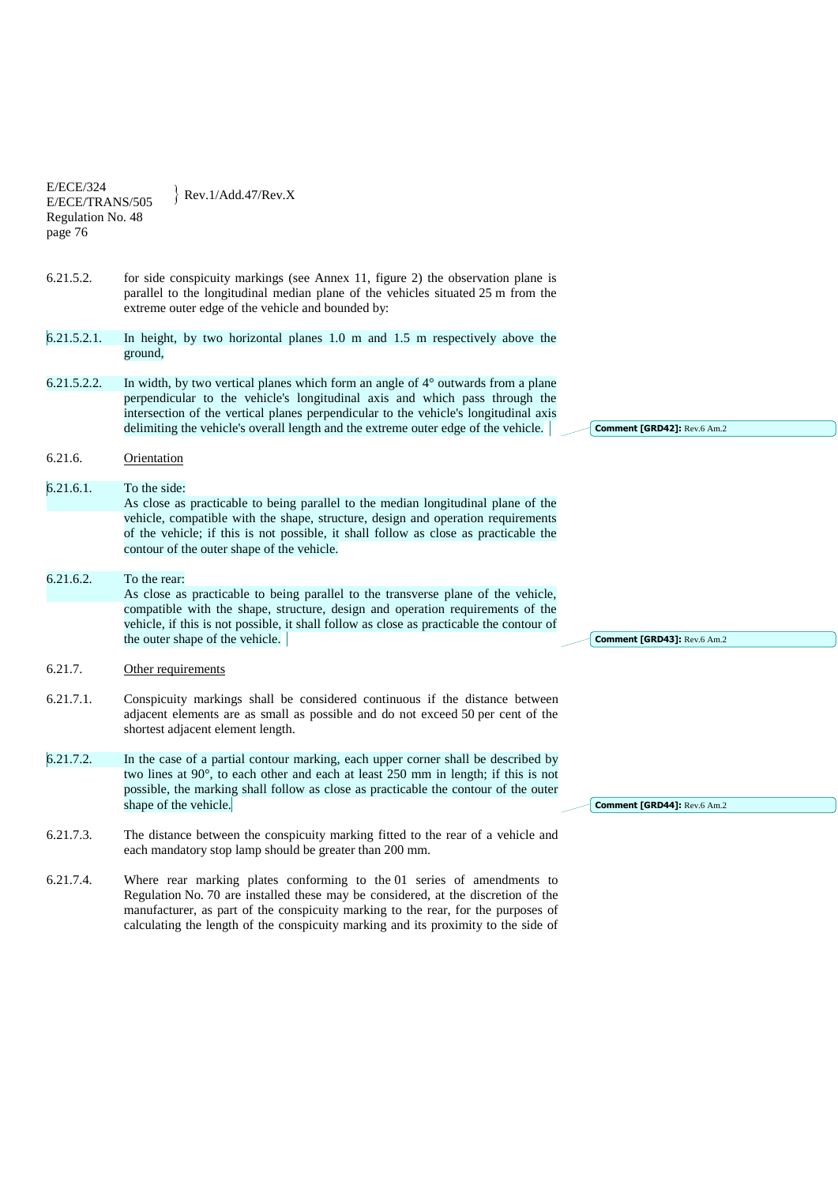6.21.5.2. for side conspicuity markings (see Annex 11, figure 2) the observation plane is parallel to the longitudinal median plane of the vehicles situated 25 m from the extreme outer edge of the vehicle and bounded by:

6.21.5.2.1. In height, by two horizontal planes 1.0 m and 1.5 m respectively above the ground,

6.21.5.2.2. In width, by two vertical planes which form an angle of 4° outwards from a plane perpendicular to the vehicle's longitudinal axis and which pass through the intersection of the vertical planes perpendicular to the vehicle's longitudinal axis delimiting the vehicle's overall length and the extreme outer edge of the vehicle.

Comment [GRD42]: Rev.6 Am.2

6.21.6. Orientation

6.21.6.1. To the side:
As close as practicable to being parallel to the median longitudinal plane of the vehicle, compatible with the shape, structure, design and operation requirements of the vehicle; if this is not possible, it shall follow as close as practicable the contour of the outer shape of the vehicle.

6.21.6.2. To the rear:
As close as practicable to being parallel to the transverse plane of the vehicle, compatible with the shape, structure, design and operation requirements of the vehicle, if this is not possible, it shall follow as close as practicable the contour of the outer shape of the vehicle.

Comment [GRD43]: Rev.6 Am.2

6.21.7. Other requirements

6.21.7.1. Conspicuity markings shall be considered continuous if the distance between adjacent elements are as small as possible and do not exceed 50 per cent of the shortest adjacent element length.

6.21.7.2. In the case of a partial contour marking, each upper corner shall be described by two lines at 90°, to each other and each at least 250 mm in length; if this is not possible, the marking shall follow as close as practicable the contour of the outer shape of the vehicle.

Comment [GRD44]: Rev.6 Am.2

6.21.7.3. The distance between the conspicuity marking fitted to the rear of a vehicle and each mandatory stop lamp should be greater than 200 mm.

6.21.7.4. Where rear marking plates conforming to the 01 series of amendments to Regulation No. 70 are installed these may be considered, at the discretion of the manufacturer, as part of the conspicuity marking to the rear, for the purposes of calculating the length of the conspicuity marking and its proximity to the side of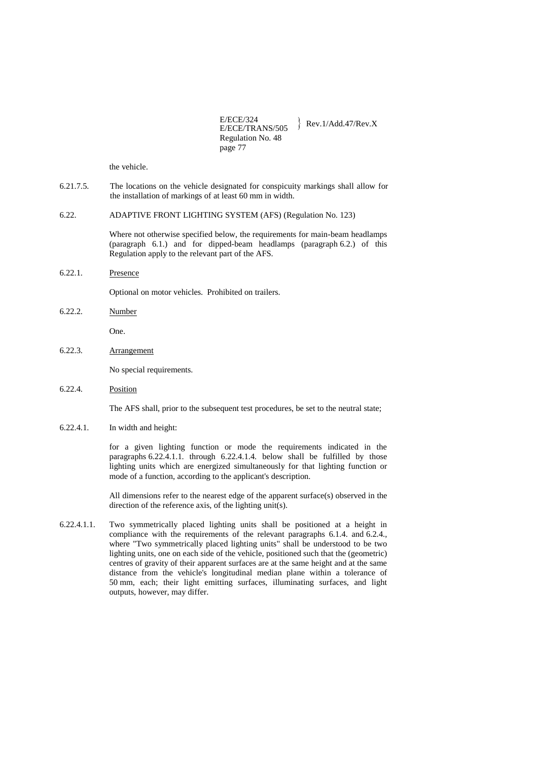the vehicle.

6.21.7.5. The locations on the vehicle designated for conspicuity markings shall allow for the installation of markings of at least 60 mm in width.

6.22. ADAPTIVE FRONT LIGHTING SYSTEM (AFS) (Regulation No. 123)

Where not otherwise specified below, the requirements for main-beam headlamps (paragraph 6.1.) and for dipped-beam headlamps (paragraph 6.2.) of this Regulation apply to the relevant part of the AFS.

6.22.1. Presence

Optional on motor vehicles. Prohibited on trailers.

6.22.2. Number

One.

6.22.3. Arrangement

No special requirements.

6.22.4. Position

The AFS shall, prior to the subsequent test procedures, be set to the neutral state;

6.22.4.1. In width and height:

for a given lighting function or mode the requirements indicated in the paragraphs 6.22.4.1.1. through 6.22.4.1.4. below shall be fulfilled by those lighting units which are energized simultaneously for that lighting function or mode of a function, according to the applicant's description.

All dimensions refer to the nearest edge of the apparent surface(s) observed in the direction of the reference axis, of the lighting unit(s).

6.22.4.1.1. Two symmetrically placed lighting units shall be positioned at a height in compliance with the requirements of the relevant paragraphs 6.1.4. and 6.2.4., where "Two symmetrically placed lighting units" shall be understood to be two lighting units, one on each side of the vehicle, positioned such that the (geometric) centres of gravity of their apparent surfaces are at the same height and at the same distance from the vehicle's longitudinal median plane within a tolerance of 50 mm, each; their light emitting surfaces, illuminating surfaces, and light outputs, however, may differ.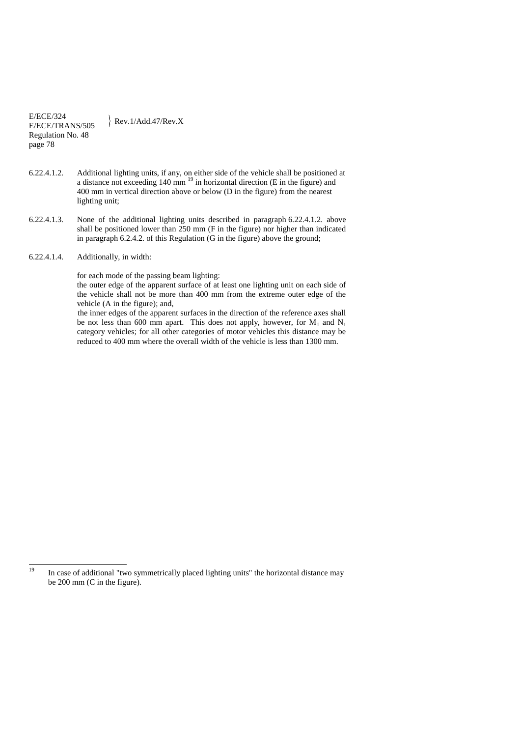6.22.4.1.2. Additional lighting units, if any, on either side of the vehicle shall be positioned at a distance not exceeding 140 mm [19] in horizontal direction (E in the figure) and 400 mm in vertical direction above or below (D in the figure) from the nearest lighting unit;

6.22.4.1.3. None of the additional lighting units described in paragraph 6.22.4.1.2. above shall be positioned lower than 250 mm (F in the figure) nor higher than indicated in paragraph 6.2.4.2. of this Regulation (G in the figure) above the ground;

6.22.4.1.4. Additionally, in width:

for each mode of the passing beam lighting:

the outer edge of the apparent surface of at least one lighting unit on each side of the vehicle shall not be more than 400 mm from the extreme outer edge of the vehicle (A in the figure); and,

the inner edges of the apparent surfaces in the direction of the reference axes shall be not less than 600 mm apart. This does not apply, however, for $M_1$ and $N_1$ category vehicles; for all other categories of motor vehicles this distance may be reduced to 400 mm where the overall width of the vehicle is less than 1300 mm.

---

[19] In case of additional "two symmetrically placed lighting units" the horizontal distance may be 200 mm (C in the figure).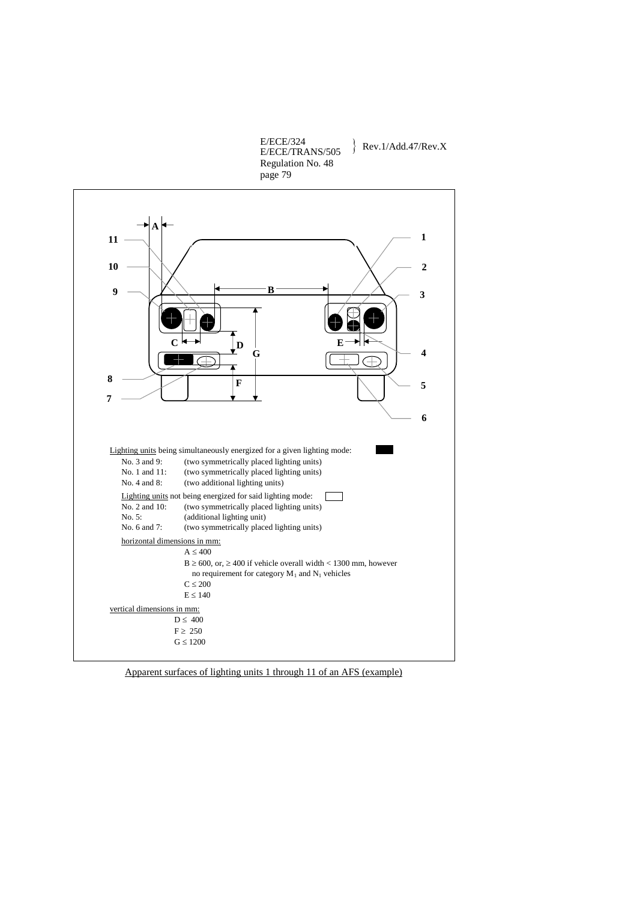Lighting units being simultaneously energized for a given lighting mode:

No. 3 and 9: (two symmetrically placed lighting units)
No. 1 and 11: (two symmetrically placed lighting units)
No. 4 and 8: (two additional lighting units)

Lighting units not being energized for said lighting mode:

No. 2 and 10: (two symmetrically placed lighting units)
No. 5: (additional lighting unit)
No. 6 and 7: (two symmetrically placed lighting units)

horizontal dimensions in mm:

$A \leq 400$

$B \geq 600$, or, $\geq 400$ if vehicle overall width < 1300 mm, however no requirement for category $M_1$ and $N_1$ vehicles

$C \leq 200$

$E \leq 140$

vertical dimensions in mm:

$D \leq 400$

$F \geq 250$

$G \leq 1200$

Apparent surfaces of lighting units 1 through 11 of an AFS (example)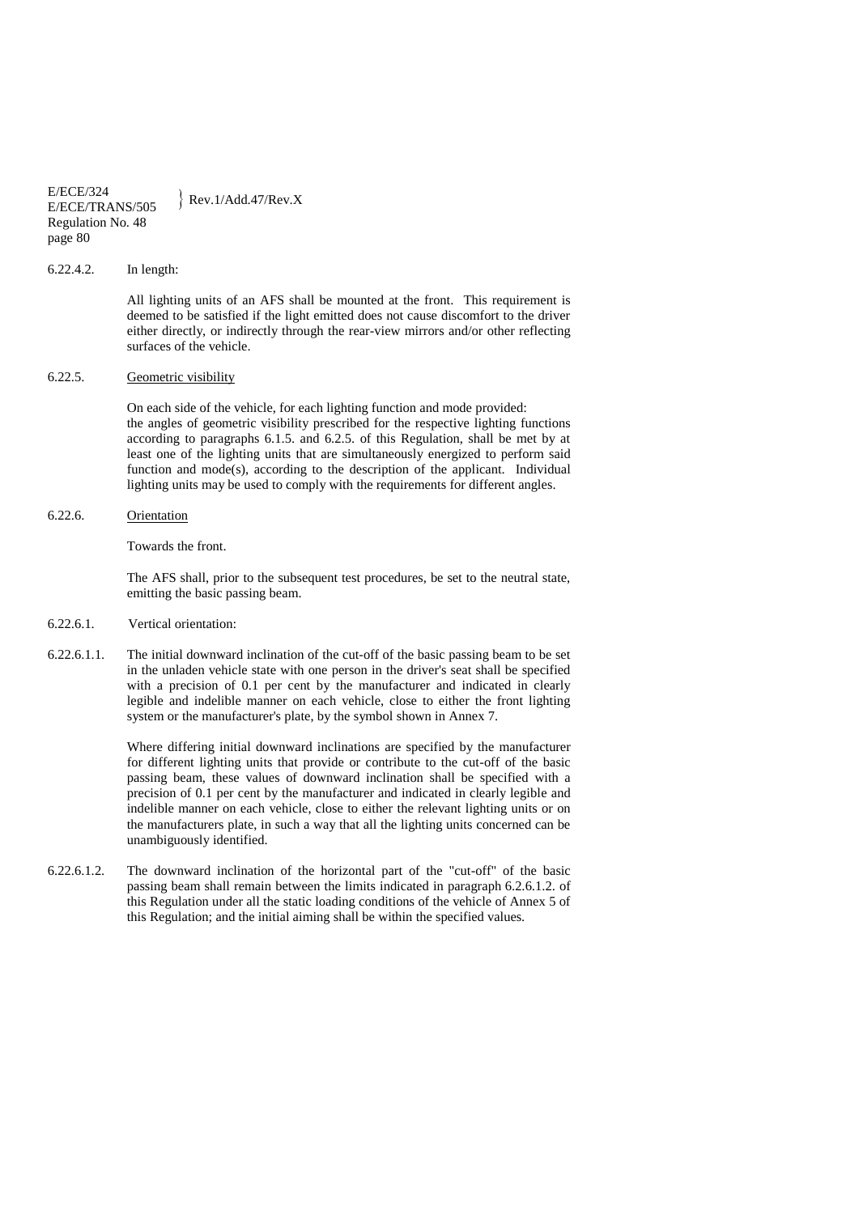6.22.4.2. In length:

All lighting units of an AFS shall be mounted at the front. This requirement is deemed to be satisfied if the light emitted does not cause discomfort to the driver either directly, or indirectly through the rear-view mirrors and/or other reflecting surfaces of the vehicle.

6.22.5. Geometric visibility

On each side of the vehicle, for each lighting function and mode provided: the angles of geometric visibility prescribed for the respective lighting functions according to paragraphs 6.1.5. and 6.2.5. of this Regulation, shall be met by at least one of the lighting units that are simultaneously energized to perform said function and mode(s), according to the description of the applicant. Individual lighting units may be used to comply with the requirements for different angles.

6.22.6. Orientation

Towards the front.

The AFS shall, prior to the subsequent test procedures, be set to the neutral state, emitting the basic passing beam.

6.22.6.1. Vertical orientation:

6.22.6.1.1. The initial downward inclination of the cut-off of the basic passing beam to be set in the unladen vehicle state with one person in the driver's seat shall be specified with a precision of 0.1 per cent by the manufacturer and indicated in clearly legible and indelible manner on each vehicle, close to either the front lighting system or the manufacturer's plate, by the symbol shown in Annex 7.

Where differing initial downward inclinations are specified by the manufacturer for different lighting units that provide or contribute to the cut-off of the basic passing beam, these values of downward inclination shall be specified with a precision of 0.1 per cent by the manufacturer and indicated in clearly legible and indelible manner on each vehicle, close to either the relevant lighting units or on the manufacturers plate, in such a way that all the lighting units concerned can be unambiguously identified.

6.22.6.1.2. The downward inclination of the horizontal part of the "cut-off" of the basic passing beam shall remain between the limits indicated in paragraph 6.2.6.1.2. of this Regulation under all the static loading conditions of the vehicle of Annex 5 of this Regulation; and the initial aiming shall be within the specified values.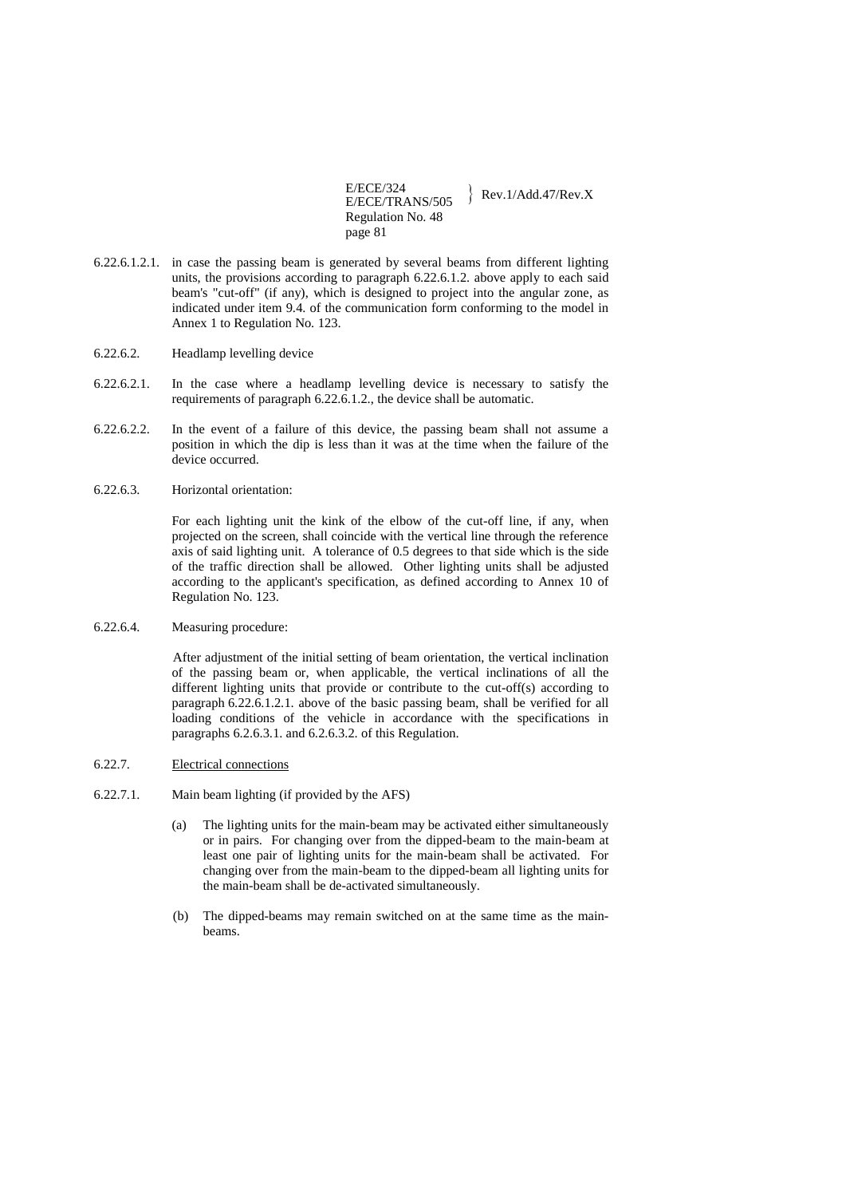6.22.6.1.2.1. in case the passing beam is generated by several beams from different lighting units, the provisions according to paragraph 6.22.6.1.2. above apply to each said beam's "cut-off" (if any), which is designed to project into the angular zone, as indicated under item 9.4. of the communication form conforming to the model in Annex 1 to Regulation No. 123.

6.22.6.2. Headlamp levelling device

6.22.6.2.1. In the case where a headlamp levelling device is necessary to satisfy the requirements of paragraph 6.22.6.1.2., the device shall be automatic.

6.22.6.2.2. In the event of a failure of this device, the passing beam shall not assume a position in which the dip is less than it was at the time when the failure of the device occurred.

6.22.6.3. Horizontal orientation:

For each lighting unit the kink of the elbow of the cut-off line, if any, when projected on the screen, shall coincide with the vertical line through the reference axis of said lighting unit. A tolerance of 0.5 degrees to that side which is the side of the traffic direction shall be allowed. Other lighting units shall be adjusted according to the applicant's specification, as defined according to Annex 10 of Regulation No. 123.

6.22.6.4. Measuring procedure:

After adjustment of the initial setting of beam orientation, the vertical inclination of the passing beam or, when applicable, the vertical inclinations of all the different lighting units that provide or contribute to the cut-off(s) according to paragraph 6.22.6.1.2.1. above of the basic passing beam, shall be verified for all loading conditions of the vehicle in accordance with the specifications in paragraphs 6.2.6.3.1. and 6.2.6.3.2. of this Regulation.

6.22.7. <u>Electrical connections</u>

6.22.7.1. Main beam lighting (if provided by the AFS)

(a) The lighting units for the main-beam may be activated either simultaneously or in pairs. For changing over from the dipped-beam to the main-beam at least one pair of lighting units for the main-beam shall be activated. For changing over from the main-beam to the dipped-beam all lighting units for the main-beam shall be de-activated simultaneously.

(b) The dipped-beams may remain switched on at the same time as the main-beams.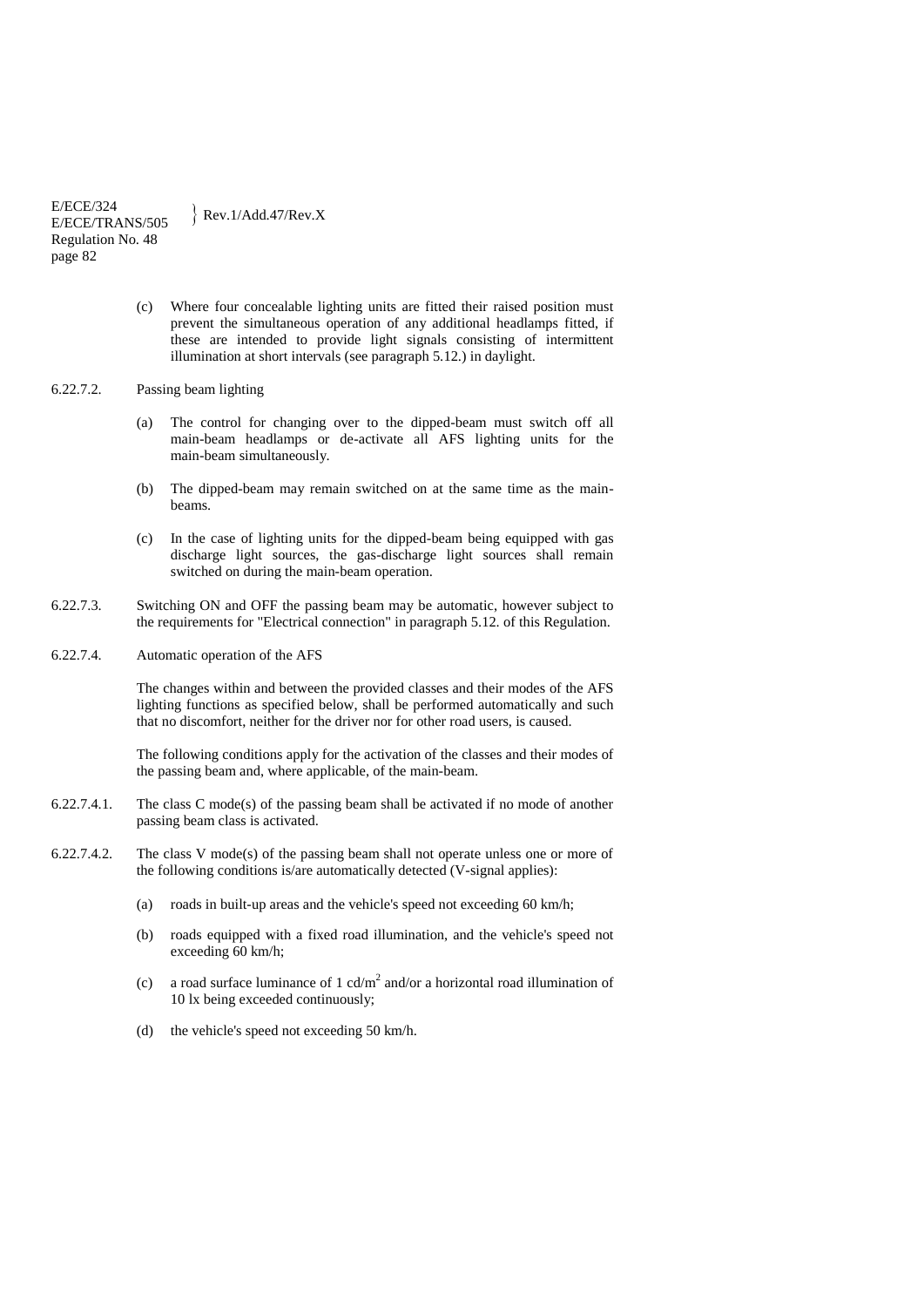(c) Where four concealable lighting units are fitted their raised position must prevent the simultaneous operation of any additional headlamps fitted, if these are intended to provide light signals consisting of intermittent illumination at short intervals (see paragraph 5.12.) in daylight.

6.22.7.2. Passing beam lighting

(a) The control for changing over to the dipped-beam must switch off all main-beam headlamps or de-activate all AFS lighting units for the main-beam simultaneously.

(b) The dipped-beam may remain switched on at the same time as the main-beams.

(c) In the case of lighting units for the dipped-beam being equipped with gas discharge light sources, the gas-discharge light sources shall remain switched on during the main-beam operation.

6.22.7.3. Switching ON and OFF the passing beam may be automatic, however subject to the requirements for "Electrical connection" in paragraph 5.12. of this Regulation.

6.22.7.4. Automatic operation of the AFS

The changes within and between the provided classes and their modes of the AFS lighting functions as specified below, shall be performed automatically and such that no discomfort, neither for the driver nor for other road users, is caused.

The following conditions apply for the activation of the classes and their modes of the passing beam and, where applicable, of the main-beam.

6.22.7.4.1. The class C mode(s) of the passing beam shall be activated if no mode of another passing beam class is activated.

6.22.7.4.2. The class V mode(s) of the passing beam shall not operate unless one or more of the following conditions is/are automatically detected (V-signal applies):

(a) roads in built-up areas and the vehicle's speed not exceeding 60 km/h;

(b) roads equipped with a fixed road illumination, and the vehicle's speed not exceeding 60 km/h;

(c) a road surface luminance of 1 $cd/m^2$ and/or a horizontal road illumination of 10 lx being exceeded continuously;

(d) the vehicle's speed not exceeding 50 km/h.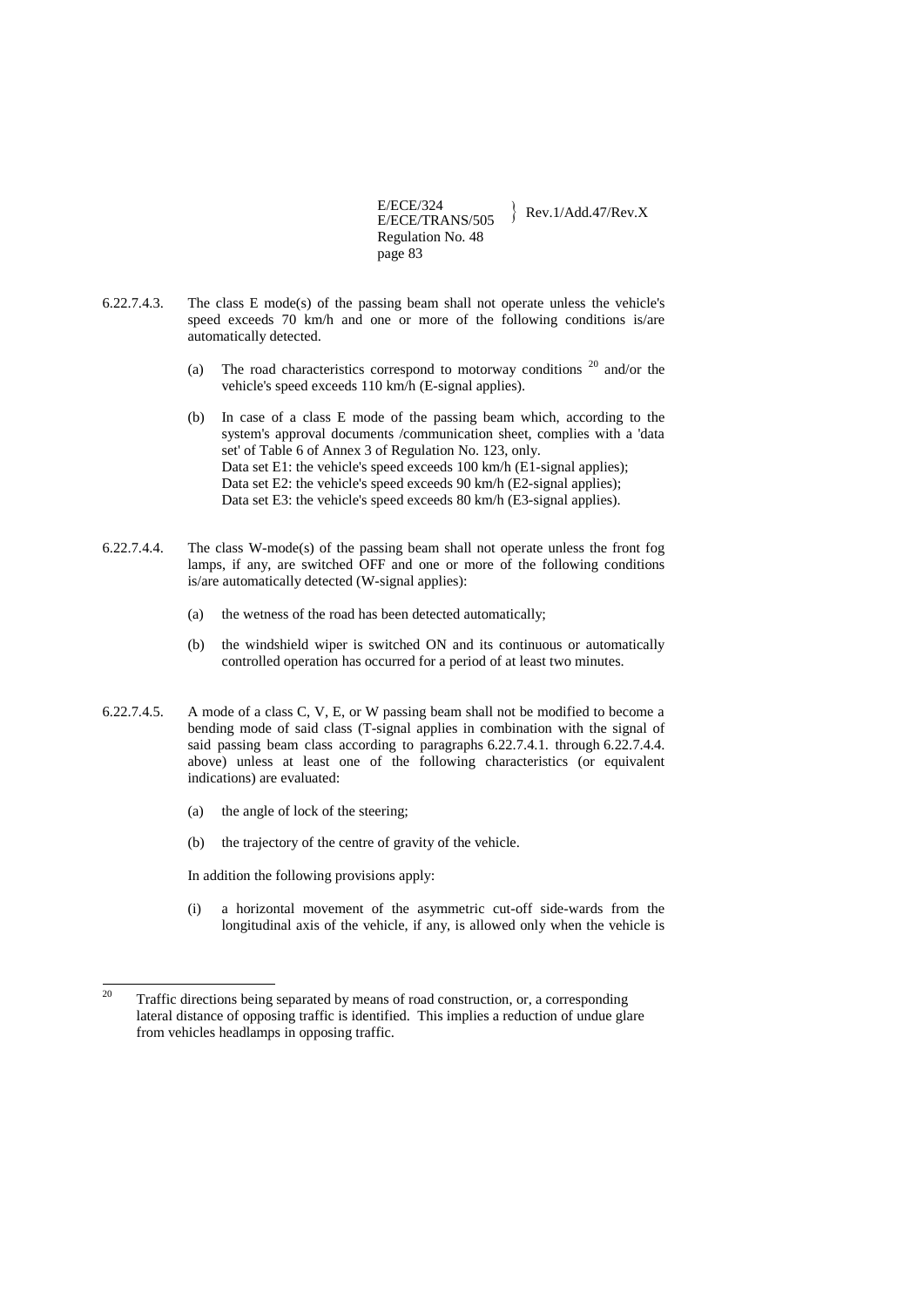6.22.7.4.3. The class E mode(s) of the passing beam shall not operate unless the vehicle's speed exceeds 70 km/h and one or more of the following conditions is/are automatically detected.

(a) The road characteristics correspond to motorway conditions [20] and/or the vehicle's speed exceeds 110 km/h (E-signal applies).

(b) In case of a class E mode of the passing beam which, according to the system's approval documents /communication sheet, complies with a 'data set' of Table 6 of Annex 3 of Regulation No. 123, only.
Data set E1: the vehicle's speed exceeds 100 km/h (E1-signal applies);
Data set E2: the vehicle's speed exceeds 90 km/h (E2-signal applies);
Data set E3: the vehicle's speed exceeds 80 km/h (E3-signal applies).

6.22.7.4.4. The class W-mode(s) of the passing beam shall not operate unless the front fog lamps, if any, are switched OFF and one or more of the following conditions is/are automatically detected (W-signal applies):

(a) the wetness of the road has been detected automatically;

(b) the windshield wiper is switched ON and its continuous or automatically controlled operation has occurred for a period of at least two minutes.

6.22.7.4.5. A mode of a class C, V, E, or W passing beam shall not be modified to become a bending mode of said class (T-signal applies in combination with the signal of said passing beam class according to paragraphs 6.22.7.4.1. through 6.22.7.4.4. above) unless at least one of the following characteristics (or equivalent indications) are evaluated:

(a) the angle of lock of the steering;

(b) the trajectory of the centre of gravity of the vehicle.

In addition the following provisions apply:

(i) a horizontal movement of the asymmetric cut-off side-wards from the longitudinal axis of the vehicle, if any, is allowed only when the vehicle is

---

[20] Traffic directions being separated by means of road construction, or, a corresponding lateral distance of opposing traffic is identified. This implies a reduction of undue glare from vehicles headlamps in opposing traffic.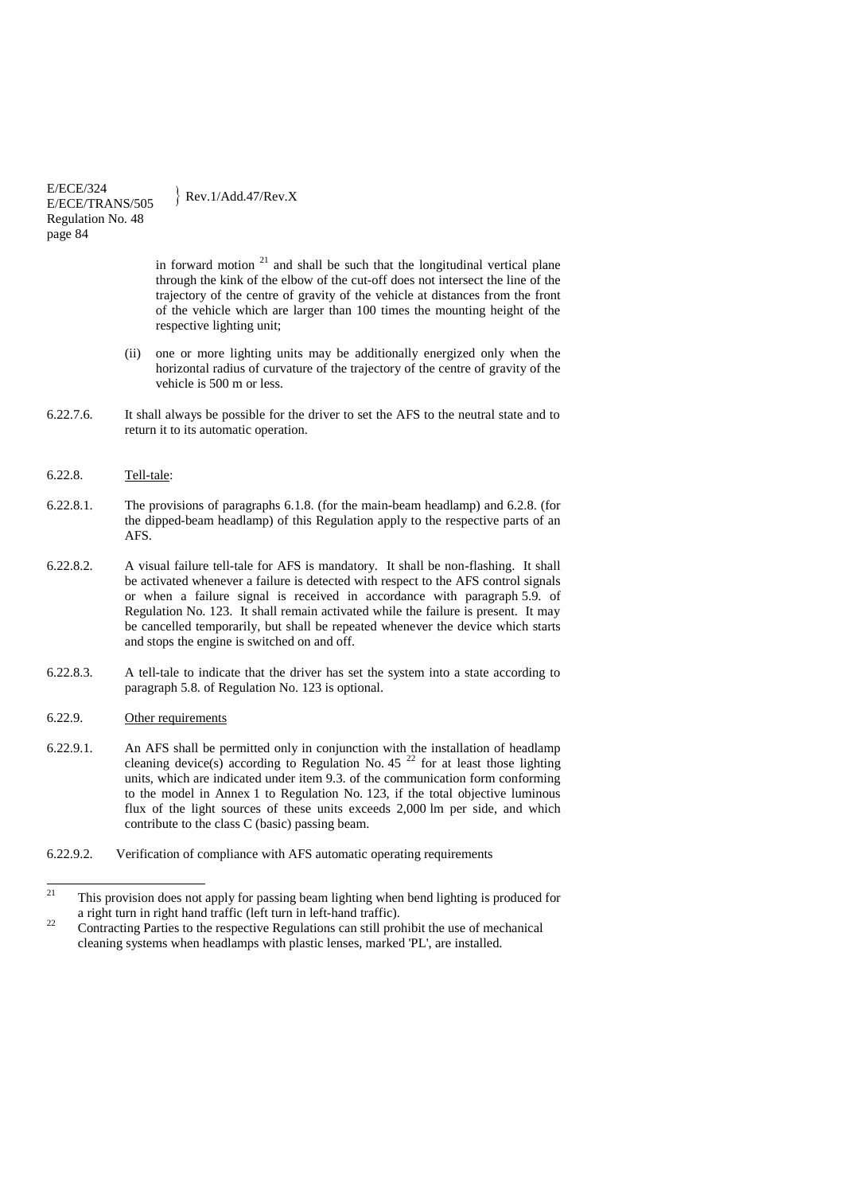in forward motion [21] and shall be such that the longitudinal vertical plane through the kink of the elbow of the cut-off does not intersect the line of the trajectory of the centre of gravity of the vehicle at distances from the front of the vehicle which are larger than 100 times the mounting height of the respective lighting unit;

(ii) one or more lighting units may be additionally energized only when the horizontal radius of curvature of the trajectory of the centre of gravity of the vehicle is 500 m or less.

6.22.7.6. It shall always be possible for the driver to set the AFS to the neutral state and to return it to its automatic operation.

6.22.8. Tell-tale:

6.22.8.1. The provisions of paragraphs 6.1.8. (for the main-beam headlamp) and 6.2.8. (for the dipped-beam headlamp) of this Regulation apply to the respective parts of an AFS.

6.22.8.2. A visual failure tell-tale for AFS is mandatory. It shall be non-flashing. It shall be activated whenever a failure is detected with respect to the AFS control signals or when a failure signal is received in accordance with paragraph 5.9. of Regulation No. 123. It shall remain activated while the failure is present. It may be cancelled temporarily, but shall be repeated whenever the device which starts and stops the engine is switched on and off.

6.22.8.3. A tell-tale to indicate that the driver has set the system into a state according to paragraph 5.8. of Regulation No. 123 is optional.

6.22.9. Other requirements

6.22.9.1. An AFS shall be permitted only in conjunction with the installation of headlamp cleaning device(s) according to Regulation No. 45 [22] for at least those lighting units, which are indicated under item 9.3. of the communication form conforming to the model in Annex 1 to Regulation No. 123, if the total objective luminous flux of the light sources of these units exceeds 2,000 lm per side, and which contribute to the class C (basic) passing beam.

6.22.9.2. Verification of compliance with AFS automatic operating requirements

---

[21] This provision does not apply for passing beam lighting when bend lighting is produced for a right turn in right hand traffic (left turn in left-hand traffic).

[22] Contracting Parties to the respective Regulations can still prohibit the use of mechanical cleaning systems when headlamps with plastic lenses, marked 'PL', are installed.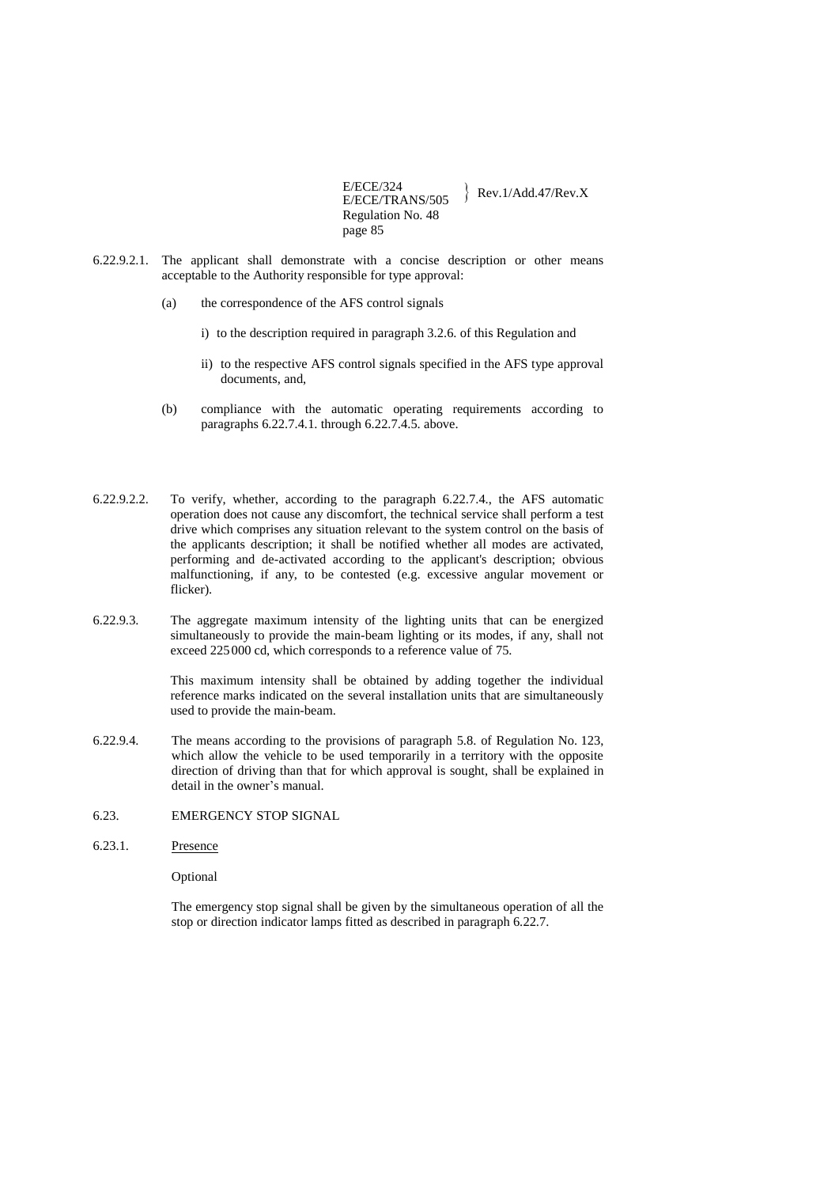6.22.9.2.1. The applicant shall demonstrate with a concise description or other means acceptable to the Authority responsible for type approval:

(a) the correspondence of the AFS control signals

i) to the description required in paragraph 3.2.6. of this Regulation and

ii) to the respective AFS control signals specified in the AFS type approval documents, and,

(b) compliance with the automatic operating requirements according to paragraphs 6.22.7.4.1. through 6.22.7.4.5. above.

6.22.9.2.2. To verify, whether, according to the paragraph 6.22.7.4., the AFS automatic operation does not cause any discomfort, the technical service shall perform a test drive which comprises any situation relevant to the system control on the basis of the applicants description; it shall be notified whether all modes are activated, performing and de-activated according to the applicant's description; obvious malfunctioning, if any, to be contested (e.g. excessive angular movement or flicker).

6.22.9.3. The aggregate maximum intensity of the lighting units that can be energized simultaneously to provide the main-beam lighting or its modes, if any, shall not exceed 225 000 cd, which corresponds to a reference value of 75.

This maximum intensity shall be obtained by adding together the individual reference marks indicated on the several installation units that are simultaneously used to provide the main-beam.

6.22.9.4. The means according to the provisions of paragraph 5.8. of Regulation No. 123, which allow the vehicle to be used temporarily in a territory with the opposite direction of driving than that for which approval is sought, shall be explained in detail in the owner's manual.

6.23. EMERGENCY STOP SIGNAL

6.23.1. Presence

Optional

The emergency stop signal shall be given by the simultaneous operation of all the stop or direction indicator lamps fitted as described in paragraph 6.22.7.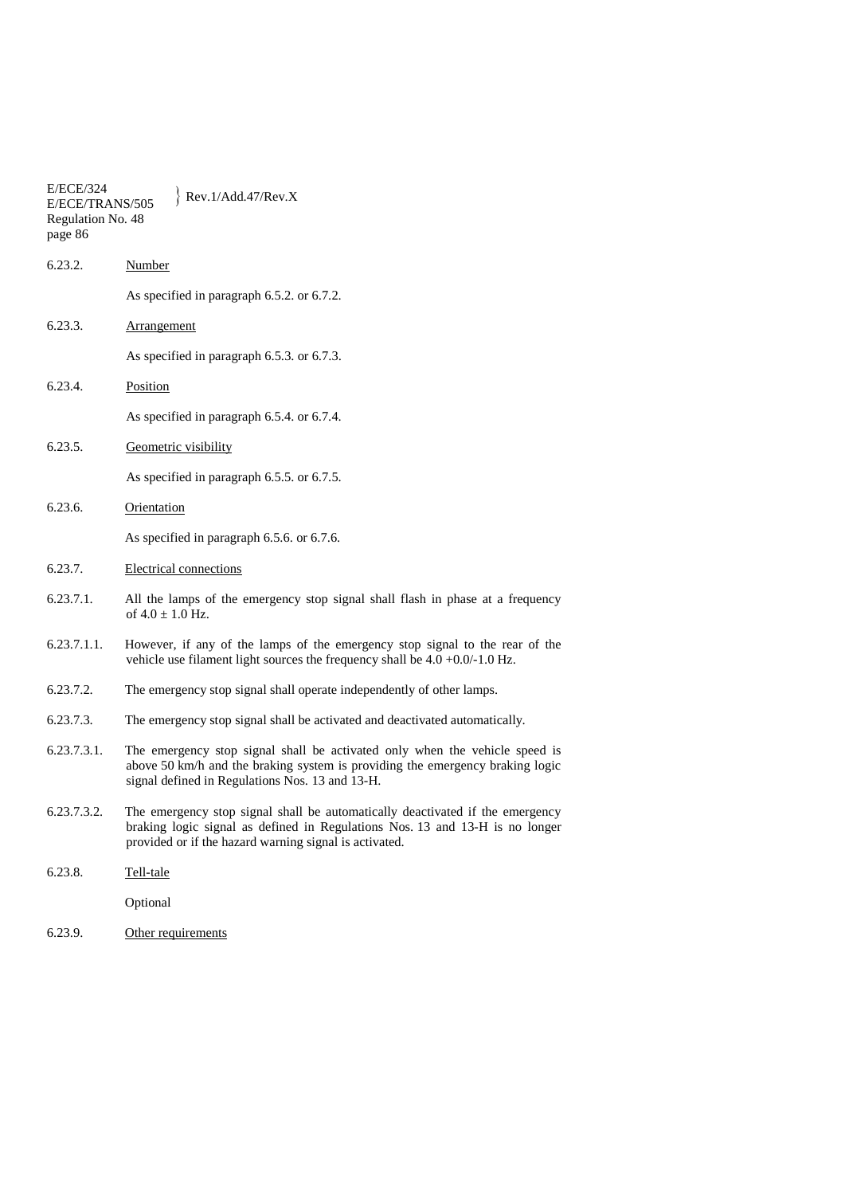6.23.2. Number

As specified in paragraph 6.5.2. or 6.7.2.

6.23.3. Arrangement

As specified in paragraph 6.5.3. or 6.7.3.

6.23.4. Position

As specified in paragraph 6.5.4. or 6.7.4.

6.23.5. Geometric visibility

As specified in paragraph 6.5.5. or 6.7.5.

6.23.6. Orientation

As specified in paragraph 6.5.6. or 6.7.6.

6.23.7. Electrical connections

6.23.7.1. All the lamps of the emergency stop signal shall flash in phase at a frequency of $4.0 \pm 1.0$ Hz.

6.23.7.1.1. However, if any of the lamps of the emergency stop signal to the rear of the vehicle use filament light sources the frequency shall be $4.0$ $+0.0/-1.0$ Hz.

6.23.7.2. The emergency stop signal shall operate independently of other lamps.

6.23.7.3. The emergency stop signal shall be activated and deactivated automatically.

6.23.7.3.1. The emergency stop signal shall be activated only when the vehicle speed is above 50 km/h and the braking system is providing the emergency braking logic signal defined in Regulations Nos. 13 and 13-H.

6.23.7.3.2. The emergency stop signal shall be automatically deactivated if the emergency braking logic signal as defined in Regulations Nos. 13 and 13-H is no longer provided or if the hazard warning signal is activated.

6.23.8. Tell-tale

Optional

6.23.9. Other requirements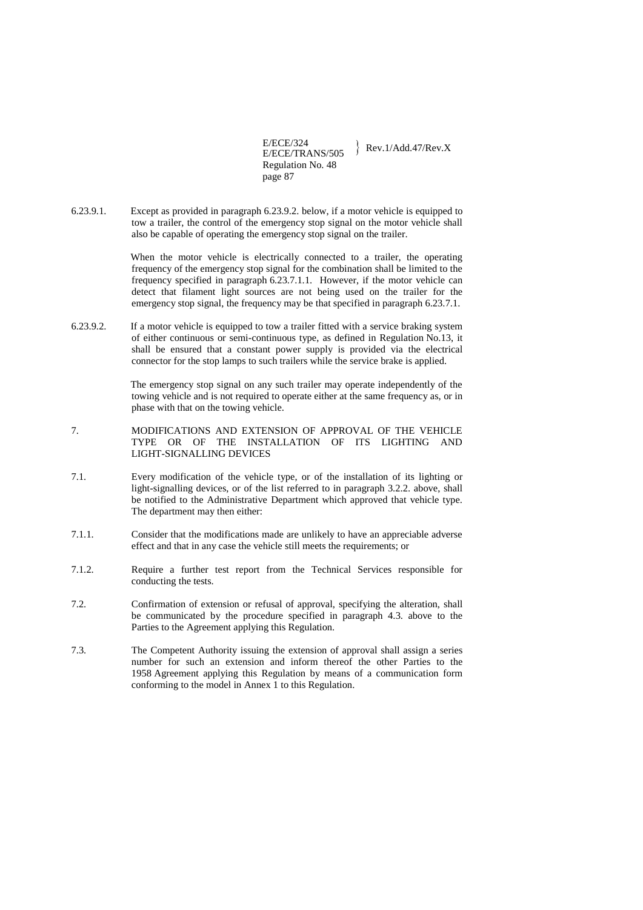6.23.9.1. Except as provided in paragraph 6.23.9.2. below, if a motor vehicle is equipped to tow a trailer, the control of the emergency stop signal on the motor vehicle shall also be capable of operating the emergency stop signal on the trailer.

When the motor vehicle is electrically connected to a trailer, the operating frequency of the emergency stop signal for the combination shall be limited to the frequency specified in paragraph 6.23.7.1.1. However, if the motor vehicle can detect that filament light sources are not being used on the trailer for the emergency stop signal, the frequency may be that specified in paragraph 6.23.7.1.

6.23.9.2. If a motor vehicle is equipped to tow a trailer fitted with a service braking system of either continuous or semi-continuous type, as defined in Regulation No.13, it shall be ensured that a constant power supply is provided via the electrical connector for the stop lamps to such trailers while the service brake is applied.

The emergency stop signal on any such trailer may operate independently of the towing vehicle and is not required to operate either at the same frequency as, or in phase with that on the towing vehicle.

## 7. MODIFICATIONS AND EXTENSION OF APPROVAL OF THE VEHICLE TYPE OR OF THE INSTALLATION OF ITS LIGHTING AND LIGHT-SIGNALLING DEVICES

7.1. Every modification of the vehicle type, or of the installation of its lighting or light-signalling devices, or of the list referred to in paragraph 3.2.2. above, shall be notified to the Administrative Department which approved that vehicle type. The department may then either:

7.1.1. Consider that the modifications made are unlikely to have an appreciable adverse effect and that in any case the vehicle still meets the requirements; or

7.1.2. Require a further test report from the Technical Services responsible for conducting the tests.

7.2. Confirmation of extension or refusal of approval, specifying the alteration, shall be communicated by the procedure specified in paragraph 4.3. above to the Parties to the Agreement applying this Regulation.

7.3. The Competent Authority issuing the extension of approval shall assign a series number for such an extension and inform thereof the other Parties to the 1958 Agreement applying this Regulation by means of a communication form conforming to the model in Annex 1 to this Regulation.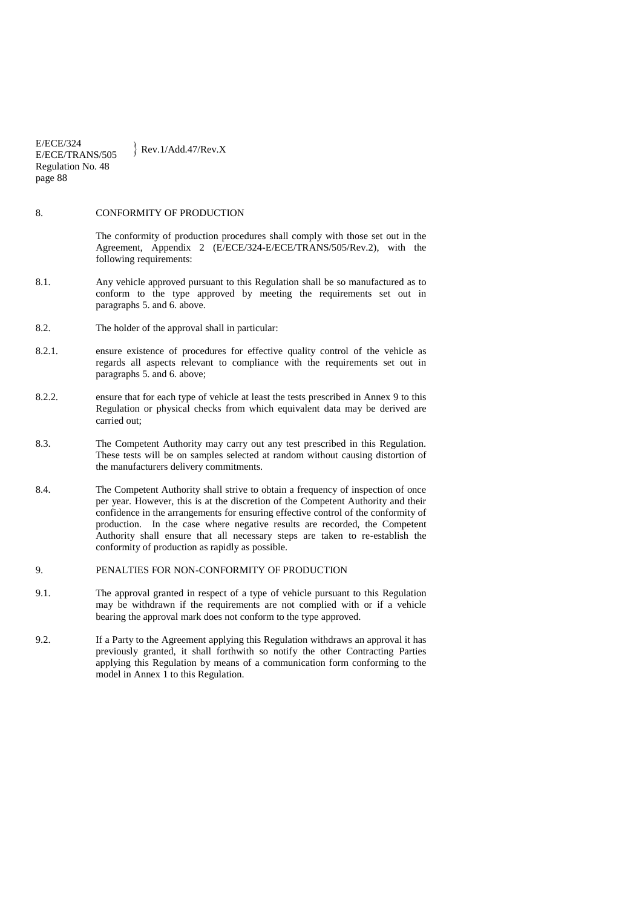## 8. CONFORMITY OF PRODUCTION

The conformity of production procedures shall comply with those set out in the Agreement, Appendix 2 (E/ECE/324-E/ECE/TRANS/505/Rev.2), with the following requirements:

8.1. Any vehicle approved pursuant to this Regulation shall be so manufactured as to conform to the type approved by meeting the requirements set out in paragraphs 5. and 6. above.

8.2. The holder of the approval shall in particular:

8.2.1. ensure existence of procedures for effective quality control of the vehicle as regards all aspects relevant to compliance with the requirements set out in paragraphs 5. and 6. above;

8.2.2. ensure that for each type of vehicle at least the tests prescribed in Annex 9 to this Regulation or physical checks from which equivalent data may be derived are carried out;

8.3. The Competent Authority may carry out any test prescribed in this Regulation. These tests will be on samples selected at random without causing distortion of the manufacturers delivery commitments.

8.4. The Competent Authority shall strive to obtain a frequency of inspection of once per year. However, this is at the discretion of the Competent Authority and their confidence in the arrangements for ensuring effective control of the conformity of production. In the case where negative results are recorded, the Competent Authority shall ensure that all necessary steps are taken to re-establish the conformity of production as rapidly as possible.

## 9. PENALTIES FOR NON-CONFORMITY OF PRODUCTION

9.1. The approval granted in respect of a type of vehicle pursuant to this Regulation may be withdrawn if the requirements are not complied with or if a vehicle bearing the approval mark does not conform to the type approved.

9.2. If a Party to the Agreement applying this Regulation withdraws an approval it has previously granted, it shall forthwith so notify the other Contracting Parties applying this Regulation by means of a communication form conforming to the model in Annex 1 to this Regulation.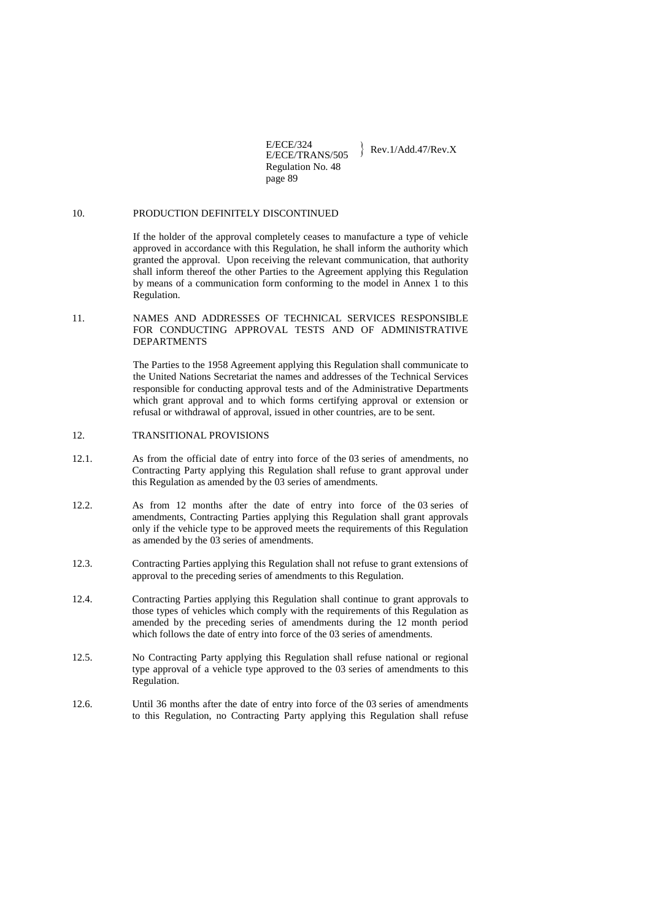## 10. PRODUCTION DEFINITELY DISCONTINUED

If the holder of the approval completely ceases to manufacture a type of vehicle approved in accordance with this Regulation, he shall inform the authority which granted the approval. Upon receiving the relevant communication, that authority shall inform thereof the other Parties to the Agreement applying this Regulation by means of a communication form conforming to the model in Annex 1 to this Regulation.

## 11. NAMES AND ADDRESSES OF TECHNICAL SERVICES RESPONSIBLE FOR CONDUCTING APPROVAL TESTS AND OF ADMINISTRATIVE DEPARTMENTS

The Parties to the 1958 Agreement applying this Regulation shall communicate to the United Nations Secretariat the names and addresses of the Technical Services responsible for conducting approval tests and of the Administrative Departments which grant approval and to which forms certifying approval or extension or refusal or withdrawal of approval, issued in other countries, are to be sent.

## 12. TRANSITIONAL PROVISIONS

12.1. As from the official date of entry into force of the 03 series of amendments, no Contracting Party applying this Regulation shall refuse to grant approval under this Regulation as amended by the 03 series of amendments.

12.2. As from 12 months after the date of entry into force of the 03 series of amendments, Contracting Parties applying this Regulation shall grant approvals only if the vehicle type to be approved meets the requirements of this Regulation as amended by the 03 series of amendments.

12.3. Contracting Parties applying this Regulation shall not refuse to grant extensions of approval to the preceding series of amendments to this Regulation.

12.4. Contracting Parties applying this Regulation shall continue to grant approvals to those types of vehicles which comply with the requirements of this Regulation as amended by the preceding series of amendments during the 12 month period which follows the date of entry into force of the 03 series of amendments.

12.5. No Contracting Party applying this Regulation shall refuse national or regional type approval of a vehicle type approved to the 03 series of amendments to this Regulation.

12.6. Until 36 months after the date of entry into force of the 03 series of amendments to this Regulation, no Contracting Party applying this Regulation shall refuse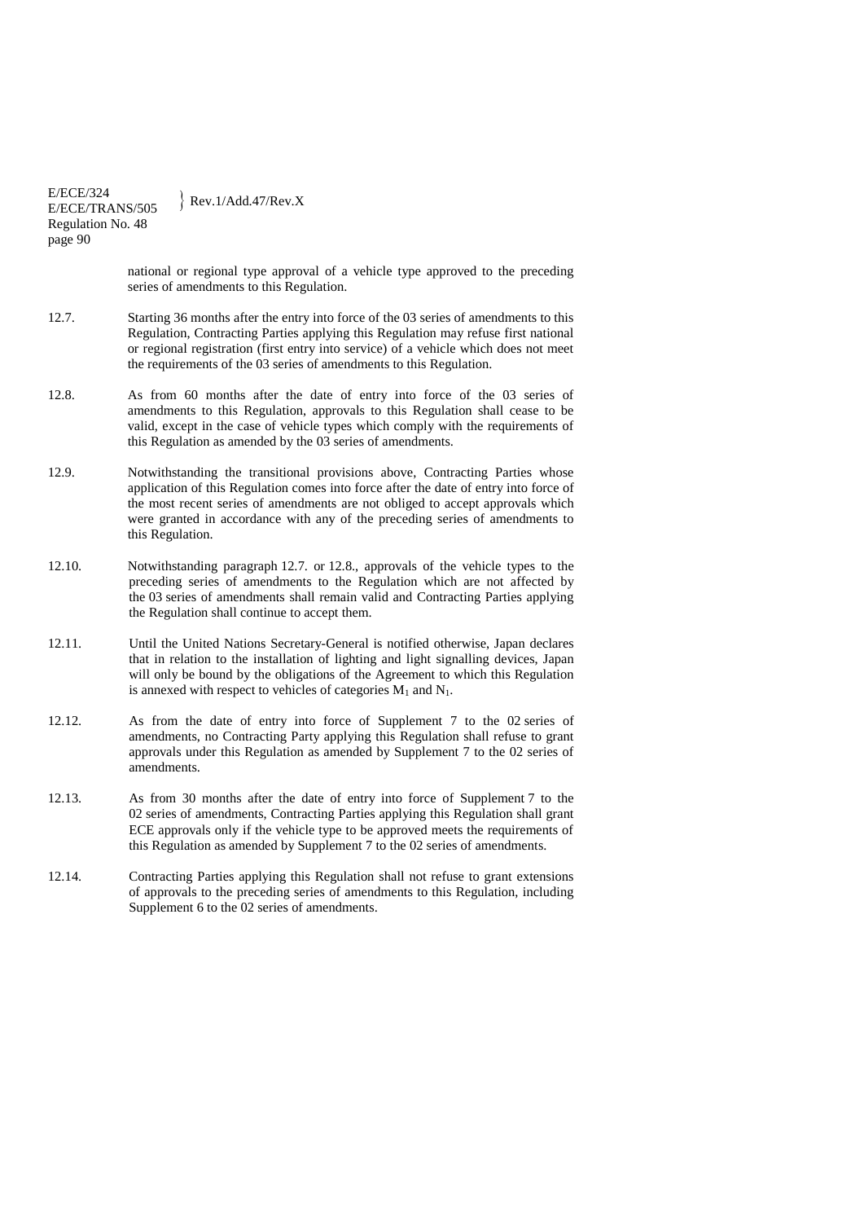national or regional type approval of a vehicle type approved to the preceding series of amendments to this Regulation.

12.7. Starting 36 months after the entry into force of the 03 series of amendments to this Regulation, Contracting Parties applying this Regulation may refuse first national or regional registration (first entry into service) of a vehicle which does not meet the requirements of the 03 series of amendments to this Regulation.

12.8. As from 60 months after the date of entry into force of the 03 series of amendments to this Regulation, approvals to this Regulation shall cease to be valid, except in the case of vehicle types which comply with the requirements of this Regulation as amended by the 03 series of amendments.

12.9. Notwithstanding the transitional provisions above, Contracting Parties whose application of this Regulation comes into force after the date of entry into force of the most recent series of amendments are not obliged to accept approvals which were granted in accordance with any of the preceding series of amendments to this Regulation.

12.10. Notwithstanding paragraph 12.7. or 12.8., approvals of the vehicle types to the preceding series of amendments to the Regulation which are not affected by the 03 series of amendments shall remain valid and Contracting Parties applying the Regulation shall continue to accept them.

12.11. Until the United Nations Secretary-General is notified otherwise, Japan declares that in relation to the installation of lighting and light signalling devices, Japan will only be bound by the obligations of the Agreement to which this Regulation is annexed with respect to vehicles of categories $M_1$ and $N_1$.

12.12. As from the date of entry into force of Supplement 7 to the 02 series of amendments, no Contracting Party applying this Regulation shall refuse to grant approvals under this Regulation as amended by Supplement 7 to the 02 series of amendments.

12.13. As from 30 months after the date of entry into force of Supplement 7 to the 02 series of amendments, Contracting Parties applying this Regulation shall grant ECE approvals only if the vehicle type to be approved meets the requirements of this Regulation as amended by Supplement 7 to the 02 series of amendments.

12.14. Contracting Parties applying this Regulation shall not refuse to grant extensions of approvals to the preceding series of amendments to this Regulation, including Supplement 6 to the 02 series of amendments.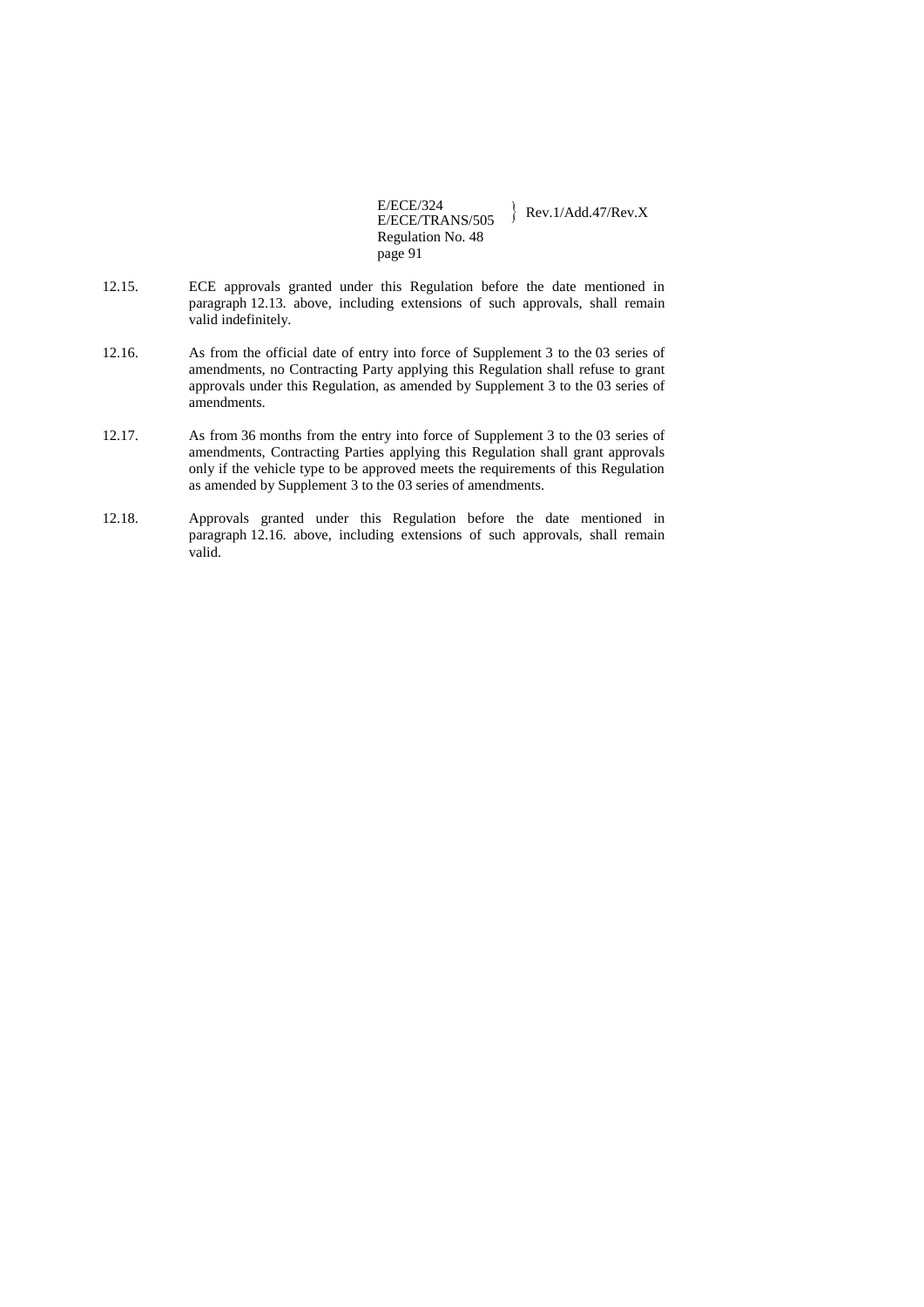12.15. ECE approvals granted under this Regulation before the date mentioned in paragraph 12.13. above, including extensions of such approvals, shall remain valid indefinitely.

12.16. As from the official date of entry into force of Supplement 3 to the 03 series of amendments, no Contracting Party applying this Regulation shall refuse to grant approvals under this Regulation, as amended by Supplement 3 to the 03 series of amendments.

12.17. As from 36 months from the entry into force of Supplement 3 to the 03 series of amendments, Contracting Parties applying this Regulation shall grant approvals only if the vehicle type to be approved meets the requirements of this Regulation as amended by Supplement 3 to the 03 series of amendments.

12.18. Approvals granted under this Regulation before the date mentioned in paragraph 12.16. above, including extensions of such approvals, shall remain valid.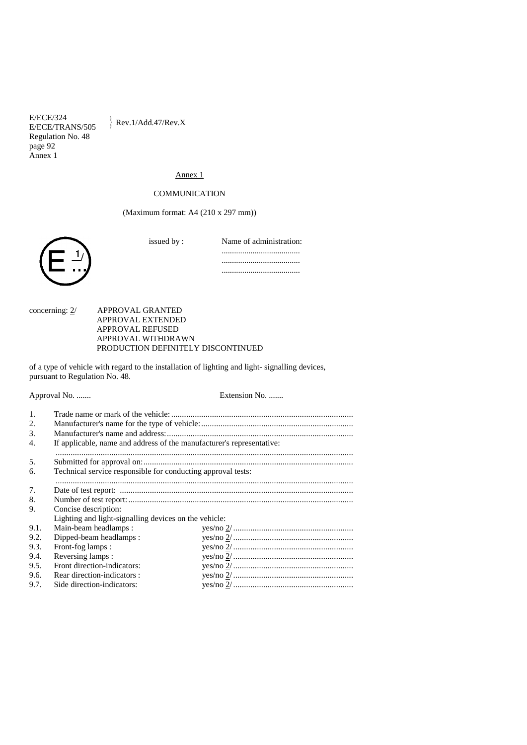# Annex 1

## COMMUNICATION

(Maximum format: A4 (210 x 297 mm))

E 1/ ...

issued by : Name of administration:
......................................
......................................
......................................

concerning: 2/ APPROVAL GRANTED
APPROVAL EXTENDED
APPROVAL REFUSED
APPROVAL WITHDRAWN
PRODUCTION DEFINITELY DISCONTINUED

of a type of vehicle with regard to the installation of lighting and light- signalling devices, pursuant to Regulation No. 48.

Approval No. ....... Extension No. .......

1. Trade name or mark of the vehicle: ....................................................................................
2. Manufacturer's name for the type of vehicle: ......................................................................
3. Manufacturer's name and address: .......................................................................................
4. If applicable, name and address of the manufacturer's representative:
   ..........................................................................................................................................
5. Submitted for approval on: .................................................................................................
6. Technical service responsible for conducting approval tests:
   ..........................................................................................................................................
7. Date of test report: ............................................................................................................
8. Number of test report: ........................................................................................................
9. Concise description:
   Lighting and light-signalling devices on the vehicle:

9.1. Main-beam headlamps : yes/no 2/ ........................................................
9.2. Dipped-beam headlamps : yes/no 2/ ........................................................
9.3. Front-fog lamps : yes/no 2/ ........................................................
9.4. Reversing lamps : yes/no 2/ ........................................................
9.5. Front direction-indicators: yes/no 2/ ........................................................
9.6. Rear direction-indicators : yes/no 2/ ........................................................
9.7. Side direction-indicators: yes/no 2/ ........................................................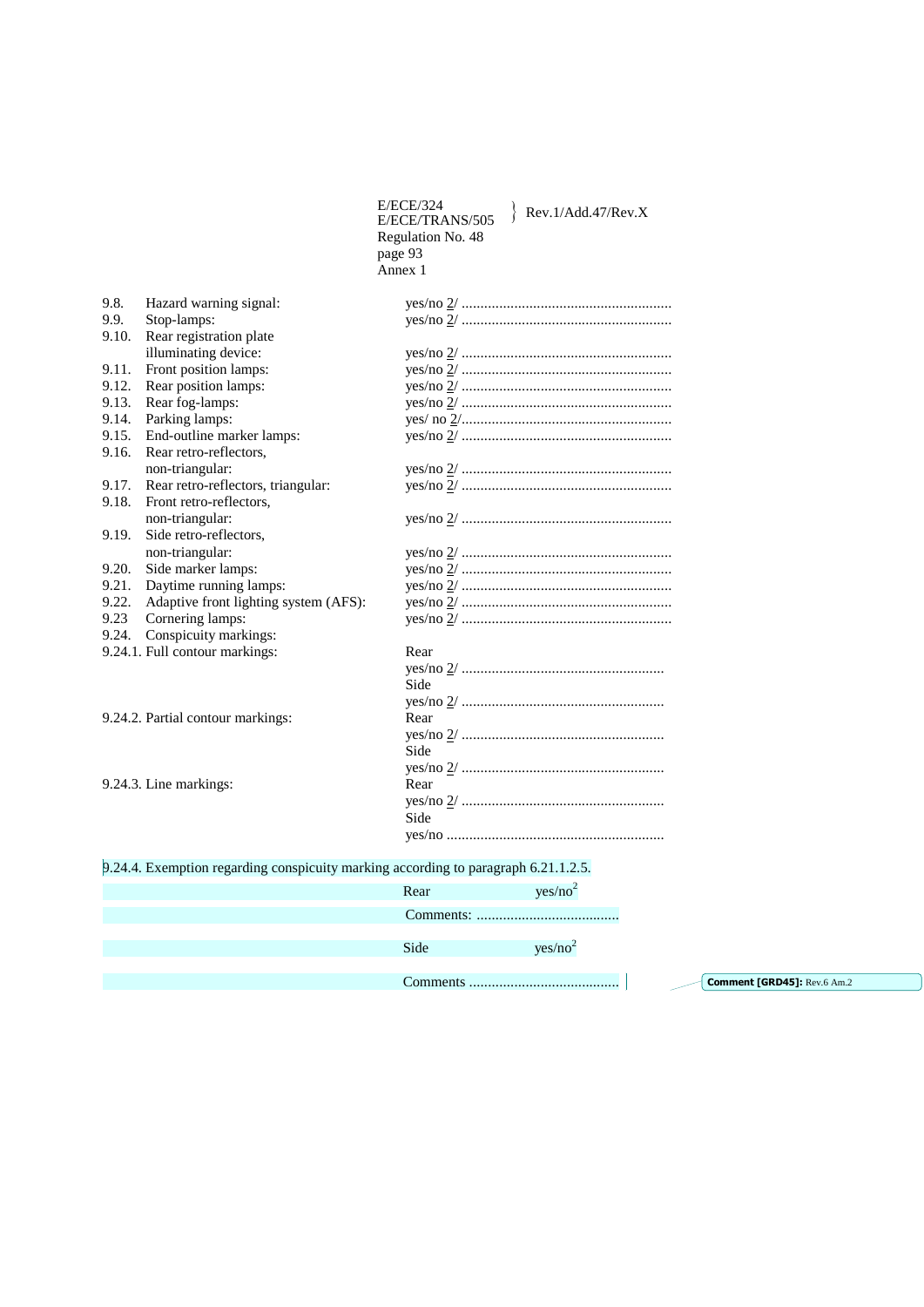9.8. Hazard warning signal: yes/no 2/ ........................................................

9.9. Stop-lamps: yes/no 2/ ........................................................

9.10. Rear registration plate illuminating device: yes/no 2/ ........................................................

9.11. Front position lamps: yes/no 2/ ........................................................

9.12. Rear position lamps: yes/no 2/ ........................................................

9.13. Rear fog-lamps: yes/no 2/ ........................................................

9.14. Parking lamps: yes/ no 2/........................................................

9.15. End-outline marker lamps: yes/no 2/ ........................................................

9.16. Rear retro-reflectors, non-triangular: yes/no 2/ ........................................................

9.17. Rear retro-reflectors, triangular: yes/no 2/ ........................................................

9.18. Front retro-reflectors, non-triangular: yes/no 2/ ........................................................

9.19. Side retro-reflectors, non-triangular: yes/no 2/ ........................................................

9.20. Side marker lamps: yes/no 2/ ........................................................

9.21. Daytime running lamps: yes/no 2/ ........................................................

9.22. Adaptive front lighting system (AFS): yes/no 2/ ........................................................

9.23 Cornering lamps: yes/no 2/ ........................................................

9.24. Conspicuity markings:

9.24.1. Full contour markings:
Rear
yes/no 2/ ......................................................
Side
yes/no 2/ ......................................................

9.24.2. Partial contour markings:
Rear
yes/no 2/ ......................................................
Side
yes/no 2/ ......................................................

9.24.3. Line markings:
Rear
yes/no 2/ ......................................................
Side
yes/no ..........................................................

9.24.4. Exemption regarding conspicuity marking according to paragraph 6.21.1.2.5.

Rear yes/no[2]

Comments: ......................................

Side yes/no[2]

Comments ........................................

Comment [GRD45]: Rev.6 Am.2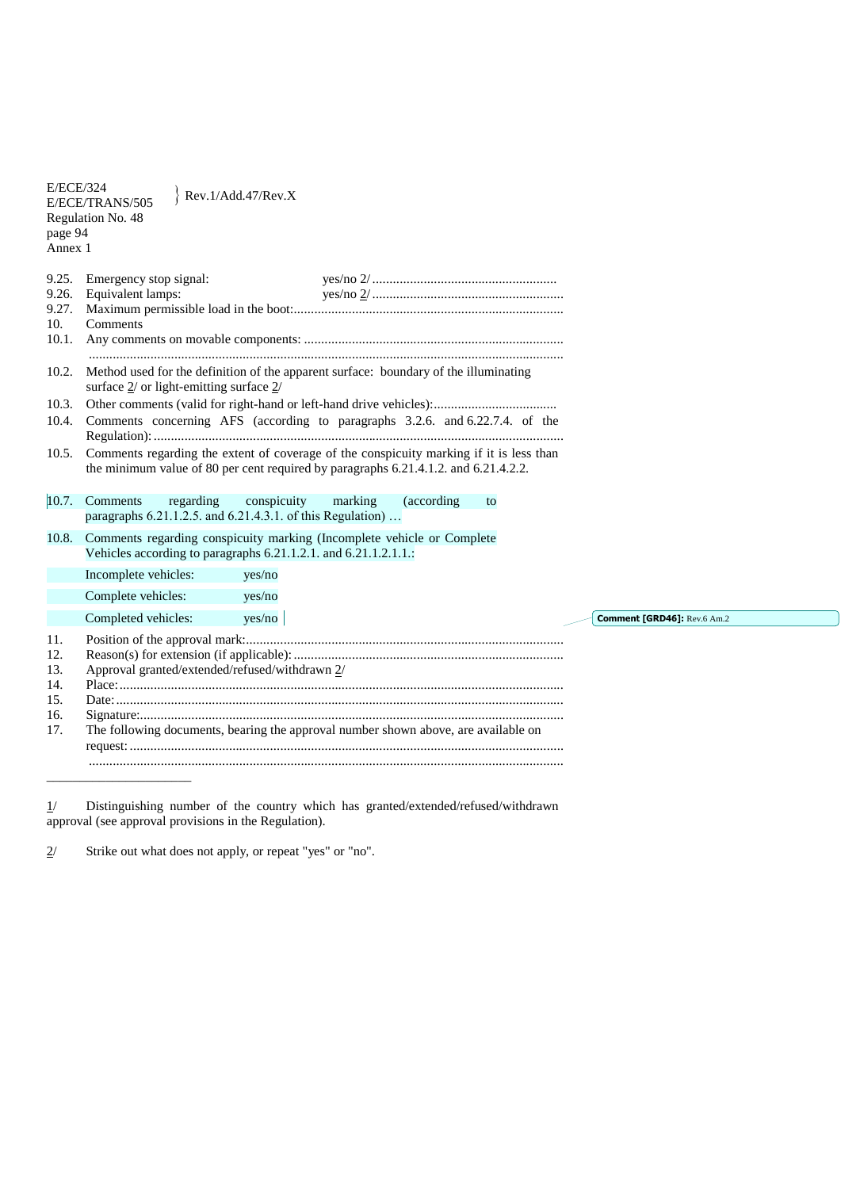9.25. Emergency stop signal: yes/no 2/ .......................................................

9.26. Equivalent lamps: yes/no 2/ .......................................................

9.27. Maximum permissible load in the boot:...............................................................................

10. Comments

10.1. Any comments on movable components: ...........................................................................
..........................................................................................................................................

10.2. Method used for the definition of the apparent surface: boundary of the illuminating surface 2/ or light-emitting surface 2/

10.3. Other comments (valid for right-hand or left-hand drive vehicles):....................................

10.4. Comments concerning AFS (according to paragraphs 3.2.6. and 6.22.7.4. of the Regulation): .......................................................................................................................

10.5. Comments regarding the extent of coverage of the conspicuity marking if it is less than the minimum value of 80 per cent required by paragraphs 6.21.4.1.2. and 6.21.4.2.2.

10.7. Comments regarding conspicuity marking (according to paragraphs 6.21.1.2.5. and 6.21.4.3.1. of this Regulation) …

10.8. Comments regarding conspicuity marking (Incomplete vehicle or Complete Vehicles according to paragraphs 6.21.1.2.1. and 6.21.1.2.1.1.:

Incomplete vehicles: yes/no

Complete vehicles: yes/no

Completed vehicles: yes/no

11. Position of the approval mark:............................................................................................

12. Reason(s) for extension (if applicable): ..............................................................................

13. Approval granted/extended/refused/withdrawn 2/

14. Place: .................................................................................................................................

15. Date: ..................................................................................................................................

16. Signature:...........................................................................................................................

17. The following documents, bearing the approval number shown above, are available on request: ..............................................................................................................................
..........................................................................................................................................

______________________

1/ Distinguishing number of the country which has granted/extended/refused/withdrawn approval (see approval provisions in the Regulation).

2/ Strike out what does not apply, or repeat "yes" or "no".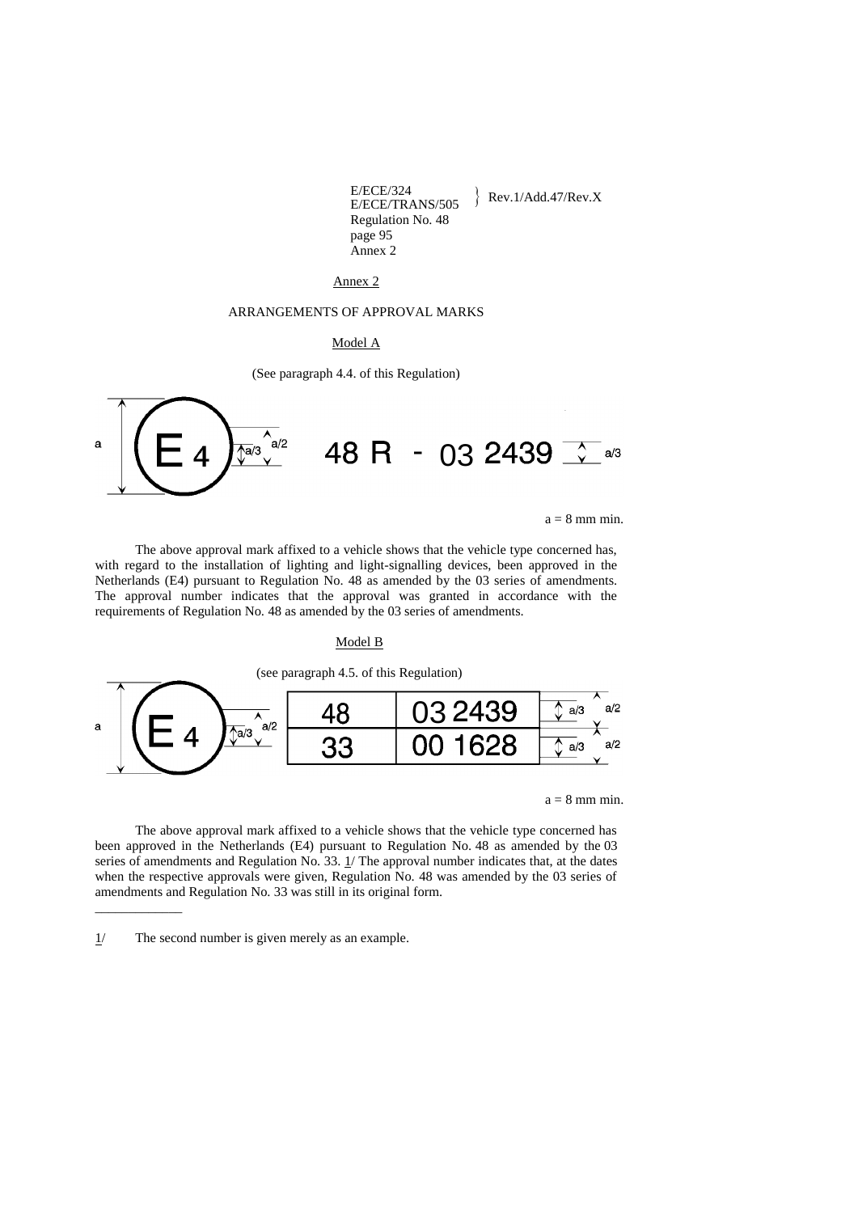Annex 2

# ARRANGEMENTS OF APPROVAL MARKS

## Model A

(See paragraph 4.4. of this Regulation)

E 4 48 R - 03 2439

a = 8 mm min.

The above approval mark affixed to a vehicle shows that the vehicle type concerned has, with regard to the installation of lighting and light-signalling devices, been approved in the Netherlands (E4) pursuant to Regulation No. 48 as amended by the 03 series of amendments. The approval number indicates that the approval was granted in accordance with the requirements of Regulation No. 48 as amended by the 03 series of amendments.

## Model B

(see paragraph 4.5. of this Regulation)

E 4

| 48 | 03 2439 |
|---|---|
| 33 | 00 1628 |

a = 8 mm min.

The above approval mark affixed to a vehicle shows that the vehicle type concerned has been approved in the Netherlands (E4) pursuant to Regulation No. 48 as amended by the 03 series of amendments and Regulation No. 33. 1/ The approval number indicates that, at the dates when the respective approvals were given, Regulation No. 48 was amended by the 03 series of amendments and Regulation No. 33 was still in its original form.

---

1/ The second number is given merely as an example.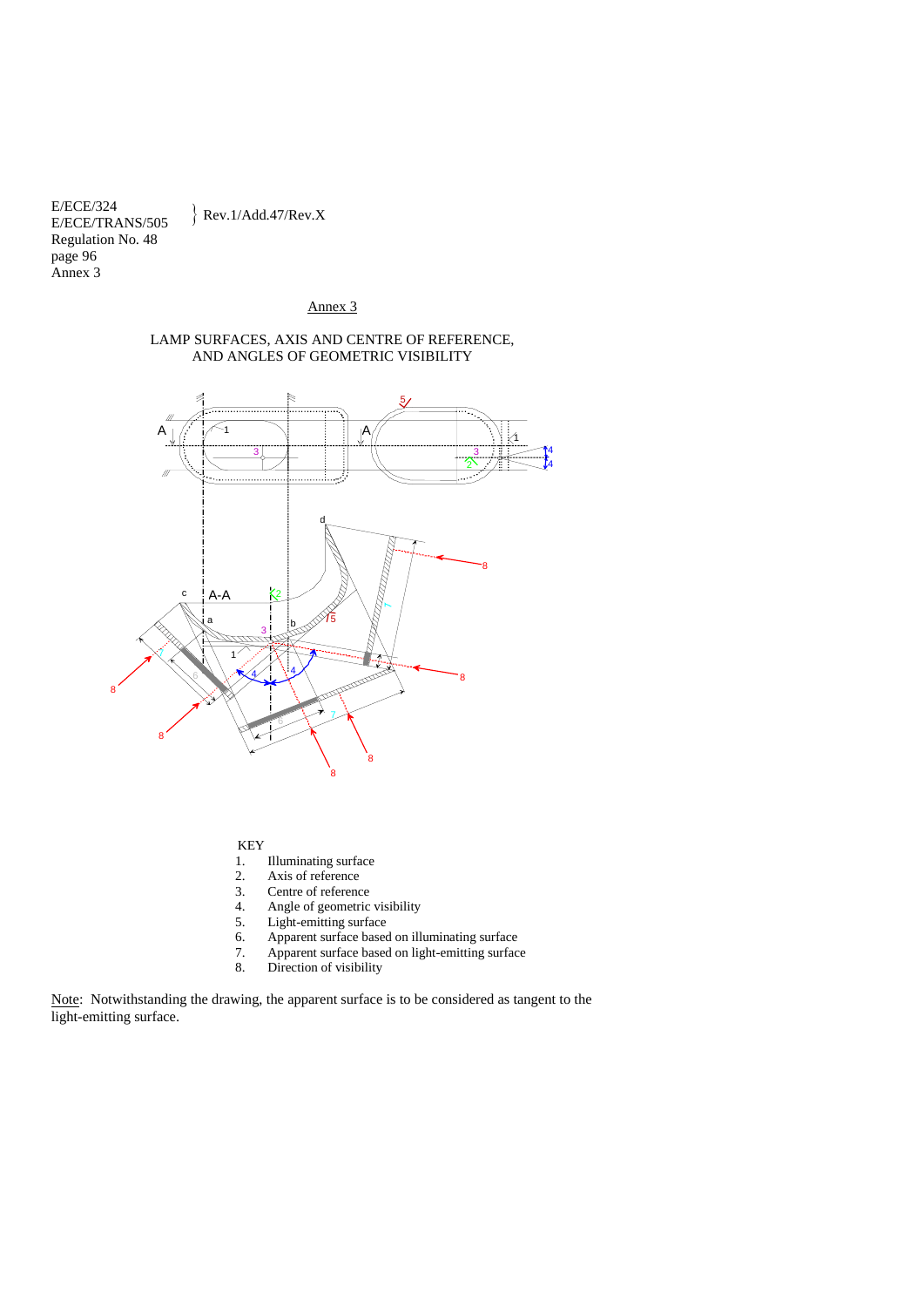Annex 3

LAMP SURFACES, AXIS AND CENTRE OF REFERENCE, AND ANGLES OF GEOMETRIC VISIBILITY

KEY

1. Illuminating surface
2. Axis of reference
3. Centre of reference
4. Angle of geometric visibility
5. Light-emitting surface
6. Apparent surface based on illuminating surface
7. Apparent surface based on light-emitting surface
8. Direction of visibility

Note: Notwithstanding the drawing, the apparent surface is to be considered as tangent to the light-emitting surface.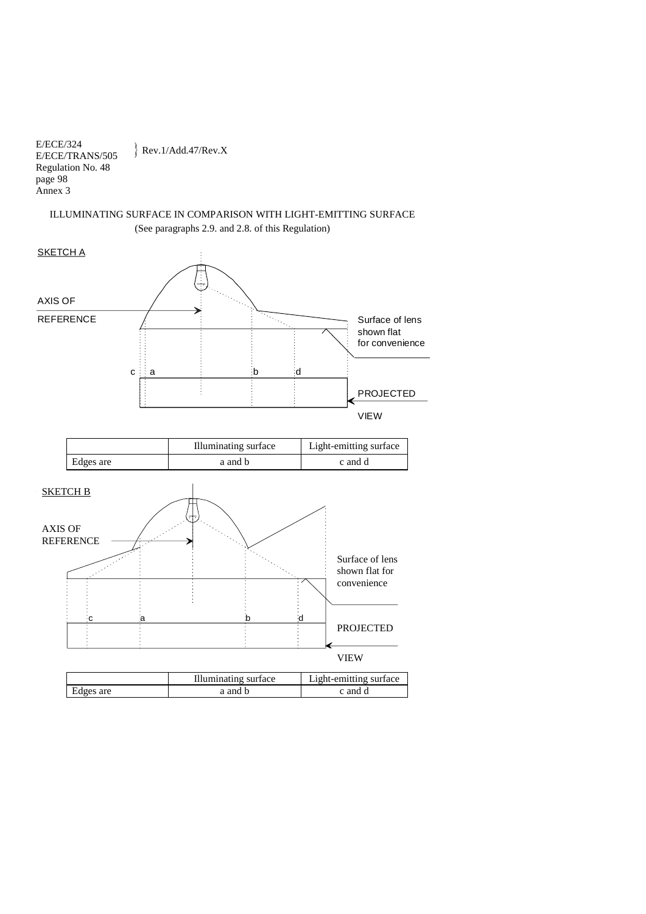ILLUMINATING SURFACE IN COMPARISON WITH LIGHT-EMITTING SURFACE

(See paragraphs 2.9. and 2.8. of this Regulation)

SKETCH A

AXIS OF REFERENCE

Surface of lens shown flat for convenience

c a b d

PROJECTED VIEW

| | Illuminating surface | Light-emitting surface |
|---|---|---|
| Edges are | a and b | c and d |

SKETCH B

AXIS OF REFERENCE

Surface of lens shown flat for convenience

c a b d

PROJECTED VIEW

| | Illuminating surface | Light-emitting surface |
|---|---|---|
| Edges are | a and b | c and d |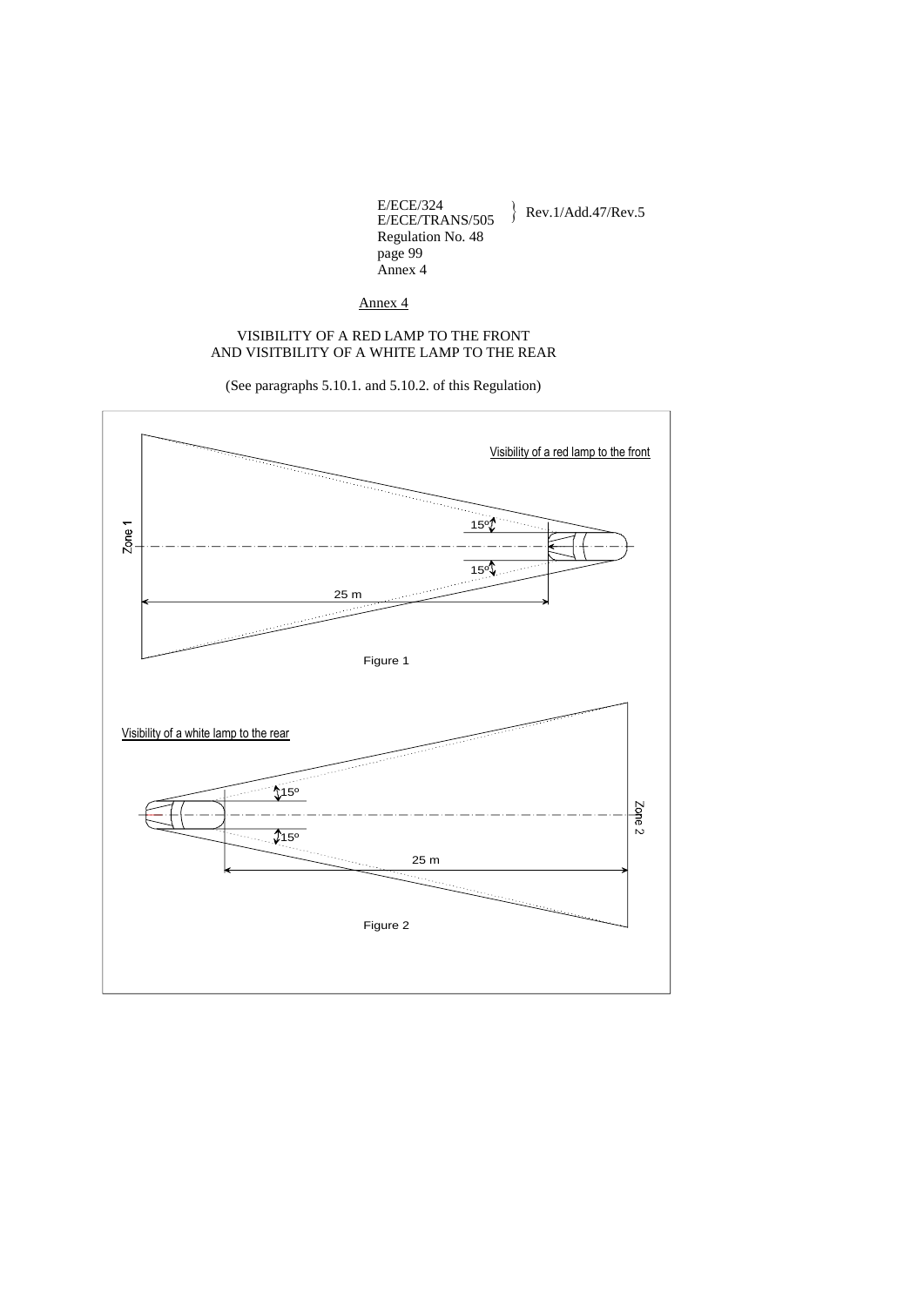## Annex 4

VISIBILITY OF A RED LAMP TO THE FRONT
AND VISITBILITY OF A WHITE LAMP TO THE REAR

(See paragraphs 5.10.1. and 5.10.2. of this Regulation)

Visibility of a red lamp to the front

Zone 1

15°

15°

25 m

Figure 1

Visibility of a white lamp to the rear

15°

15°

25 m

Zone 2

Figure 2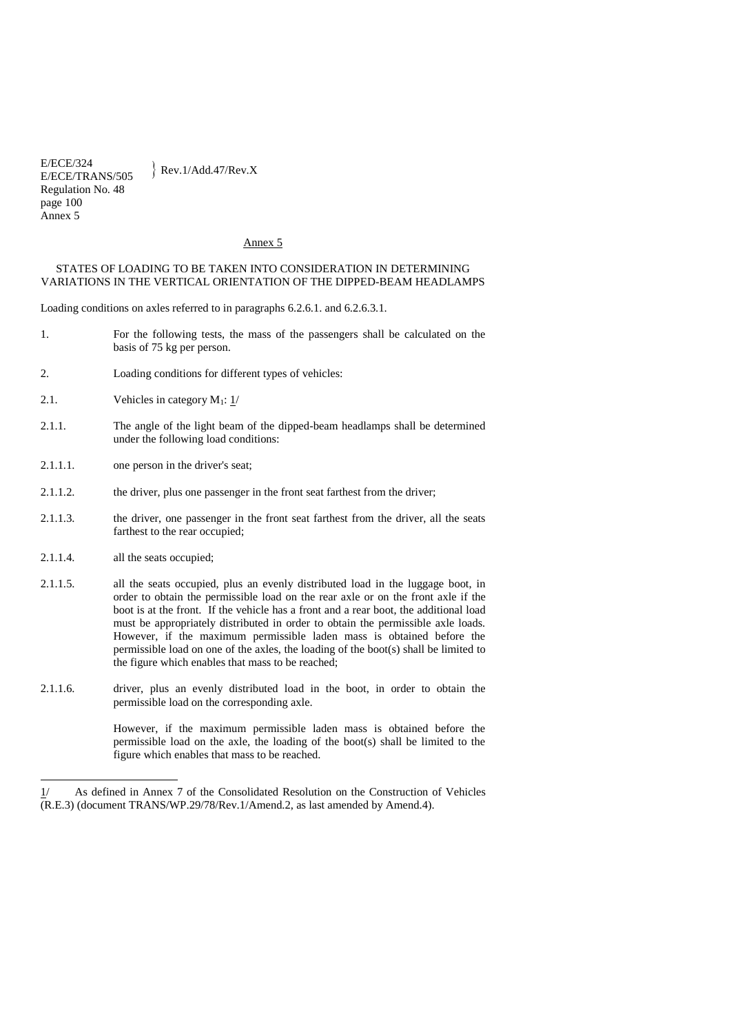Annex 5

## STATES OF LOADING TO BE TAKEN INTO CONSIDERATION IN DETERMINING VARIATIONS IN THE VERTICAL ORIENTATION OF THE DIPPED-BEAM HEADLAMPS

Loading conditions on axles referred to in paragraphs 6.2.6.1. and 6.2.6.3.1.

1. For the following tests, the mass of the passengers shall be calculated on the basis of 75 kg per person.

2. Loading conditions for different types of vehicles:

2.1. Vehicles in category $M_1$: 1/

2.1.1. The angle of the light beam of the dipped-beam headlamps shall be determined under the following load conditions:

2.1.1.1. one person in the driver's seat;

2.1.1.2. the driver, plus one passenger in the front seat farthest from the driver;

2.1.1.3. the driver, one passenger in the front seat farthest from the driver, all the seats farthest to the rear occupied;

2.1.1.4. all the seats occupied;

2.1.1.5. all the seats occupied, plus an evenly distributed load in the luggage boot, in order to obtain the permissible load on the rear axle or on the front axle if the boot is at the front. If the vehicle has a front and a rear boot, the additional load must be appropriately distributed in order to obtain the permissible axle loads. However, if the maximum permissible laden mass is obtained before the permissible load on one of the axles, the loading of the boot(s) shall be limited to the figure which enables that mass to be reached;

2.1.1.6. driver, plus an evenly distributed load in the boot, in order to obtain the permissible load on the corresponding axle.

However, if the maximum permissible laden mass is obtained before the permissible load on the axle, the loading of the boot(s) shall be limited to the figure which enables that mass to be reached.

---

1/ As defined in Annex 7 of the Consolidated Resolution on the Construction of Vehicles (R.E.3) (document TRANS/WP.29/78/Rev.1/Amend.2, as last amended by Amend.4).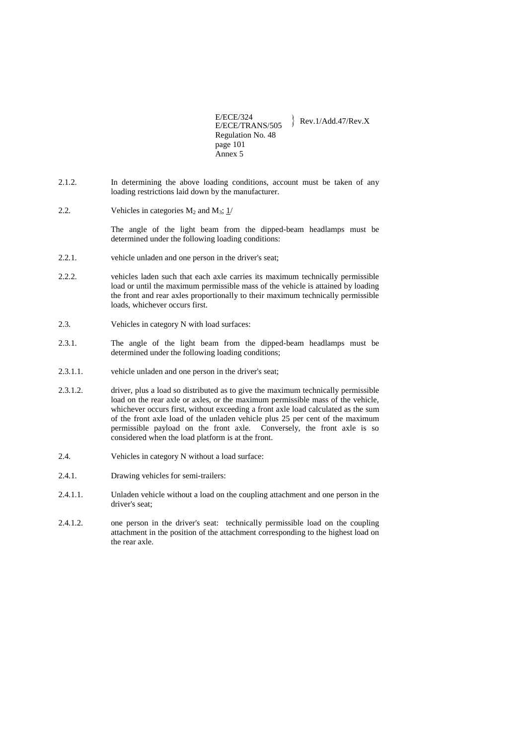2.1.2. In determining the above loading conditions, account must be taken of any loading restrictions laid down by the manufacturer.

2.2. Vehicles in categories $M_2$ and $M_3$; 1/

The angle of the light beam from the dipped-beam headlamps must be determined under the following loading conditions:

2.2.1. vehicle unladen and one person in the driver's seat;

2.2.2. vehicles laden such that each axle carries its maximum technically permissible load or until the maximum permissible mass of the vehicle is attained by loading the front and rear axles proportionally to their maximum technically permissible loads, whichever occurs first.

2.3. Vehicles in category N with load surfaces:

2.3.1. The angle of the light beam from the dipped-beam headlamps must be determined under the following loading conditions;

2.3.1.1. vehicle unladen and one person in the driver's seat;

2.3.1.2. driver, plus a load so distributed as to give the maximum technically permissible load on the rear axle or axles, or the maximum permissible mass of the vehicle, whichever occurs first, without exceeding a front axle load calculated as the sum of the front axle load of the unladen vehicle plus 25 per cent of the maximum permissible payload on the front axle. Conversely, the front axle is so considered when the load platform is at the front.

2.4. Vehicles in category N without a load surface:

2.4.1. Drawing vehicles for semi-trailers:

2.4.1.1. Unladen vehicle without a load on the coupling attachment and one person in the driver's seat;

2.4.1.2. one person in the driver's seat: technically permissible load on the coupling attachment in the position of the attachment corresponding to the highest load on the rear axle.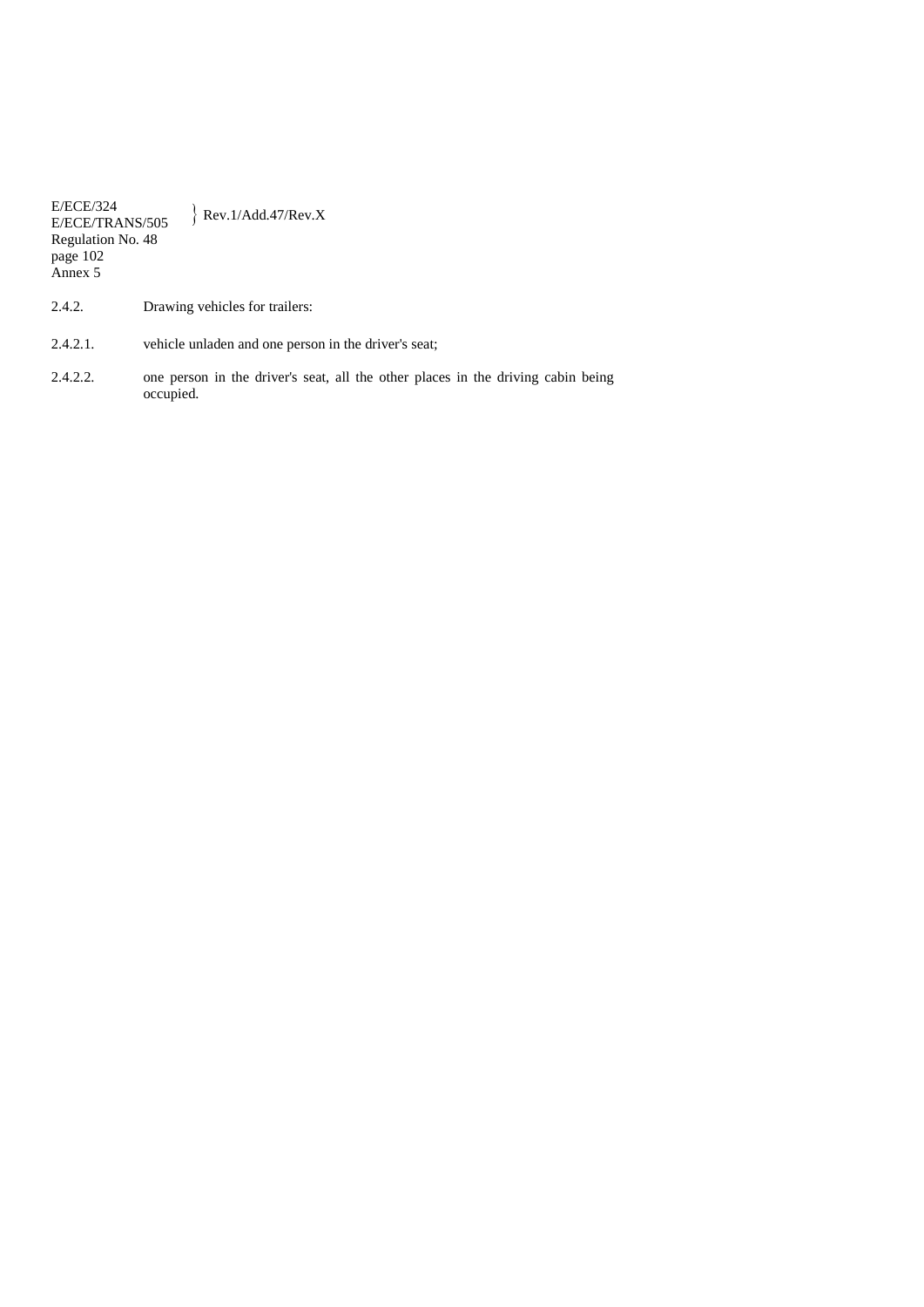2.4.2. Drawing vehicles for trailers:

2.4.2.1. vehicle unladen and one person in the driver's seat;

2.4.2.2. one person in the driver's seat, all the other places in the driving cabin being occupied.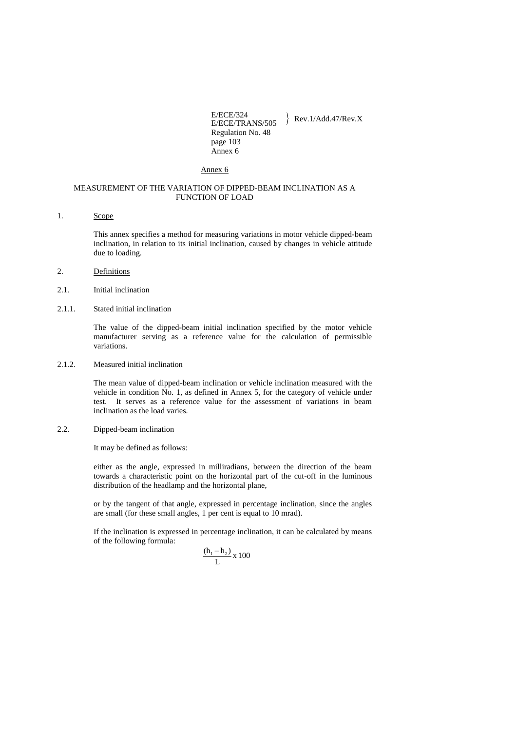## Annex 6

## MEASUREMENT OF THE VARIATION OF DIPPED-BEAM INCLINATION AS A FUNCTION OF LOAD

1. Scope

This annex specifies a method for measuring variations in motor vehicle dipped-beam inclination, in relation to its initial inclination, caused by changes in vehicle attitude due to loading.

2. Definitions

2.1. Initial inclination

2.1.1. Stated initial inclination

The value of the dipped-beam initial inclination specified by the motor vehicle manufacturer serving as a reference value for the calculation of permissible variations.

2.1.2. Measured initial inclination

The mean value of dipped-beam inclination or vehicle inclination measured with the vehicle in condition No. 1, as defined in Annex 5, for the category of vehicle under test. It serves as a reference value for the assessment of variations in beam inclination as the load varies.

2.2. Dipped-beam inclination

It may be defined as follows:

either as the angle, expressed in milliradians, between the direction of the beam towards a characteristic point on the horizontal part of the cut-off in the luminous distribution of the headlamp and the horizontal plane,

or by the tangent of that angle, expressed in percentage inclination, since the angles are small (for these small angles, 1 per cent is equal to 10 mrad).

If the inclination is expressed in percentage inclination, it can be calculated by means of the following formula:

$$\frac{(h_1 - h_2)}{L} \text{ x } 100$$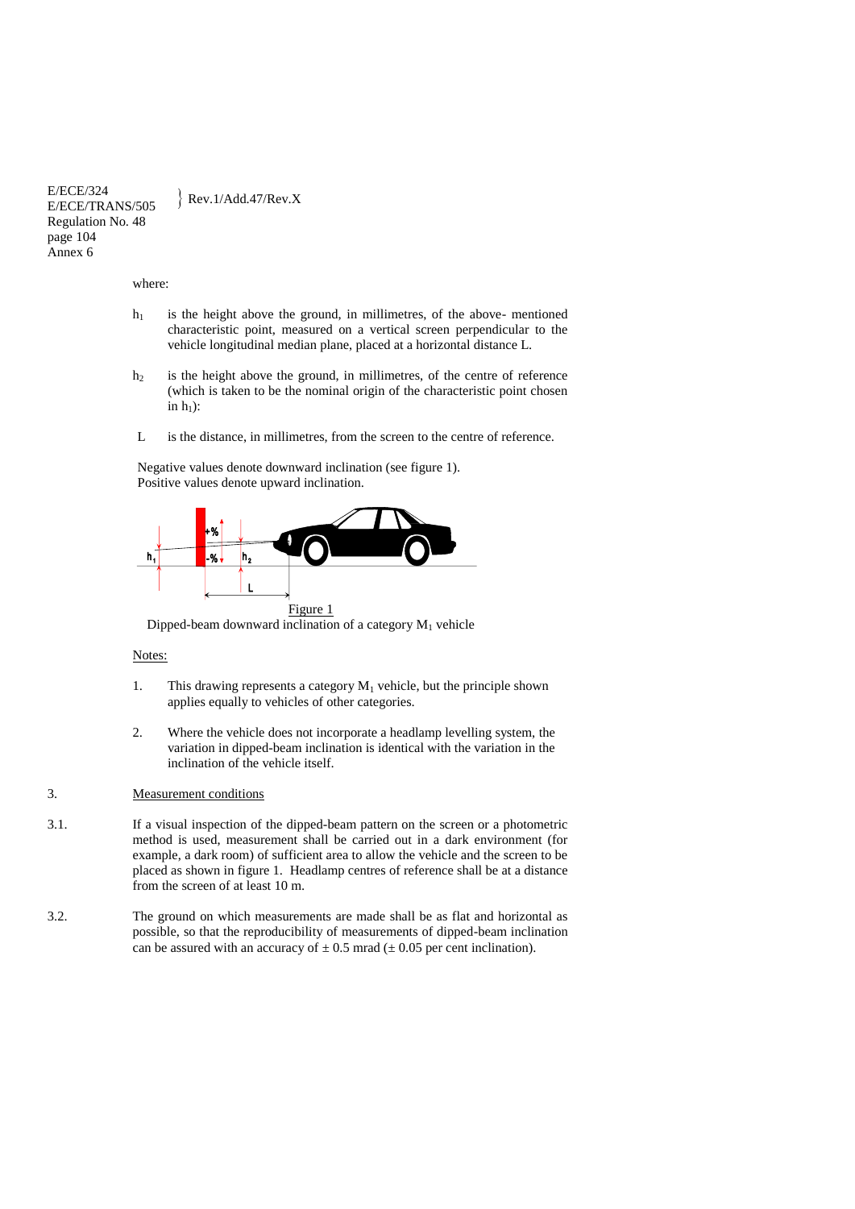where:

$h_1$ is the height above the ground, in millimetres, of the above- mentioned characteristic point, measured on a vertical screen perpendicular to the vehicle longitudinal median plane, placed at a horizontal distance L.

$h_2$ is the height above the ground, in millimetres, of the centre of reference (which is taken to be the nominal origin of the characteristic point chosen in $h_1$):

L is the distance, in millimetres, from the screen to the centre of reference.

Negative values denote downward inclination (see figure 1).
Positive values denote upward inclination.

Figure 1
Dipped-beam downward inclination of a category $M_1$ vehicle

Notes:

1. This drawing represents a category $M_1$ vehicle, but the principle shown applies equally to vehicles of other categories.

2. Where the vehicle does not incorporate a headlamp levelling system, the variation in dipped-beam inclination is identical with the variation in the inclination of the vehicle itself.

3. Measurement conditions

3.1. If a visual inspection of the dipped-beam pattern on the screen or a photometric method is used, measurement shall be carried out in a dark environment (for example, a dark room) of sufficient area to allow the vehicle and the screen to be placed as shown in figure 1. Headlamp centres of reference shall be at a distance from the screen of at least 10 m.

3.2. The ground on which measurements are made shall be as flat and horizontal as possible, so that the reproducibility of measurements of dipped-beam inclination can be assured with an accuracy of ± 0.5 mrad (± 0.05 per cent inclination).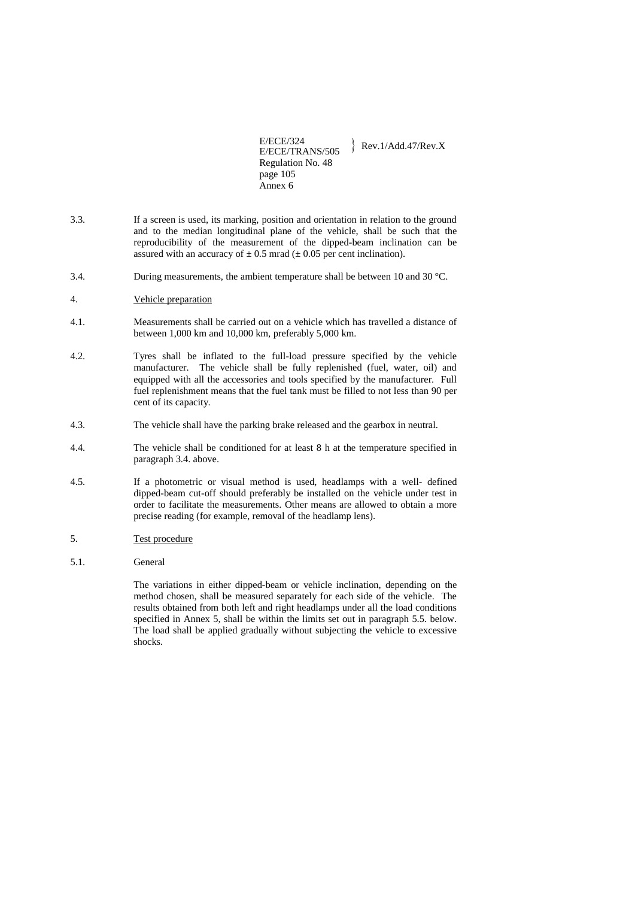3.3. If a screen is used, its marking, position and orientation in relation to the ground and to the median longitudinal plane of the vehicle, shall be such that the reproducibility of the measurement of the dipped-beam inclination can be assured with an accuracy of ± 0.5 mrad (± 0.05 per cent inclination).

3.4. During measurements, the ambient temperature shall be between 10 and 30 °C.

4. Vehicle preparation

4.1. Measurements shall be carried out on a vehicle which has travelled a distance of between 1,000 km and 10,000 km, preferably 5,000 km.

4.2. Tyres shall be inflated to the full-load pressure specified by the vehicle manufacturer. The vehicle shall be fully replenished (fuel, water, oil) and equipped with all the accessories and tools specified by the manufacturer. Full fuel replenishment means that the fuel tank must be filled to not less than 90 per cent of its capacity.

4.3. The vehicle shall have the parking brake released and the gearbox in neutral.

4.4. The vehicle shall be conditioned for at least 8 h at the temperature specified in paragraph 3.4. above.

4.5. If a photometric or visual method is used, headlamps with a well- defined dipped-beam cut-off should preferably be installed on the vehicle under test in order to facilitate the measurements. Other means are allowed to obtain a more precise reading (for example, removal of the headlamp lens).

5. Test procedure

5.1. General

The variations in either dipped-beam or vehicle inclination, depending on the method chosen, shall be measured separately for each side of the vehicle. The results obtained from both left and right headlamps under all the load conditions specified in Annex 5, shall be within the limits set out in paragraph 5.5. below. The load shall be applied gradually without subjecting the vehicle to excessive shocks.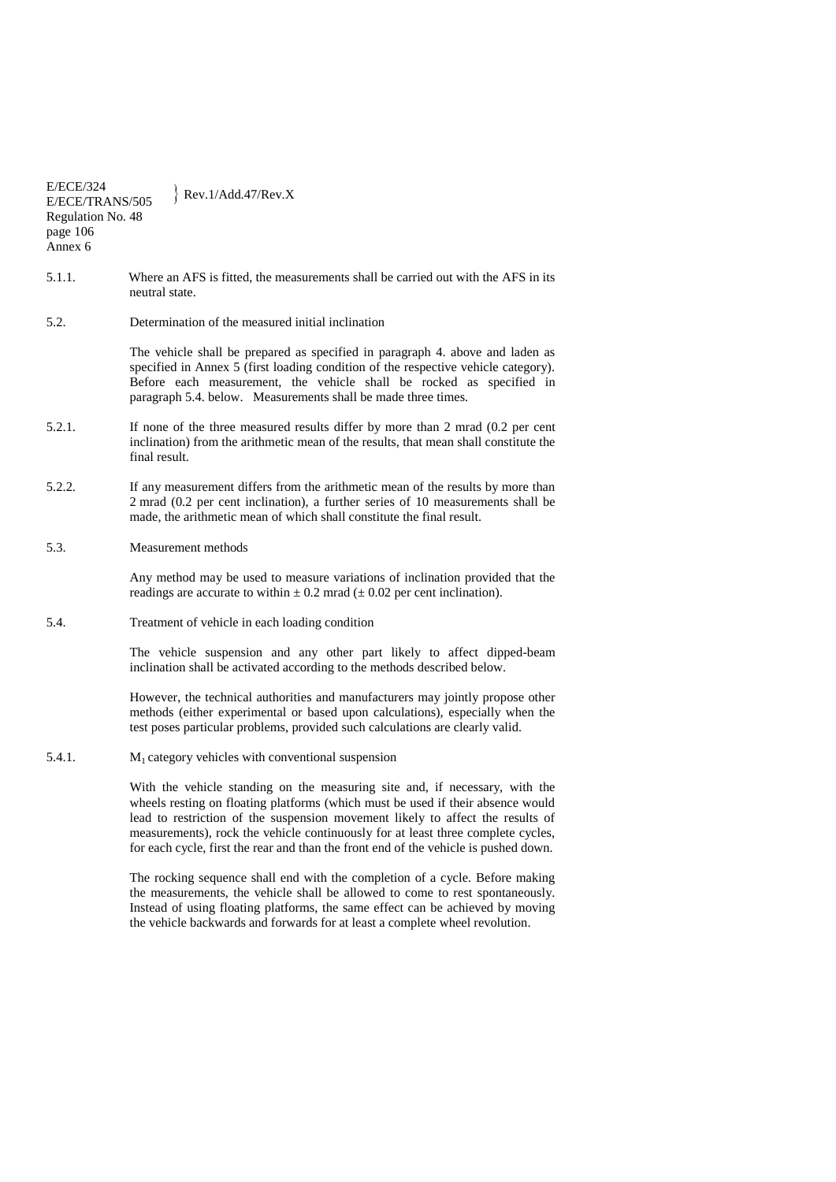5.1.1. Where an AFS is fitted, the measurements shall be carried out with the AFS in its neutral state.

5.2. Determination of the measured initial inclination

The vehicle shall be prepared as specified in paragraph 4. above and laden as specified in Annex 5 (first loading condition of the respective vehicle category). Before each measurement, the vehicle shall be rocked as specified in paragraph 5.4. below. Measurements shall be made three times.

5.2.1. If none of the three measured results differ by more than 2 mrad (0.2 per cent inclination) from the arithmetic mean of the results, that mean shall constitute the final result.

5.2.2. If any measurement differs from the arithmetic mean of the results by more than 2 mrad (0.2 per cent inclination), a further series of 10 measurements shall be made, the arithmetic mean of which shall constitute the final result.

5.3. Measurement methods

Any method may be used to measure variations of inclination provided that the readings are accurate to within ± 0.2 mrad (± 0.02 per cent inclination).

5.4. Treatment of vehicle in each loading condition

The vehicle suspension and any other part likely to affect dipped-beam inclination shall be activated according to the methods described below.

However, the technical authorities and manufacturers may jointly propose other methods (either experimental or based upon calculations), especially when the test poses particular problems, provided such calculations are clearly valid.

5.4.1. $M_1$ category vehicles with conventional suspension

With the vehicle standing on the measuring site and, if necessary, with the wheels resting on floating platforms (which must be used if their absence would lead to restriction of the suspension movement likely to affect the results of measurements), rock the vehicle continuously for at least three complete cycles, for each cycle, first the rear and than the front end of the vehicle is pushed down.

The rocking sequence shall end with the completion of a cycle. Before making the measurements, the vehicle shall be allowed to come to rest spontaneously. Instead of using floating platforms, the same effect can be achieved by moving the vehicle backwards and forwards for at least a complete wheel revolution.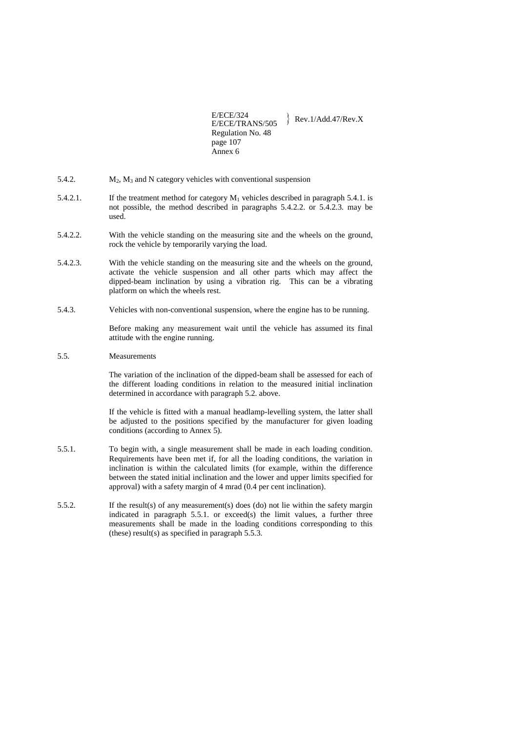5.4.2. $M_2$, $M_3$ and N category vehicles with conventional suspension

5.4.2.1. If the treatment method for category $M_1$ vehicles described in paragraph 5.4.1. is not possible, the method described in paragraphs 5.4.2.2. or 5.4.2.3. may be used.

5.4.2.2. With the vehicle standing on the measuring site and the wheels on the ground, rock the vehicle by temporarily varying the load.

5.4.2.3. With the vehicle standing on the measuring site and the wheels on the ground, activate the vehicle suspension and all other parts which may affect the dipped-beam inclination by using a vibration rig. This can be a vibrating platform on which the wheels rest.

5.4.3. Vehicles with non-conventional suspension, where the engine has to be running.

Before making any measurement wait until the vehicle has assumed its final attitude with the engine running.

5.5. Measurements

The variation of the inclination of the dipped-beam shall be assessed for each of the different loading conditions in relation to the measured initial inclination determined in accordance with paragraph 5.2. above.

If the vehicle is fitted with a manual headlamp-levelling system, the latter shall be adjusted to the positions specified by the manufacturer for given loading conditions (according to Annex 5).

5.5.1. To begin with, a single measurement shall be made in each loading condition. Requirements have been met if, for all the loading conditions, the variation in inclination is within the calculated limits (for example, within the difference between the stated initial inclination and the lower and upper limits specified for approval) with a safety margin of 4 mrad (0.4 per cent inclination).

5.5.2. If the result(s) of any measurement(s) does (do) not lie within the safety margin indicated in paragraph 5.5.1. or exceed(s) the limit values, a further three measurements shall be made in the loading conditions corresponding to this (these) result(s) as specified in paragraph 5.5.3.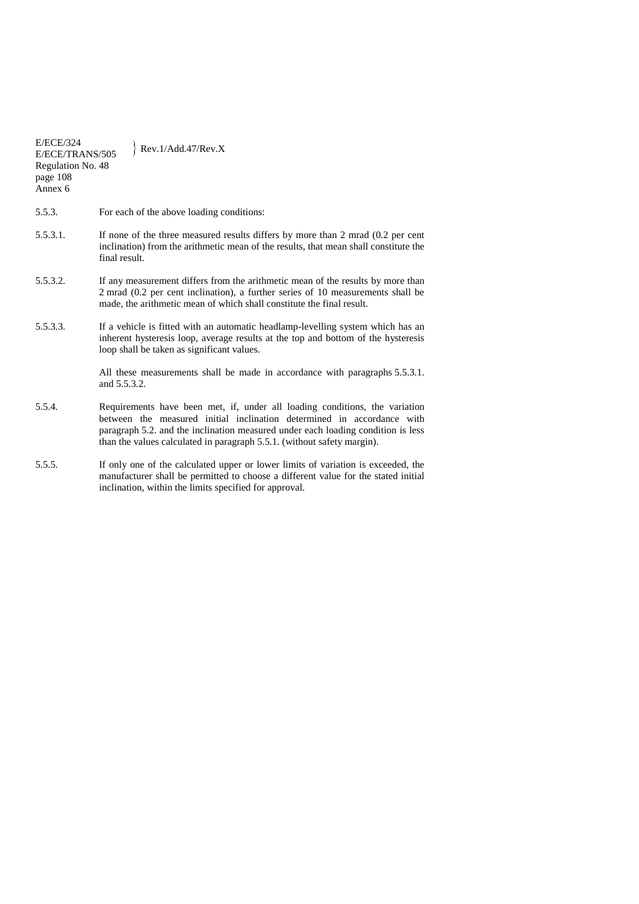5.5.3. For each of the above loading conditions:

5.5.3.1. If none of the three measured results differs by more than 2 mrad (0.2 per cent inclination) from the arithmetic mean of the results, that mean shall constitute the final result.

5.5.3.2. If any measurement differs from the arithmetic mean of the results by more than 2 mrad (0.2 per cent inclination), a further series of 10 measurements shall be made, the arithmetic mean of which shall constitute the final result.

5.5.3.3. If a vehicle is fitted with an automatic headlamp-levelling system which has an inherent hysteresis loop, average results at the top and bottom of the hysteresis loop shall be taken as significant values.

All these measurements shall be made in accordance with paragraphs 5.5.3.1. and 5.5.3.2.

5.5.4. Requirements have been met, if, under all loading conditions, the variation between the measured initial inclination determined in accordance with paragraph 5.2. and the inclination measured under each loading condition is less than the values calculated in paragraph 5.5.1. (without safety margin).

5.5.5. If only one of the calculated upper or lower limits of variation is exceeded, the manufacturer shall be permitted to choose a different value for the stated initial inclination, within the limits specified for approval.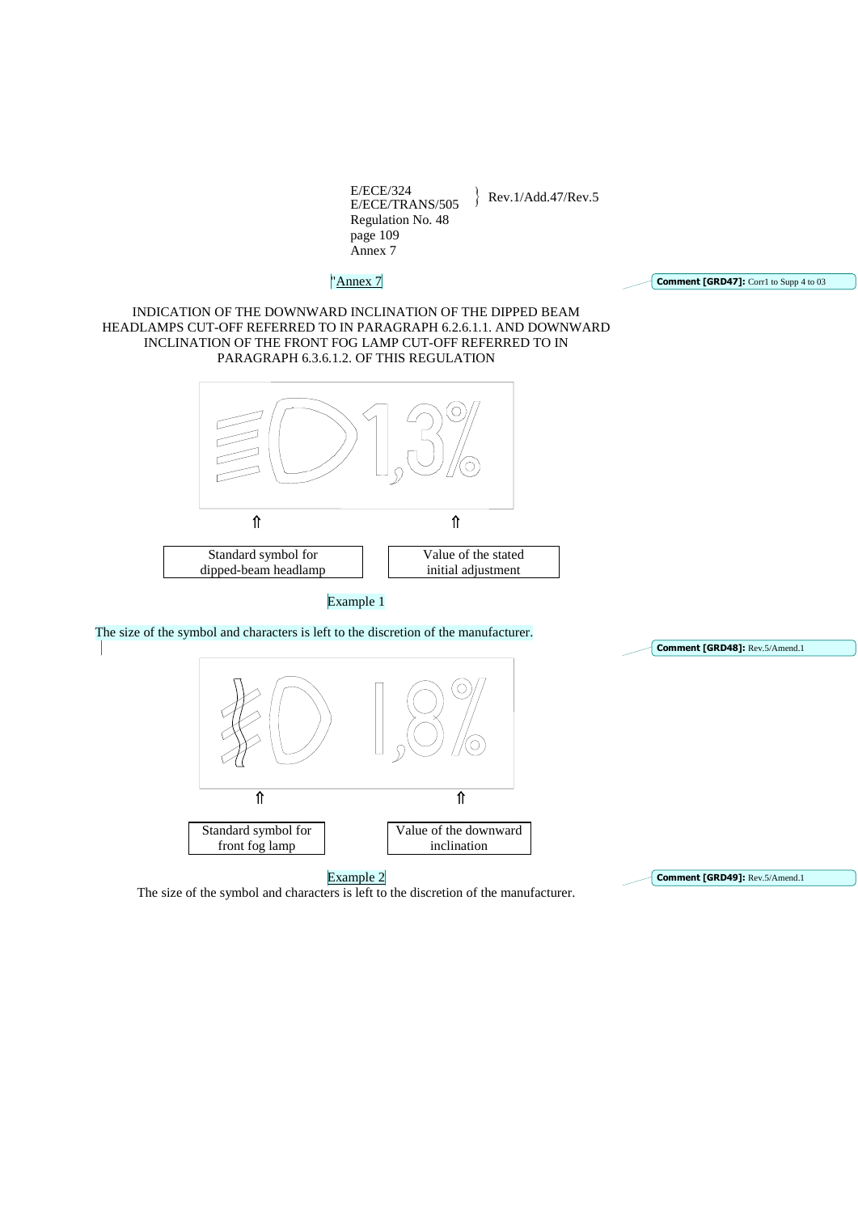"Annex 7

INDICATION OF THE DOWNWARD INCLINATION OF THE DIPPED BEAM HEADLAMPS CUT-OFF REFERRED TO IN PARAGRAPH 6.2.6.1.1. AND DOWNWARD INCLINATION OF THE FRONT FOG LAMP CUT-OFF REFERRED TO IN PARAGRAPH 6.3.6.1.2. OF THIS REGULATION

1,3%

⇑ Standard symbol for dipped-beam headlamp

⇑ Value of the stated initial adjustment

Example 1

The size of the symbol and characters is left to the discretion of the manufacturer.

1,8%

⇑ Standard symbol for front fog lamp

⇑ Value of the downward inclination

Example 2

The size of the symbol and characters is left to the discretion of the manufacturer.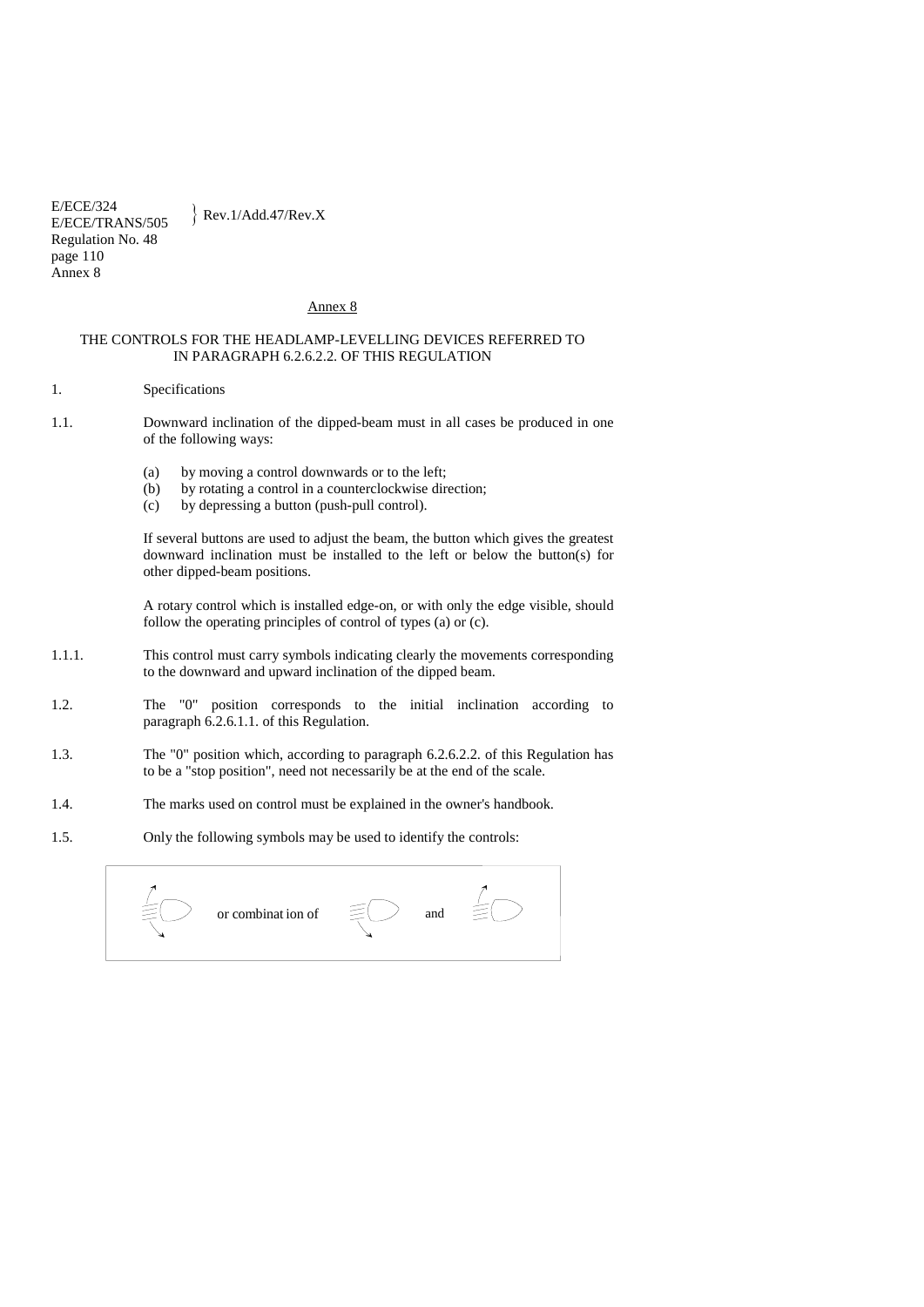Annex 8

# THE CONTROLS FOR THE HEADLAMP-LEVELLING DEVICES REFERRED TO IN PARAGRAPH 6.2.6.2.2. OF THIS REGULATION

1. Specifications

1.1. Downward inclination of the dipped-beam must in all cases be produced in one of the following ways:

   (a) by moving a control downwards or to the left;
   (b) by rotating a control in a counterclockwise direction;
   (c) by depressing a button (push-pull control).

   If several buttons are used to adjust the beam, the button which gives the greatest downward inclination must be installed to the left or below the button(s) for other dipped-beam positions.

   A rotary control which is installed edge-on, or with only the edge visible, should follow the operating principles of control of types (a) or (c).

1.1.1. This control must carry symbols indicating clearly the movements corresponding to the downward and upward inclination of the dipped beam.

1.2. The "0" position corresponds to the initial inclination according to paragraph 6.2.6.1.1. of this Regulation.

1.3. The "0" position which, according to paragraph 6.2.6.2.2. of this Regulation has to be a "stop position", need not necessarily be at the end of the scale.

1.4. The marks used on control must be explained in the owner's handbook.

1.5. Only the following symbols may be used to identify the controls:

or combination of and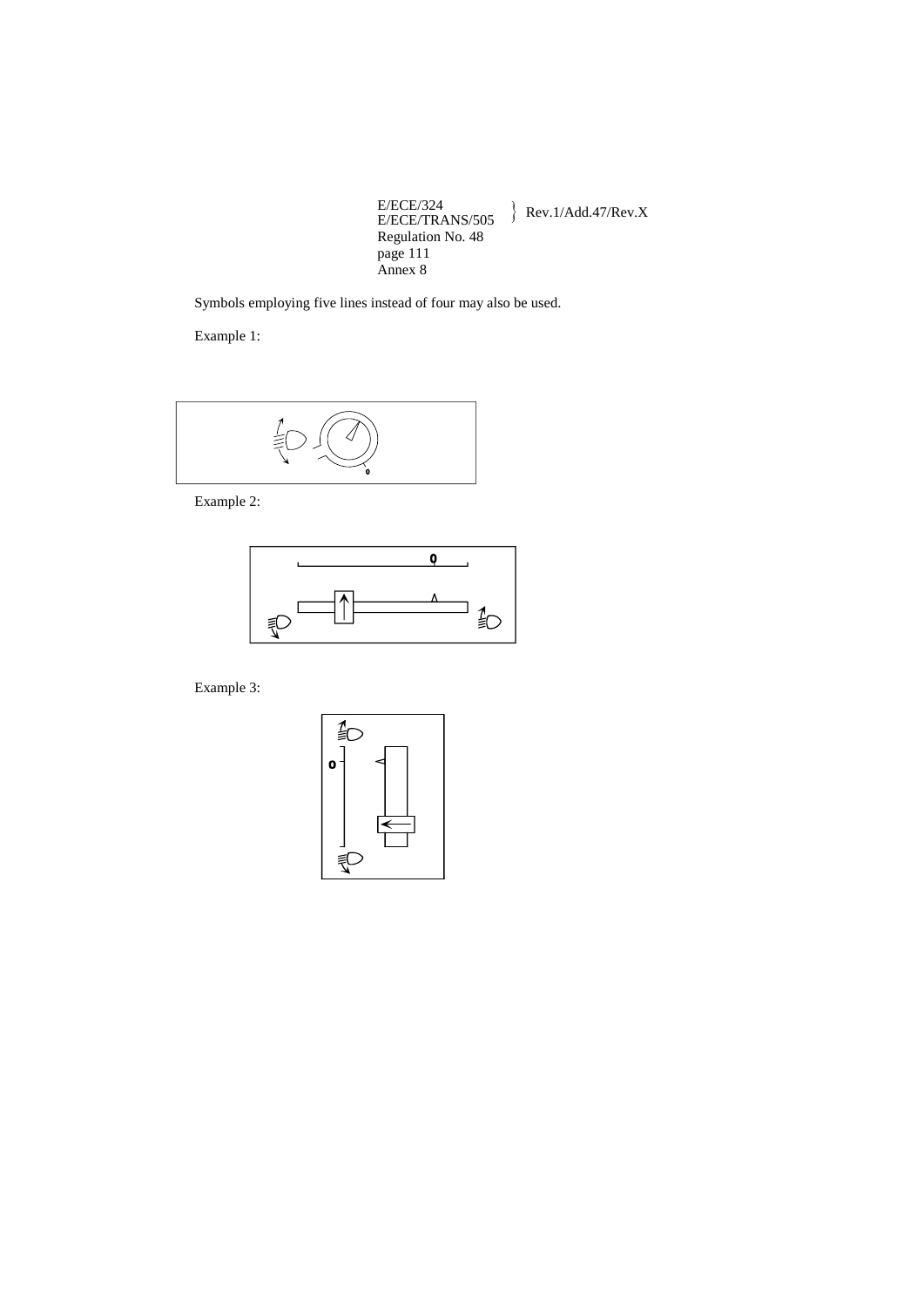Symbols employing five lines instead of four may also be used.

Example 1:

Example 2:

Example 3: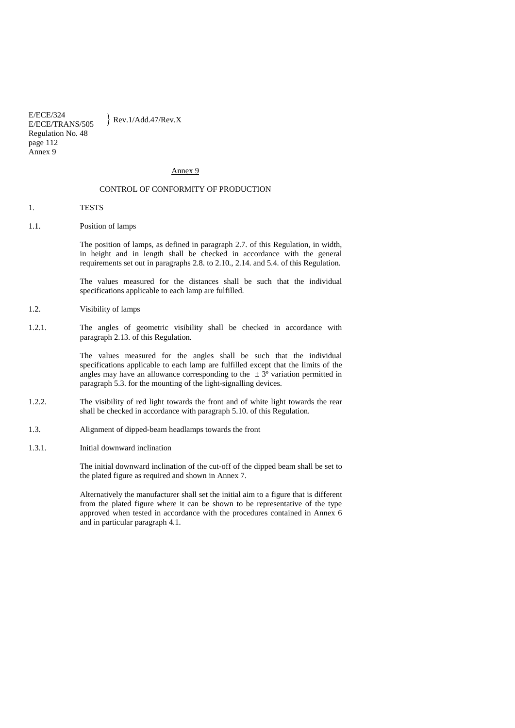## Annex 9

### CONTROL OF CONFORMITY OF PRODUCTION

1. TESTS

1.1. Position of lamps

The position of lamps, as defined in paragraph 2.7. of this Regulation, in width, in height and in length shall be checked in accordance with the general requirements set out in paragraphs 2.8. to 2.10., 2.14. and 5.4. of this Regulation.

The values measured for the distances shall be such that the individual specifications applicable to each lamp are fulfilled.

1.2. Visibility of lamps

1.2.1. The angles of geometric visibility shall be checked in accordance with paragraph 2.13. of this Regulation.

The values measured for the angles shall be such that the individual specifications applicable to each lamp are fulfilled except that the limits of the angles may have an allowance corresponding to the ± 3° variation permitted in paragraph 5.3. for the mounting of the light-signalling devices.

1.2.2. The visibility of red light towards the front and of white light towards the rear shall be checked in accordance with paragraph 5.10. of this Regulation.

1.3. Alignment of dipped-beam headlamps towards the front

1.3.1. Initial downward inclination

The initial downward inclination of the cut-off of the dipped beam shall be set to the plated figure as required and shown in Annex 7.

Alternatively the manufacturer shall set the initial aim to a figure that is different from the plated figure where it can be shown to be representative of the type approved when tested in accordance with the procedures contained in Annex 6 and in particular paragraph 4.1.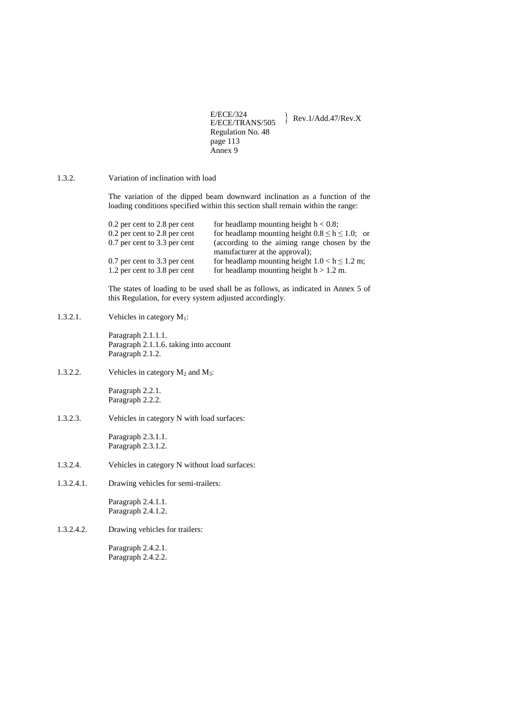1.3.2. Variation of inclination with load

The variation of the dipped beam downward inclination as a function of the loading conditions specified within this section shall remain within the range:

| | |
|---|---|
| 0.2 per cent to 2.8 per cent | for headlamp mounting height $h < 0.8$; |
| 0.2 per cent to 2.8 per cent | for headlamp mounting height $0.8 \leq h \leq 1.0$; or |
| 0.7 per cent to 3.3 per cent | (according to the aiming range chosen by the manufacturer at the approval); |
| 0.7 per cent to 3.3 per cent | for headlamp mounting height $1.0 < h \leq 1.2$ m; |
| 1.2 per cent to 3.8 per cent | for headlamp mounting height $h > 1.2$ m. |

The states of loading to be used shall be as follows, as indicated in Annex 5 of this Regulation, for every system adjusted accordingly.

1.3.2.1. Vehicles in category $M_1$:

Paragraph 2.1.1.1.
Paragraph 2.1.1.6. taking into account
Paragraph 2.1.2.

1.3.2.2. Vehicles in category $M_2$ and $M_3$:

Paragraph 2.2.1.
Paragraph 2.2.2.

1.3.2.3. Vehicles in category N with load surfaces:

Paragraph 2.3.1.1.
Paragraph 2.3.1.2.

1.3.2.4. Vehicles in category N without load surfaces:

1.3.2.4.1. Drawing vehicles for semi-trailers:

Paragraph 2.4.1.1.
Paragraph 2.4.1.2.

1.3.2.4.2. Drawing vehicles for trailers:

Paragraph 2.4.2.1.
Paragraph 2.4.2.2.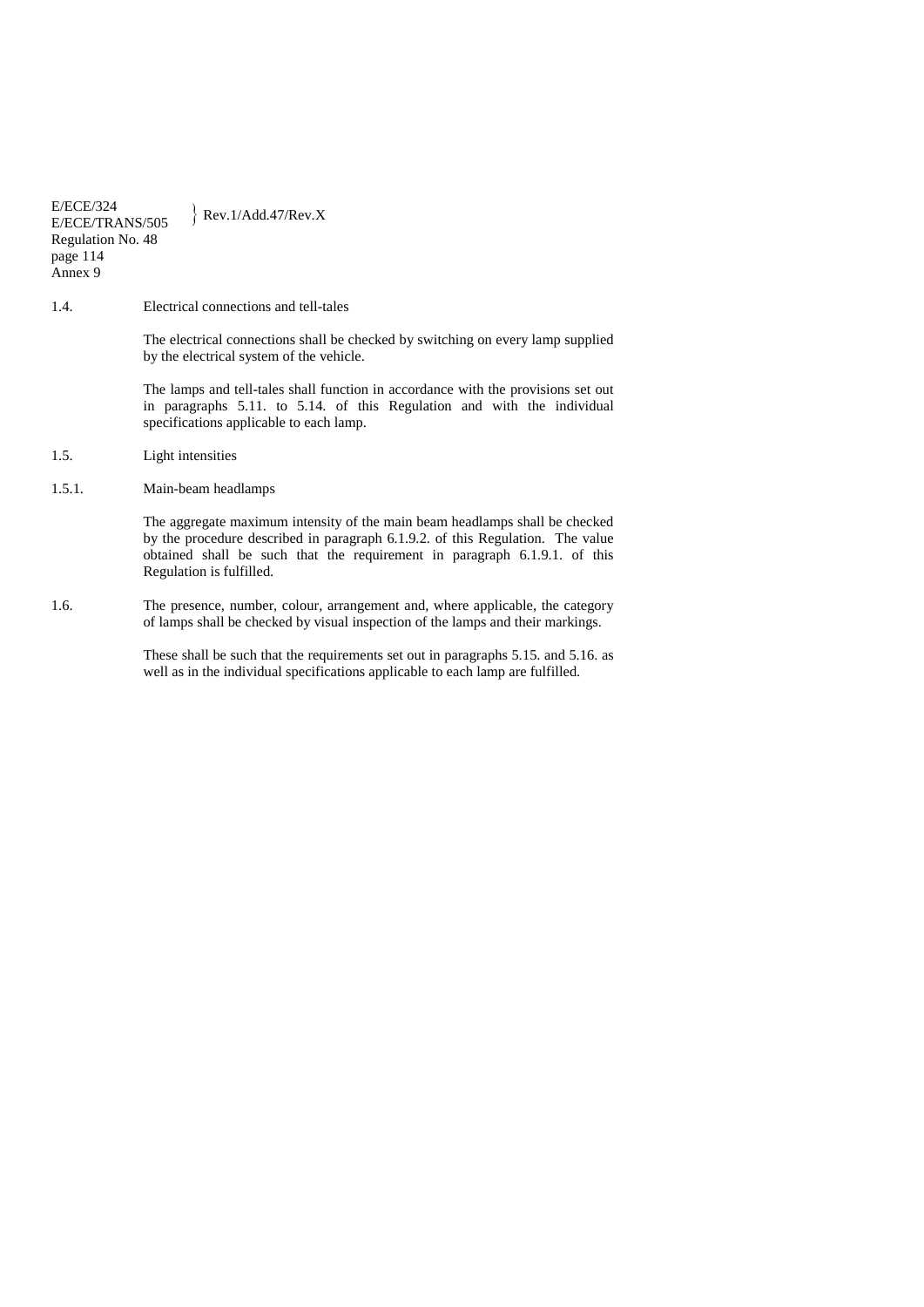1.4. Electrical connections and tell-tales

The electrical connections shall be checked by switching on every lamp supplied by the electrical system of the vehicle.

The lamps and tell-tales shall function in accordance with the provisions set out in paragraphs 5.11. to 5.14. of this Regulation and with the individual specifications applicable to each lamp.

1.5. Light intensities

1.5.1. Main-beam headlamps

The aggregate maximum intensity of the main beam headlamps shall be checked by the procedure described in paragraph 6.1.9.2. of this Regulation. The value obtained shall be such that the requirement in paragraph 6.1.9.1. of this Regulation is fulfilled.

1.6. The presence, number, colour, arrangement and, where applicable, the category of lamps shall be checked by visual inspection of the lamps and their markings.

These shall be such that the requirements set out in paragraphs 5.15. and 5.16. as well as in the individual specifications applicable to each lamp are fulfilled.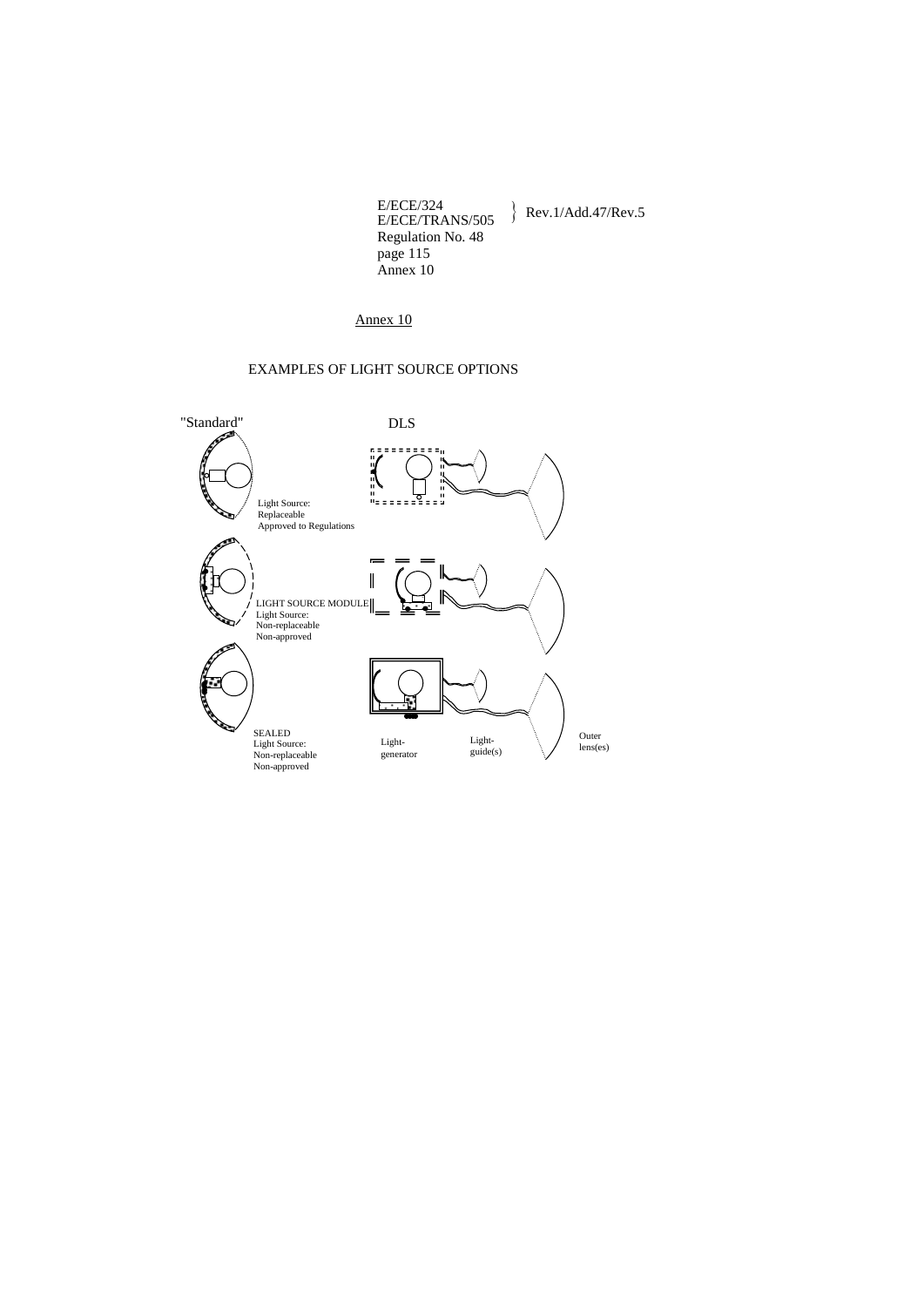Annex 10

# EXAMPLES OF LIGHT SOURCE OPTIONS

"Standard"

DLS

Light Source:
Replaceable
Approved to Regulations

LIGHT SOURCE MODULE
Light Source:
Non-replaceable
Non-approved

SEALED
Light Source:
Non-replaceable
Non-approved

Light-generator

Light-guide(s)

Outer lens(es)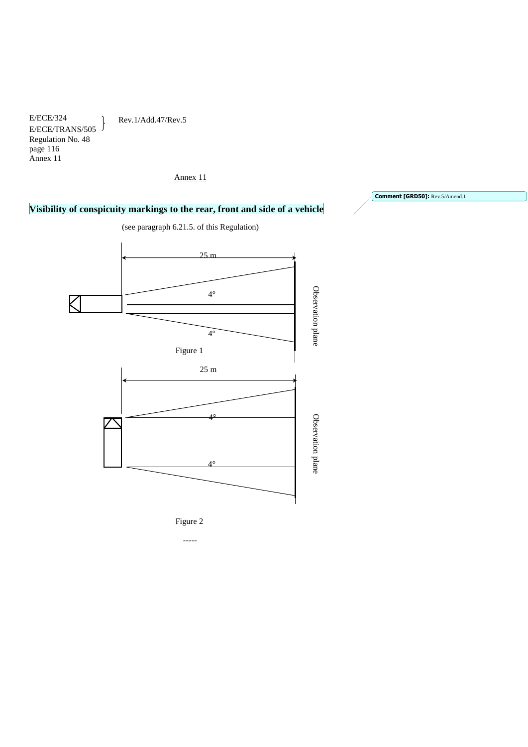## Annex 11

# Visibility of conspicuity markings to the rear, front and side of a vehicle

(see paragraph 6.21.5. of this Regulation)

25 m

4°

4°

Observation plane

Figure 1

25 m

4°

4°

Observation plane

Figure 2

-----